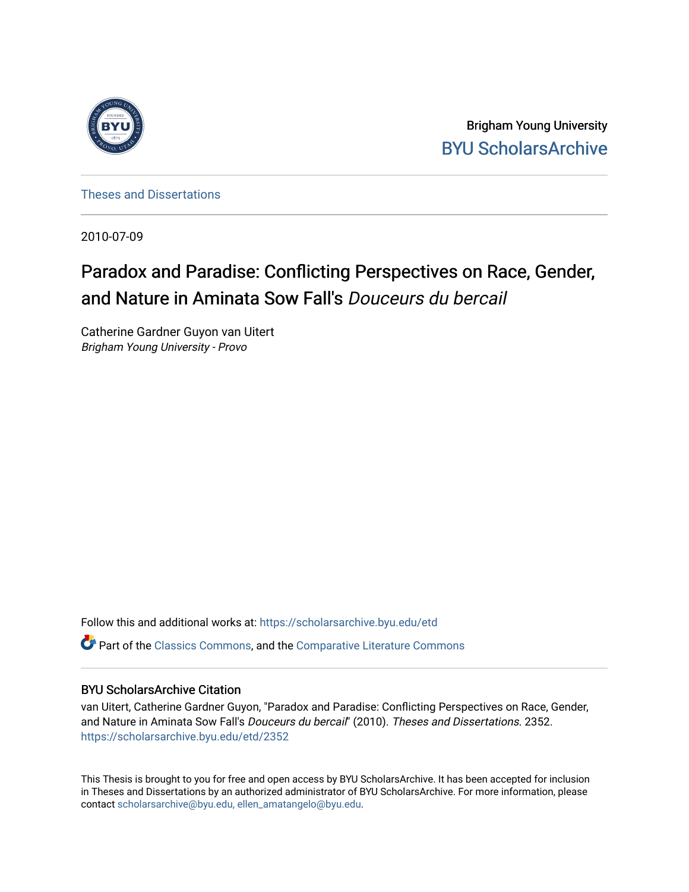Brigham Young University

BYU ScholarsArchive

Theses and Dissertations

2010-07-09

# Paradox and Paradise: Conflicting Perspectives on Race, Gender, and Nature in Aminata Sow Fall's *Douceurs du bercail*

Catherine Gardner Guyon van Uitert
*Brigham Young University - Provo*

Follow this and additional works at: https://scholarsarchive.byu.edu/etd

Part of the Classics Commons, and the Comparative Literature Commons

## BYU ScholarsArchive Citation

van Uitert, Catherine Gardner Guyon, "Paradox and Paradise: Conflicting Perspectives on Race, Gender, and Nature in Aminata Sow Fall's *Douceurs du bercail*" (2010). *Theses and Dissertations.* 2352.
https://scholarsarchive.byu.edu/etd/2352

This Thesis is brought to you for free and open access by BYU ScholarsArchive. It has been accepted for inclusion in Theses and Dissertations by an authorized administrator of BYU ScholarsArchive. For more information, please contact scholarsarchive@byu.edu, ellen_amatangelo@byu.edu.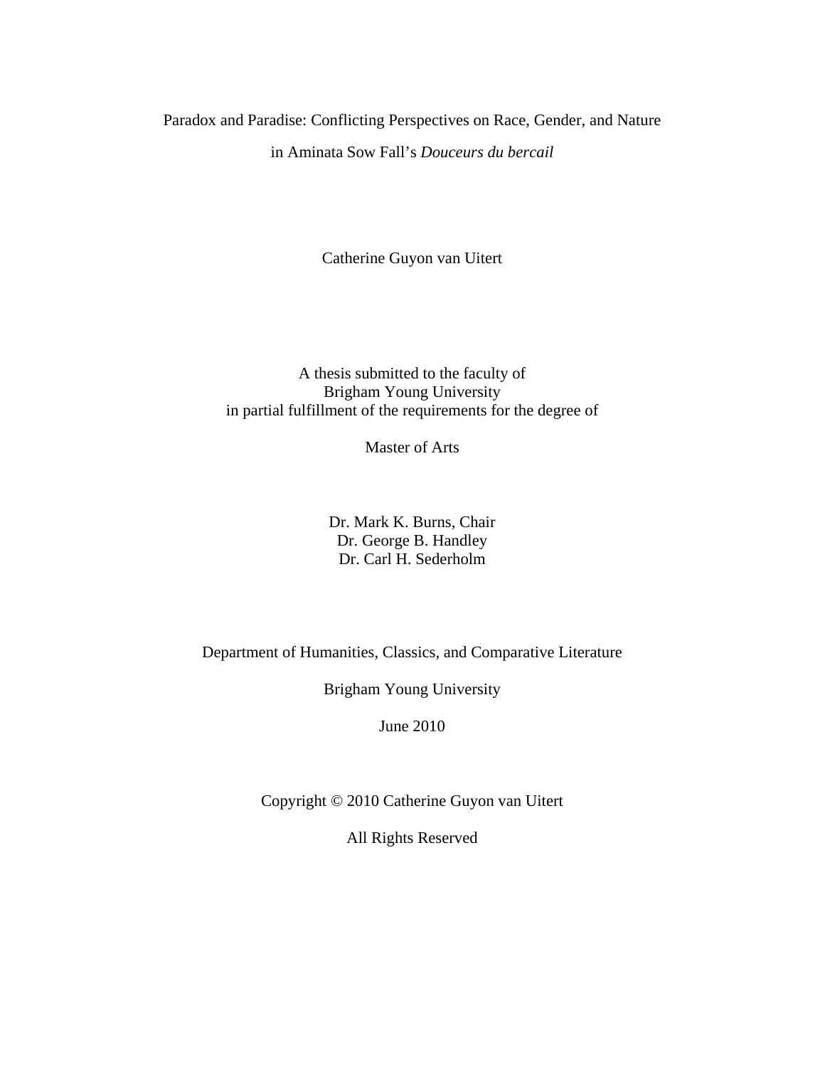Paradox and Paradise: Conflicting Perspectives on Race, Gender, and Nature

in Aminata Sow Fall's *Douceurs du bercail*

Catherine Guyon van Uitert

A thesis submitted to the faculty of
Brigham Young University
in partial fulfillment of the requirements for the degree of

Master of Arts

Dr. Mark K. Burns, Chair
Dr. George B. Handley
Dr. Carl H. Sederholm

Department of Humanities, Classics, and Comparative Literature

Brigham Young University

June 2010

Copyright © 2010 Catherine Guyon van Uitert

All Rights Reserved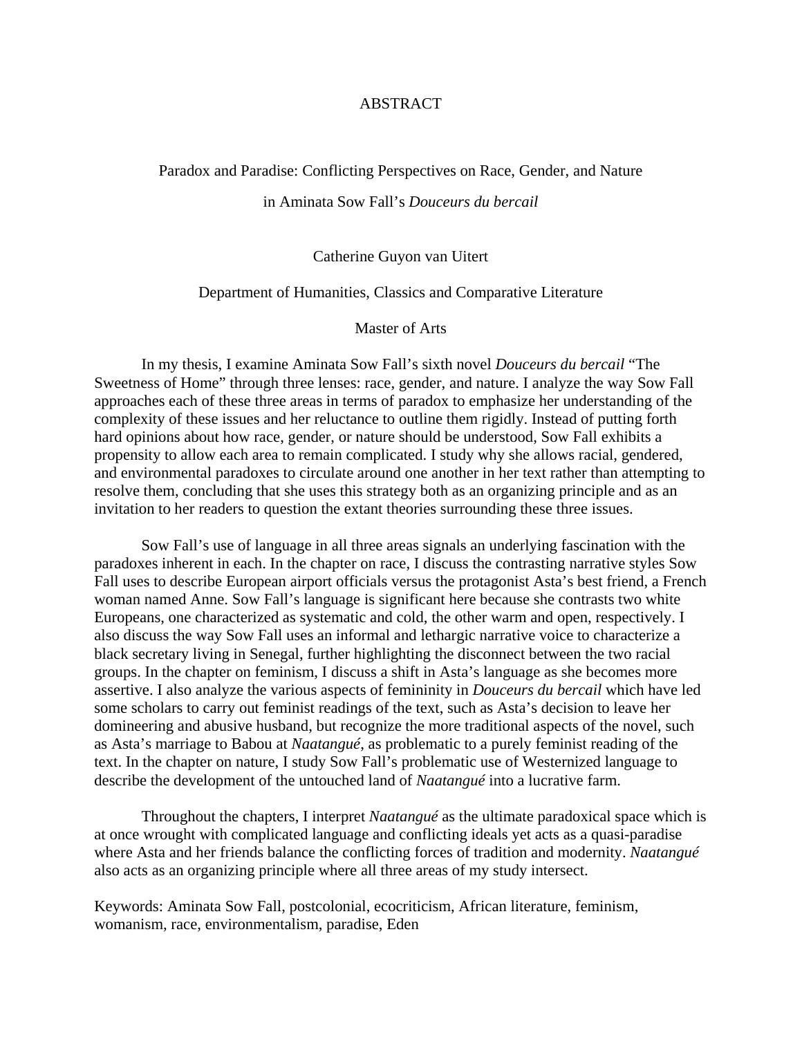# ABSTRACT

Paradox and Paradise: Conflicting Perspectives on Race, Gender, and Nature in Aminata Sow Fall's *Douceurs du bercail*

Catherine Guyon van Uitert

Department of Humanities, Classics and Comparative Literature

Master of Arts

In my thesis, I examine Aminata Sow Fall's sixth novel *Douceurs du bercail* "The Sweetness of Home" through three lenses: race, gender, and nature. I analyze the way Sow Fall approaches each of these three areas in terms of paradox to emphasize her understanding of the complexity of these issues and her reluctance to outline them rigidly. Instead of putting forth hard opinions about how race, gender, or nature should be understood, Sow Fall exhibits a propensity to allow each area to remain complicated. I study why she allows racial, gendered, and environmental paradoxes to circulate around one another in her text rather than attempting to resolve them, concluding that she uses this strategy both as an organizing principle and as an invitation to her readers to question the extant theories surrounding these three issues.

Sow Fall's use of language in all three areas signals an underlying fascination with the paradoxes inherent in each. In the chapter on race, I discuss the contrasting narrative styles Sow Fall uses to describe European airport officials versus the protagonist Asta's best friend, a French woman named Anne. Sow Fall's language is significant here because she contrasts two white Europeans, one characterized as systematic and cold, the other warm and open, respectively. I also discuss the way Sow Fall uses an informal and lethargic narrative voice to characterize a black secretary living in Senegal, further highlighting the disconnect between the two racial groups. In the chapter on feminism, I discuss a shift in Asta's language as she becomes more assertive. I also analyze the various aspects of femininity in *Douceurs du bercail* which have led some scholars to carry out feminist readings of the text, such as Asta's decision to leave her domineering and abusive husband, but recognize the more traditional aspects of the novel, such as Asta's marriage to Babou at *Naatangué*, as problematic to a purely feminist reading of the text. In the chapter on nature, I study Sow Fall's problematic use of Westernized language to describe the development of the untouched land of *Naatangué* into a lucrative farm.

Throughout the chapters, I interpret *Naatangué* as the ultimate paradoxical space which is at once wrought with complicated language and conflicting ideals yet acts as a quasi-paradise where Asta and her friends balance the conflicting forces of tradition and modernity. *Naatangué* also acts as an organizing principle where all three areas of my study intersect.

Keywords: Aminata Sow Fall, postcolonial, ecocriticism, African literature, feminism, womanism, race, environmentalism, paradise, Eden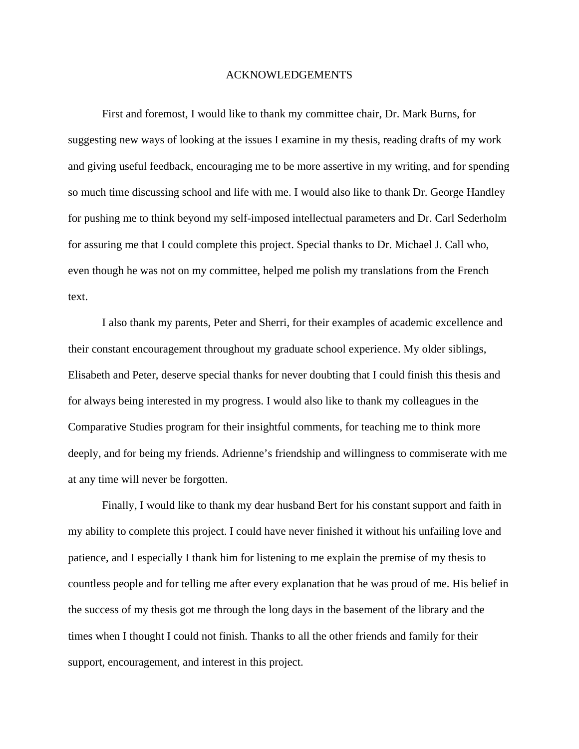# ACKNOWLEDGEMENTS

First and foremost, I would like to thank my committee chair, Dr. Mark Burns, for suggesting new ways of looking at the issues I examine in my thesis, reading drafts of my work and giving useful feedback, encouraging me to be more assertive in my writing, and for spending so much time discussing school and life with me. I would also like to thank Dr. George Handley for pushing me to think beyond my self-imposed intellectual parameters and Dr. Carl Sederholm for assuring me that I could complete this project. Special thanks to Dr. Michael J. Call who, even though he was not on my committee, helped me polish my translations from the French text.

I also thank my parents, Peter and Sherri, for their examples of academic excellence and their constant encouragement throughout my graduate school experience. My older siblings, Elisabeth and Peter, deserve special thanks for never doubting that I could finish this thesis and for always being interested in my progress. I would also like to thank my colleagues in the Comparative Studies program for their insightful comments, for teaching me to think more deeply, and for being my friends. Adrienne's friendship and willingness to commiserate with me at any time will never be forgotten.

Finally, I would like to thank my dear husband Bert for his constant support and faith in my ability to complete this project. I could have never finished it without his unfailing love and patience, and I especially I thank him for listening to me explain the premise of my thesis to countless people and for telling me after every explanation that he was proud of me. His belief in the success of my thesis got me through the long days in the basement of the library and the times when I thought I could not finish. Thanks to all the other friends and family for their support, encouragement, and interest in this project.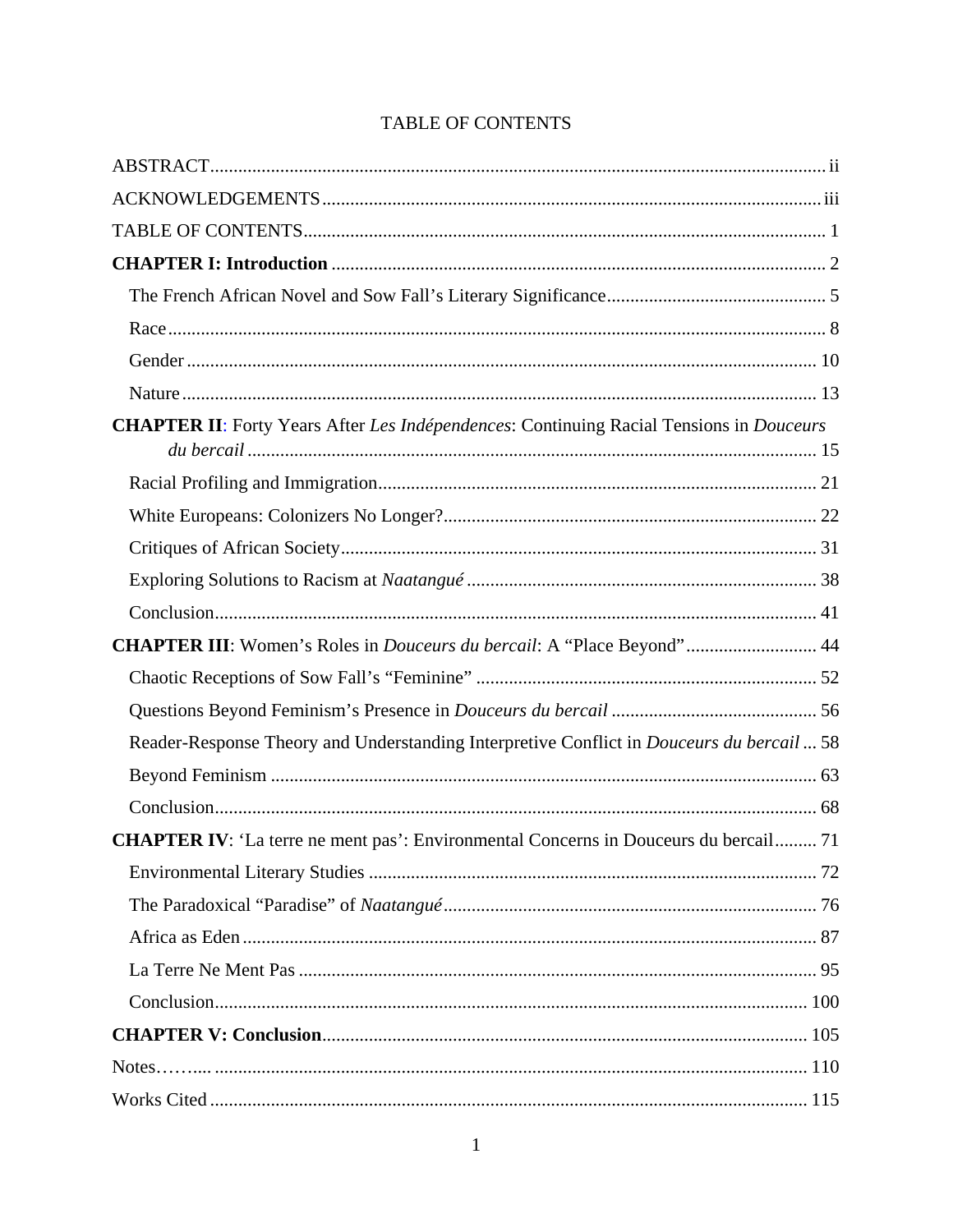# TABLE OF CONTENTS

ABSTRACT ..... ii

ACKNOWLEDGEMENTS ..... iii

TABLE OF CONTENTS ..... 1

**CHAPTER I: Introduction** ..... 2

- The French African Novel and Sow Fall's Literary Significance ..... 5
- Race ..... 8
- Gender ..... 10
- Nature ..... 13

**CHAPTER II**: Forty Years After *Les Indépendences*: Continuing Racial Tensions in *Douceurs du bercail* ..... 15

- Racial Profiling and Immigration ..... 21
- White Europeans: Colonizers No Longer? ..... 22
- Critiques of African Society ..... 31
- Exploring Solutions to Racism at *Naatangué* ..... 38
- Conclusion ..... 41

**CHAPTER III**: Women's Roles in *Douceurs du bercail*: A "Place Beyond" ..... 44

- Chaotic Receptions of Sow Fall's "Feminine" ..... 52
- Questions Beyond Feminism's Presence in *Douceurs du bercail* ..... 56
- Reader-Response Theory and Understanding Interpretive Conflict in *Douceurs du bercail* ..... 58
- Beyond Feminism ..... 63
- Conclusion ..... 68

**CHAPTER IV**: 'La terre ne ment pas': Environmental Concerns in Douceurs du bercail ..... 71

- Environmental Literary Studies ..... 72
- The Paradoxical "Paradise" of *Naatangué* ..... 76
- Africa as Eden ..... 87
- La Terre Ne Ment Pas ..... 95
- Conclusion ..... 100

**CHAPTER V: Conclusion** ..... 105

Notes……..... 110

Works Cited ..... 115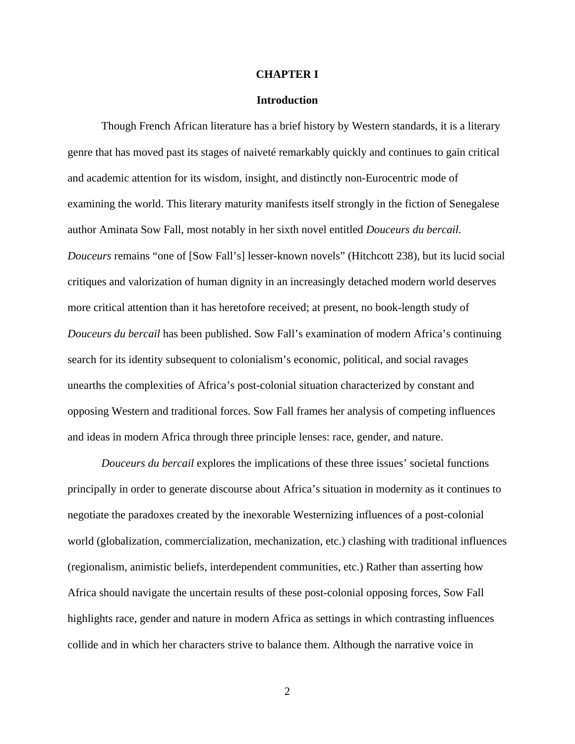# CHAPTER I

## Introduction

Though French African literature has a brief history by Western standards, it is a literary genre that has moved past its stages of naiveté remarkably quickly and continues to gain critical and academic attention for its wisdom, insight, and distinctly non-Eurocentric mode of examining the world. This literary maturity manifests itself strongly in the fiction of Senegalese author Aminata Sow Fall, most notably in her sixth novel entitled *Douceurs du bercail*. *Douceurs* remains "one of [Sow Fall's] lesser-known novels" (Hitchcott 238), but its lucid social critiques and valorization of human dignity in an increasingly detached modern world deserves more critical attention than it has heretofore received; at present, no book-length study of *Douceurs du bercail* has been published. Sow Fall's examination of modern Africa's continuing search for its identity subsequent to colonialism's economic, political, and social ravages unearths the complexities of Africa's post-colonial situation characterized by constant and opposing Western and traditional forces. Sow Fall frames her analysis of competing influences and ideas in modern Africa through three principle lenses: race, gender, and nature.

*Douceurs du bercail* explores the implications of these three issues' societal functions principally in order to generate discourse about Africa's situation in modernity as it continues to negotiate the paradoxes created by the inexorable Westernizing influences of a post-colonial world (globalization, commercialization, mechanization, etc.) clashing with traditional influences (regionalism, animistic beliefs, interdependent communities, etc.) Rather than asserting how Africa should navigate the uncertain results of these post-colonial opposing forces, Sow Fall highlights race, gender and nature in modern Africa as settings in which contrasting influences collide and in which her characters strive to balance them. Although the narrative voice in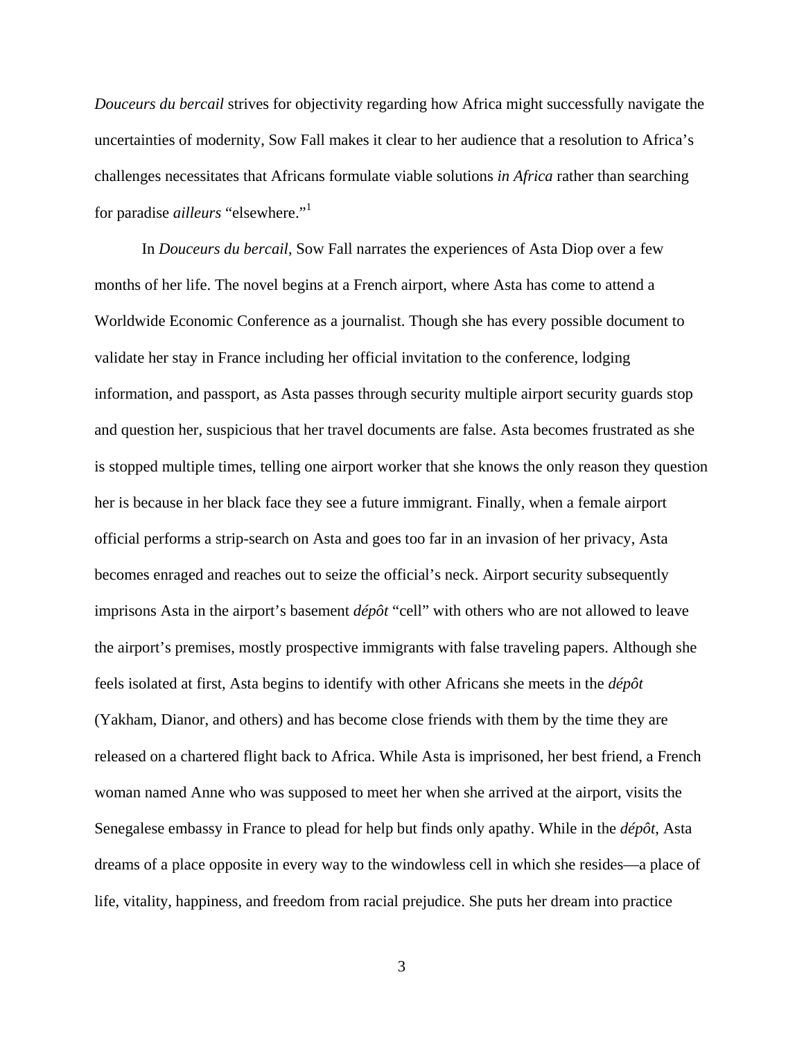*Douceurs du bercail* strives for objectivity regarding how Africa might successfully navigate the uncertainties of modernity, Sow Fall makes it clear to her audience that a resolution to Africa's challenges necessitates that Africans formulate viable solutions *in Africa* rather than searching for paradise *ailleurs* "elsewhere."[1]

In *Douceurs du bercail*, Sow Fall narrates the experiences of Asta Diop over a few months of her life. The novel begins at a French airport, where Asta has come to attend a Worldwide Economic Conference as a journalist. Though she has every possible document to validate her stay in France including her official invitation to the conference, lodging information, and passport, as Asta passes through security multiple airport security guards stop and question her, suspicious that her travel documents are false. Asta becomes frustrated as she is stopped multiple times, telling one airport worker that she knows the only reason they question her is because in her black face they see a future immigrant. Finally, when a female airport official performs a strip-search on Asta and goes too far in an invasion of her privacy, Asta becomes enraged and reaches out to seize the official's neck. Airport security subsequently imprisons Asta in the airport's basement *dépôt* "cell" with others who are not allowed to leave the airport's premises, mostly prospective immigrants with false traveling papers. Although she feels isolated at first, Asta begins to identify with other Africans she meets in the *dépôt* (Yakham, Dianor, and others) and has become close friends with them by the time they are released on a chartered flight back to Africa. While Asta is imprisoned, her best friend, a French woman named Anne who was supposed to meet her when she arrived at the airport, visits the Senegalese embassy in France to plead for help but finds only apathy. While in the *dépôt*, Asta dreams of a place opposite in every way to the windowless cell in which she resides—a place of life, vitality, happiness, and freedom from racial prejudice. She puts her dream into practice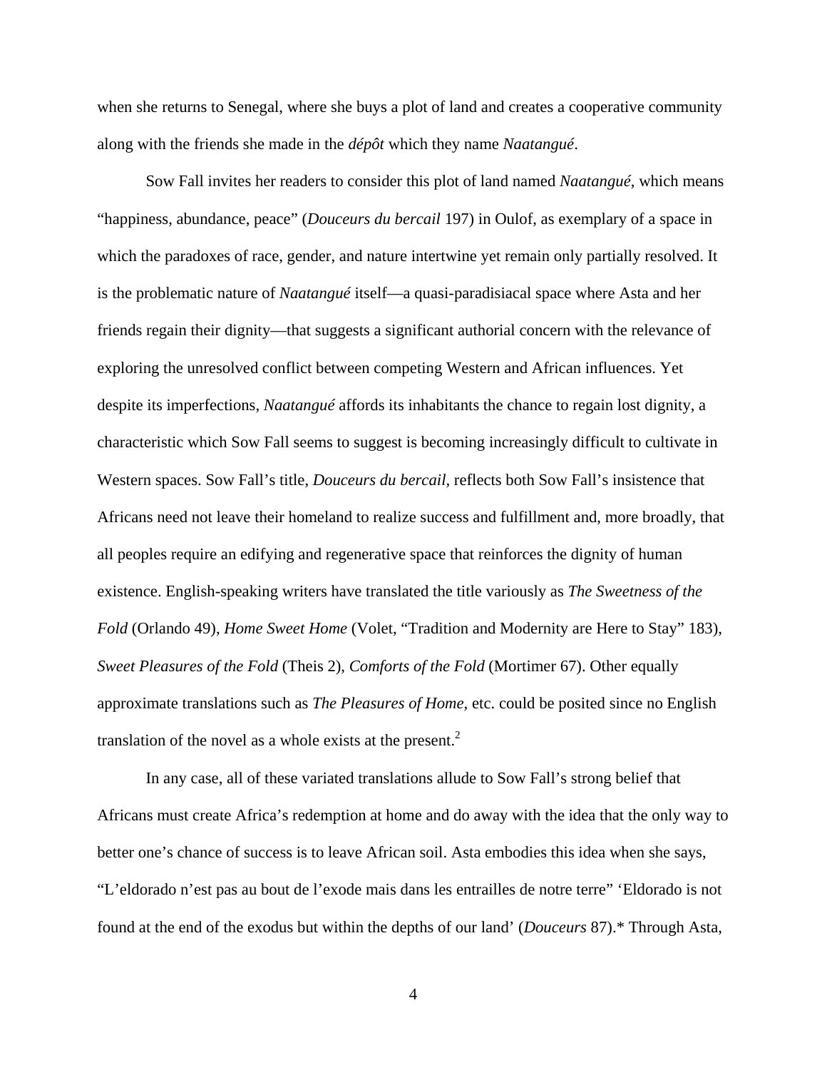when she returns to Senegal, where she buys a plot of land and creates a cooperative community along with the friends she made in the *dépôt* which they name *Naatangué*.

Sow Fall invites her readers to consider this plot of land named *Naatangué*, which means "happiness, abundance, peace" (*Douceurs du bercail* 197) in Oulof, as exemplary of a space in which the paradoxes of race, gender, and nature intertwine yet remain only partially resolved. It is the problematic nature of *Naatangué* itself—a quasi-paradisiacal space where Asta and her friends regain their dignity—that suggests a significant authorial concern with the relevance of exploring the unresolved conflict between competing Western and African influences. Yet despite its imperfections, *Naatangué* affords its inhabitants the chance to regain lost dignity, a characteristic which Sow Fall seems to suggest is becoming increasingly difficult to cultivate in Western spaces. Sow Fall's title, *Douceurs du bercail*, reflects both Sow Fall's insistence that Africans need not leave their homeland to realize success and fulfillment and, more broadly, that all peoples require an edifying and regenerative space that reinforces the dignity of human existence. English-speaking writers have translated the title variously as *The Sweetness of the Fold* (Orlando 49), *Home Sweet Home* (Volet, "Tradition and Modernity are Here to Stay" 183), *Sweet Pleasures of the Fold* (Theis 2), *Comforts of the Fold* (Mortimer 67). Other equally approximate translations such as *The Pleasures of Home*, etc. could be posited since no English translation of the novel as a whole exists at the present.[2]

In any case, all of these variated translations allude to Sow Fall's strong belief that Africans must create Africa's redemption at home and do away with the idea that the only way to better one's chance of success is to leave African soil. Asta embodies this idea when she says, "L'eldorado n'est pas au bout de l'exode mais dans les entrailles de notre terre" 'Eldorado is not found at the end of the exodus but within the depths of our land' (*Douceurs* 87).* Through Asta,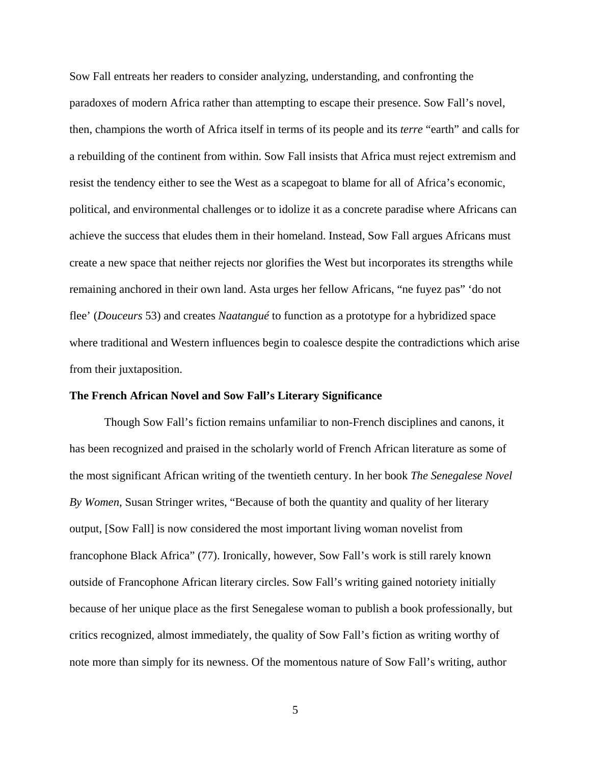Sow Fall entreats her readers to consider analyzing, understanding, and confronting the paradoxes of modern Africa rather than attempting to escape their presence. Sow Fall's novel, then, champions the worth of Africa itself in terms of its people and its *terre* "earth" and calls for a rebuilding of the continent from within. Sow Fall insists that Africa must reject extremism and resist the tendency either to see the West as a scapegoat to blame for all of Africa's economic, political, and environmental challenges or to idolize it as a concrete paradise where Africans can achieve the success that eludes them in their homeland. Instead, Sow Fall argues Africans must create a new space that neither rejects nor glorifies the West but incorporates its strengths while remaining anchored in their own land. Asta urges her fellow Africans, "ne fuyez pas" 'do not flee' (*Douceurs* 53) and creates *Naatangué* to function as a prototype for a hybridized space where traditional and Western influences begin to coalesce despite the contradictions which arise from their juxtaposition.

### The French African Novel and Sow Fall's Literary Significance

Though Sow Fall's fiction remains unfamiliar to non-French disciplines and canons, it has been recognized and praised in the scholarly world of French African literature as some of the most significant African writing of the twentieth century. In her book *The Senegalese Novel By Women*, Susan Stringer writes, "Because of both the quantity and quality of her literary output, [Sow Fall] is now considered the most important living woman novelist from francophone Black Africa" (77). Ironically, however, Sow Fall's work is still rarely known outside of Francophone African literary circles. Sow Fall's writing gained notoriety initially because of her unique place as the first Senegalese woman to publish a book professionally, but critics recognized, almost immediately, the quality of Sow Fall's fiction as writing worthy of note more than simply for its newness. Of the momentous nature of Sow Fall's writing, author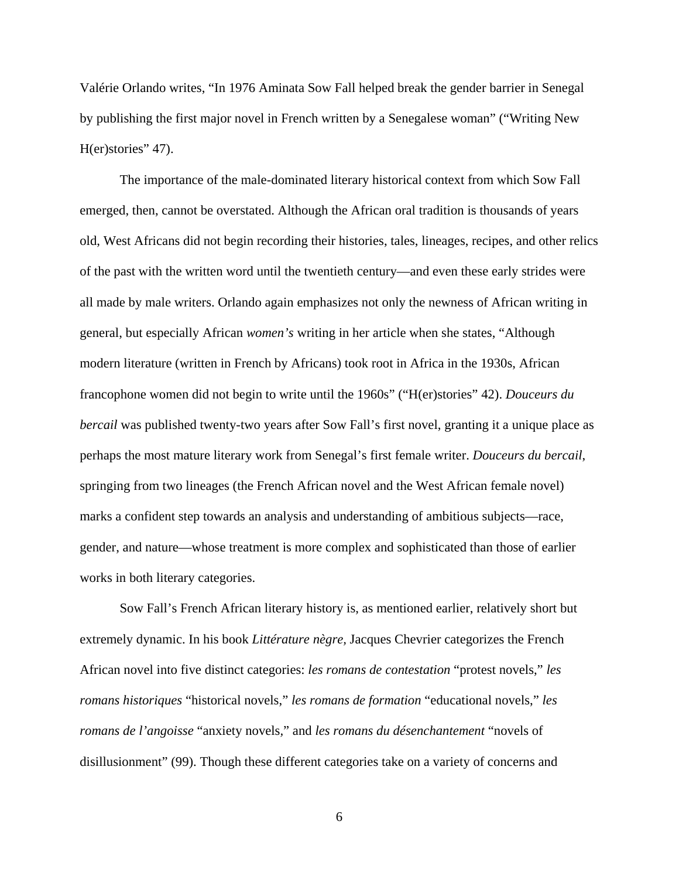Valérie Orlando writes, "In 1976 Aminata Sow Fall helped break the gender barrier in Senegal by publishing the first major novel in French written by a Senegalese woman" ("Writing New H(er)stories" 47).

The importance of the male-dominated literary historical context from which Sow Fall emerged, then, cannot be overstated. Although the African oral tradition is thousands of years old, West Africans did not begin recording their histories, tales, lineages, recipes, and other relics of the past with the written word until the twentieth century—and even these early strides were all made by male writers. Orlando again emphasizes not only the newness of African writing in general, but especially African *women's* writing in her article when she states, "Although modern literature (written in French by Africans) took root in Africa in the 1930s, African francophone women did not begin to write until the 1960s" ("H(er)stories" 42). *Douceurs du bercail* was published twenty-two years after Sow Fall's first novel, granting it a unique place as perhaps the most mature literary work from Senegal's first female writer. *Douceurs du bercail*, springing from two lineages (the French African novel and the West African female novel) marks a confident step towards an analysis and understanding of ambitious subjects—race, gender, and nature—whose treatment is more complex and sophisticated than those of earlier works in both literary categories.

Sow Fall's French African literary history is, as mentioned earlier, relatively short but extremely dynamic. In his book *Littérature nègre,* Jacques Chevrier categorizes the French African novel into five distinct categories: *les romans de contestation* "protest novels," *les romans historiques* "historical novels," *les romans de formation* "educational novels," *les romans de l'angoisse* "anxiety novels," and *les romans du désenchantement* "novels of disillusionment" (99). Though these different categories take on a variety of concerns and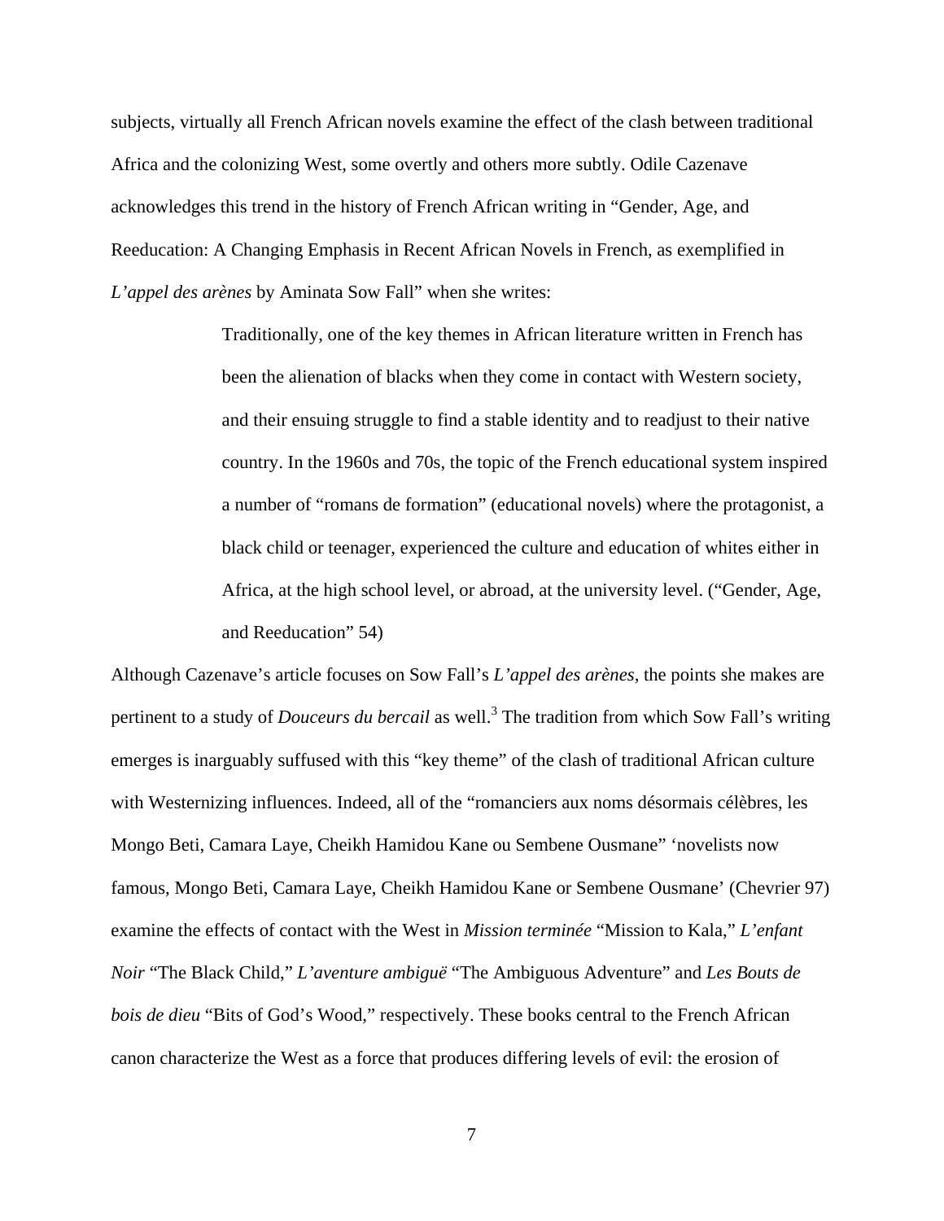subjects, virtually all French African novels examine the effect of the clash between traditional Africa and the colonizing West, some overtly and others more subtly. Odile Cazenave acknowledges this trend in the history of French African writing in "Gender, Age, and Reeducation: A Changing Emphasis in Recent African Novels in French, as exemplified in *L'appel des arènes* by Aminata Sow Fall" when she writes:

> Traditionally, one of the key themes in African literature written in French has been the alienation of blacks when they come in contact with Western society, and their ensuing struggle to find a stable identity and to readjust to their native country. In the 1960s and 70s, the topic of the French educational system inspired a number of "romans de formation" (educational novels) where the protagonist, a black child or teenager, experienced the culture and education of whites either in Africa, at the high school level, or abroad, at the university level. ("Gender, Age, and Reeducation" 54)

Although Cazenave's article focuses on Sow Fall's *L'appel des arènes*, the points she makes are pertinent to a study of *Douceurs du bercail* as well.[3] The tradition from which Sow Fall's writing emerges is inarguably suffused with this "key theme" of the clash of traditional African culture with Westernizing influences. Indeed, all of the "romanciers aux noms désormais célèbres, les Mongo Beti, Camara Laye, Cheikh Hamidou Kane ou Sembene Ousmane" 'novelists now famous, Mongo Beti, Camara Laye, Cheikh Hamidou Kane or Sembene Ousmane' (Chevrier 97) examine the effects of contact with the West in *Mission terminée* "Mission to Kala," *L'enfant Noir* "The Black Child," *L'aventure ambiguë* "The Ambiguous Adventure" and *Les Bouts de bois de dieu* "Bits of God's Wood," respectively. These books central to the French African canon characterize the West as a force that produces differing levels of evil: the erosion of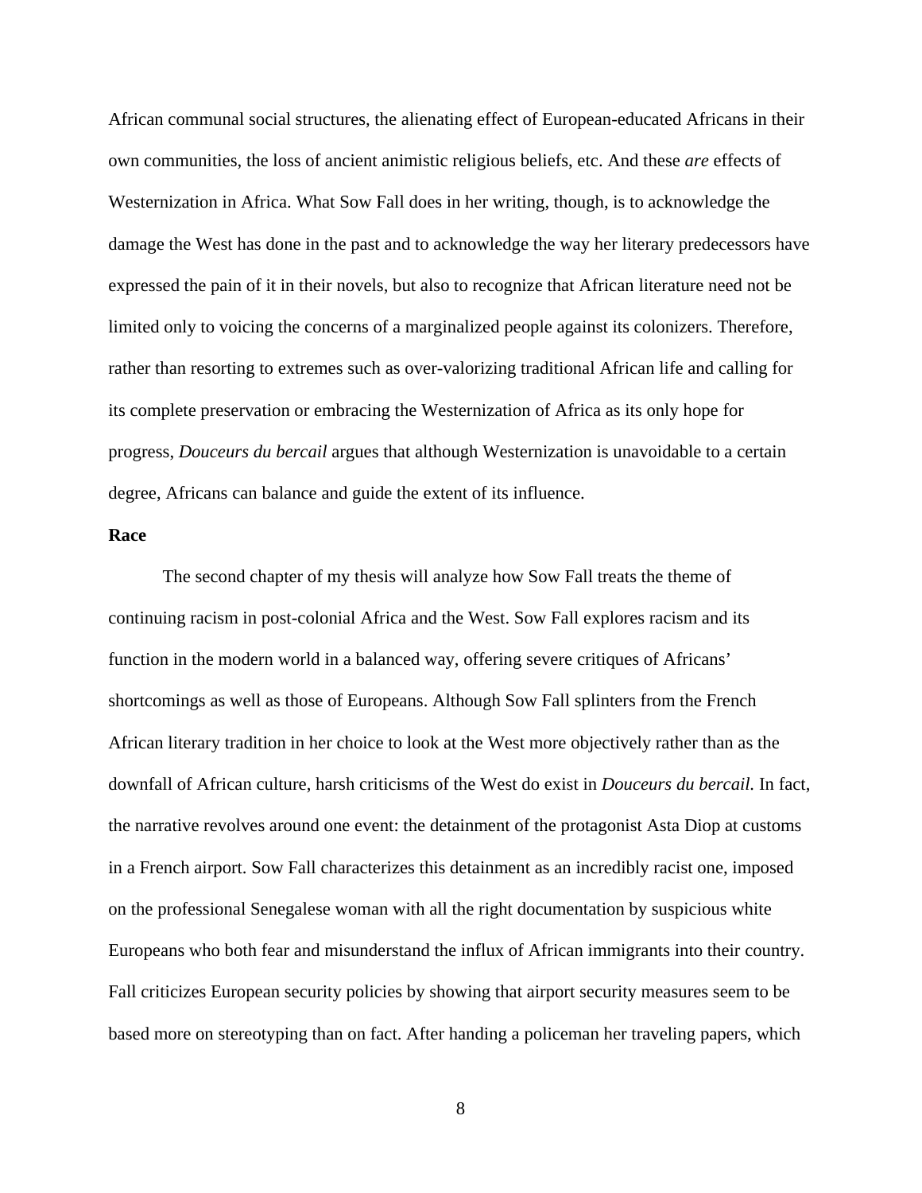African communal social structures, the alienating effect of European-educated Africans in their own communities, the loss of ancient animistic religious beliefs, etc. And these *are* effects of Westernization in Africa. What Sow Fall does in her writing, though, is to acknowledge the damage the West has done in the past and to acknowledge the way her literary predecessors have expressed the pain of it in their novels, but also to recognize that African literature need not be limited only to voicing the concerns of a marginalized people against its colonizers. Therefore, rather than resorting to extremes such as over-valorizing traditional African life and calling for its complete preservation or embracing the Westernization of Africa as its only hope for progress, *Douceurs du bercail* argues that although Westernization is unavoidable to a certain degree, Africans can balance and guide the extent of its influence.

**Race**

The second chapter of my thesis will analyze how Sow Fall treats the theme of continuing racism in post-colonial Africa and the West. Sow Fall explores racism and its function in the modern world in a balanced way, offering severe critiques of Africans' shortcomings as well as those of Europeans. Although Sow Fall splinters from the French African literary tradition in her choice to look at the West more objectively rather than as the downfall of African culture, harsh criticisms of the West do exist in *Douceurs du bercail*. In fact, the narrative revolves around one event: the detainment of the protagonist Asta Diop at customs in a French airport. Sow Fall characterizes this detainment as an incredibly racist one, imposed on the professional Senegalese woman with all the right documentation by suspicious white Europeans who both fear and misunderstand the influx of African immigrants into their country. Fall criticizes European security policies by showing that airport security measures seem to be based more on stereotyping than on fact. After handing a policeman her traveling papers, which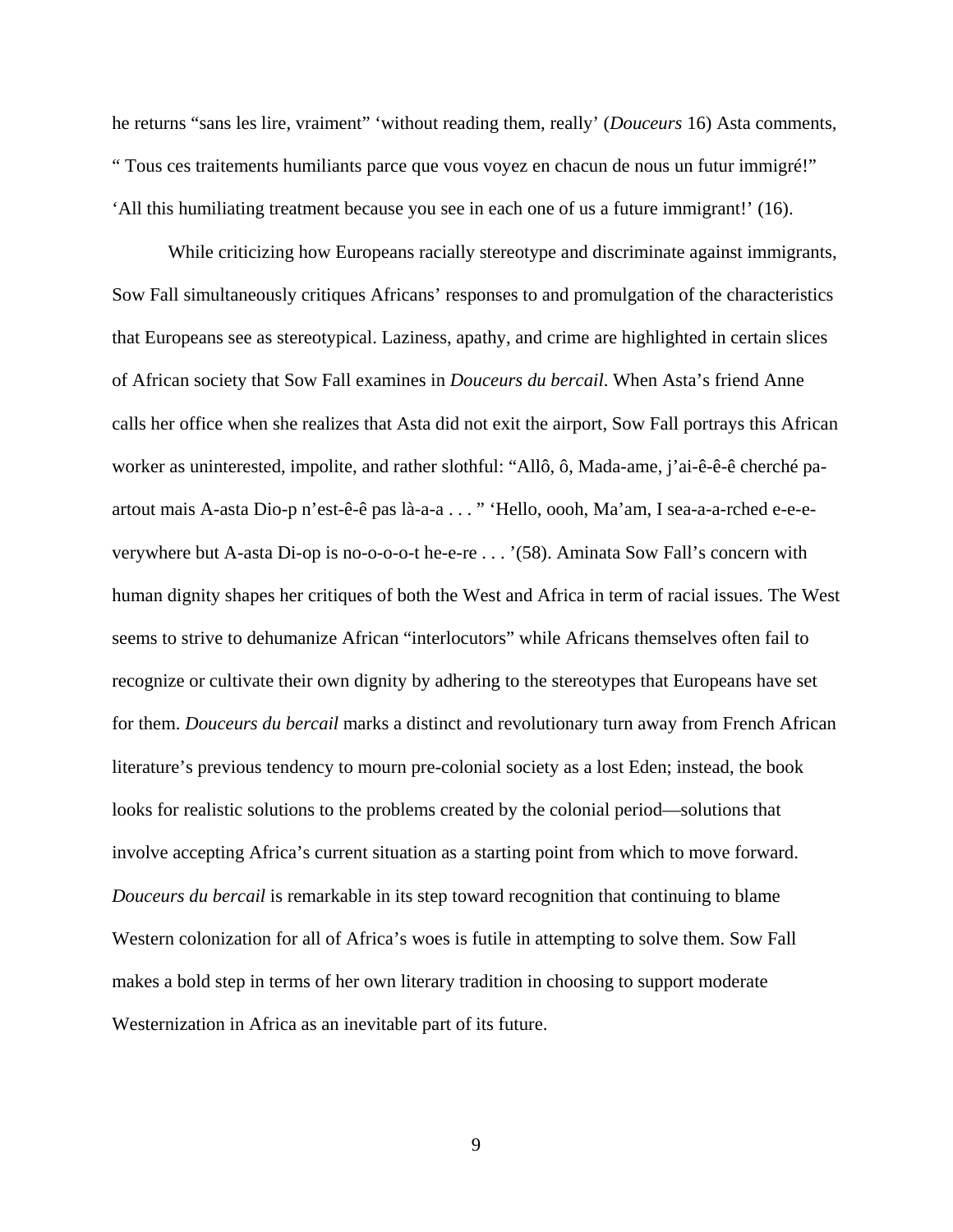he returns "sans les lire, vraiment" 'without reading them, really' (*Douceurs* 16) Asta comments, " Tous ces traitements humiliants parce que vous voyez en chacun de nous un futur immigré!" 'All this humiliating treatment because you see in each one of us a future immigrant!' (16).

While criticizing how Europeans racially stereotype and discriminate against immigrants, Sow Fall simultaneously critiques Africans' responses to and promulgation of the characteristics that Europeans see as stereotypical. Laziness, apathy, and crime are highlighted in certain slices of African society that Sow Fall examines in *Douceurs du bercail*. When Asta's friend Anne calls her office when she realizes that Asta did not exit the airport, Sow Fall portrays this African worker as uninterested, impolite, and rather slothful: "Allô, ô, Mada-ame, j'ai-ê-ê-ê cherché pa-artout mais A-asta Dio-p n'est-ê-ê pas là-a-a . . . " 'Hello, oooh, Ma'am, I sea-a-a-rched e-e-e-verywhere but A-asta Di-op is no-o-o-o-t he-e-re . . . '(58). Aminata Sow Fall's concern with human dignity shapes her critiques of both the West and Africa in term of racial issues. The West seems to strive to dehumanize African "interlocutors" while Africans themselves often fail to recognize or cultivate their own dignity by adhering to the stereotypes that Europeans have set for them. *Douceurs du bercail* marks a distinct and revolutionary turn away from French African literature's previous tendency to mourn pre-colonial society as a lost Eden; instead, the book looks for realistic solutions to the problems created by the colonial period—solutions that involve accepting Africa's current situation as a starting point from which to move forward. *Douceurs du bercail* is remarkable in its step toward recognition that continuing to blame Western colonization for all of Africa's woes is futile in attempting to solve them. Sow Fall makes a bold step in terms of her own literary tradition in choosing to support moderate Westernization in Africa as an inevitable part of its future.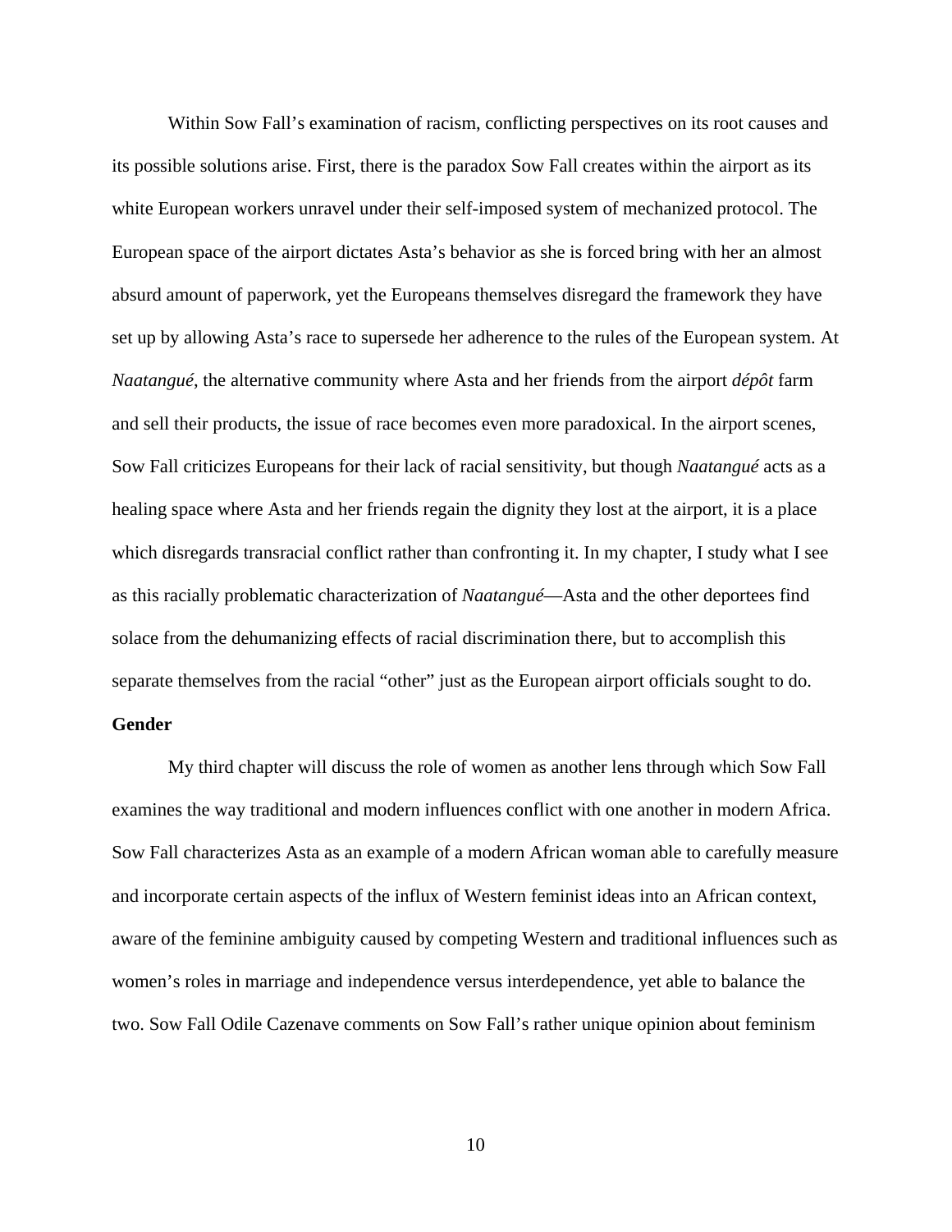Within Sow Fall's examination of racism, conflicting perspectives on its root causes and its possible solutions arise. First, there is the paradox Sow Fall creates within the airport as its white European workers unravel under their self-imposed system of mechanized protocol. The European space of the airport dictates Asta's behavior as she is forced bring with her an almost absurd amount of paperwork, yet the Europeans themselves disregard the framework they have set up by allowing Asta's race to supersede her adherence to the rules of the European system. At *Naatangué*, the alternative community where Asta and her friends from the airport *dépôt* farm and sell their products, the issue of race becomes even more paradoxical. In the airport scenes, Sow Fall criticizes Europeans for their lack of racial sensitivity, but though *Naatangué* acts as a healing space where Asta and her friends regain the dignity they lost at the airport, it is a place which disregards transracial conflict rather than confronting it. In my chapter, I study what I see as this racially problematic characterization of *Naatangué*—Asta and the other deportees find solace from the dehumanizing effects of racial discrimination there, but to accomplish this separate themselves from the racial "other" just as the European airport officials sought to do.

**Gender**

My third chapter will discuss the role of women as another lens through which Sow Fall examines the way traditional and modern influences conflict with one another in modern Africa. Sow Fall characterizes Asta as an example of a modern African woman able to carefully measure and incorporate certain aspects of the influx of Western feminist ideas into an African context, aware of the feminine ambiguity caused by competing Western and traditional influences such as women's roles in marriage and independence versus interdependence, yet able to balance the two. Sow Fall Odile Cazenave comments on Sow Fall's rather unique opinion about feminism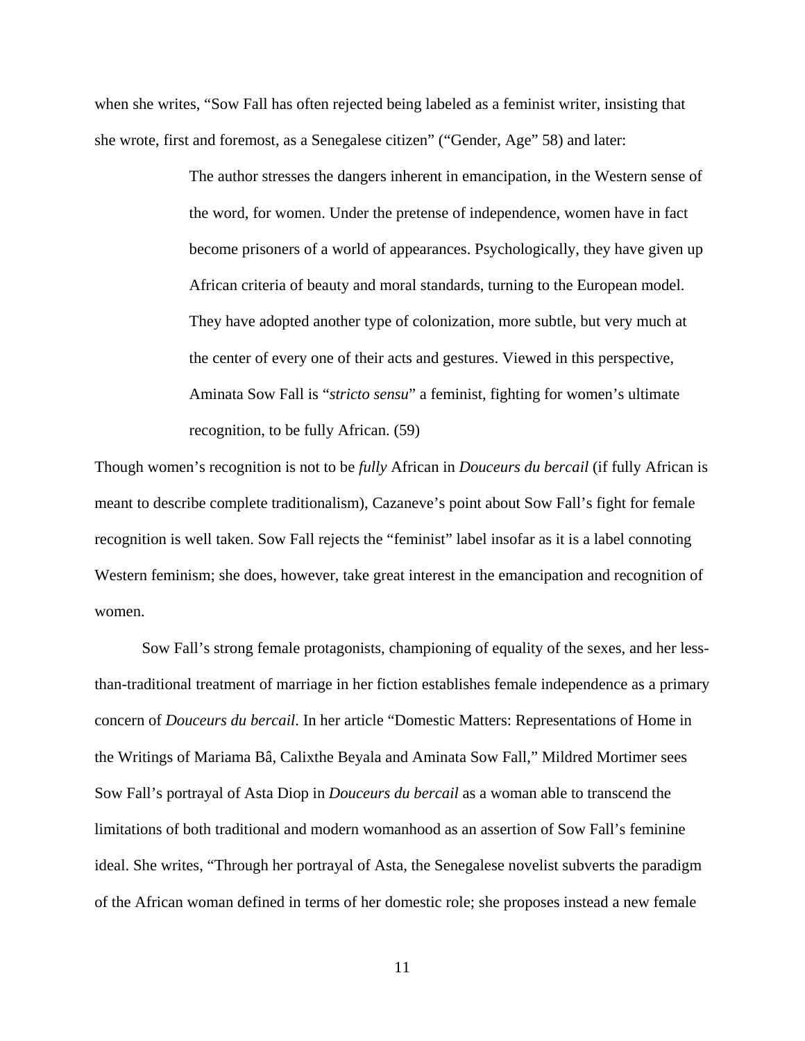when she writes, "Sow Fall has often rejected being labeled as a feminist writer, insisting that she wrote, first and foremost, as a Senegalese citizen" ("Gender, Age" 58) and later:

> The author stresses the dangers inherent in emancipation, in the Western sense of the word, for women. Under the pretense of independence, women have in fact become prisoners of a world of appearances. Psychologically, they have given up African criteria of beauty and moral standards, turning to the European model. They have adopted another type of colonization, more subtle, but very much at the center of every one of their acts and gestures. Viewed in this perspective, Aminata Sow Fall is "*stricto sensu*" a feminist, fighting for women's ultimate recognition, to be fully African. (59)

Though women's recognition is not to be *fully* African in *Douceurs du bercail* (if fully African is meant to describe complete traditionalism), Cazaneve's point about Sow Fall's fight for female recognition is well taken. Sow Fall rejects the "feminist" label insofar as it is a label connoting Western feminism; she does, however, take great interest in the emancipation and recognition of women.

Sow Fall's strong female protagonists, championing of equality of the sexes, and her less-than-traditional treatment of marriage in her fiction establishes female independence as a primary concern of *Douceurs du bercail*. In her article "Domestic Matters: Representations of Home in the Writings of Mariama Bâ, Calixthe Beyala and Aminata Sow Fall," Mildred Mortimer sees Sow Fall's portrayal of Asta Diop in *Douceurs du bercail* as a woman able to transcend the limitations of both traditional and modern womanhood as an assertion of Sow Fall's feminine ideal. She writes, "Through her portrayal of Asta, the Senegalese novelist subverts the paradigm of the African woman defined in terms of her domestic role; she proposes instead a new female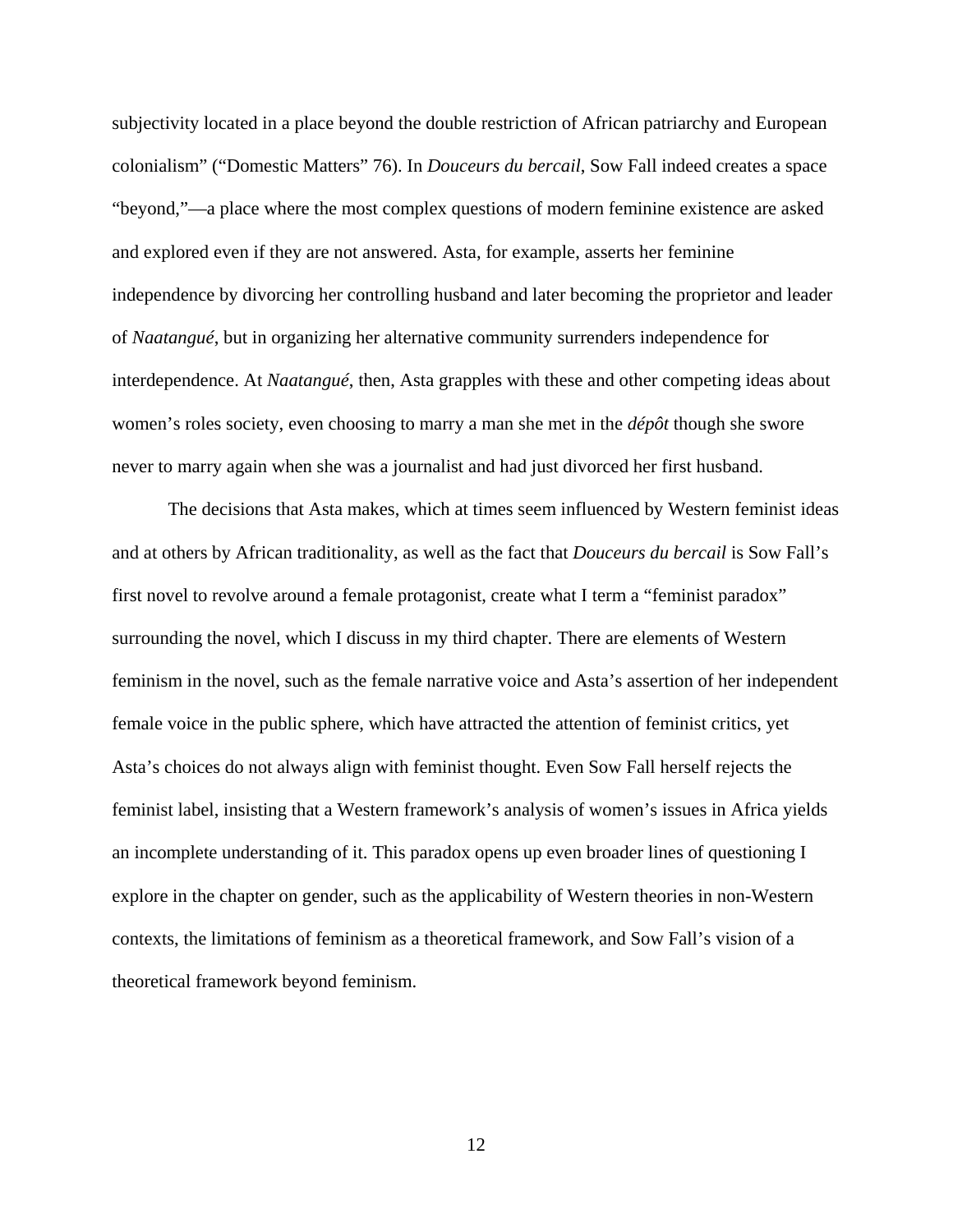subjectivity located in a place beyond the double restriction of African patriarchy and European colonialism" ("Domestic Matters" 76). In *Douceurs du bercail*, Sow Fall indeed creates a space "beyond,"—a place where the most complex questions of modern feminine existence are asked and explored even if they are not answered. Asta, for example, asserts her feminine independence by divorcing her controlling husband and later becoming the proprietor and leader of *Naatangué*, but in organizing her alternative community surrenders independence for interdependence. At *Naatangué*, then, Asta grapples with these and other competing ideas about women's roles society, even choosing to marry a man she met in the *dépôt* though she swore never to marry again when she was a journalist and had just divorced her first husband.

The decisions that Asta makes, which at times seem influenced by Western feminist ideas and at others by African traditionality, as well as the fact that *Douceurs du bercail* is Sow Fall's first novel to revolve around a female protagonist, create what I term a "feminist paradox" surrounding the novel, which I discuss in my third chapter. There are elements of Western feminism in the novel, such as the female narrative voice and Asta's assertion of her independent female voice in the public sphere, which have attracted the attention of feminist critics, yet Asta's choices do not always align with feminist thought. Even Sow Fall herself rejects the feminist label, insisting that a Western framework's analysis of women's issues in Africa yields an incomplete understanding of it. This paradox opens up even broader lines of questioning I explore in the chapter on gender, such as the applicability of Western theories in non-Western contexts, the limitations of feminism as a theoretical framework, and Sow Fall's vision of a theoretical framework beyond feminism.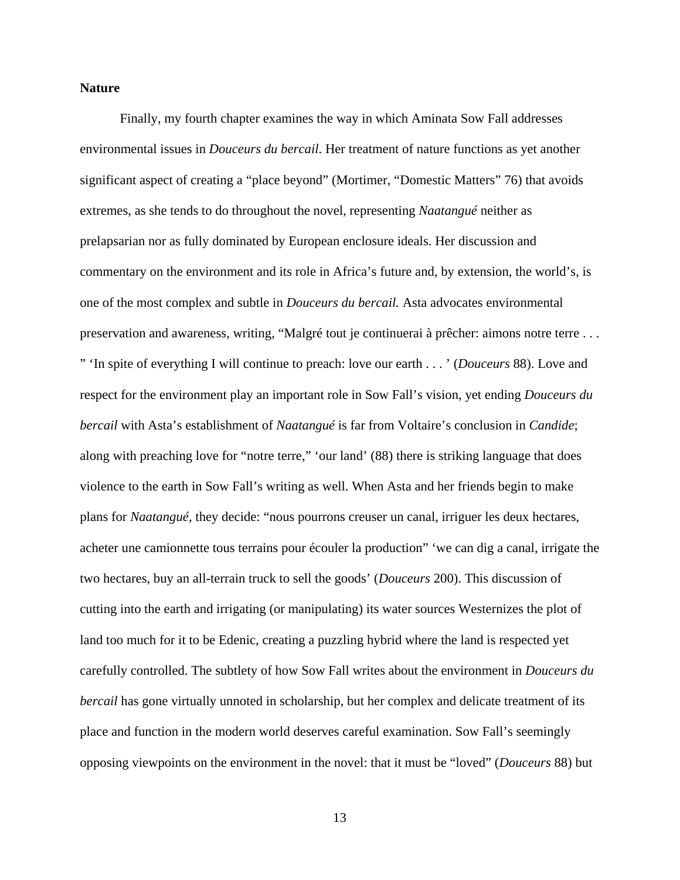**Nature**

Finally, my fourth chapter examines the way in which Aminata Sow Fall addresses environmental issues in *Douceurs du bercail*. Her treatment of nature functions as yet another significant aspect of creating a "place beyond" (Mortimer, "Domestic Matters" 76) that avoids extremes, as she tends to do throughout the novel, representing *Naatangué* neither as prelapsarian nor as fully dominated by European enclosure ideals. Her discussion and commentary on the environment and its role in Africa's future and, by extension, the world's, is one of the most complex and subtle in *Douceurs du bercail.* Asta advocates environmental preservation and awareness, writing, "Malgré tout je continuerai à prêcher: aimons notre terre . . . " 'In spite of everything I will continue to preach: love our earth . . . ' (*Douceurs* 88). Love and respect for the environment play an important role in Sow Fall's vision, yet ending *Douceurs du bercail* with Asta's establishment of *Naatangué* is far from Voltaire's conclusion in *Candide*; along with preaching love for "notre terre," 'our land' (88) there is striking language that does violence to the earth in Sow Fall's writing as well. When Asta and her friends begin to make plans for *Naatangué*, they decide: "nous pourrons creuser un canal, irriguer les deux hectares, acheter une camionnette tous terrains pour écouler la production" 'we can dig a canal, irrigate the two hectares, buy an all-terrain truck to sell the goods' (*Douceurs* 200). This discussion of cutting into the earth and irrigating (or manipulating) its water sources Westernizes the plot of land too much for it to be Edenic, creating a puzzling hybrid where the land is respected yet carefully controlled. The subtlety of how Sow Fall writes about the environment in *Douceurs du bercail* has gone virtually unnoted in scholarship, but her complex and delicate treatment of its place and function in the modern world deserves careful examination. Sow Fall's seemingly opposing viewpoints on the environment in the novel: that it must be "loved" (*Douceurs* 88) but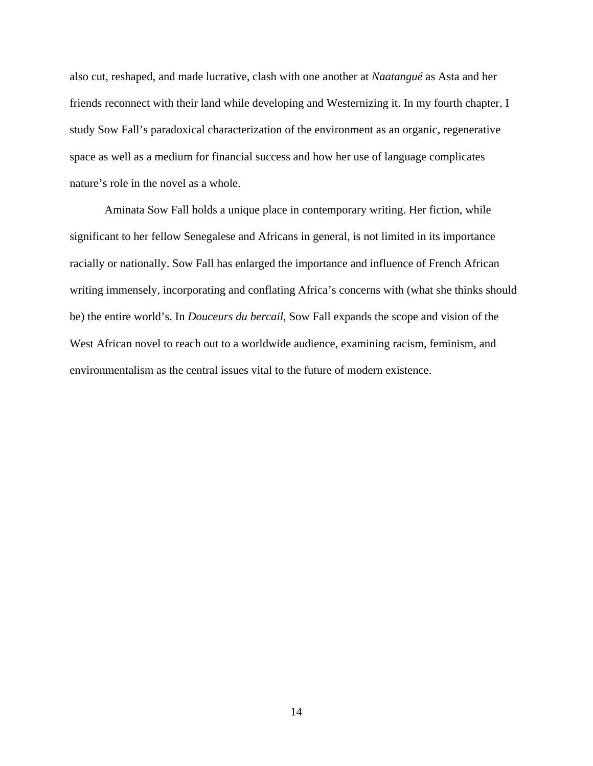also cut, reshaped, and made lucrative, clash with one another at *Naatangué* as Asta and her friends reconnect with their land while developing and Westernizing it. In my fourth chapter, I study Sow Fall's paradoxical characterization of the environment as an organic, regenerative space as well as a medium for financial success and how her use of language complicates nature's role in the novel as a whole.

Aminata Sow Fall holds a unique place in contemporary writing. Her fiction, while significant to her fellow Senegalese and Africans in general, is not limited in its importance racially or nationally. Sow Fall has enlarged the importance and influence of French African writing immensely, incorporating and conflating Africa's concerns with (what she thinks should be) the entire world's. In *Douceurs du bercail*, Sow Fall expands the scope and vision of the West African novel to reach out to a worldwide audience, examining racism, feminism, and environmentalism as the central issues vital to the future of modern existence.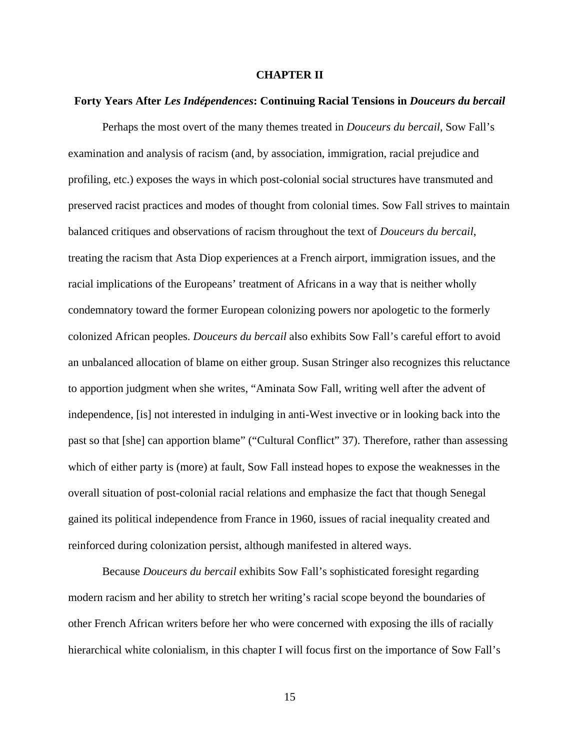# CHAPTER II

## Forty Years After *Les Indépendences*: Continuing Racial Tensions in *Douceurs du bercail*

Perhaps the most overt of the many themes treated in *Douceurs du bercail*, Sow Fall's examination and analysis of racism (and, by association, immigration, racial prejudice and profiling, etc.) exposes the ways in which post-colonial social structures have transmuted and preserved racist practices and modes of thought from colonial times. Sow Fall strives to maintain balanced critiques and observations of racism throughout the text of *Douceurs du bercail*, treating the racism that Asta Diop experiences at a French airport, immigration issues, and the racial implications of the Europeans' treatment of Africans in a way that is neither wholly condemnatory toward the former European colonizing powers nor apologetic to the formerly colonized African peoples. *Douceurs du bercail* also exhibits Sow Fall's careful effort to avoid an unbalanced allocation of blame on either group. Susan Stringer also recognizes this reluctance to apportion judgment when she writes, "Aminata Sow Fall, writing well after the advent of independence, [is] not interested in indulging in anti-West invective or in looking back into the past so that [she] can apportion blame" ("Cultural Conflict" 37). Therefore, rather than assessing which of either party is (more) at fault, Sow Fall instead hopes to expose the weaknesses in the overall situation of post-colonial racial relations and emphasize the fact that though Senegal gained its political independence from France in 1960, issues of racial inequality created and reinforced during colonization persist, although manifested in altered ways.

Because *Douceurs du bercail* exhibits Sow Fall's sophisticated foresight regarding modern racism and her ability to stretch her writing's racial scope beyond the boundaries of other French African writers before her who were concerned with exposing the ills of racially hierarchical white colonialism, in this chapter I will focus first on the importance of Sow Fall's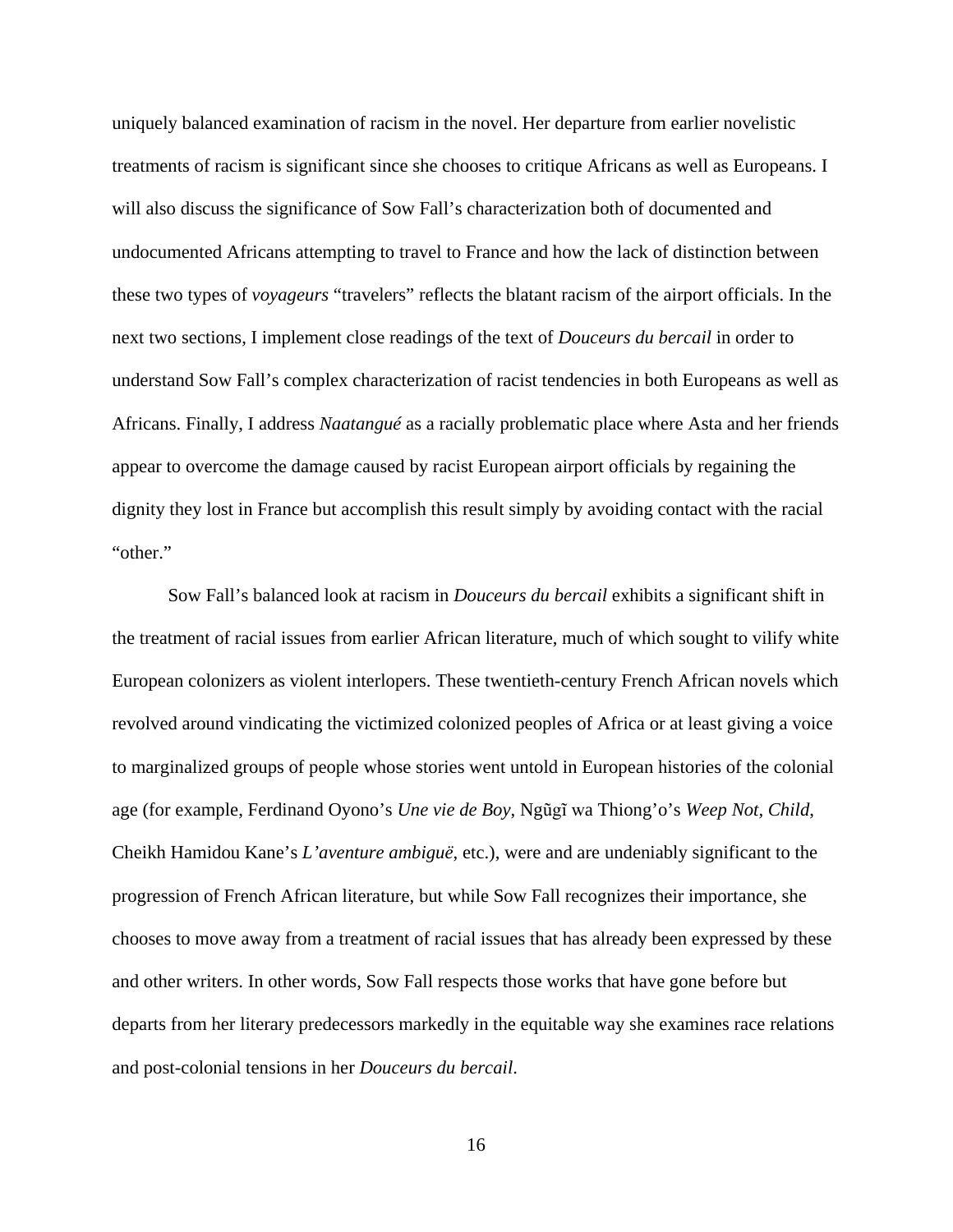uniquely balanced examination of racism in the novel. Her departure from earlier novelistic treatments of racism is significant since she chooses to critique Africans as well as Europeans. I will also discuss the significance of Sow Fall's characterization both of documented and undocumented Africans attempting to travel to France and how the lack of distinction between these two types of *voyageurs* "travelers" reflects the blatant racism of the airport officials. In the next two sections, I implement close readings of the text of *Douceurs du bercail* in order to understand Sow Fall's complex characterization of racist tendencies in both Europeans as well as Africans. Finally, I address *Naatangué* as a racially problematic place where Asta and her friends appear to overcome the damage caused by racist European airport officials by regaining the dignity they lost in France but accomplish this result simply by avoiding contact with the racial "other."

Sow Fall's balanced look at racism in *Douceurs du bercail* exhibits a significant shift in the treatment of racial issues from earlier African literature, much of which sought to vilify white European colonizers as violent interlopers. These twentieth-century French African novels which revolved around vindicating the victimized colonized peoples of Africa or at least giving a voice to marginalized groups of people whose stories went untold in European histories of the colonial age (for example, Ferdinand Oyono's *Une vie de Boy*, Ngũgĩ wa Thiong'o's *Weep Not, Child*, Cheikh Hamidou Kane's *L'aventure ambiguë*, etc.), were and are undeniably significant to the progression of French African literature, but while Sow Fall recognizes their importance, she chooses to move away from a treatment of racial issues that has already been expressed by these and other writers. In other words, Sow Fall respects those works that have gone before but departs from her literary predecessors markedly in the equitable way she examines race relations and post-colonial tensions in her *Douceurs du bercail*.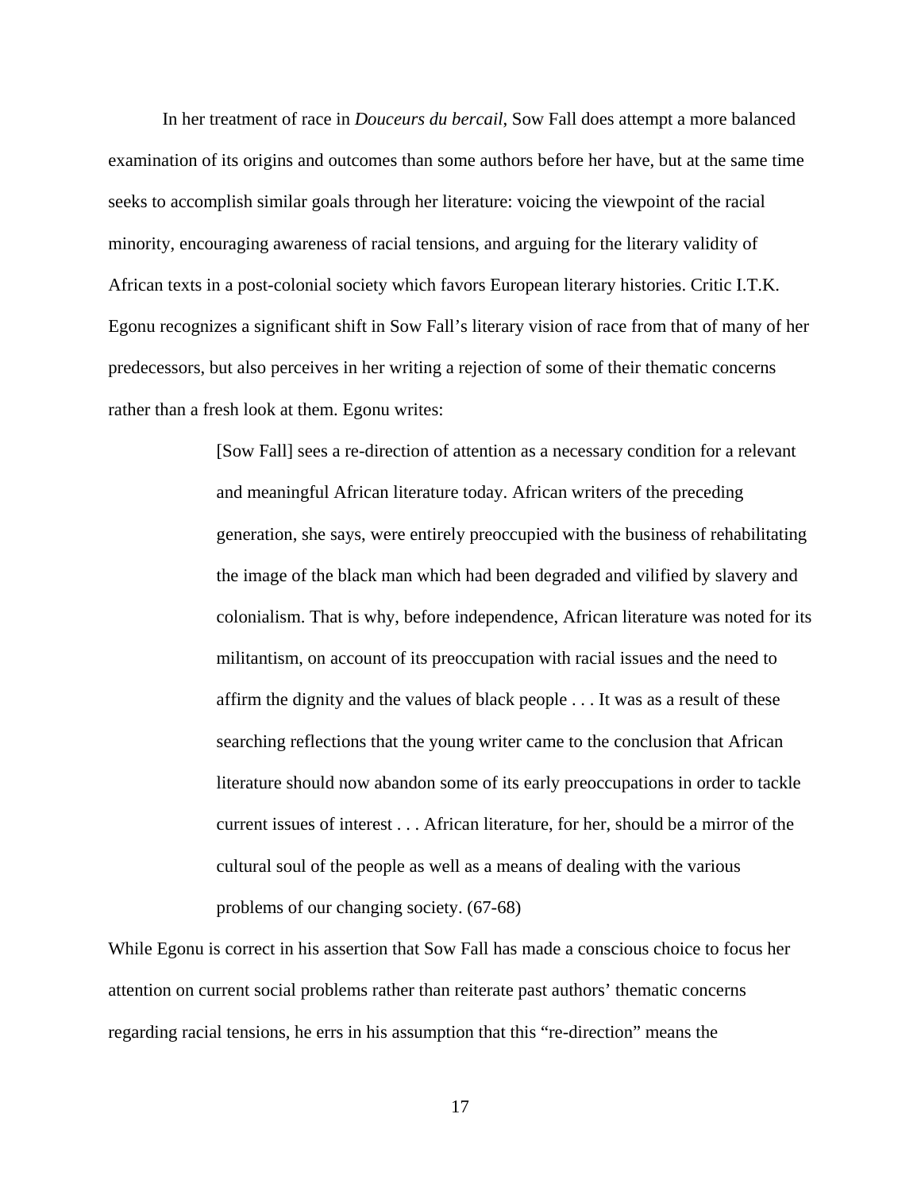In her treatment of race in *Douceurs du bercail*, Sow Fall does attempt a more balanced examination of its origins and outcomes than some authors before her have, but at the same time seeks to accomplish similar goals through her literature: voicing the viewpoint of the racial minority, encouraging awareness of racial tensions, and arguing for the literary validity of African texts in a post-colonial society which favors European literary histories. Critic I.T.K. Egonu recognizes a significant shift in Sow Fall's literary vision of race from that of many of her predecessors, but also perceives in her writing a rejection of some of their thematic concerns rather than a fresh look at them. Egonu writes:

> [Sow Fall] sees a re-direction of attention as a necessary condition for a relevant and meaningful African literature today. African writers of the preceding generation, she says, were entirely preoccupied with the business of rehabilitating the image of the black man which had been degraded and vilified by slavery and colonialism. That is why, before independence, African literature was noted for its militantism, on account of its preoccupation with racial issues and the need to affirm the dignity and the values of black people . . . It was as a result of these searching reflections that the young writer came to the conclusion that African literature should now abandon some of its early preoccupations in order to tackle current issues of interest . . . African literature, for her, should be a mirror of the cultural soul of the people as well as a means of dealing with the various problems of our changing society. (67-68)

While Egonu is correct in his assertion that Sow Fall has made a conscious choice to focus her attention on current social problems rather than reiterate past authors' thematic concerns regarding racial tensions, he errs in his assumption that this "re-direction" means the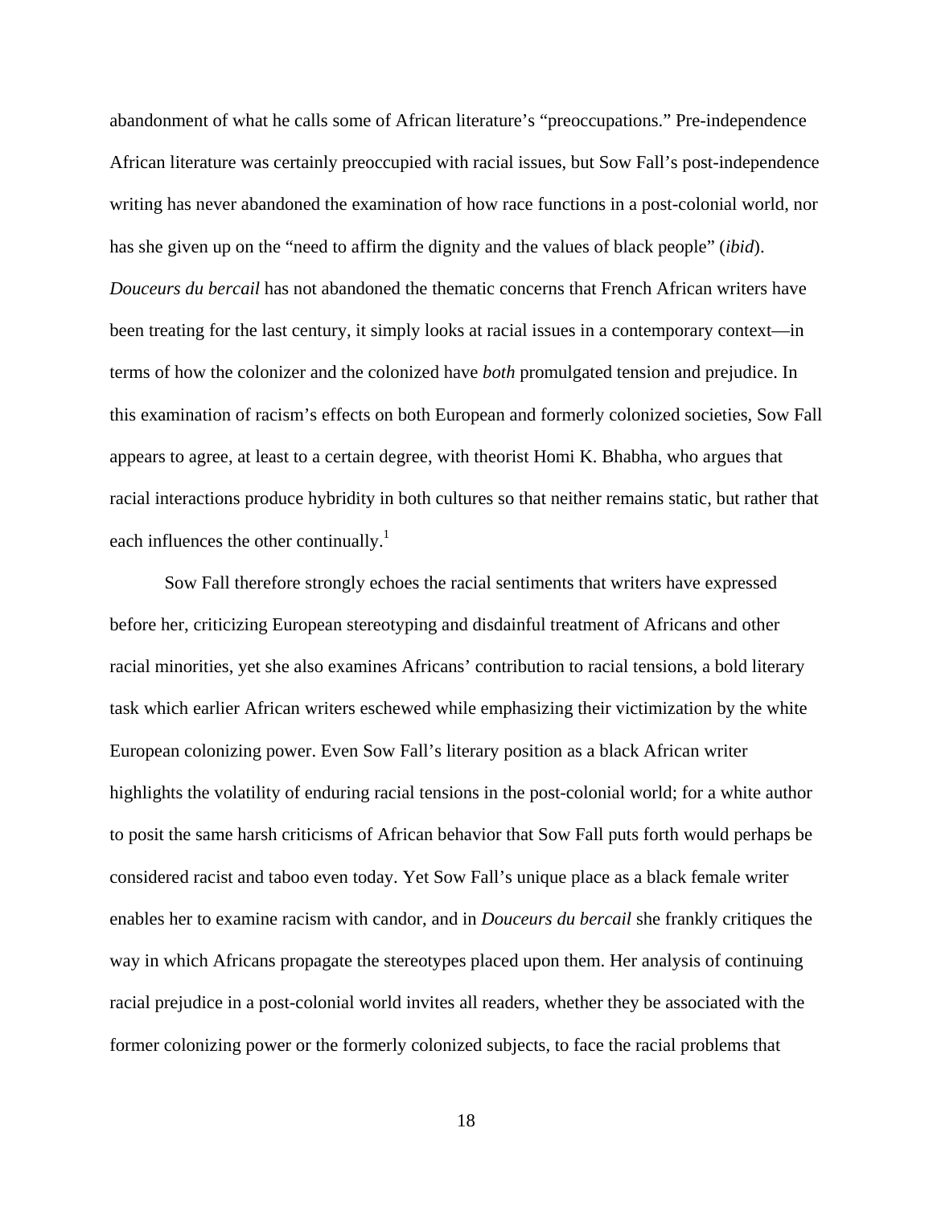abandonment of what he calls some of African literature's "preoccupations." Pre-independence African literature was certainly preoccupied with racial issues, but Sow Fall's post-independence writing has never abandoned the examination of how race functions in a post-colonial world, nor has she given up on the "need to affirm the dignity and the values of black people" (*ibid*). *Douceurs du bercail* has not abandoned the thematic concerns that French African writers have been treating for the last century, it simply looks at racial issues in a contemporary context—in terms of how the colonizer and the colonized have *both* promulgated tension and prejudice. In this examination of racism's effects on both European and formerly colonized societies, Sow Fall appears to agree, at least to a certain degree, with theorist Homi K. Bhabha, who argues that racial interactions produce hybridity in both cultures so that neither remains static, but rather that each influences the other continually.[1]

Sow Fall therefore strongly echoes the racial sentiments that writers have expressed before her, criticizing European stereotyping and disdainful treatment of Africans and other racial minorities, yet she also examines Africans' contribution to racial tensions, a bold literary task which earlier African writers eschewed while emphasizing their victimization by the white European colonizing power. Even Sow Fall's literary position as a black African writer highlights the volatility of enduring racial tensions in the post-colonial world; for a white author to posit the same harsh criticisms of African behavior that Sow Fall puts forth would perhaps be considered racist and taboo even today. Yet Sow Fall's unique place as a black female writer enables her to examine racism with candor, and in *Douceurs du bercail* she frankly critiques the way in which Africans propagate the stereotypes placed upon them. Her analysis of continuing racial prejudice in a post-colonial world invites all readers, whether they be associated with the former colonizing power or the formerly colonized subjects, to face the racial problems that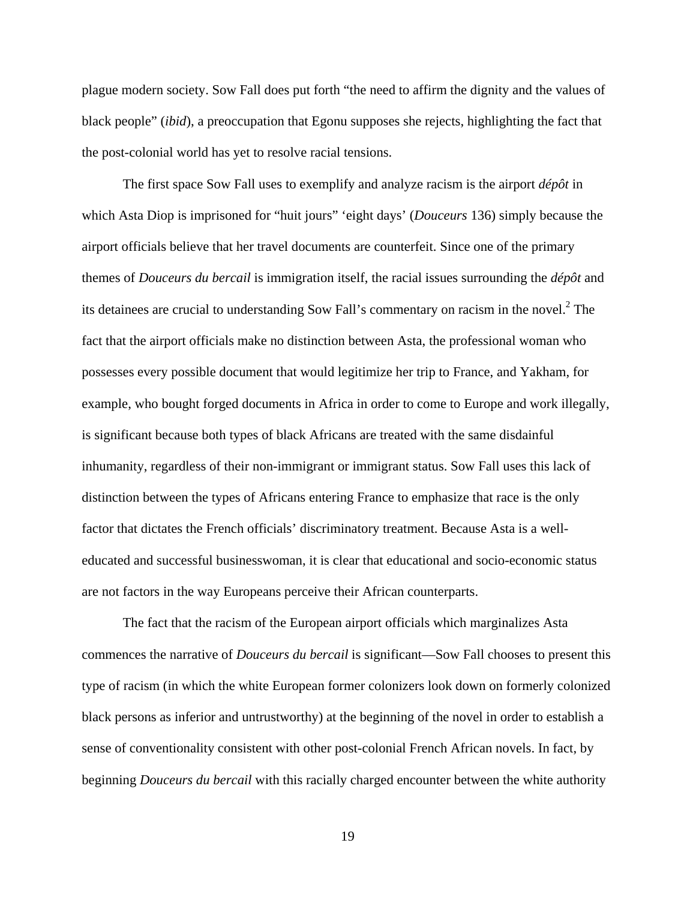plague modern society. Sow Fall does put forth "the need to affirm the dignity and the values of black people" (*ibid*), a preoccupation that Egonu supposes she rejects, highlighting the fact that the post-colonial world has yet to resolve racial tensions.

The first space Sow Fall uses to exemplify and analyze racism is the airport *dépôt* in which Asta Diop is imprisoned for "huit jours" 'eight days' (*Douceurs* 136) simply because the airport officials believe that her travel documents are counterfeit. Since one of the primary themes of *Douceurs du bercail* is immigration itself, the racial issues surrounding the *dépôt* and its detainees are crucial to understanding Sow Fall's commentary on racism in the novel.[2] The fact that the airport officials make no distinction between Asta, the professional woman who possesses every possible document that would legitimize her trip to France, and Yakham, for example, who bought forged documents in Africa in order to come to Europe and work illegally, is significant because both types of black Africans are treated with the same disdainful inhumanity, regardless of their non-immigrant or immigrant status. Sow Fall uses this lack of distinction between the types of Africans entering France to emphasize that race is the only factor that dictates the French officials' discriminatory treatment. Because Asta is a well-educated and successful businesswoman, it is clear that educational and socio-economic status are not factors in the way Europeans perceive their African counterparts.

The fact that the racism of the European airport officials which marginalizes Asta commences the narrative of *Douceurs du bercail* is significant—Sow Fall chooses to present this type of racism (in which the white European former colonizers look down on formerly colonized black persons as inferior and untrustworthy) at the beginning of the novel in order to establish a sense of conventionality consistent with other post-colonial French African novels. In fact, by beginning *Douceurs du bercail* with this racially charged encounter between the white authority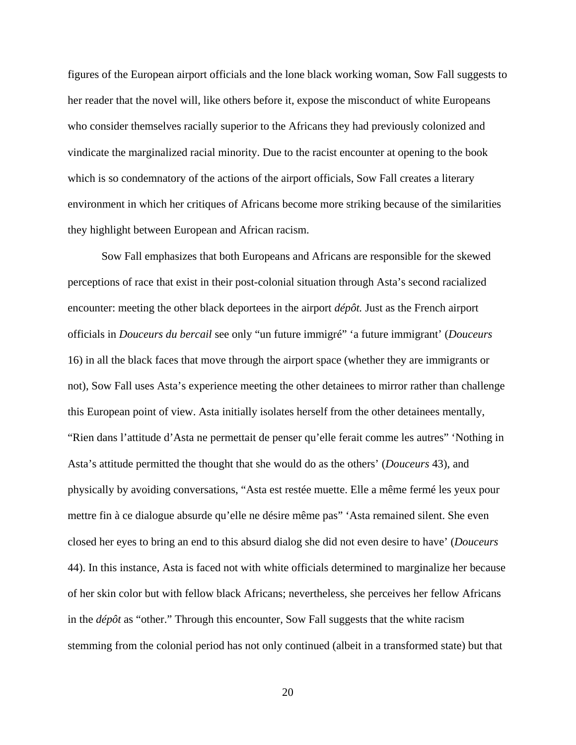figures of the European airport officials and the lone black working woman, Sow Fall suggests to her reader that the novel will, like others before it, expose the misconduct of white Europeans who consider themselves racially superior to the Africans they had previously colonized and vindicate the marginalized racial minority. Due to the racist encounter at opening to the book which is so condemnatory of the actions of the airport officials, Sow Fall creates a literary environment in which her critiques of Africans become more striking because of the similarities they highlight between European and African racism.

Sow Fall emphasizes that both Europeans and Africans are responsible for the skewed perceptions of race that exist in their post-colonial situation through Asta's second racialized encounter: meeting the other black deportees in the airport *dépôt.* Just as the French airport officials in *Douceurs du bercail* see only "un future immigré" 'a future immigrant' (*Douceurs* 16) in all the black faces that move through the airport space (whether they are immigrants or not), Sow Fall uses Asta's experience meeting the other detainees to mirror rather than challenge this European point of view. Asta initially isolates herself from the other detainees mentally, "Rien dans l'attitude d'Asta ne permettait de penser qu'elle ferait comme les autres" 'Nothing in Asta's attitude permitted the thought that she would do as the others' (*Douceurs* 43), and physically by avoiding conversations, "Asta est restée muette. Elle a même fermé les yeux pour mettre fin à ce dialogue absurde qu'elle ne désire même pas" 'Asta remained silent. She even closed her eyes to bring an end to this absurd dialog she did not even desire to have' (*Douceurs* 44). In this instance, Asta is faced not with white officials determined to marginalize her because of her skin color but with fellow black Africans; nevertheless, she perceives her fellow Africans in the *dépôt* as "other." Through this encounter, Sow Fall suggests that the white racism stemming from the colonial period has not only continued (albeit in a transformed state) but that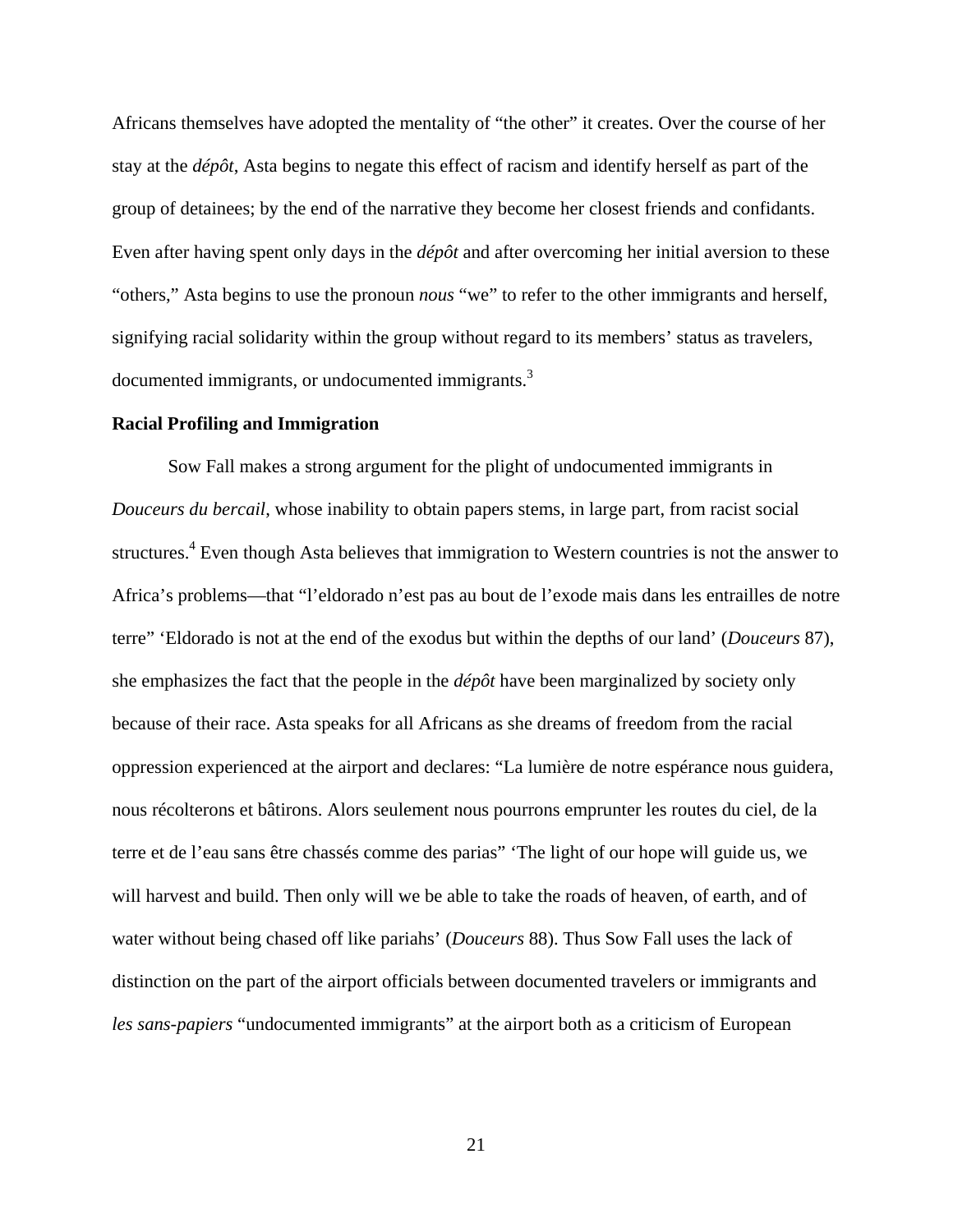Africans themselves have adopted the mentality of "the other" it creates. Over the course of her stay at the *dépôt*, Asta begins to negate this effect of racism and identify herself as part of the group of detainees; by the end of the narrative they become her closest friends and confidants. Even after having spent only days in the *dépôt* and after overcoming her initial aversion to these "others," Asta begins to use the pronoun *nous* "we" to refer to the other immigrants and herself, signifying racial solidarity within the group without regard to its members' status as travelers, documented immigrants, or undocumented immigrants.[3]

**Racial Profiling and Immigration**

Sow Fall makes a strong argument for the plight of undocumented immigrants in *Douceurs du bercail*, whose inability to obtain papers stems, in large part, from racist social structures.[4] Even though Asta believes that immigration to Western countries is not the answer to Africa's problems—that "l'eldorado n'est pas au bout de l'exode mais dans les entrailles de notre terre" 'Eldorado is not at the end of the exodus but within the depths of our land' (*Douceurs* 87), she emphasizes the fact that the people in the *dépôt* have been marginalized by society only because of their race. Asta speaks for all Africans as she dreams of freedom from the racial oppression experienced at the airport and declares: "La lumière de notre espérance nous guidera, nous récolterons et bâtirons. Alors seulement nous pourrons emprunter les routes du ciel, de la terre et de l'eau sans être chassés comme des parias" 'The light of our hope will guide us, we will harvest and build. Then only will we be able to take the roads of heaven, of earth, and of water without being chased off like pariahs' (*Douceurs* 88). Thus Sow Fall uses the lack of distinction on the part of the airport officials between documented travelers or immigrants and *les sans-papiers* "undocumented immigrants" at the airport both as a criticism of European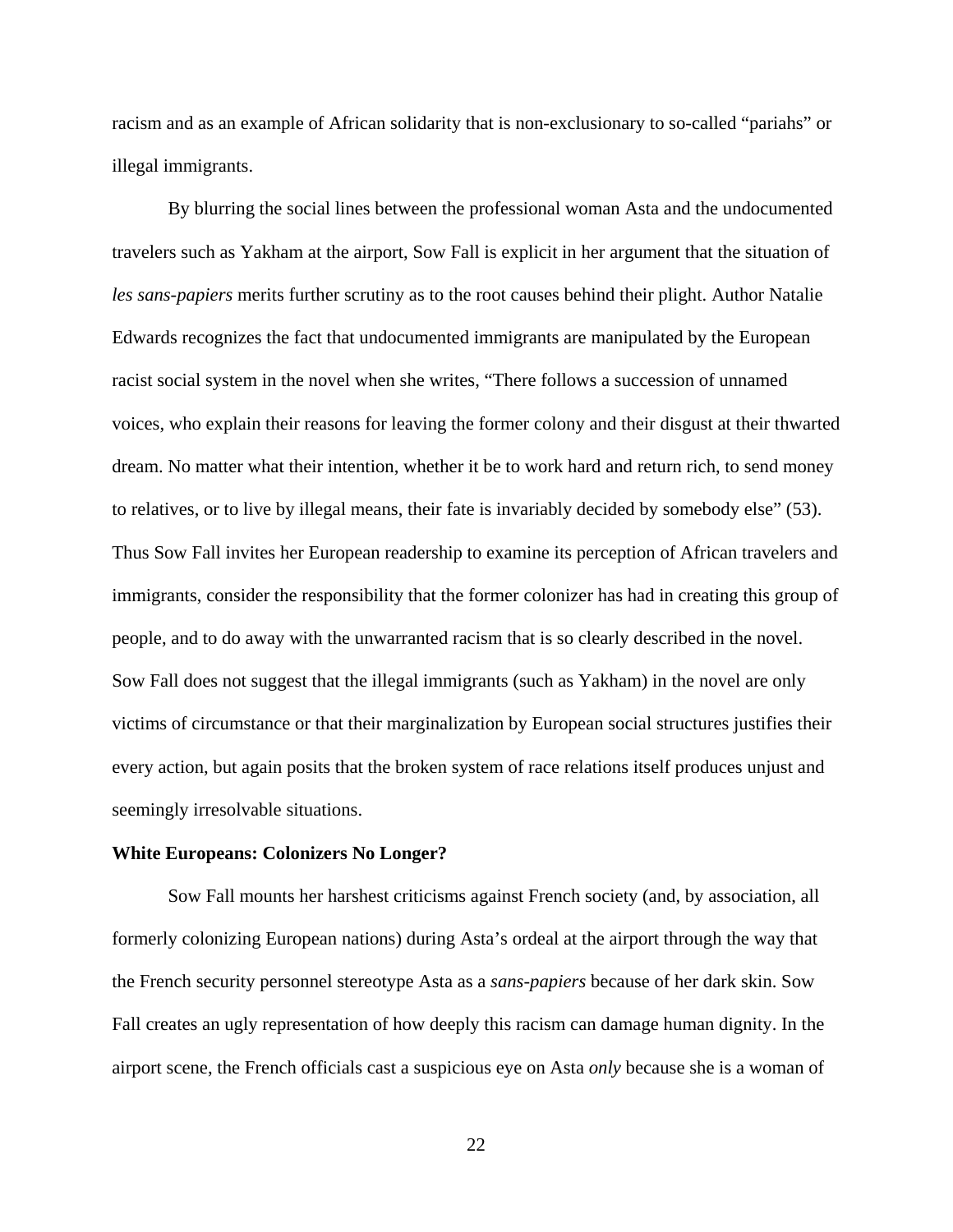racism and as an example of African solidarity that is non-exclusionary to so-called "pariahs" or illegal immigrants.

By blurring the social lines between the professional woman Asta and the undocumented travelers such as Yakham at the airport, Sow Fall is explicit in her argument that the situation of *les sans-papiers* merits further scrutiny as to the root causes behind their plight. Author Natalie Edwards recognizes the fact that undocumented immigrants are manipulated by the European racist social system in the novel when she writes, "There follows a succession of unnamed voices, who explain their reasons for leaving the former colony and their disgust at their thwarted dream. No matter what their intention, whether it be to work hard and return rich, to send money to relatives, or to live by illegal means, their fate is invariably decided by somebody else" (53). Thus Sow Fall invites her European readership to examine its perception of African travelers and immigrants, consider the responsibility that the former colonizer has had in creating this group of people, and to do away with the unwarranted racism that is so clearly described in the novel. Sow Fall does not suggest that the illegal immigrants (such as Yakham) in the novel are only victims of circumstance or that their marginalization by European social structures justifies their every action, but again posits that the broken system of race relations itself produces unjust and seemingly irresolvable situations.

**White Europeans: Colonizers No Longer?**

Sow Fall mounts her harshest criticisms against French society (and, by association, all formerly colonizing European nations) during Asta's ordeal at the airport through the way that the French security personnel stereotype Asta as a *sans-papiers* because of her dark skin. Sow Fall creates an ugly representation of how deeply this racism can damage human dignity. In the airport scene, the French officials cast a suspicious eye on Asta *only* because she is a woman of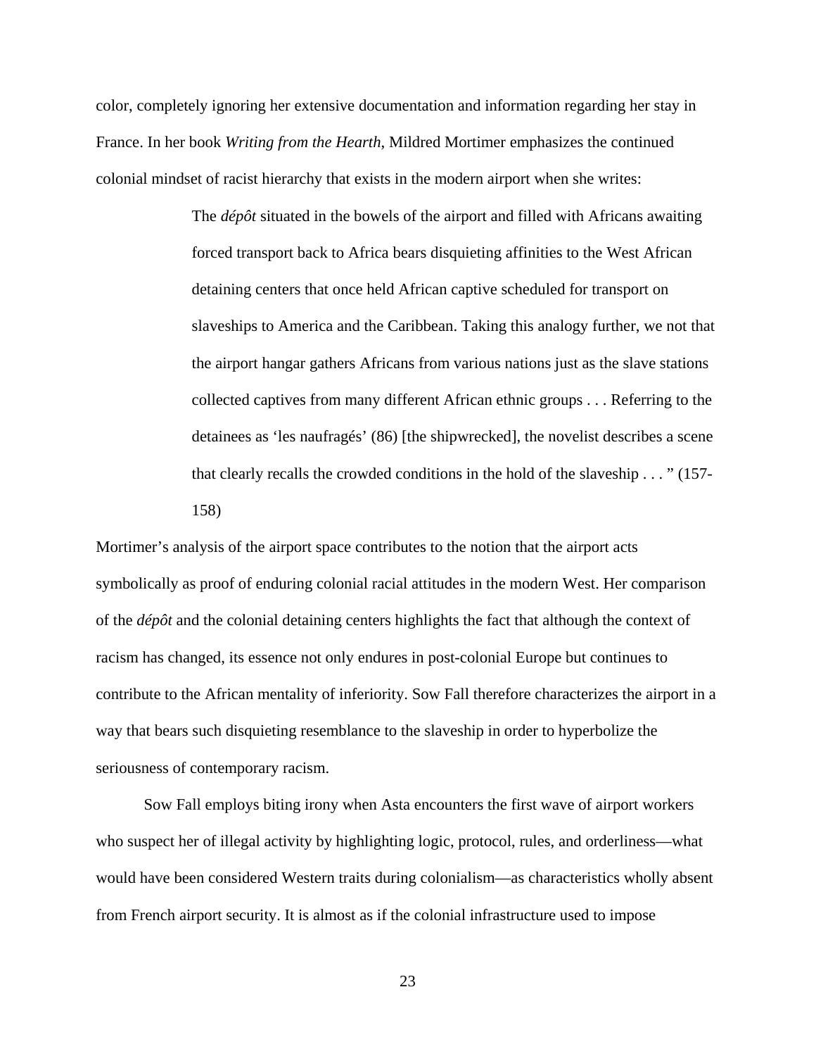color, completely ignoring her extensive documentation and information regarding her stay in France. In her book *Writing from the Hearth*, Mildred Mortimer emphasizes the continued colonial mindset of racist hierarchy that exists in the modern airport when she writes:

> The *dépôt* situated in the bowels of the airport and filled with Africans awaiting forced transport back to Africa bears disquieting affinities to the West African detaining centers that once held African captive scheduled for transport on slaveships to America and the Caribbean. Taking this analogy further, we not that the airport hangar gathers Africans from various nations just as the slave stations collected captives from many different African ethnic groups . . . Referring to the detainees as 'les naufragés' (86) [the shipwrecked], the novelist describes a scene that clearly recalls the crowded conditions in the hold of the slaveship . . . " (157-158)

Mortimer's analysis of the airport space contributes to the notion that the airport acts symbolically as proof of enduring colonial racial attitudes in the modern West. Her comparison of the *dépôt* and the colonial detaining centers highlights the fact that although the context of racism has changed, its essence not only endures in post-colonial Europe but continues to contribute to the African mentality of inferiority. Sow Fall therefore characterizes the airport in a way that bears such disquieting resemblance to the slaveship in order to hyperbolize the seriousness of contemporary racism.

Sow Fall employs biting irony when Asta encounters the first wave of airport workers who suspect her of illegal activity by highlighting logic, protocol, rules, and orderliness—what would have been considered Western traits during colonialism—as characteristics wholly absent from French airport security. It is almost as if the colonial infrastructure used to impose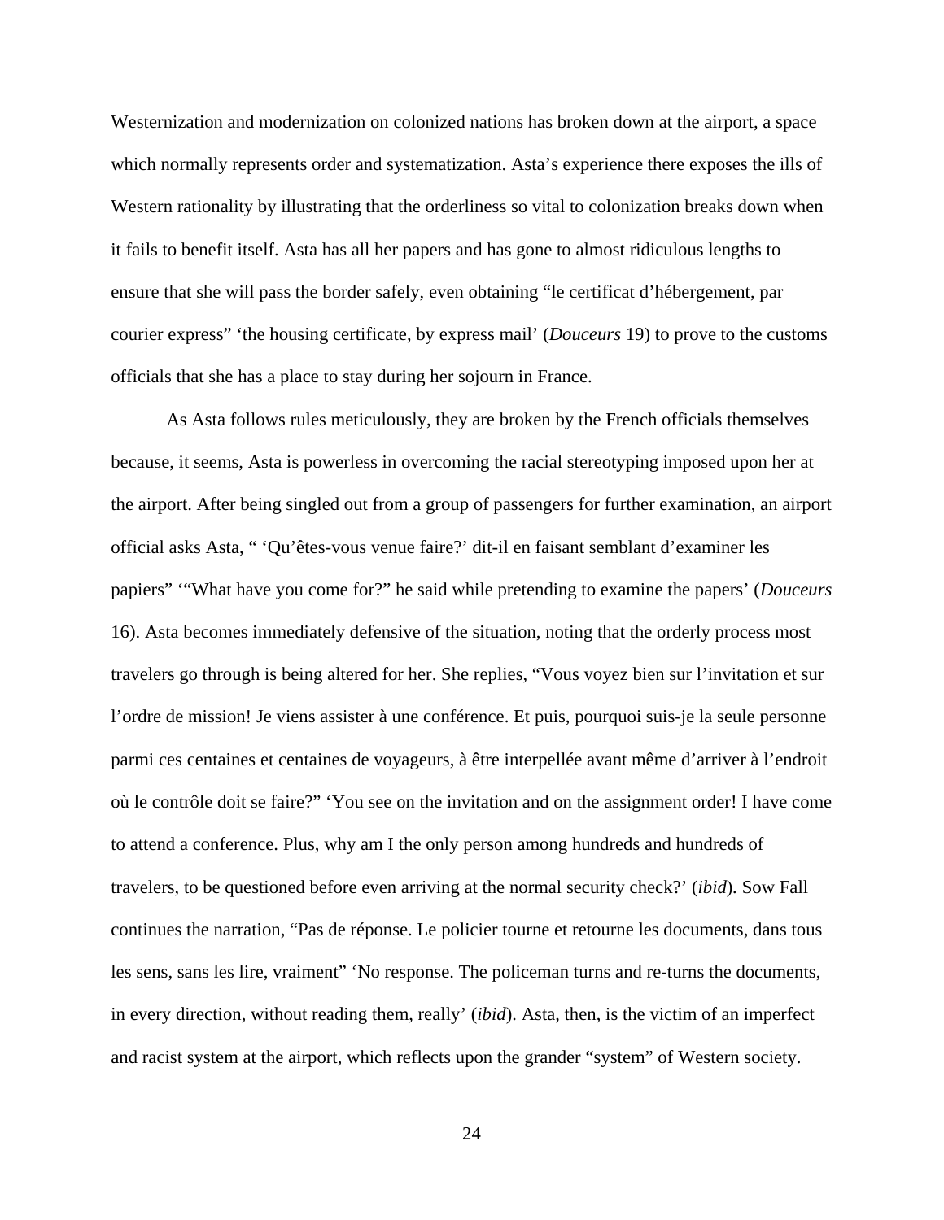Westernization and modernization on colonized nations has broken down at the airport, a space which normally represents order and systematization. Asta's experience there exposes the ills of Western rationality by illustrating that the orderliness so vital to colonization breaks down when it fails to benefit itself. Asta has all her papers and has gone to almost ridiculous lengths to ensure that she will pass the border safely, even obtaining "le certificat d'hébergement, par courier express" 'the housing certificate, by express mail' (*Douceurs* 19) to prove to the customs officials that she has a place to stay during her sojourn in France.

As Asta follows rules meticulously, they are broken by the French officials themselves because, it seems, Asta is powerless in overcoming the racial stereotyping imposed upon her at the airport. After being singled out from a group of passengers for further examination, an airport official asks Asta, " 'Qu'êtes-vous venue faire?' dit-il en faisant semblant d'examiner les papiers" '"What have you come for?" he said while pretending to examine the papers' (*Douceurs* 16). Asta becomes immediately defensive of the situation, noting that the orderly process most travelers go through is being altered for her. She replies, "Vous voyez bien sur l'invitation et sur l'ordre de mission! Je viens assister à une conférence. Et puis, pourquoi suis-je la seule personne parmi ces centaines et centaines de voyageurs, à être interpellée avant même d'arriver à l'endroit où le contrôle doit se faire?" 'You see on the invitation and on the assignment order! I have come to attend a conference. Plus, why am I the only person among hundreds and hundreds of travelers, to be questioned before even arriving at the normal security check?' (*ibid*). Sow Fall continues the narration, "Pas de réponse. Le policier tourne et retourne les documents, dans tous les sens, sans les lire, vraiment" 'No response. The policeman turns and re-turns the documents, in every direction, without reading them, really' (*ibid*). Asta, then, is the victim of an imperfect and racist system at the airport, which reflects upon the grander "system" of Western society.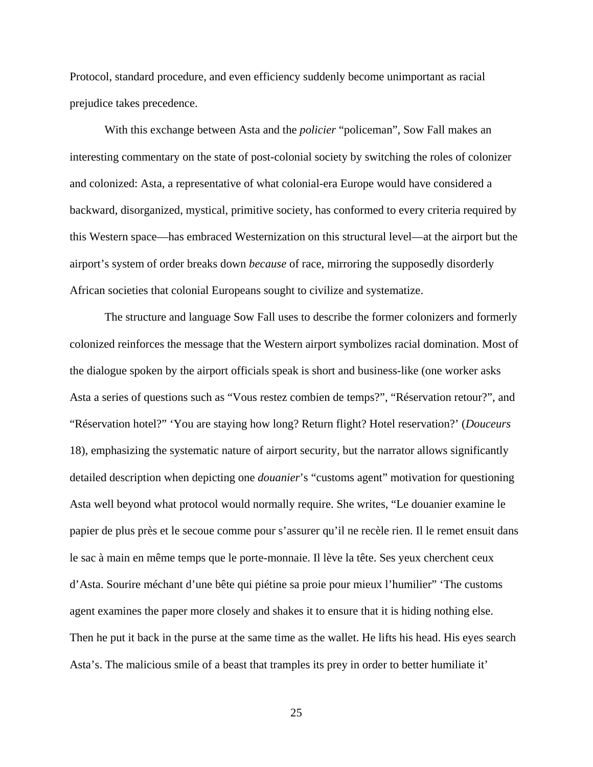Protocol, standard procedure, and even efficiency suddenly become unimportant as racial prejudice takes precedence.

With this exchange between Asta and the *policier* "policeman", Sow Fall makes an interesting commentary on the state of post-colonial society by switching the roles of colonizer and colonized: Asta, a representative of what colonial-era Europe would have considered a backward, disorganized, mystical, primitive society, has conformed to every criteria required by this Western space—has embraced Westernization on this structural level—at the airport but the airport's system of order breaks down *because* of race, mirroring the supposedly disorderly African societies that colonial Europeans sought to civilize and systematize.

The structure and language Sow Fall uses to describe the former colonizers and formerly colonized reinforces the message that the Western airport symbolizes racial domination. Most of the dialogue spoken by the airport officials speak is short and business-like (one worker asks Asta a series of questions such as "Vous restez combien de temps?", "Réservation retour?", and "Réservation hotel?" 'You are staying how long? Return flight? Hotel reservation?' (*Douceurs* 18), emphasizing the systematic nature of airport security, but the narrator allows significantly detailed description when depicting one *douanier*'s "customs agent" motivation for questioning Asta well beyond what protocol would normally require. She writes, "Le douanier examine le papier de plus près et le secoue comme pour s'assurer qu'il ne recèle rien. Il le remet ensuit dans le sac à main en même temps que le porte-monnaie. Il lève la tête. Ses yeux cherchent ceux d'Asta. Sourire méchant d'une bête qui piétine sa proie pour mieux l'humilier" 'The customs agent examines the paper more closely and shakes it to ensure that it is hiding nothing else. Then he put it back in the purse at the same time as the wallet. He lifts his head. His eyes search Asta's. The malicious smile of a beast that tramples its prey in order to better humiliate it'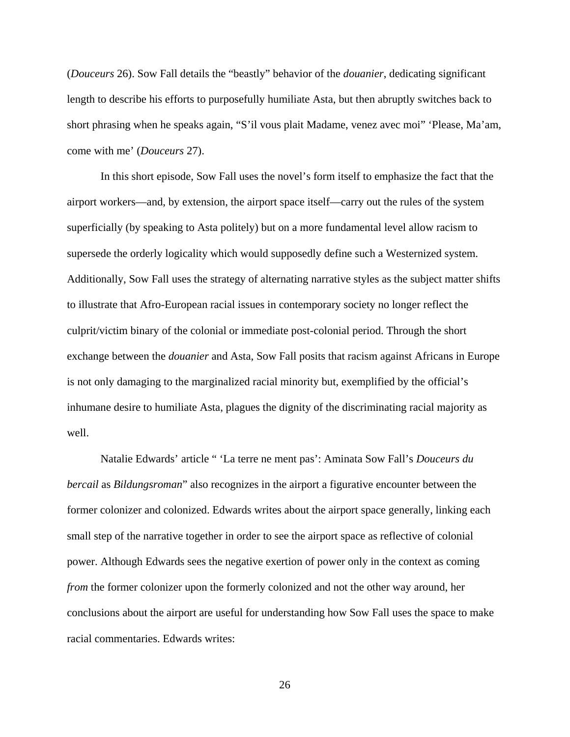(*Douceurs* 26). Sow Fall details the "beastly" behavior of the *douanier*, dedicating significant length to describe his efforts to purposefully humiliate Asta, but then abruptly switches back to short phrasing when he speaks again, "S'il vous plait Madame, venez avec moi" 'Please, Ma'am, come with me' (*Douceurs* 27).

In this short episode, Sow Fall uses the novel's form itself to emphasize the fact that the airport workers—and, by extension, the airport space itself—carry out the rules of the system superficially (by speaking to Asta politely) but on a more fundamental level allow racism to supersede the orderly logicality which would supposedly define such a Westernized system. Additionally, Sow Fall uses the strategy of alternating narrative styles as the subject matter shifts to illustrate that Afro-European racial issues in contemporary society no longer reflect the culprit/victim binary of the colonial or immediate post-colonial period. Through the short exchange between the *douanier* and Asta, Sow Fall posits that racism against Africans in Europe is not only damaging to the marginalized racial minority but, exemplified by the official's inhumane desire to humiliate Asta, plagues the dignity of the discriminating racial majority as well.

Natalie Edwards' article " 'La terre ne ment pas': Aminata Sow Fall's *Douceurs du bercail* as *Bildungsroman*" also recognizes in the airport a figurative encounter between the former colonizer and colonized. Edwards writes about the airport space generally, linking each small step of the narrative together in order to see the airport space as reflective of colonial power. Although Edwards sees the negative exertion of power only in the context as coming *from* the former colonizer upon the formerly colonized and not the other way around, her conclusions about the airport are useful for understanding how Sow Fall uses the space to make racial commentaries. Edwards writes: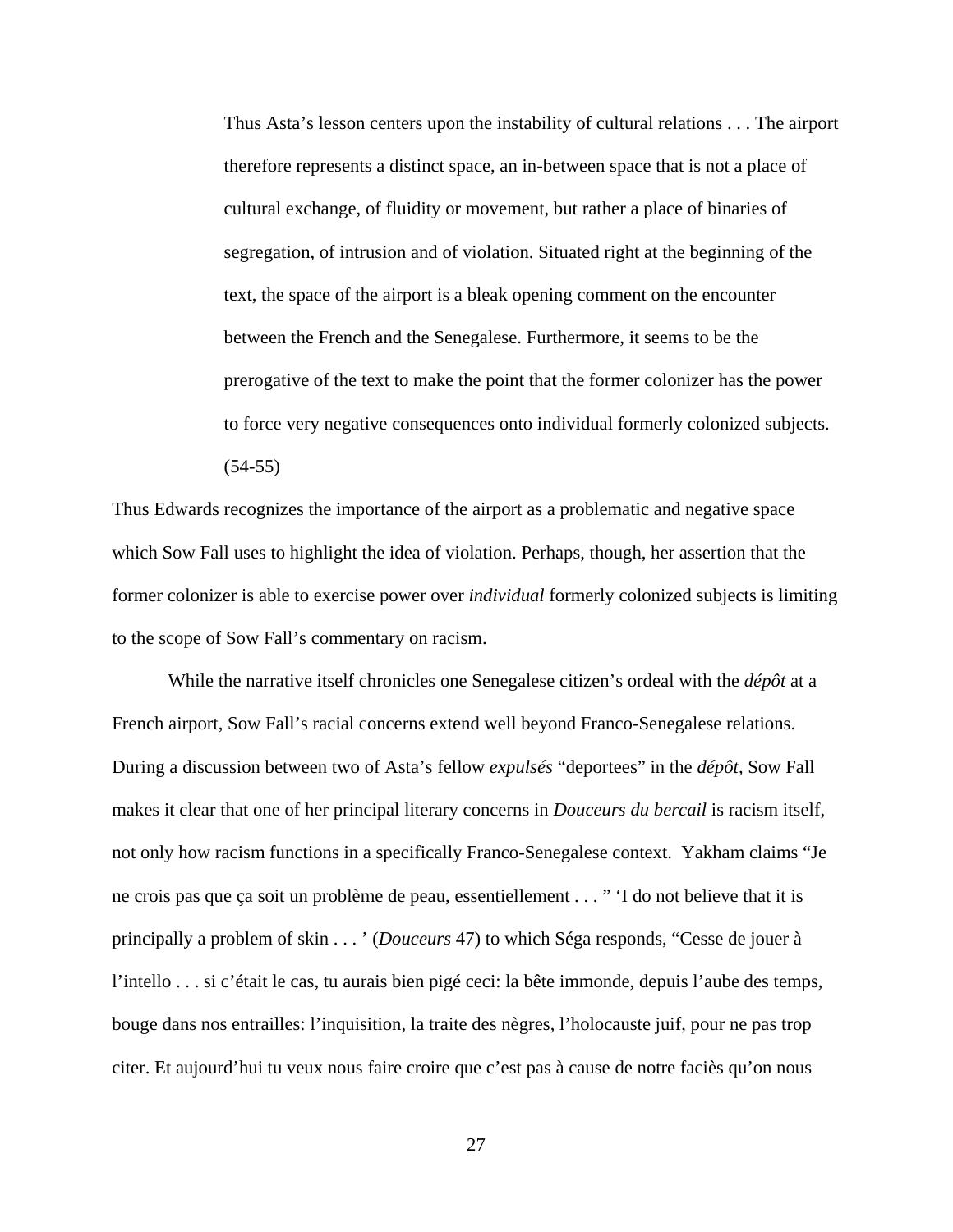> Thus Asta's lesson centers upon the instability of cultural relations . . . The airport therefore represents a distinct space, an in-between space that is not a place of cultural exchange, of fluidity or movement, but rather a place of binaries of segregation, of intrusion and of violation. Situated right at the beginning of the text, the space of the airport is a bleak opening comment on the encounter between the French and the Senegalese. Furthermore, it seems to be the prerogative of the text to make the point that the former colonizer has the power to force very negative consequences onto individual formerly colonized subjects. (54-55)

Thus Edwards recognizes the importance of the airport as a problematic and negative space which Sow Fall uses to highlight the idea of violation. Perhaps, though, her assertion that the former colonizer is able to exercise power over *individual* formerly colonized subjects is limiting to the scope of Sow Fall's commentary on racism.

While the narrative itself chronicles one Senegalese citizen's ordeal with the *dépôt* at a French airport, Sow Fall's racial concerns extend well beyond Franco-Senegalese relations. During a discussion between two of Asta's fellow *expulsés* "deportees" in the *dépôt,* Sow Fall makes it clear that one of her principal literary concerns in *Douceurs du bercail* is racism itself, not only how racism functions in a specifically Franco-Senegalese context. Yakham claims "Je ne crois pas que ça soit un problème de peau, essentiellement . . . " 'I do not believe that it is principally a problem of skin . . . ' (*Douceurs* 47) to which Séga responds, "Cesse de jouer à l'intello . . . si c'était le cas, tu aurais bien pigé ceci: la bête immonde, depuis l'aube des temps, bouge dans nos entrailles: l'inquisition, la traite des nègres, l'holocauste juif, pour ne pas trop citer. Et aujourd'hui tu veux nous faire croire que c'est pas à cause de notre faciès qu'on nous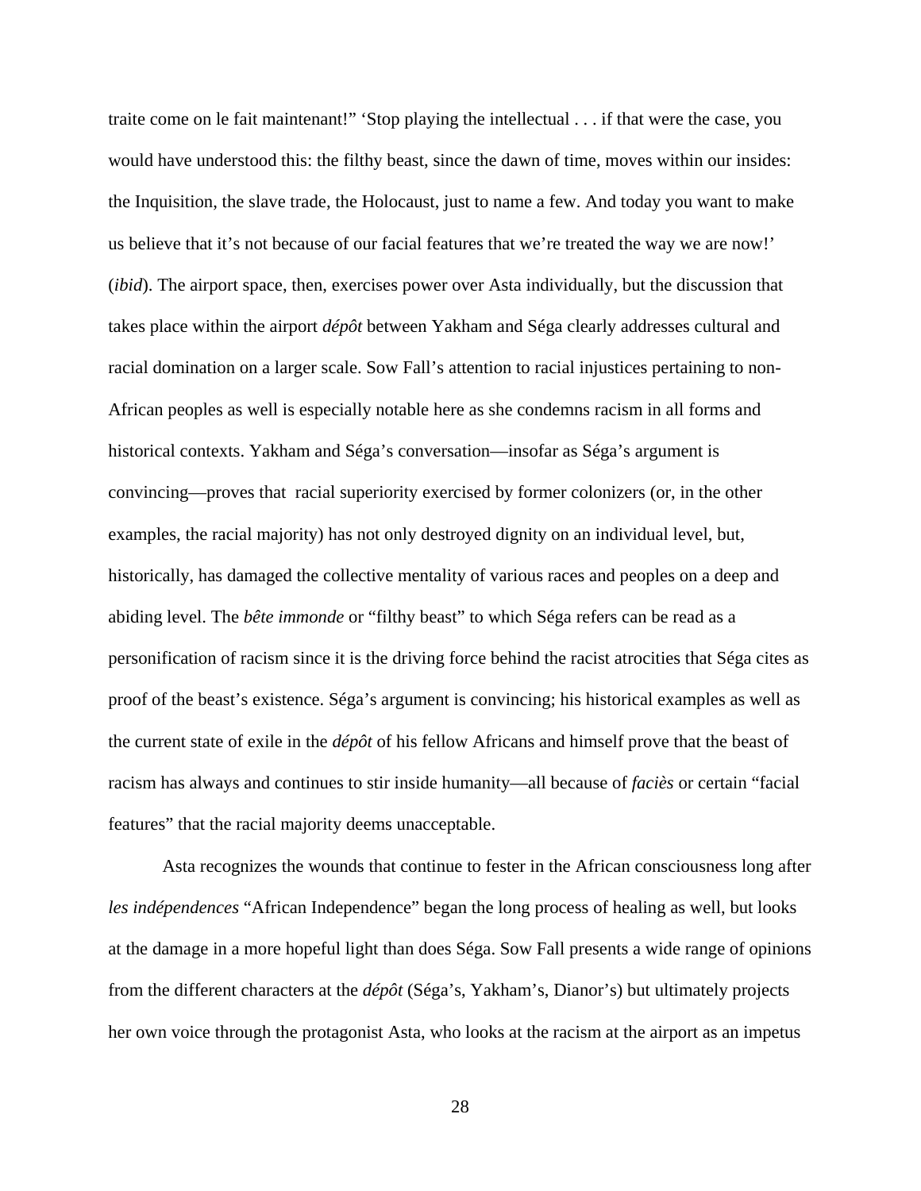traite come on le fait maintenant!" 'Stop playing the intellectual . . . if that were the case, you would have understood this: the filthy beast, since the dawn of time, moves within our insides: the Inquisition, the slave trade, the Holocaust, just to name a few. And today you want to make us believe that it's not because of our facial features that we're treated the way we are now!' (*ibid*). The airport space, then, exercises power over Asta individually, but the discussion that takes place within the airport *dépôt* between Yakham and Séga clearly addresses cultural and racial domination on a larger scale. Sow Fall's attention to racial injustices pertaining to non-African peoples as well is especially notable here as she condemns racism in all forms and historical contexts. Yakham and Séga's conversation—insofar as Séga's argument is convincing—proves that racial superiority exercised by former colonizers (or, in the other examples, the racial majority) has not only destroyed dignity on an individual level, but, historically, has damaged the collective mentality of various races and peoples on a deep and abiding level. The *bête immonde* or "filthy beast" to which Séga refers can be read as a personification of racism since it is the driving force behind the racist atrocities that Séga cites as proof of the beast's existence. Séga's argument is convincing; his historical examples as well as the current state of exile in the *dépôt* of his fellow Africans and himself prove that the beast of racism has always and continues to stir inside humanity—all because of *faciès* or certain "facial features" that the racial majority deems unacceptable.

Asta recognizes the wounds that continue to fester in the African consciousness long after *les indépendences* "African Independence" began the long process of healing as well, but looks at the damage in a more hopeful light than does Séga. Sow Fall presents a wide range of opinions from the different characters at the *dépôt* (Séga's, Yakham's, Dianor's) but ultimately projects her own voice through the protagonist Asta, who looks at the racism at the airport as an impetus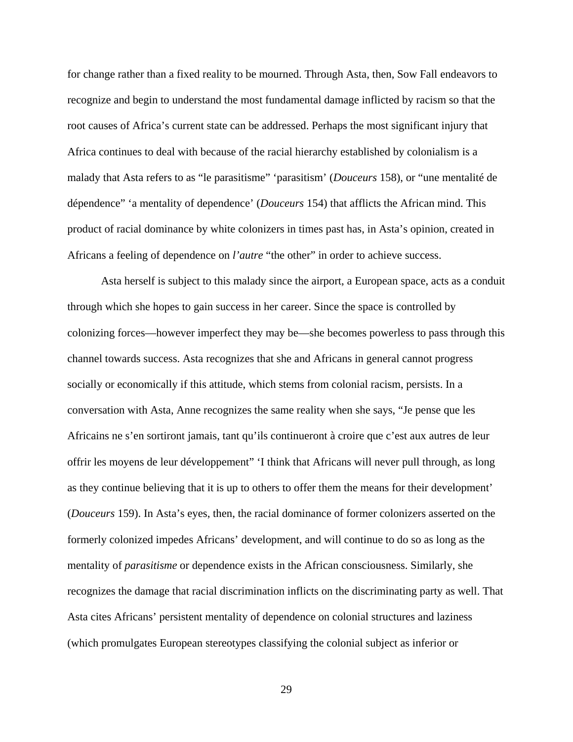for change rather than a fixed reality to be mourned. Through Asta, then, Sow Fall endeavors to recognize and begin to understand the most fundamental damage inflicted by racism so that the root causes of Africa's current state can be addressed. Perhaps the most significant injury that Africa continues to deal with because of the racial hierarchy established by colonialism is a malady that Asta refers to as "le parasitisme" 'parasitism' (*Douceurs* 158), or "une mentalité de dépendence" 'a mentality of dependence' (*Douceurs* 154) that afflicts the African mind. This product of racial dominance by white colonizers in times past has, in Asta's opinion, created in Africans a feeling of dependence on *l'autre* "the other" in order to achieve success.

Asta herself is subject to this malady since the airport, a European space, acts as a conduit through which she hopes to gain success in her career. Since the space is controlled by colonizing forces—however imperfect they may be—she becomes powerless to pass through this channel towards success. Asta recognizes that she and Africans in general cannot progress socially or economically if this attitude, which stems from colonial racism, persists. In a conversation with Asta, Anne recognizes the same reality when she says, "Je pense que les Africains ne s'en sortiront jamais, tant qu'ils continueront à croire que c'est aux autres de leur offrir les moyens de leur développement" 'I think that Africans will never pull through, as long as they continue believing that it is up to others to offer them the means for their development' (*Douceurs* 159). In Asta's eyes, then, the racial dominance of former colonizers asserted on the formerly colonized impedes Africans' development, and will continue to do so as long as the mentality of *parasitisme* or dependence exists in the African consciousness. Similarly, she recognizes the damage that racial discrimination inflicts on the discriminating party as well. That Asta cites Africans' persistent mentality of dependence on colonial structures and laziness (which promulgates European stereotypes classifying the colonial subject as inferior or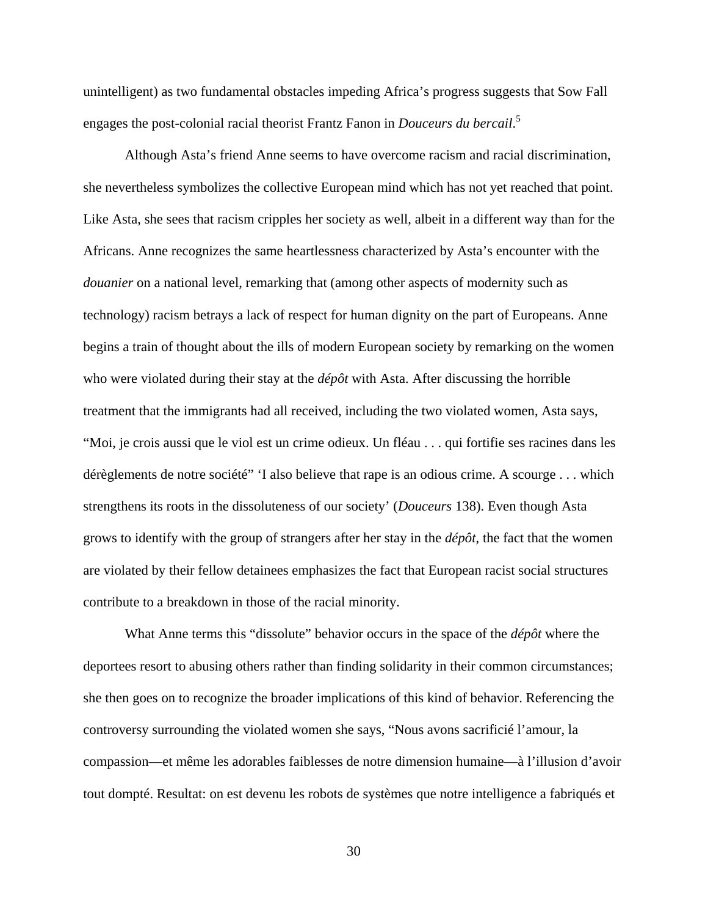unintelligent) as two fundamental obstacles impeding Africa's progress suggests that Sow Fall engages the post-colonial racial theorist Frantz Fanon in *Douceurs du bercail*.[5]

Although Asta's friend Anne seems to have overcome racism and racial discrimination, she nevertheless symbolizes the collective European mind which has not yet reached that point. Like Asta, she sees that racism cripples her society as well, albeit in a different way than for the Africans. Anne recognizes the same heartlessness characterized by Asta's encounter with the *douanier* on a national level, remarking that (among other aspects of modernity such as technology) racism betrays a lack of respect for human dignity on the part of Europeans. Anne begins a train of thought about the ills of modern European society by remarking on the women who were violated during their stay at the *dépôt* with Asta. After discussing the horrible treatment that the immigrants had all received, including the two violated women, Asta says, "Moi, je crois aussi que le viol est un crime odieux. Un fléau . . . qui fortifie ses racines dans les dérèglements de notre société" 'I also believe that rape is an odious crime. A scourge . . . which strengthens its roots in the dissoluteness of our society' (*Douceurs* 138). Even though Asta grows to identify with the group of strangers after her stay in the *dépôt*, the fact that the women are violated by their fellow detainees emphasizes the fact that European racist social structures contribute to a breakdown in those of the racial minority.

What Anne terms this "dissolute" behavior occurs in the space of the *dépôt* where the deportees resort to abusing others rather than finding solidarity in their common circumstances; she then goes on to recognize the broader implications of this kind of behavior. Referencing the controversy surrounding the violated women she says, "Nous avons sacrificié l'amour, la compassion—et même les adorables faiblesses de notre dimension humaine—à l'illusion d'avoir tout dompté. Resultat: on est devenu les robots de systèmes que notre intelligence a fabriqués et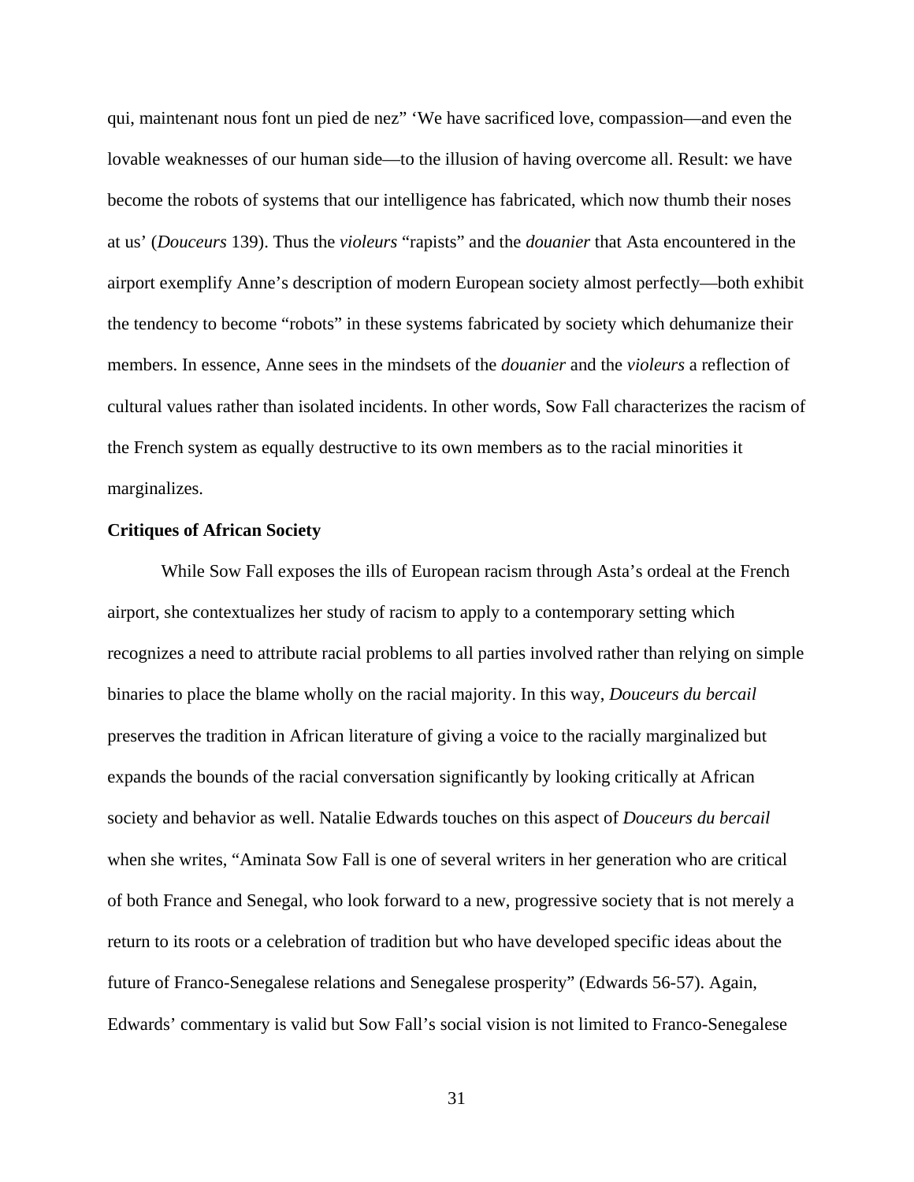qui, maintenant nous font un pied de nez" 'We have sacrificed love, compassion—and even the lovable weaknesses of our human side—to the illusion of having overcome all. Result: we have become the robots of systems that our intelligence has fabricated, which now thumb their noses at us' (*Douceurs* 139). Thus the *violeurs* "rapists" and the *douanier* that Asta encountered in the airport exemplify Anne's description of modern European society almost perfectly—both exhibit the tendency to become "robots" in these systems fabricated by society which dehumanize their members. In essence, Anne sees in the mindsets of the *douanier* and the *violeurs* a reflection of cultural values rather than isolated incidents. In other words, Sow Fall characterizes the racism of the French system as equally destructive to its own members as to the racial minorities it marginalizes.

**Critiques of African Society**

While Sow Fall exposes the ills of European racism through Asta's ordeal at the French airport, she contextualizes her study of racism to apply to a contemporary setting which recognizes a need to attribute racial problems to all parties involved rather than relying on simple binaries to place the blame wholly on the racial majority. In this way, *Douceurs du bercail* preserves the tradition in African literature of giving a voice to the racially marginalized but expands the bounds of the racial conversation significantly by looking critically at African society and behavior as well. Natalie Edwards touches on this aspect of *Douceurs du bercail* when she writes, "Aminata Sow Fall is one of several writers in her generation who are critical of both France and Senegal, who look forward to a new, progressive society that is not merely a return to its roots or a celebration of tradition but who have developed specific ideas about the future of Franco-Senegalese relations and Senegalese prosperity" (Edwards 56-57). Again, Edwards' commentary is valid but Sow Fall's social vision is not limited to Franco-Senegalese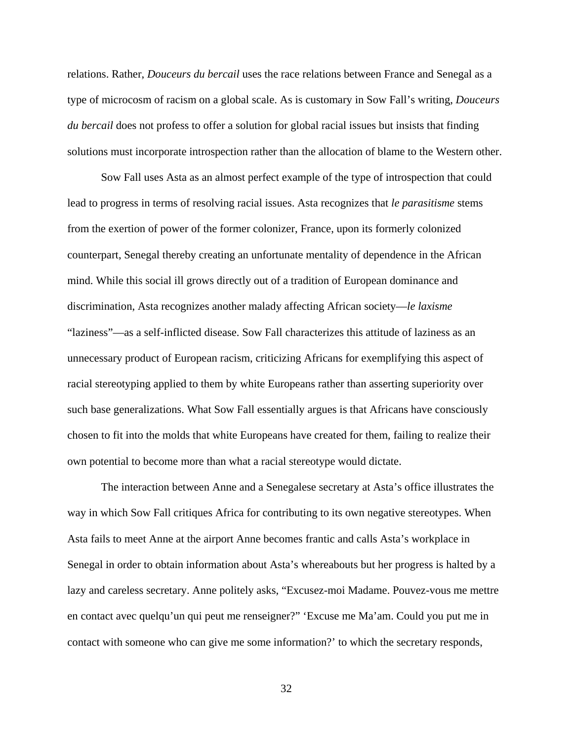relations. Rather, *Douceurs du bercail* uses the race relations between France and Senegal as a type of microcosm of racism on a global scale. As is customary in Sow Fall's writing, *Douceurs du bercail* does not profess to offer a solution for global racial issues but insists that finding solutions must incorporate introspection rather than the allocation of blame to the Western other.

Sow Fall uses Asta as an almost perfect example of the type of introspection that could lead to progress in terms of resolving racial issues. Asta recognizes that *le parasitisme* stems from the exertion of power of the former colonizer, France, upon its formerly colonized counterpart, Senegal thereby creating an unfortunate mentality of dependence in the African mind. While this social ill grows directly out of a tradition of European dominance and discrimination, Asta recognizes another malady affecting African society—*le laxisme* "laziness"—as a self-inflicted disease. Sow Fall characterizes this attitude of laziness as an unnecessary product of European racism, criticizing Africans for exemplifying this aspect of racial stereotyping applied to them by white Europeans rather than asserting superiority over such base generalizations. What Sow Fall essentially argues is that Africans have consciously chosen to fit into the molds that white Europeans have created for them, failing to realize their own potential to become more than what a racial stereotype would dictate.

The interaction between Anne and a Senegalese secretary at Asta's office illustrates the way in which Sow Fall critiques Africa for contributing to its own negative stereotypes. When Asta fails to meet Anne at the airport Anne becomes frantic and calls Asta's workplace in Senegal in order to obtain information about Asta's whereabouts but her progress is halted by a lazy and careless secretary. Anne politely asks, "Excusez-moi Madame. Pouvez-vous me mettre en contact avec quelqu'un qui peut me renseigner?" 'Excuse me Ma'am. Could you put me in contact with someone who can give me some information?' to which the secretary responds,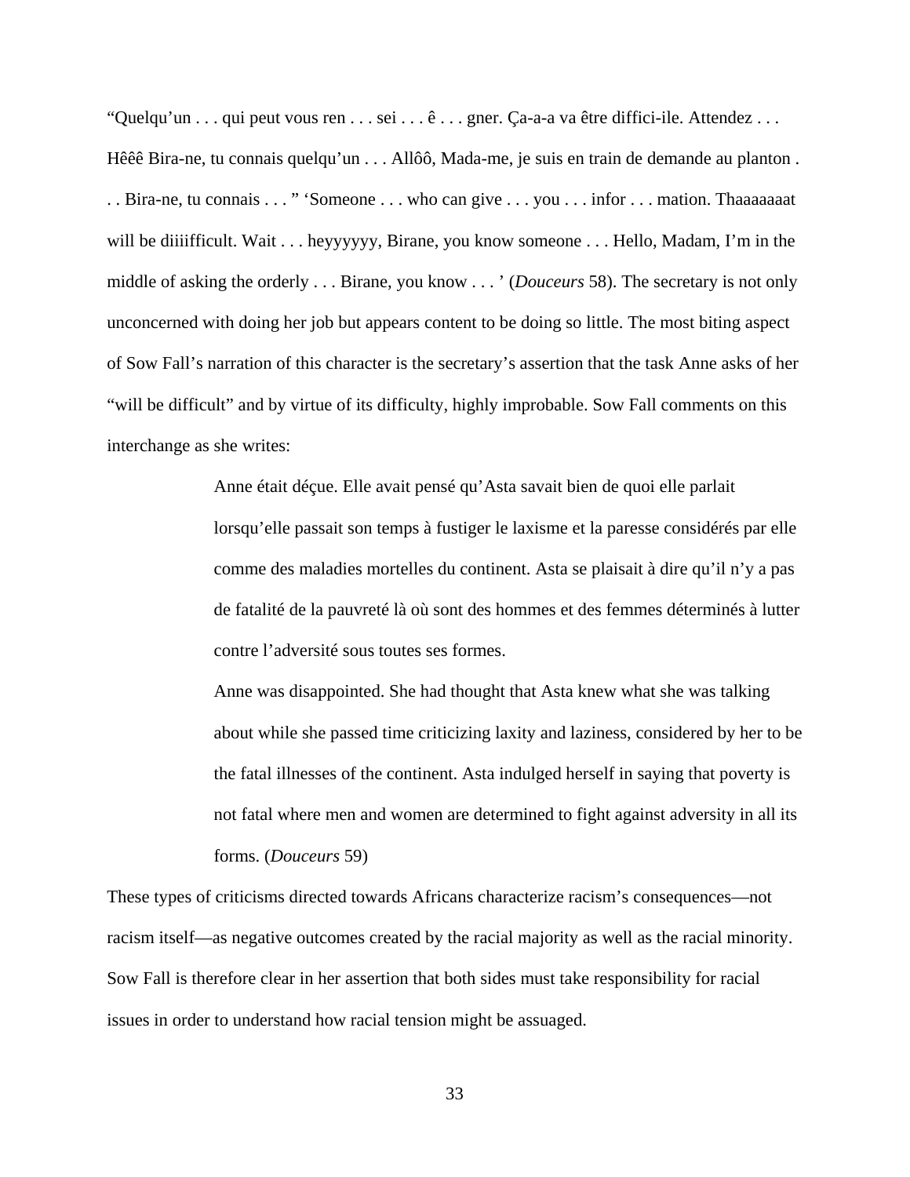"Quelqu'un . . . qui peut vous ren . . . sei . . . ê . . . gner. Ça-a-a va être diffici-ile. Attendez . . . Hêêê Bira-ne, tu connais quelqu'un . . . Allôô, Mada-me, je suis en train de demande au planton . . . Bira-ne, tu connais . . . " 'Someone . . . who can give . . . you . . . infor . . . mation. Thaaaaaaat will be diiiifficult. Wait . . . heyyyyyy, Birane, you know someone . . . Hello, Madam, I'm in the middle of asking the orderly . . . Birane, you know . . . ' (*Douceurs* 58). The secretary is not only unconcerned with doing her job but appears content to be doing so little. The most biting aspect of Sow Fall's narration of this character is the secretary's assertion that the task Anne asks of her "will be difficult" and by virtue of its difficulty, highly improbable. Sow Fall comments on this interchange as she writes:

> Anne était déçue. Elle avait pensé qu'Asta savait bien de quoi elle parlait lorsqu'elle passait son temps à fustiger le laxisme et la paresse considérés par elle comme des maladies mortelles du continent. Asta se plaisait à dire qu'il n'y a pas de fatalité de la pauvreté là où sont des hommes et des femmes déterminés à lutter contre l'adversité sous toutes ses formes.
>
> Anne was disappointed. She had thought that Asta knew what she was talking about while she passed time criticizing laxity and laziness, considered by her to be the fatal illnesses of the continent. Asta indulged herself in saying that poverty is not fatal where men and women are determined to fight against adversity in all its forms. (*Douceurs* 59)

These types of criticisms directed towards Africans characterize racism's consequences—not racism itself—as negative outcomes created by the racial majority as well as the racial minority. Sow Fall is therefore clear in her assertion that both sides must take responsibility for racial issues in order to understand how racial tension might be assuaged.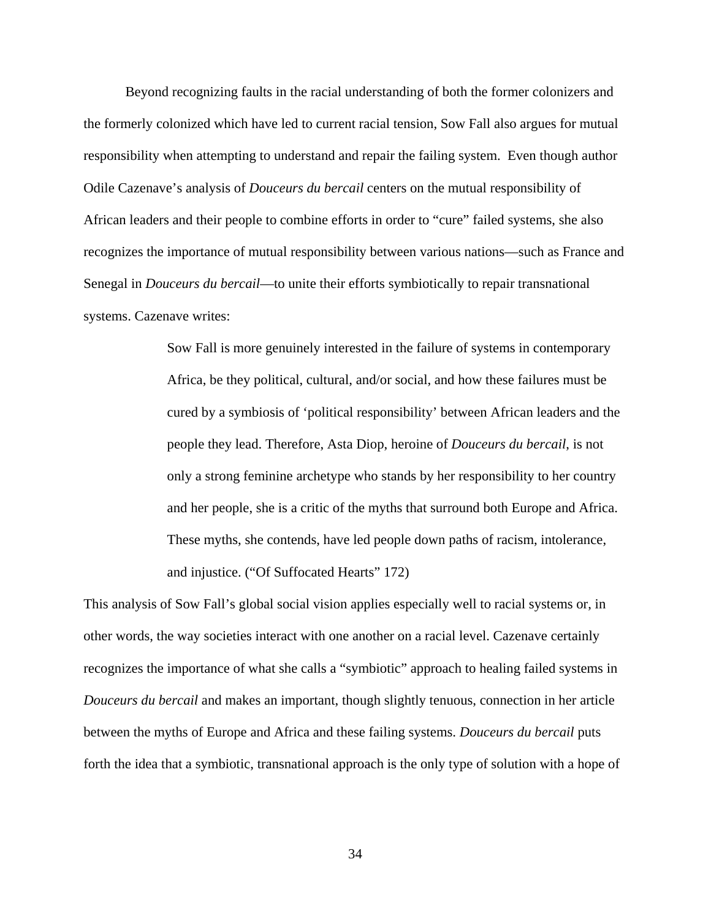Beyond recognizing faults in the racial understanding of both the former colonizers and the formerly colonized which have led to current racial tension, Sow Fall also argues for mutual responsibility when attempting to understand and repair the failing system. Even though author Odile Cazenave's analysis of *Douceurs du bercail* centers on the mutual responsibility of African leaders and their people to combine efforts in order to "cure" failed systems, she also recognizes the importance of mutual responsibility between various nations—such as France and Senegal in *Douceurs du bercail*—to unite their efforts symbiotically to repair transnational systems. Cazenave writes:

> Sow Fall is more genuinely interested in the failure of systems in contemporary Africa, be they political, cultural, and/or social, and how these failures must be cured by a symbiosis of 'political responsibility' between African leaders and the people they lead. Therefore, Asta Diop, heroine of *Douceurs du bercail*, is not only a strong feminine archetype who stands by her responsibility to her country and her people, she is a critic of the myths that surround both Europe and Africa. These myths, she contends, have led people down paths of racism, intolerance, and injustice. ("Of Suffocated Hearts" 172)

This analysis of Sow Fall's global social vision applies especially well to racial systems or, in other words, the way societies interact with one another on a racial level. Cazenave certainly recognizes the importance of what she calls a "symbiotic" approach to healing failed systems in *Douceurs du bercail* and makes an important, though slightly tenuous, connection in her article between the myths of Europe and Africa and these failing systems. *Douceurs du bercail* puts forth the idea that a symbiotic, transnational approach is the only type of solution with a hope of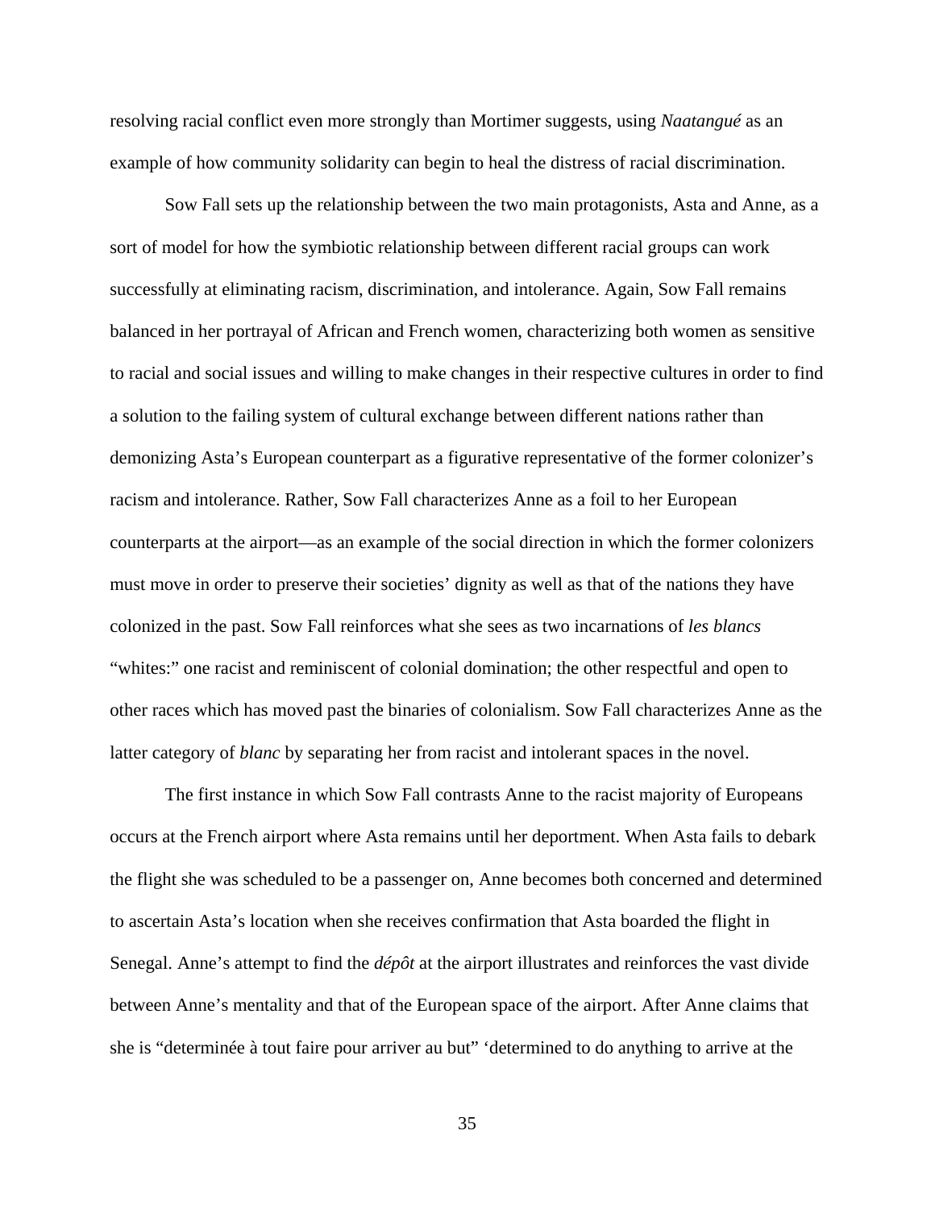resolving racial conflict even more strongly than Mortimer suggests, using *Naatangué* as an example of how community solidarity can begin to heal the distress of racial discrimination.

Sow Fall sets up the relationship between the two main protagonists, Asta and Anne, as a sort of model for how the symbiotic relationship between different racial groups can work successfully at eliminating racism, discrimination, and intolerance. Again, Sow Fall remains balanced in her portrayal of African and French women, characterizing both women as sensitive to racial and social issues and willing to make changes in their respective cultures in order to find a solution to the failing system of cultural exchange between different nations rather than demonizing Asta's European counterpart as a figurative representative of the former colonizer's racism and intolerance. Rather, Sow Fall characterizes Anne as a foil to her European counterparts at the airport—as an example of the social direction in which the former colonizers must move in order to preserve their societies' dignity as well as that of the nations they have colonized in the past. Sow Fall reinforces what she sees as two incarnations of *les blancs* "whites:" one racist and reminiscent of colonial domination; the other respectful and open to other races which has moved past the binaries of colonialism. Sow Fall characterizes Anne as the latter category of *blanc* by separating her from racist and intolerant spaces in the novel.

The first instance in which Sow Fall contrasts Anne to the racist majority of Europeans occurs at the French airport where Asta remains until her deportment. When Asta fails to debark the flight she was scheduled to be a passenger on, Anne becomes both concerned and determined to ascertain Asta's location when she receives confirmation that Asta boarded the flight in Senegal. Anne's attempt to find the *dépôt* at the airport illustrates and reinforces the vast divide between Anne's mentality and that of the European space of the airport. After Anne claims that she is "determinée à tout faire pour arriver au but" 'determined to do anything to arrive at the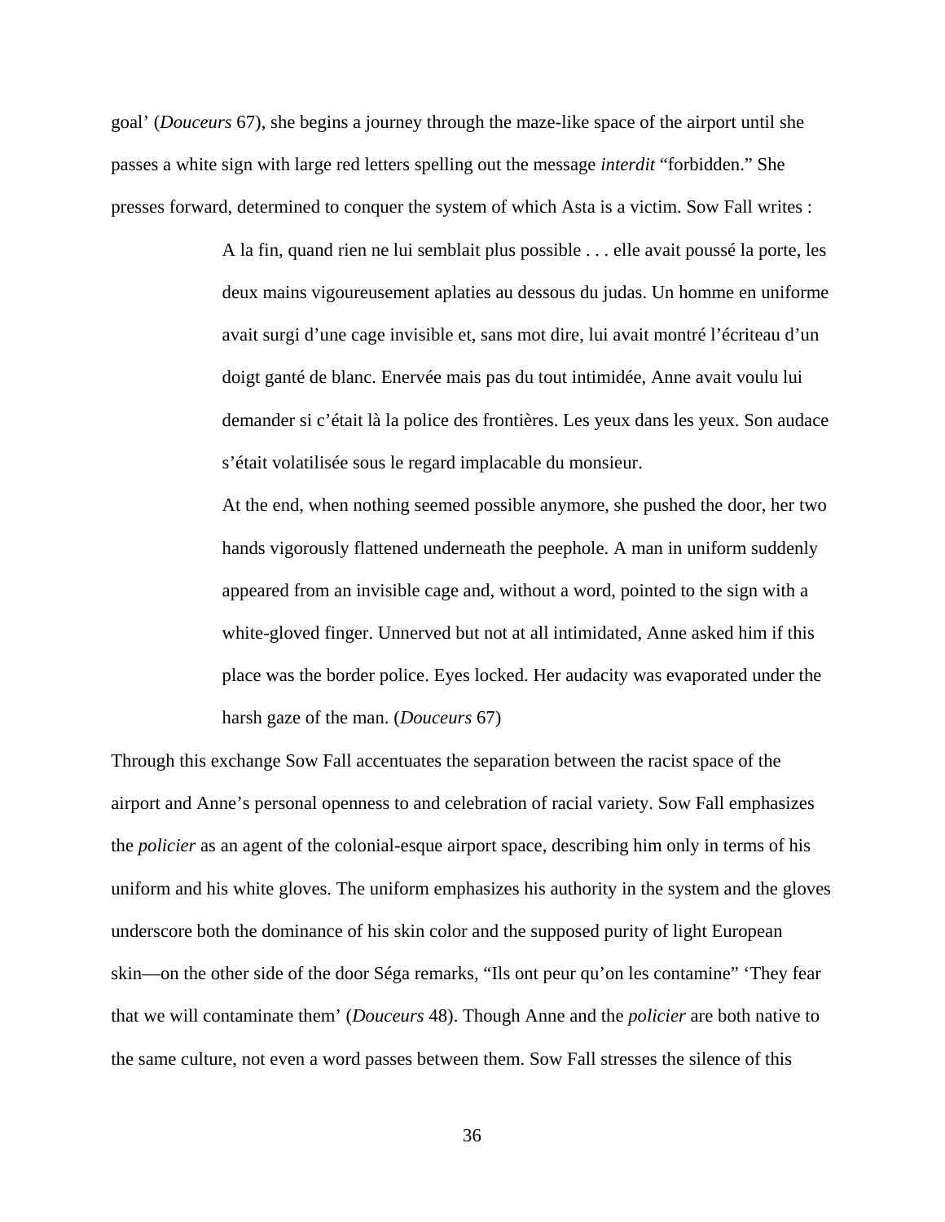goal' (*Douceurs* 67), she begins a journey through the maze-like space of the airport until she passes a white sign with large red letters spelling out the message *interdit* "forbidden." She presses forward, determined to conquer the system of which Asta is a victim. Sow Fall writes :

> A la fin, quand rien ne lui semblait plus possible . . . elle avait poussé la porte, les deux mains vigoureusement aplaties au dessous du judas. Un homme en uniforme avait surgi d'une cage invisible et, sans mot dire, lui avait montré l'écriteau d'un doigt ganté de blanc. Enervée mais pas du tout intimidée, Anne avait voulu lui demander si c'était là la police des frontières. Les yeux dans les yeux. Son audace s'était volatilisée sous le regard implacable du monsieur.
>
> At the end, when nothing seemed possible anymore, she pushed the door, her two hands vigorously flattened underneath the peephole. A man in uniform suddenly appeared from an invisible cage and, without a word, pointed to the sign with a white-gloved finger. Unnerved but not at all intimidated, Anne asked him if this place was the border police. Eyes locked. Her audacity was evaporated under the harsh gaze of the man. (*Douceurs* 67)

Through this exchange Sow Fall accentuates the separation between the racist space of the airport and Anne's personal openness to and celebration of racial variety. Sow Fall emphasizes the *policier* as an agent of the colonial-esque airport space, describing him only in terms of his uniform and his white gloves. The uniform emphasizes his authority in the system and the gloves underscore both the dominance of his skin color and the supposed purity of light European skin—on the other side of the door Séga remarks, "Ils ont peur qu'on les contamine" 'They fear that we will contaminate them' (*Douceurs* 48). Though Anne and the *policier* are both native to the same culture, not even a word passes between them. Sow Fall stresses the silence of this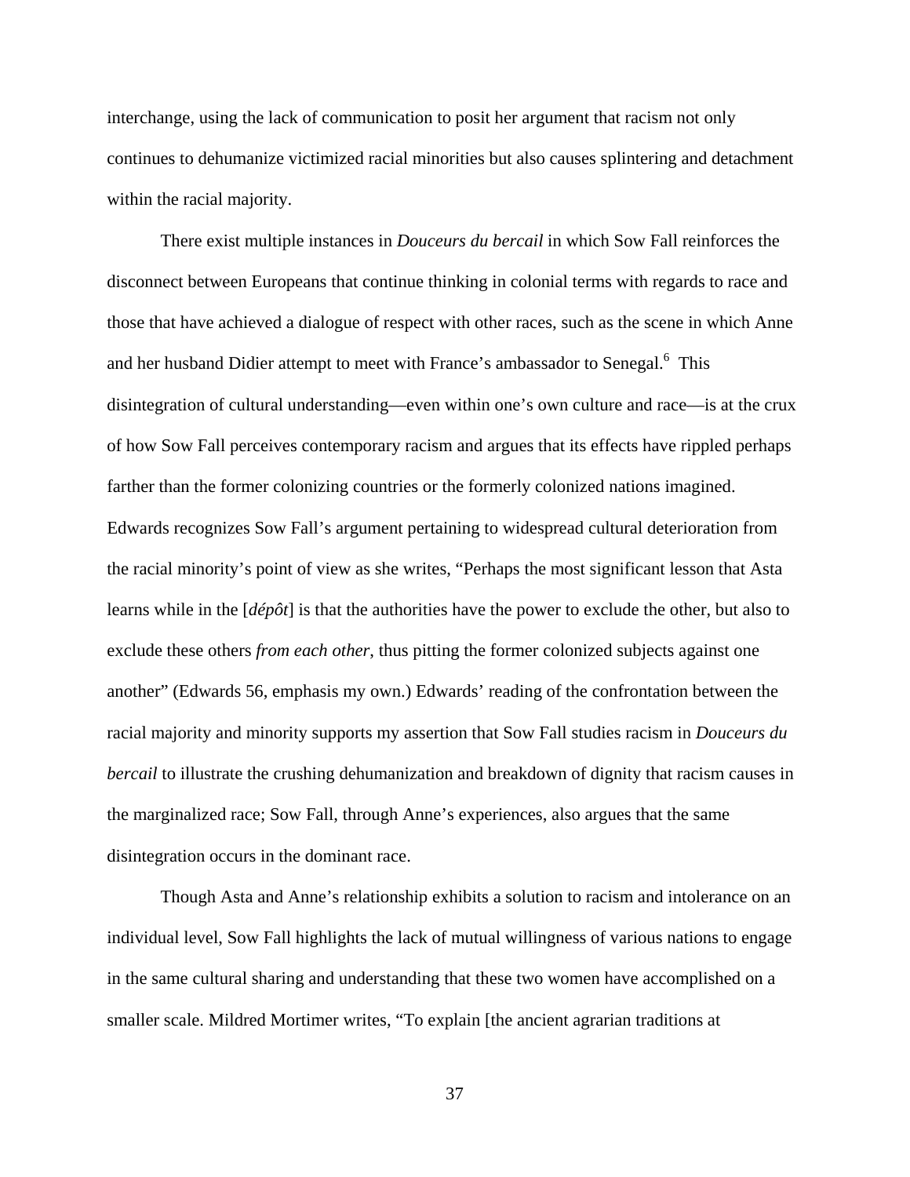interchange, using the lack of communication to posit her argument that racism not only continues to dehumanize victimized racial minorities but also causes splintering and detachment within the racial majority.

There exist multiple instances in *Douceurs du bercail* in which Sow Fall reinforces the disconnect between Europeans that continue thinking in colonial terms with regards to race and those that have achieved a dialogue of respect with other races, such as the scene in which Anne and her husband Didier attempt to meet with France's ambassador to Senegal.[6] This disintegration of cultural understanding—even within one's own culture and race—is at the crux of how Sow Fall perceives contemporary racism and argues that its effects have rippled perhaps farther than the former colonizing countries or the formerly colonized nations imagined. Edwards recognizes Sow Fall's argument pertaining to widespread cultural deterioration from the racial minority's point of view as she writes, "Perhaps the most significant lesson that Asta learns while in the [*dépôt*] is that the authorities have the power to exclude the other, but also to exclude these others *from each other*, thus pitting the former colonized subjects against one another" (Edwards 56, emphasis my own.) Edwards' reading of the confrontation between the racial majority and minority supports my assertion that Sow Fall studies racism in *Douceurs du bercail* to illustrate the crushing dehumanization and breakdown of dignity that racism causes in the marginalized race; Sow Fall, through Anne's experiences, also argues that the same disintegration occurs in the dominant race.

Though Asta and Anne's relationship exhibits a solution to racism and intolerance on an individual level, Sow Fall highlights the lack of mutual willingness of various nations to engage in the same cultural sharing and understanding that these two women have accomplished on a smaller scale. Mildred Mortimer writes, "To explain [the ancient agrarian traditions at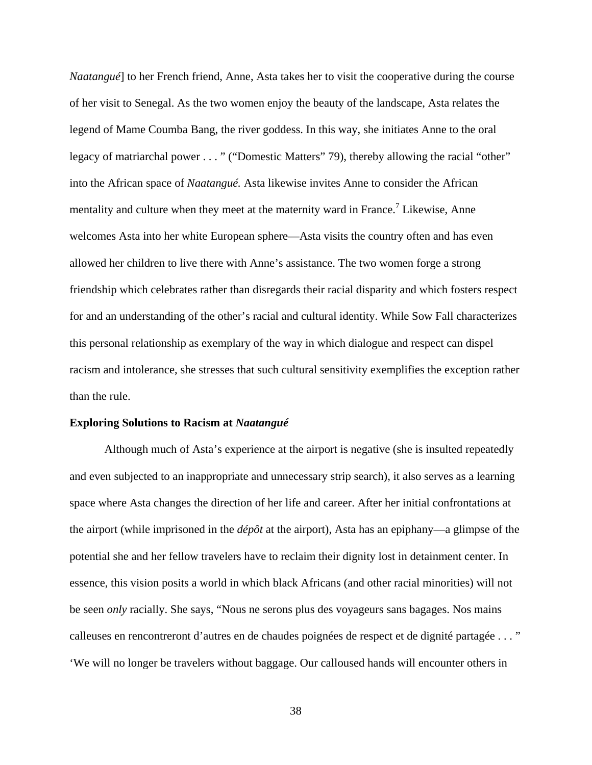*Naatangué*] to her French friend, Anne, Asta takes her to visit the cooperative during the course of her visit to Senegal. As the two women enjoy the beauty of the landscape, Asta relates the legend of Mame Coumba Bang, the river goddess. In this way, she initiates Anne to the oral legacy of matriarchal power . . . " ("Domestic Matters" 79), thereby allowing the racial "other" into the African space of *Naatangué.* Asta likewise invites Anne to consider the African mentality and culture when they meet at the maternity ward in France.[7] Likewise, Anne welcomes Asta into her white European sphere—Asta visits the country often and has even allowed her children to live there with Anne's assistance. The two women forge a strong friendship which celebrates rather than disregards their racial disparity and which fosters respect for and an understanding of the other's racial and cultural identity. While Sow Fall characterizes this personal relationship as exemplary of the way in which dialogue and respect can dispel racism and intolerance, she stresses that such cultural sensitivity exemplifies the exception rather than the rule.

**Exploring Solutions to Racism at *Naatangué***

Although much of Asta's experience at the airport is negative (she is insulted repeatedly and even subjected to an inappropriate and unnecessary strip search), it also serves as a learning space where Asta changes the direction of her life and career. After her initial confrontations at the airport (while imprisoned in the *dépôt* at the airport), Asta has an epiphany—a glimpse of the potential she and her fellow travelers have to reclaim their dignity lost in detainment center. In essence, this vision posits a world in which black Africans (and other racial minorities) will not be seen *only* racially. She says, "Nous ne serons plus des voyageurs sans bagages. Nos mains calleuses en rencontreront d'autres en de chaudes poignées de respect et de dignité partagée . . . " 'We will no longer be travelers without baggage. Our calloused hands will encounter others in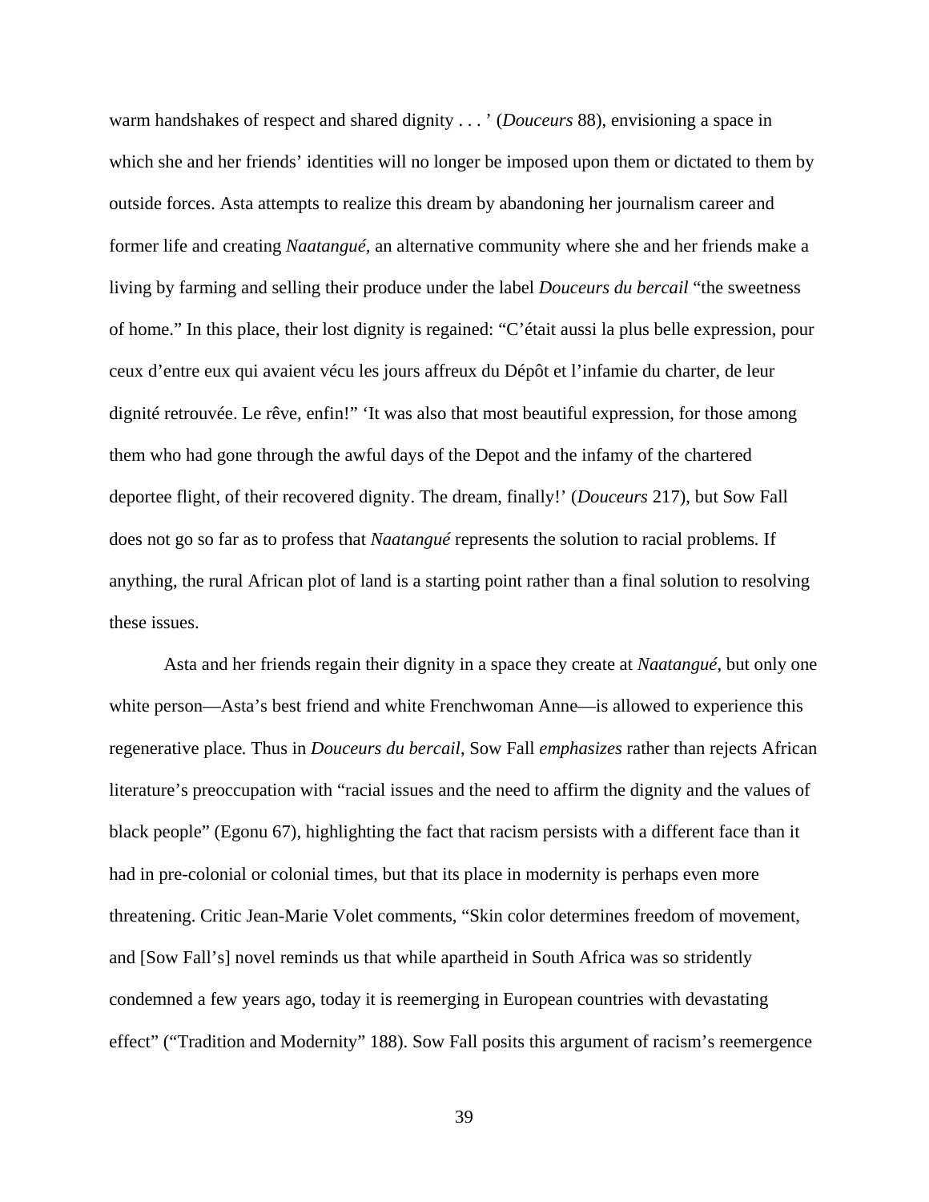warm handshakes of respect and shared dignity . . . ' (*Douceurs* 88), envisioning a space in which she and her friends' identities will no longer be imposed upon them or dictated to them by outside forces. Asta attempts to realize this dream by abandoning her journalism career and former life and creating *Naatangué,* an alternative community where she and her friends make a living by farming and selling their produce under the label *Douceurs du bercail* "the sweetness of home." In this place, their lost dignity is regained: "C'était aussi la plus belle expression, pour ceux d'entre eux qui avaient vécu les jours affreux du Dépôt et l'infamie du charter, de leur dignité retrouvée. Le rêve, enfin!" 'It was also that most beautiful expression, for those among them who had gone through the awful days of the Depot and the infamy of the chartered deportee flight, of their recovered dignity. The dream, finally!' (*Douceurs* 217), but Sow Fall does not go so far as to profess that *Naatangué* represents the solution to racial problems. If anything, the rural African plot of land is a starting point rather than a final solution to resolving these issues.

Asta and her friends regain their dignity in a space they create at *Naatangué*, but only one white person—Asta's best friend and white Frenchwoman Anne—is allowed to experience this regenerative place. Thus in *Douceurs du bercail*, Sow Fall *emphasizes* rather than rejects African literature's preoccupation with "racial issues and the need to affirm the dignity and the values of black people" (Egonu 67), highlighting the fact that racism persists with a different face than it had in pre-colonial or colonial times, but that its place in modernity is perhaps even more threatening. Critic Jean-Marie Volet comments, "Skin color determines freedom of movement, and [Sow Fall's] novel reminds us that while apartheid in South Africa was so stridently condemned a few years ago, today it is reemerging in European countries with devastating effect" ("Tradition and Modernity" 188). Sow Fall posits this argument of racism's reemergence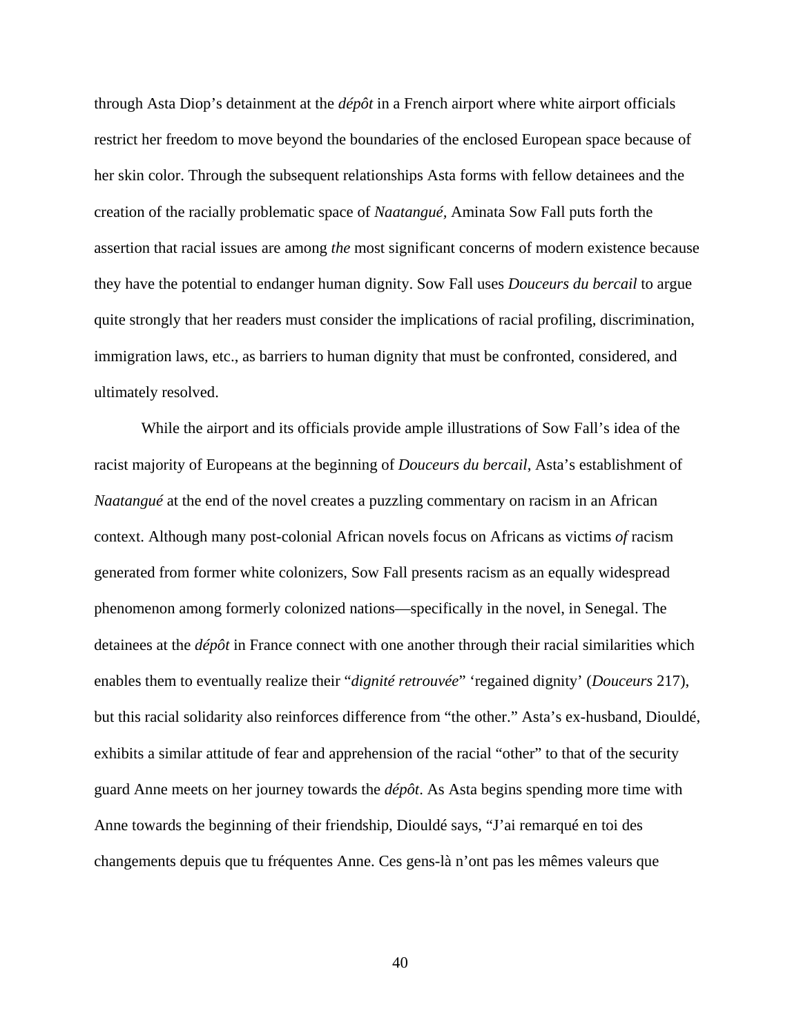through Asta Diop's detainment at the *dépôt* in a French airport where white airport officials restrict her freedom to move beyond the boundaries of the enclosed European space because of her skin color. Through the subsequent relationships Asta forms with fellow detainees and the creation of the racially problematic space of *Naatangué,* Aminata Sow Fall puts forth the assertion that racial issues are among *the* most significant concerns of modern existence because they have the potential to endanger human dignity. Sow Fall uses *Douceurs du bercail* to argue quite strongly that her readers must consider the implications of racial profiling, discrimination, immigration laws, etc., as barriers to human dignity that must be confronted, considered, and ultimately resolved.

While the airport and its officials provide ample illustrations of Sow Fall's idea of the racist majority of Europeans at the beginning of *Douceurs du bercail*, Asta's establishment of *Naatangué* at the end of the novel creates a puzzling commentary on racism in an African context. Although many post-colonial African novels focus on Africans as victims *of* racism generated from former white colonizers, Sow Fall presents racism as an equally widespread phenomenon among formerly colonized nations—specifically in the novel, in Senegal. The detainees at the *dépôt* in France connect with one another through their racial similarities which enables them to eventually realize their "*dignité retrouvée*" 'regained dignity' (*Douceurs* 217), but this racial solidarity also reinforces difference from "the other." Asta's ex-husband, Diouldé, exhibits a similar attitude of fear and apprehension of the racial "other" to that of the security guard Anne meets on her journey towards the *dépôt*. As Asta begins spending more time with Anne towards the beginning of their friendship, Diouldé says, "J'ai remarqué en toi des changements depuis que tu fréquentes Anne. Ces gens-là n'ont pas les mêmes valeurs que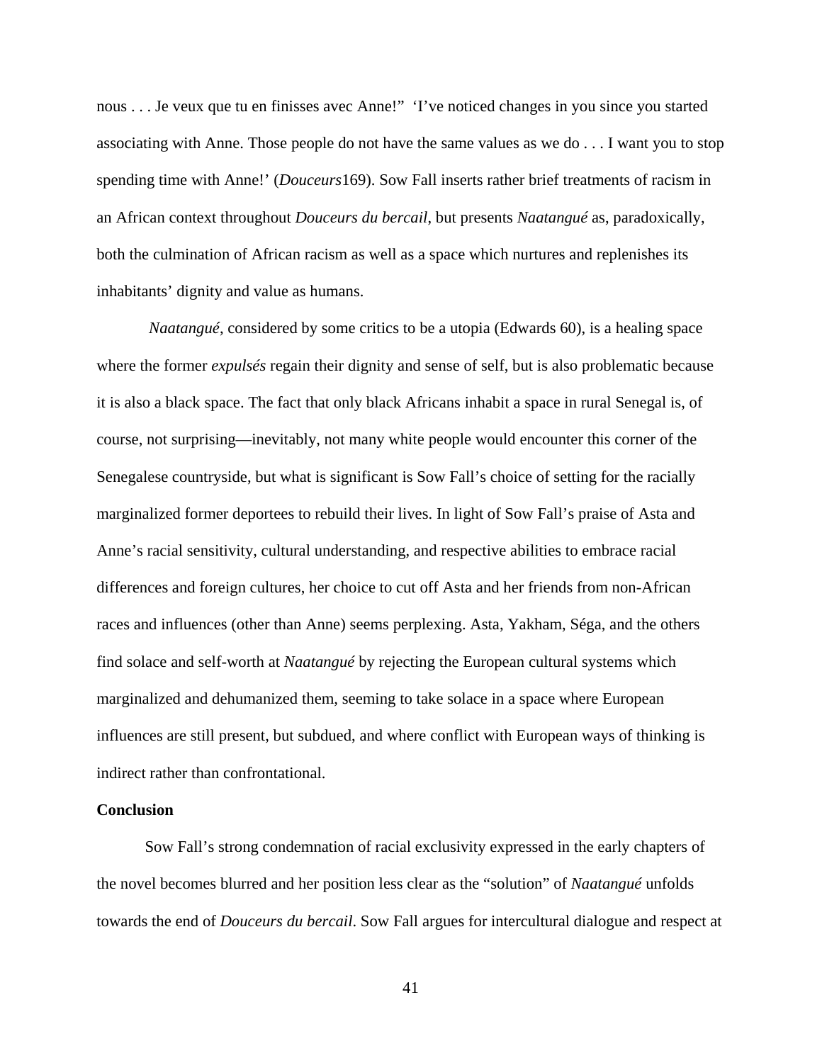nous . . . Je veux que tu en finisses avec Anne!"  'I've noticed changes in you since you started associating with Anne. Those people do not have the same values as we do . . . I want you to stop spending time with Anne!' (*Douceurs*169). Sow Fall inserts rather brief treatments of racism in an African context throughout *Douceurs du bercail*, but presents *Naatangué* as, paradoxically, both the culmination of African racism as well as a space which nurtures and replenishes its inhabitants' dignity and value as humans.

*Naatangué*, considered by some critics to be a utopia (Edwards 60), is a healing space where the former *expulsés* regain their dignity and sense of self, but is also problematic because it is also a black space. The fact that only black Africans inhabit a space in rural Senegal is, of course, not surprising—inevitably, not many white people would encounter this corner of the Senegalese countryside, but what is significant is Sow Fall's choice of setting for the racially marginalized former deportees to rebuild their lives. In light of Sow Fall's praise of Asta and Anne's racial sensitivity, cultural understanding, and respective abilities to embrace racial differences and foreign cultures, her choice to cut off Asta and her friends from non-African races and influences (other than Anne) seems perplexing. Asta, Yakham, Séga, and the others find solace and self-worth at *Naatangué* by rejecting the European cultural systems which marginalized and dehumanized them, seeming to take solace in a space where European influences are still present, but subdued, and where conflict with European ways of thinking is indirect rather than confrontational.

**Conclusion**

Sow Fall's strong condemnation of racial exclusivity expressed in the early chapters of the novel becomes blurred and her position less clear as the "solution" of *Naatangué* unfolds towards the end of *Douceurs du bercail*. Sow Fall argues for intercultural dialogue and respect at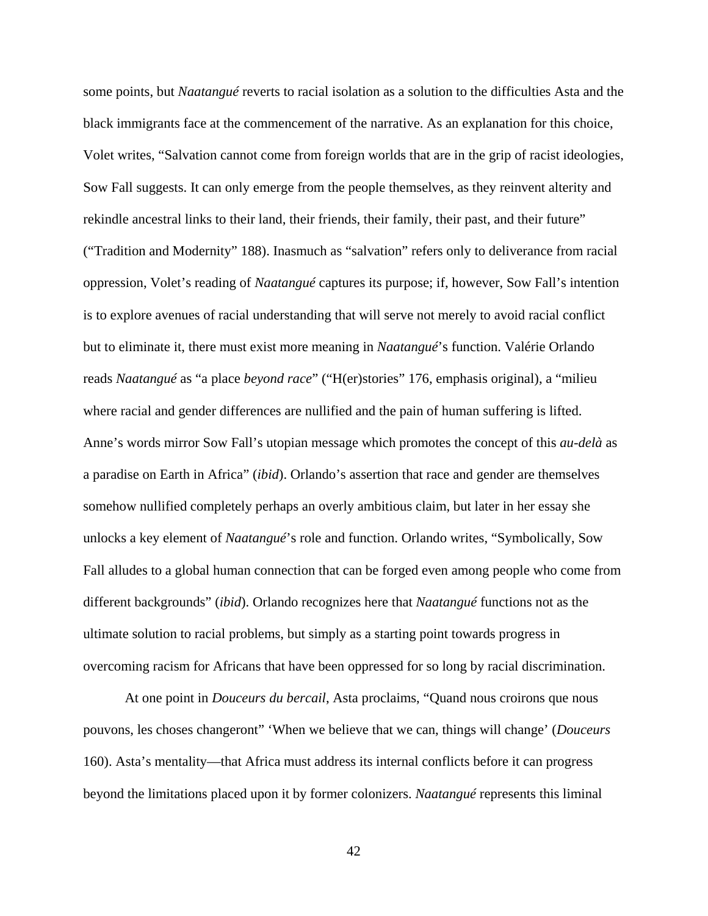some points, but *Naatangué* reverts to racial isolation as a solution to the difficulties Asta and the black immigrants face at the commencement of the narrative. As an explanation for this choice, Volet writes, "Salvation cannot come from foreign worlds that are in the grip of racist ideologies, Sow Fall suggests. It can only emerge from the people themselves, as they reinvent alterity and rekindle ancestral links to their land, their friends, their family, their past, and their future" ("Tradition and Modernity" 188). Inasmuch as "salvation" refers only to deliverance from racial oppression, Volet's reading of *Naatangué* captures its purpose; if, however, Sow Fall's intention is to explore avenues of racial understanding that will serve not merely to avoid racial conflict but to eliminate it, there must exist more meaning in *Naatangué*'s function. Valérie Orlando reads *Naatangué* as "a place *beyond race*" ("H(er)stories" 176, emphasis original), a "milieu where racial and gender differences are nullified and the pain of human suffering is lifted. Anne's words mirror Sow Fall's utopian message which promotes the concept of this *au-delà* as a paradise on Earth in Africa" (*ibid*). Orlando's assertion that race and gender are themselves somehow nullified completely perhaps an overly ambitious claim, but later in her essay she unlocks a key element of *Naatangué*'s role and function. Orlando writes, "Symbolically, Sow Fall alludes to a global human connection that can be forged even among people who come from different backgrounds" (*ibid*). Orlando recognizes here that *Naatangué* functions not as the ultimate solution to racial problems, but simply as a starting point towards progress in overcoming racism for Africans that have been oppressed for so long by racial discrimination.

At one point in *Douceurs du bercail*, Asta proclaims, "Quand nous croirons que nous pouvons, les choses changeront" 'When we believe that we can, things will change' (*Douceurs* 160). Asta's mentality—that Africa must address its internal conflicts before it can progress beyond the limitations placed upon it by former colonizers. *Naatangué* represents this liminal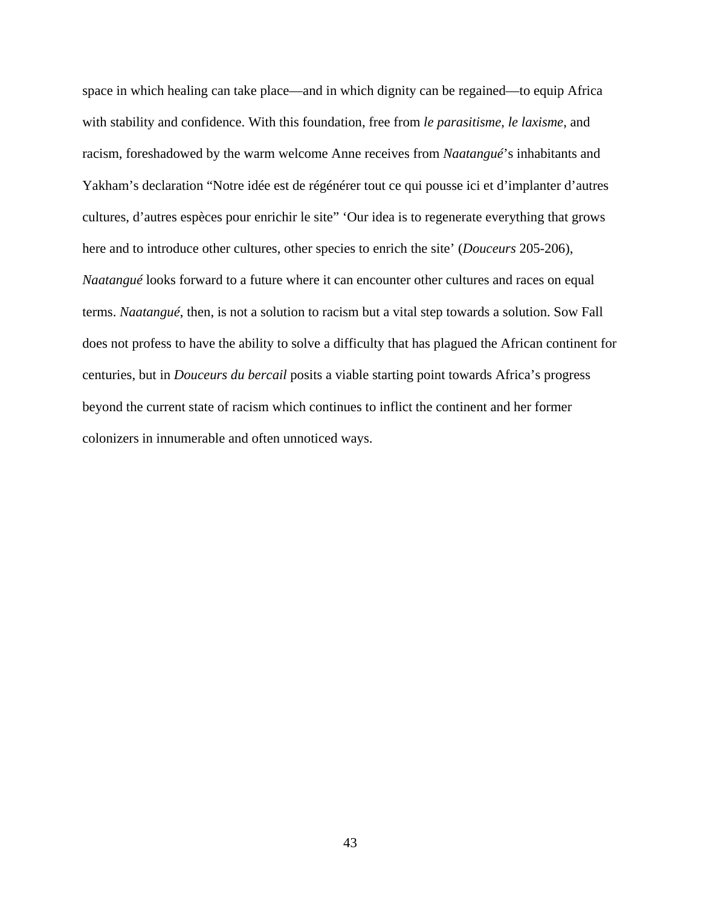space in which healing can take place—and in which dignity can be regained—to equip Africa with stability and confidence. With this foundation, free from *le parasitisme*, *le laxisme*, and racism, foreshadowed by the warm welcome Anne receives from *Naatangué*'s inhabitants and Yakham's declaration "Notre idée est de régénérer tout ce qui pousse ici et d'implanter d'autres cultures, d'autres espèces pour enrichir le site" 'Our idea is to regenerate everything that grows here and to introduce other cultures, other species to enrich the site' (*Douceurs* 205-206), *Naatangué* looks forward to a future where it can encounter other cultures and races on equal terms. *Naatangué*, then, is not a solution to racism but a vital step towards a solution. Sow Fall does not profess to have the ability to solve a difficulty that has plagued the African continent for centuries, but in *Douceurs du bercail* posits a viable starting point towards Africa's progress beyond the current state of racism which continues to inflict the continent and her former colonizers in innumerable and often unnoticed ways.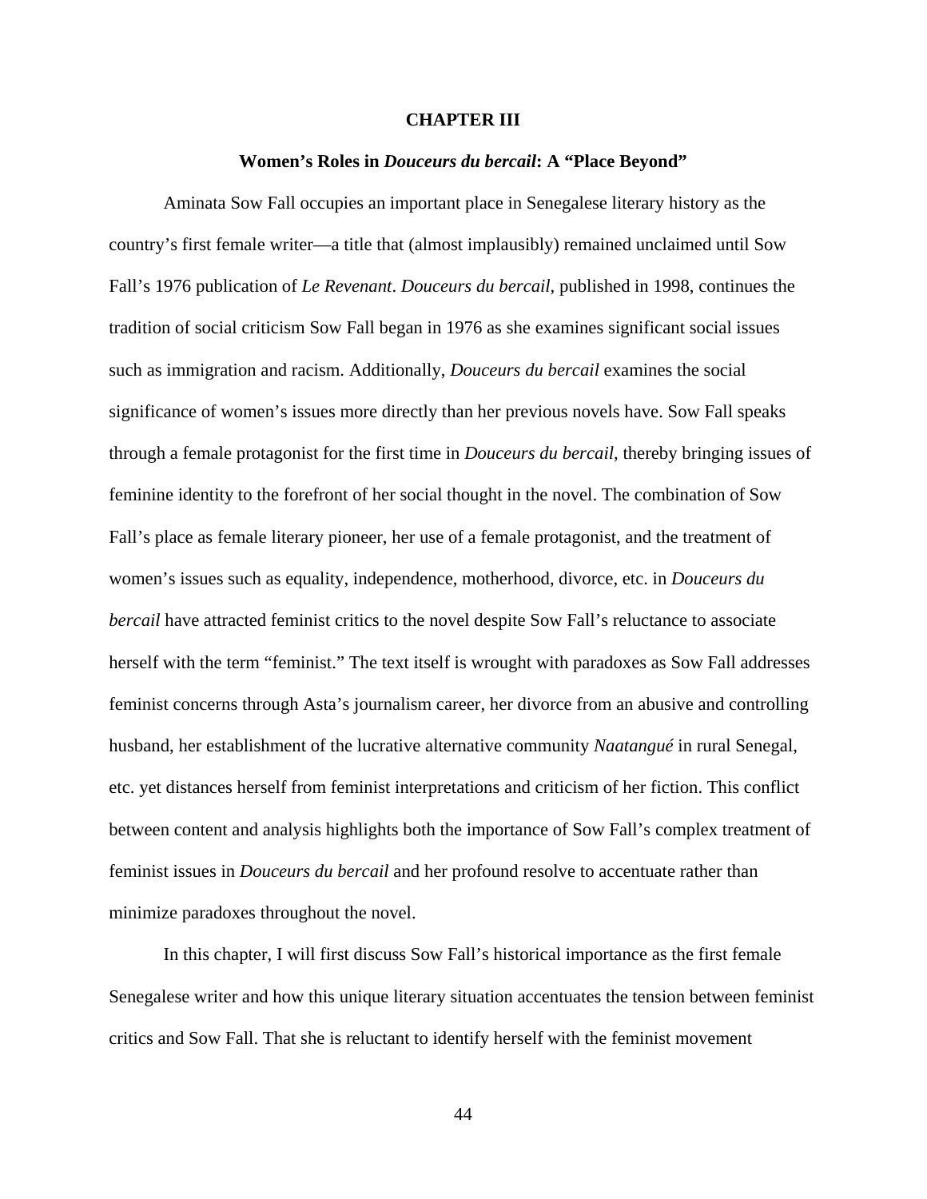# CHAPTER III

## Women's Roles in *Douceurs du bercail*: A "Place Beyond"

Aminata Sow Fall occupies an important place in Senegalese literary history as the country's first female writer—a title that (almost implausibly) remained unclaimed until Sow Fall's 1976 publication of *Le Revenant*. *Douceurs du bercail,* published in 1998, continues the tradition of social criticism Sow Fall began in 1976 as she examines significant social issues such as immigration and racism. Additionally, *Douceurs du bercail* examines the social significance of women's issues more directly than her previous novels have. Sow Fall speaks through a female protagonist for the first time in *Douceurs du bercail,* thereby bringing issues of feminine identity to the forefront of her social thought in the novel. The combination of Sow Fall's place as female literary pioneer, her use of a female protagonist, and the treatment of women's issues such as equality, independence, motherhood, divorce, etc. in *Douceurs du bercail* have attracted feminist critics to the novel despite Sow Fall's reluctance to associate herself with the term "feminist." The text itself is wrought with paradoxes as Sow Fall addresses feminist concerns through Asta's journalism career, her divorce from an abusive and controlling husband, her establishment of the lucrative alternative community *Naatangué* in rural Senegal, etc. yet distances herself from feminist interpretations and criticism of her fiction. This conflict between content and analysis highlights both the importance of Sow Fall's complex treatment of feminist issues in *Douceurs du bercail* and her profound resolve to accentuate rather than minimize paradoxes throughout the novel.

In this chapter, I will first discuss Sow Fall's historical importance as the first female Senegalese writer and how this unique literary situation accentuates the tension between feminist critics and Sow Fall. That she is reluctant to identify herself with the feminist movement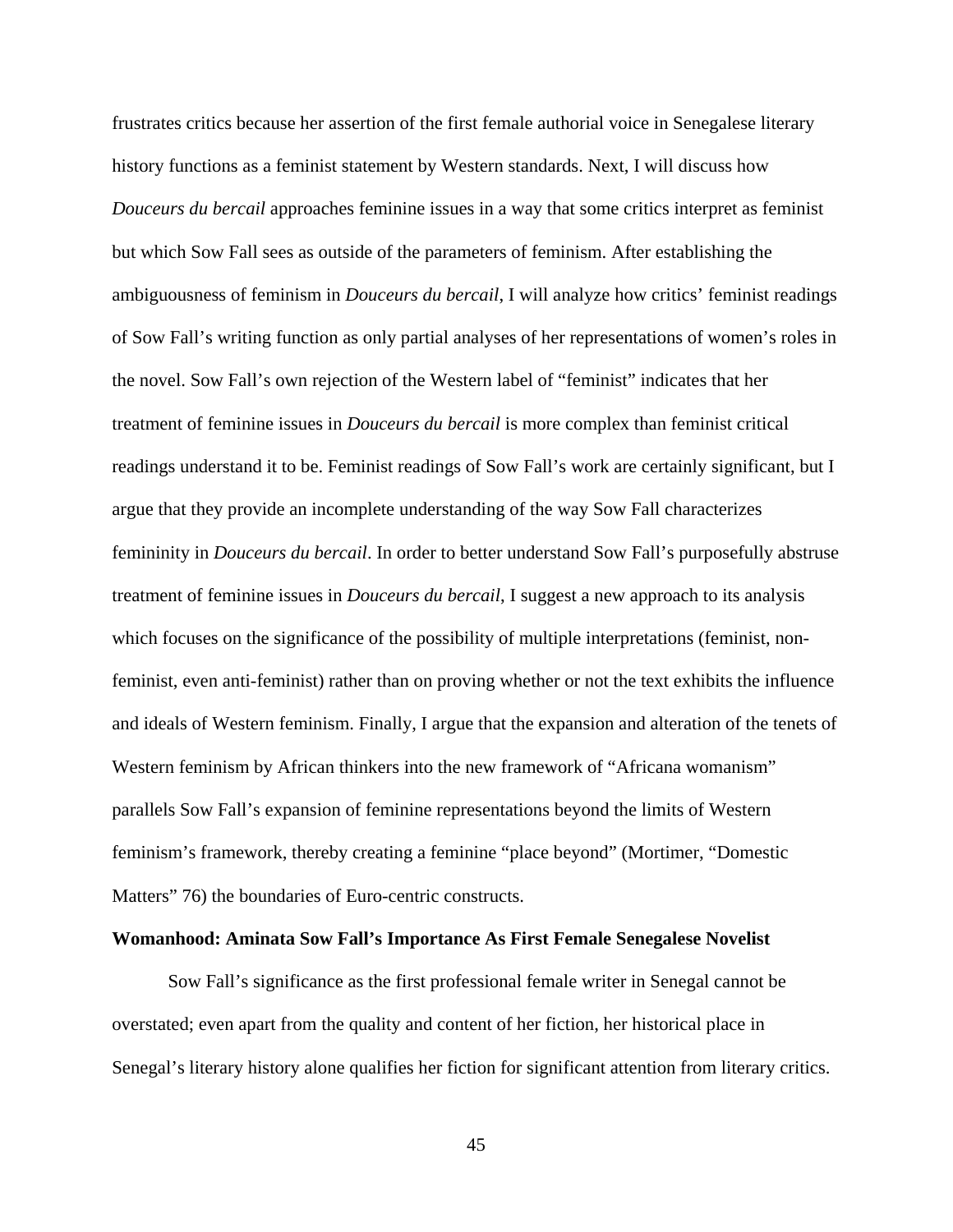frustrates critics because her assertion of the first female authorial voice in Senegalese literary history functions as a feminist statement by Western standards. Next, I will discuss how *Douceurs du bercail* approaches feminine issues in a way that some critics interpret as feminist but which Sow Fall sees as outside of the parameters of feminism. After establishing the ambiguousness of feminism in *Douceurs du bercail*, I will analyze how critics' feminist readings of Sow Fall's writing function as only partial analyses of her representations of women's roles in the novel. Sow Fall's own rejection of the Western label of "feminist" indicates that her treatment of feminine issues in *Douceurs du bercail* is more complex than feminist critical readings understand it to be. Feminist readings of Sow Fall's work are certainly significant, but I argue that they provide an incomplete understanding of the way Sow Fall characterizes femininity in *Douceurs du bercail*. In order to better understand Sow Fall's purposefully abstruse treatment of feminine issues in *Douceurs du bercail*, I suggest a new approach to its analysis which focuses on the significance of the possibility of multiple interpretations (feminist, non-feminist, even anti-feminist) rather than on proving whether or not the text exhibits the influence and ideals of Western feminism. Finally, I argue that the expansion and alteration of the tenets of Western feminism by African thinkers into the new framework of "Africana womanism" parallels Sow Fall's expansion of feminine representations beyond the limits of Western feminism's framework, thereby creating a feminine "place beyond" (Mortimer, "Domestic Matters" 76) the boundaries of Euro-centric constructs.

**Womanhood: Aminata Sow Fall's Importance As First Female Senegalese Novelist**

Sow Fall's significance as the first professional female writer in Senegal cannot be overstated; even apart from the quality and content of her fiction, her historical place in Senegal's literary history alone qualifies her fiction for significant attention from literary critics.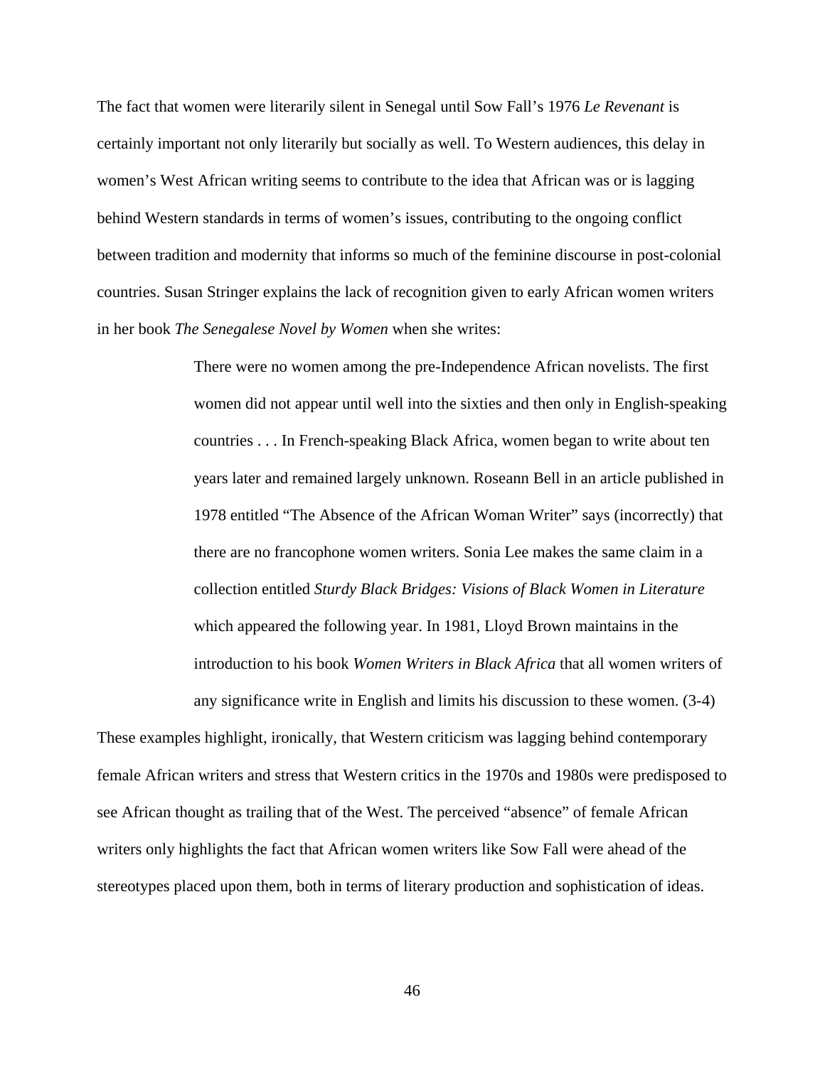The fact that women were literarily silent in Senegal until Sow Fall's 1976 *Le Revenant* is certainly important not only literarily but socially as well. To Western audiences, this delay in women's West African writing seems to contribute to the idea that African was or is lagging behind Western standards in terms of women's issues, contributing to the ongoing conflict between tradition and modernity that informs so much of the feminine discourse in post-colonial countries. Susan Stringer explains the lack of recognition given to early African women writers in her book *The Senegalese Novel by Women* when she writes:

> There were no women among the pre-Independence African novelists. The first women did not appear until well into the sixties and then only in English-speaking countries . . . In French-speaking Black Africa, women began to write about ten years later and remained largely unknown. Roseann Bell in an article published in 1978 entitled "The Absence of the African Woman Writer" says (incorrectly) that there are no francophone women writers. Sonia Lee makes the same claim in a collection entitled *Sturdy Black Bridges: Visions of Black Women in Literature* which appeared the following year. In 1981, Lloyd Brown maintains in the introduction to his book *Women Writers in Black Africa* that all women writers of any significance write in English and limits his discussion to these women. (3-4)

These examples highlight, ironically, that Western criticism was lagging behind contemporary female African writers and stress that Western critics in the 1970s and 1980s were predisposed to see African thought as trailing that of the West. The perceived "absence" of female African writers only highlights the fact that African women writers like Sow Fall were ahead of the stereotypes placed upon them, both in terms of literary production and sophistication of ideas.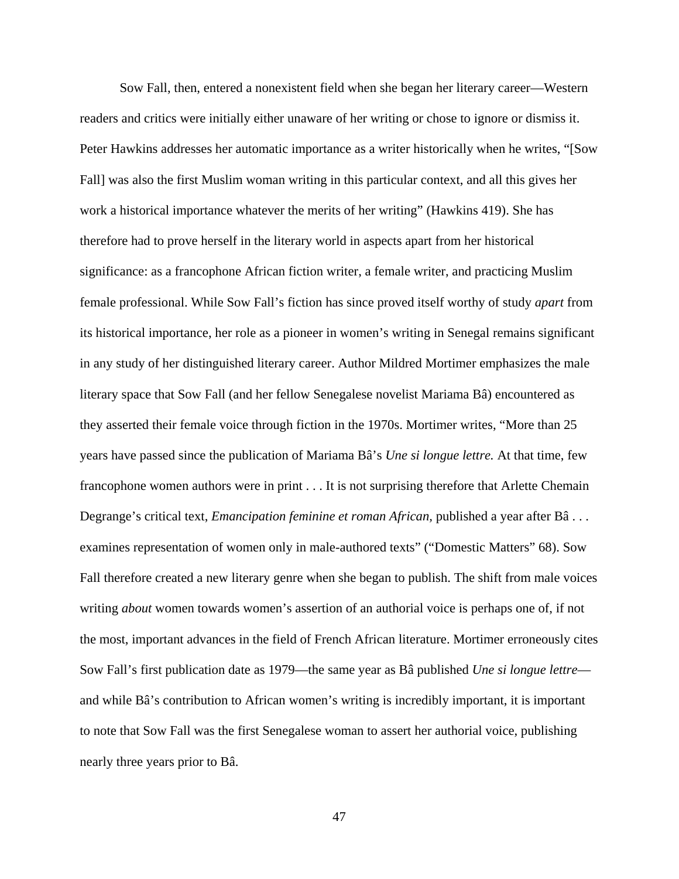Sow Fall, then, entered a nonexistent field when she began her literary career—Western readers and critics were initially either unaware of her writing or chose to ignore or dismiss it. Peter Hawkins addresses her automatic importance as a writer historically when he writes, "[Sow Fall] was also the first Muslim woman writing in this particular context, and all this gives her work a historical importance whatever the merits of her writing" (Hawkins 419). She has therefore had to prove herself in the literary world in aspects apart from her historical significance: as a francophone African fiction writer, a female writer, and practicing Muslim female professional. While Sow Fall's fiction has since proved itself worthy of study *apart* from its historical importance, her role as a pioneer in women's writing in Senegal remains significant in any study of her distinguished literary career. Author Mildred Mortimer emphasizes the male literary space that Sow Fall (and her fellow Senegalese novelist Mariama Bâ) encountered as they asserted their female voice through fiction in the 1970s. Mortimer writes, "More than 25 years have passed since the publication of Mariama Bâ's *Une si longue lettre.* At that time, few francophone women authors were in print . . . It is not surprising therefore that Arlette Chemain Degrange's critical text, *Emancipation feminine et roman African,* published a year after Bâ . . . examines representation of women only in male-authored texts" ("Domestic Matters" 68). Sow Fall therefore created a new literary genre when she began to publish. The shift from male voices writing *about* women towards women's assertion of an authorial voice is perhaps one of, if not the most, important advances in the field of French African literature. Mortimer erroneously cites Sow Fall's first publication date as 1979—the same year as Bâ published *Une si longue lettre*—and while Bâ's contribution to African women's writing is incredibly important, it is important to note that Sow Fall was the first Senegalese woman to assert her authorial voice, publishing nearly three years prior to Bâ.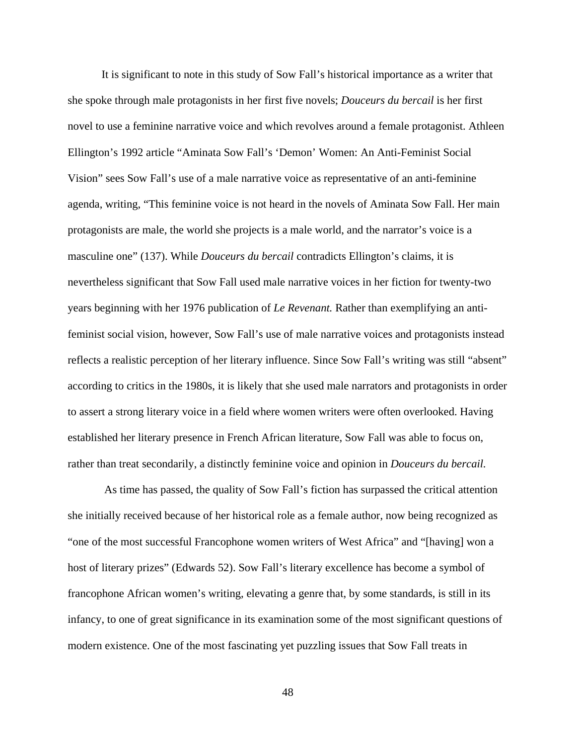It is significant to note in this study of Sow Fall's historical importance as a writer that she spoke through male protagonists in her first five novels; *Douceurs du bercail* is her first novel to use a feminine narrative voice and which revolves around a female protagonist. Athleen Ellington's 1992 article "Aminata Sow Fall's 'Demon' Women: An Anti-Feminist Social Vision" sees Sow Fall's use of a male narrative voice as representative of an anti-feminine agenda, writing, "This feminine voice is not heard in the novels of Aminata Sow Fall. Her main protagonists are male, the world she projects is a male world, and the narrator's voice is a masculine one" (137). While *Douceurs du bercail* contradicts Ellington's claims, it is nevertheless significant that Sow Fall used male narrative voices in her fiction for twenty-two years beginning with her 1976 publication of *Le Revenant.* Rather than exemplifying an anti-feminist social vision, however, Sow Fall's use of male narrative voices and protagonists instead reflects a realistic perception of her literary influence. Since Sow Fall's writing was still "absent" according to critics in the 1980s, it is likely that she used male narrators and protagonists in order to assert a strong literary voice in a field where women writers were often overlooked. Having established her literary presence in French African literature, Sow Fall was able to focus on, rather than treat secondarily, a distinctly feminine voice and opinion in *Douceurs du bercail.*

As time has passed, the quality of Sow Fall's fiction has surpassed the critical attention she initially received because of her historical role as a female author, now being recognized as "one of the most successful Francophone women writers of West Africa" and "[having] won a host of literary prizes" (Edwards 52). Sow Fall's literary excellence has become a symbol of francophone African women's writing, elevating a genre that, by some standards, is still in its infancy, to one of great significance in its examination some of the most significant questions of modern existence. One of the most fascinating yet puzzling issues that Sow Fall treats in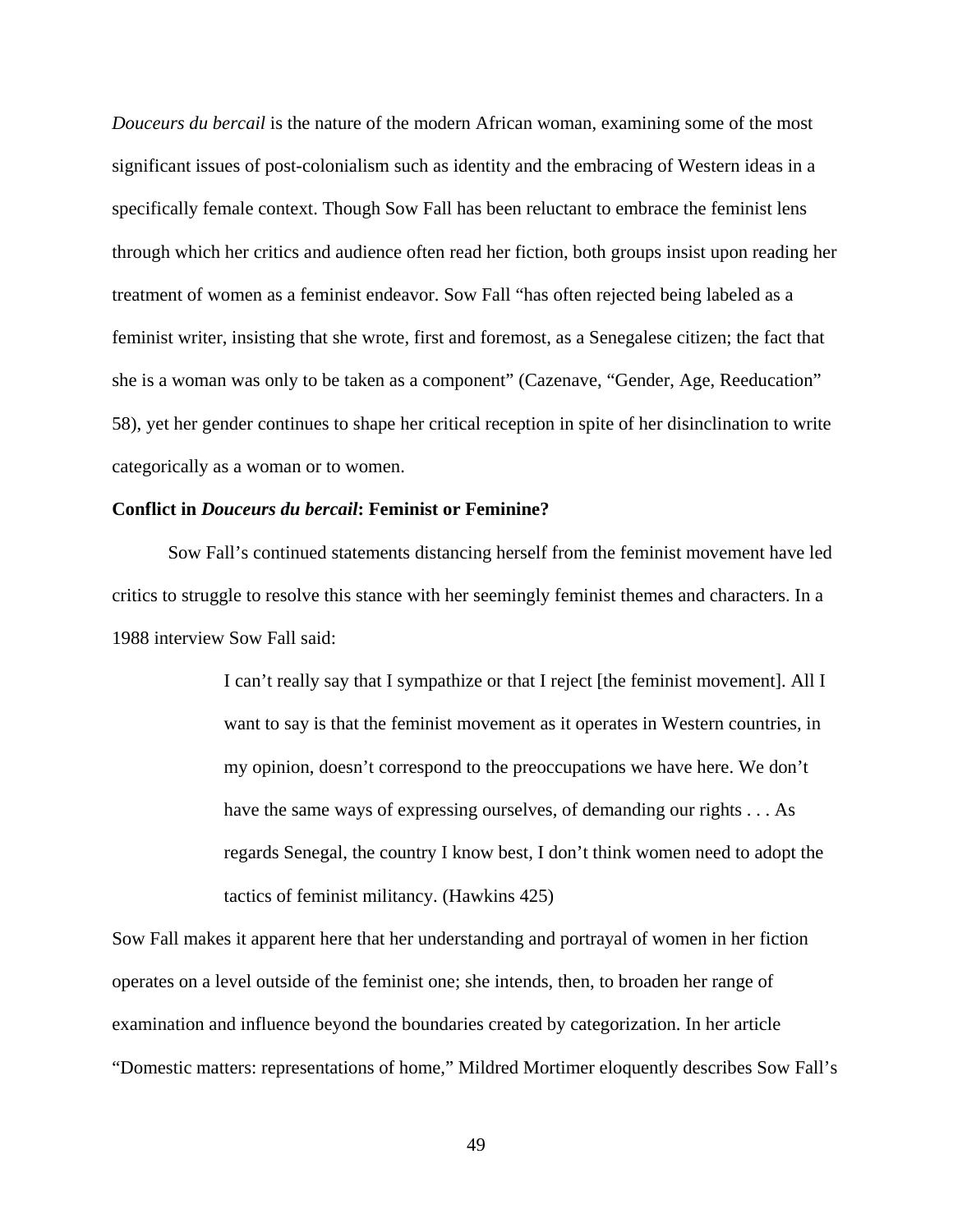*Douceurs du bercail* is the nature of the modern African woman, examining some of the most significant issues of post-colonialism such as identity and the embracing of Western ideas in a specifically female context. Though Sow Fall has been reluctant to embrace the feminist lens through which her critics and audience often read her fiction, both groups insist upon reading her treatment of women as a feminist endeavor. Sow Fall "has often rejected being labeled as a feminist writer, insisting that she wrote, first and foremost, as a Senegalese citizen; the fact that she is a woman was only to be taken as a component" (Cazenave, "Gender, Age, Reeducation" 58), yet her gender continues to shape her critical reception in spite of her disinclination to write categorically as a woman or to women.

**Conflict in *Douceurs du bercail*: Feminist or Feminine?**

Sow Fall's continued statements distancing herself from the feminist movement have led critics to struggle to resolve this stance with her seemingly feminist themes and characters. In a 1988 interview Sow Fall said:

> I can't really say that I sympathize or that I reject [the feminist movement]. All I want to say is that the feminist movement as it operates in Western countries, in my opinion, doesn't correspond to the preoccupations we have here. We don't have the same ways of expressing ourselves, of demanding our rights . . . As regards Senegal, the country I know best, I don't think women need to adopt the tactics of feminist militancy. (Hawkins 425)

Sow Fall makes it apparent here that her understanding and portrayal of women in her fiction operates on a level outside of the feminist one; she intends, then, to broaden her range of examination and influence beyond the boundaries created by categorization. In her article "Domestic matters: representations of home," Mildred Mortimer eloquently describes Sow Fall's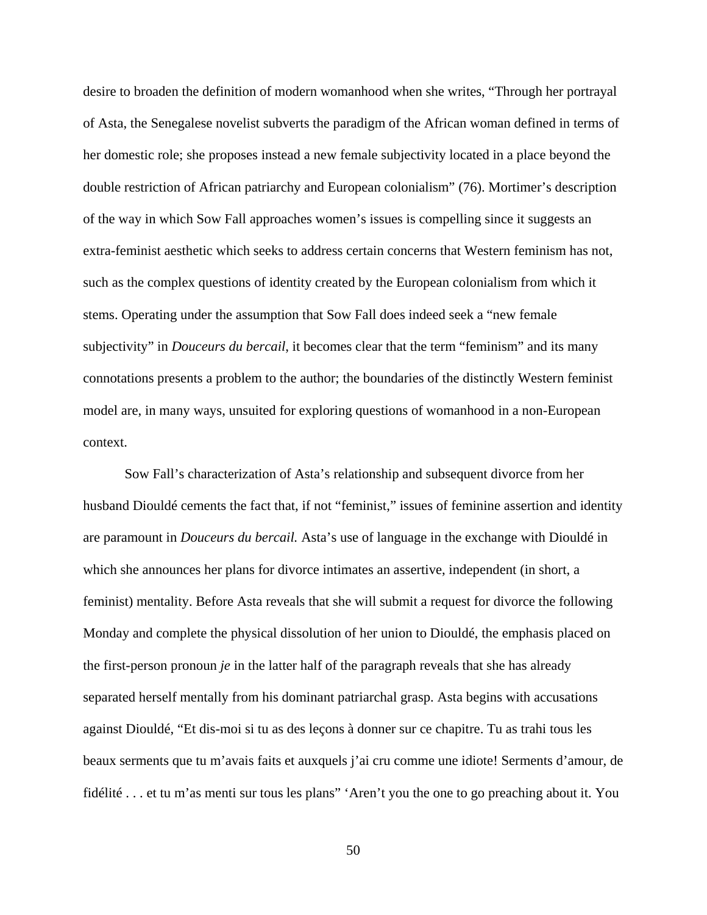desire to broaden the definition of modern womanhood when she writes, "Through her portrayal of Asta, the Senegalese novelist subverts the paradigm of the African woman defined in terms of her domestic role; she proposes instead a new female subjectivity located in a place beyond the double restriction of African patriarchy and European colonialism" (76). Mortimer's description of the way in which Sow Fall approaches women's issues is compelling since it suggests an extra-feminist aesthetic which seeks to address certain concerns that Western feminism has not, such as the complex questions of identity created by the European colonialism from which it stems. Operating under the assumption that Sow Fall does indeed seek a "new female subjectivity" in *Douceurs du bercail*, it becomes clear that the term "feminism" and its many connotations presents a problem to the author; the boundaries of the distinctly Western feminist model are, in many ways, unsuited for exploring questions of womanhood in a non-European context.

Sow Fall's characterization of Asta's relationship and subsequent divorce from her husband Diouldé cements the fact that, if not "feminist," issues of feminine assertion and identity are paramount in *Douceurs du bercail.* Asta's use of language in the exchange with Diouldé in which she announces her plans for divorce intimates an assertive, independent (in short, a feminist) mentality. Before Asta reveals that she will submit a request for divorce the following Monday and complete the physical dissolution of her union to Diouldé, the emphasis placed on the first-person pronoun *je* in the latter half of the paragraph reveals that she has already separated herself mentally from his dominant patriarchal grasp. Asta begins with accusations against Diouldé, "Et dis-moi si tu as des leçons à donner sur ce chapitre. Tu as trahi tous les beaux serments que tu m'avais faits et auxquels j'ai cru comme une idiote! Serments d'amour, de fidélité . . . et tu m'as menti sur tous les plans" 'Aren't you the one to go preaching about it. You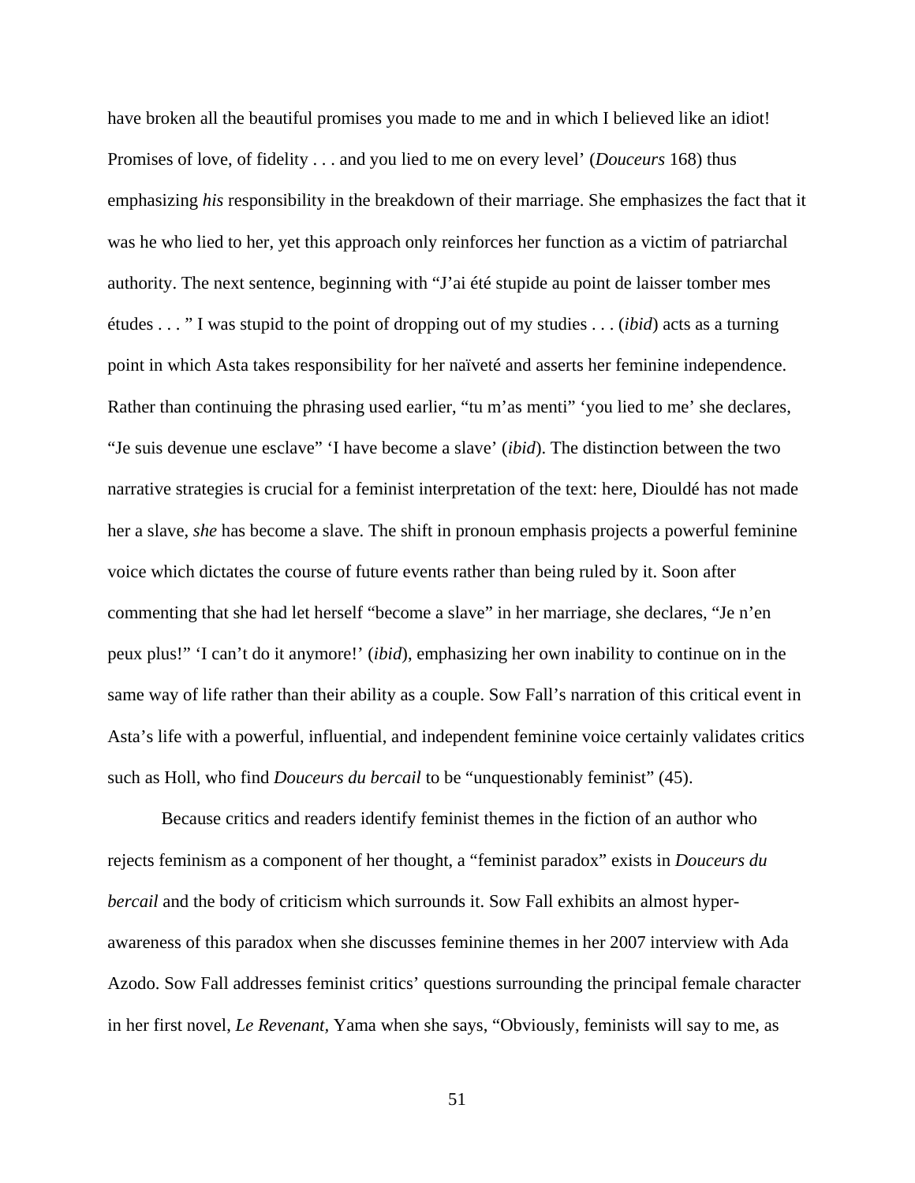have broken all the beautiful promises you made to me and in which I believed like an idiot! Promises of love, of fidelity . . . and you lied to me on every level' (*Douceurs* 168) thus emphasizing *his* responsibility in the breakdown of their marriage. She emphasizes the fact that it was he who lied to her, yet this approach only reinforces her function as a victim of patriarchal authority. The next sentence, beginning with "J'ai été stupide au point de laisser tomber mes études . . . " I was stupid to the point of dropping out of my studies . . . (*ibid*) acts as a turning point in which Asta takes responsibility for her naïveté and asserts her feminine independence. Rather than continuing the phrasing used earlier, "tu m'as menti" 'you lied to me' she declares, "Je suis devenue une esclave" 'I have become a slave' (*ibid*). The distinction between the two narrative strategies is crucial for a feminist interpretation of the text: here, Diouldé has not made her a slave, *she* has become a slave. The shift in pronoun emphasis projects a powerful feminine voice which dictates the course of future events rather than being ruled by it. Soon after commenting that she had let herself "become a slave" in her marriage, she declares, "Je n'en peux plus!" 'I can't do it anymore!' (*ibid*), emphasizing her own inability to continue on in the same way of life rather than their ability as a couple. Sow Fall's narration of this critical event in Asta's life with a powerful, influential, and independent feminine voice certainly validates critics such as Holl, who find *Douceurs du bercail* to be "unquestionably feminist" (45).

Because critics and readers identify feminist themes in the fiction of an author who rejects feminism as a component of her thought, a "feminist paradox" exists in *Douceurs du bercail* and the body of criticism which surrounds it. Sow Fall exhibits an almost hyper-awareness of this paradox when she discusses feminine themes in her 2007 interview with Ada Azodo. Sow Fall addresses feminist critics' questions surrounding the principal female character in her first novel, *Le Revenant,* Yama when she says, "Obviously, feminists will say to me, as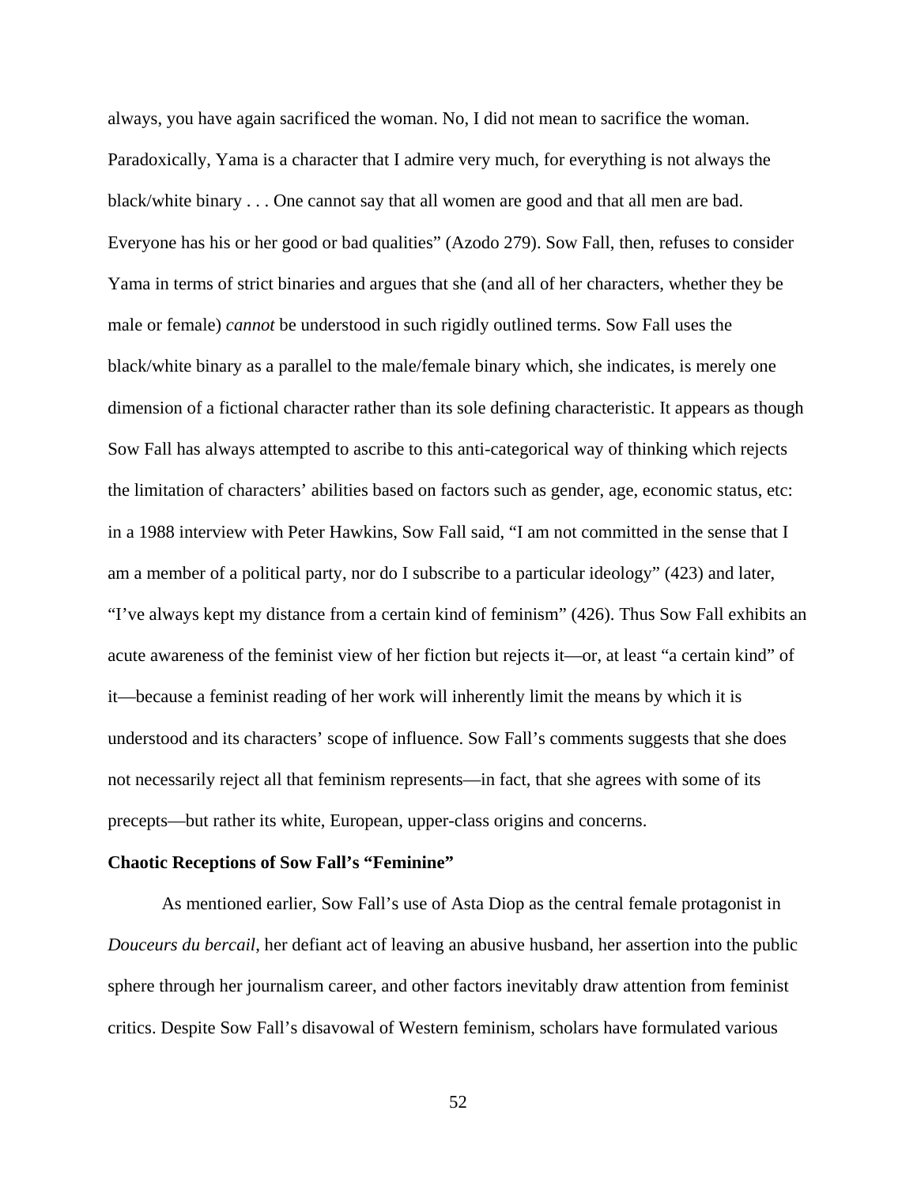always, you have again sacrificed the woman. No, I did not mean to sacrifice the woman. Paradoxically, Yama is a character that I admire very much, for everything is not always the black/white binary . . . One cannot say that all women are good and that all men are bad. Everyone has his or her good or bad qualities" (Azodo 279). Sow Fall, then, refuses to consider Yama in terms of strict binaries and argues that she (and all of her characters, whether they be male or female) *cannot* be understood in such rigidly outlined terms. Sow Fall uses the black/white binary as a parallel to the male/female binary which, she indicates, is merely one dimension of a fictional character rather than its sole defining characteristic. It appears as though Sow Fall has always attempted to ascribe to this anti-categorical way of thinking which rejects the limitation of characters' abilities based on factors such as gender, age, economic status, etc: in a 1988 interview with Peter Hawkins, Sow Fall said, "I am not committed in the sense that I am a member of a political party, nor do I subscribe to a particular ideology" (423) and later, "I've always kept my distance from a certain kind of feminism" (426). Thus Sow Fall exhibits an acute awareness of the feminist view of her fiction but rejects it—or, at least "a certain kind" of it—because a feminist reading of her work will inherently limit the means by which it is understood and its characters' scope of influence. Sow Fall's comments suggests that she does not necessarily reject all that feminism represents—in fact, that she agrees with some of its precepts—but rather its white, European, upper-class origins and concerns.

**Chaotic Receptions of Sow Fall's "Feminine"**

As mentioned earlier, Sow Fall's use of Asta Diop as the central female protagonist in *Douceurs du bercail*, her defiant act of leaving an abusive husband, her assertion into the public sphere through her journalism career, and other factors inevitably draw attention from feminist critics. Despite Sow Fall's disavowal of Western feminism, scholars have formulated various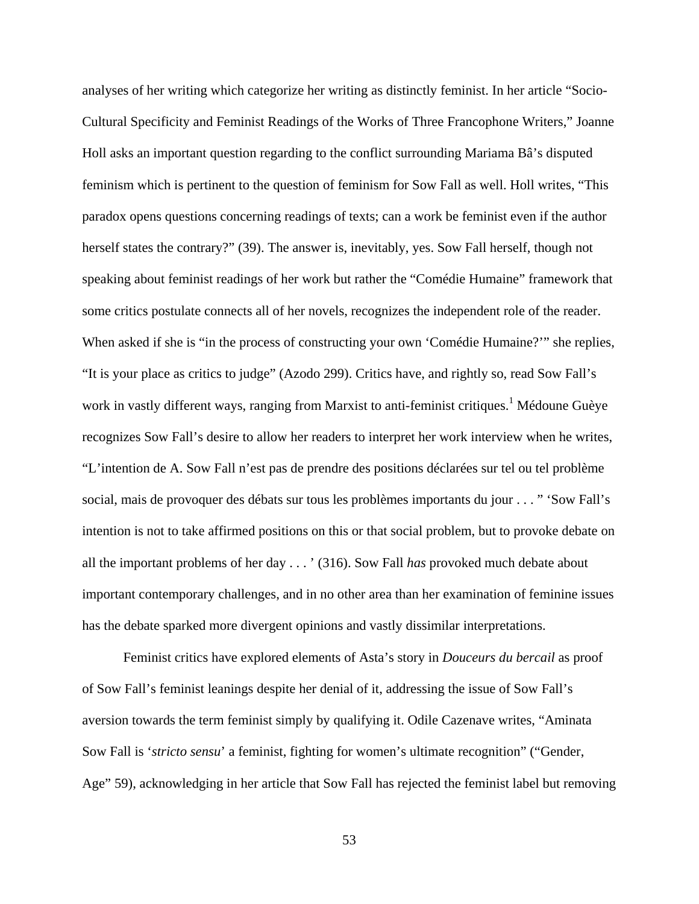analyses of her writing which categorize her writing as distinctly feminist. In her article "Socio-Cultural Specificity and Feminist Readings of the Works of Three Francophone Writers," Joanne Holl asks an important question regarding to the conflict surrounding Mariama Bâ's disputed feminism which is pertinent to the question of feminism for Sow Fall as well. Holl writes, "This paradox opens questions concerning readings of texts; can a work be feminist even if the author herself states the contrary?" (39). The answer is, inevitably, yes. Sow Fall herself, though not speaking about feminist readings of her work but rather the "Comédie Humaine" framework that some critics postulate connects all of her novels, recognizes the independent role of the reader. When asked if she is "in the process of constructing your own 'Comédie Humaine?'" she replies, "It is your place as critics to judge" (Azodo 299). Critics have, and rightly so, read Sow Fall's work in vastly different ways, ranging from Marxist to anti-feminist critiques.[1] Médoune Guèye recognizes Sow Fall's desire to allow her readers to interpret her work interview when he writes, "L'intention de A. Sow Fall n'est pas de prendre des positions déclarées sur tel ou tel problème social, mais de provoquer des débats sur tous les problèmes importants du jour . . . " 'Sow Fall's intention is not to take affirmed positions on this or that social problem, but to provoke debate on all the important problems of her day . . . ' (316). Sow Fall *has* provoked much debate about important contemporary challenges, and in no other area than her examination of feminine issues has the debate sparked more divergent opinions and vastly dissimilar interpretations.

Feminist critics have explored elements of Asta's story in *Douceurs du bercail* as proof of Sow Fall's feminist leanings despite her denial of it, addressing the issue of Sow Fall's aversion towards the term feminist simply by qualifying it. Odile Cazenave writes, "Aminata Sow Fall is '*stricto sensu*' a feminist, fighting for women's ultimate recognition" ("Gender, Age" 59), acknowledging in her article that Sow Fall has rejected the feminist label but removing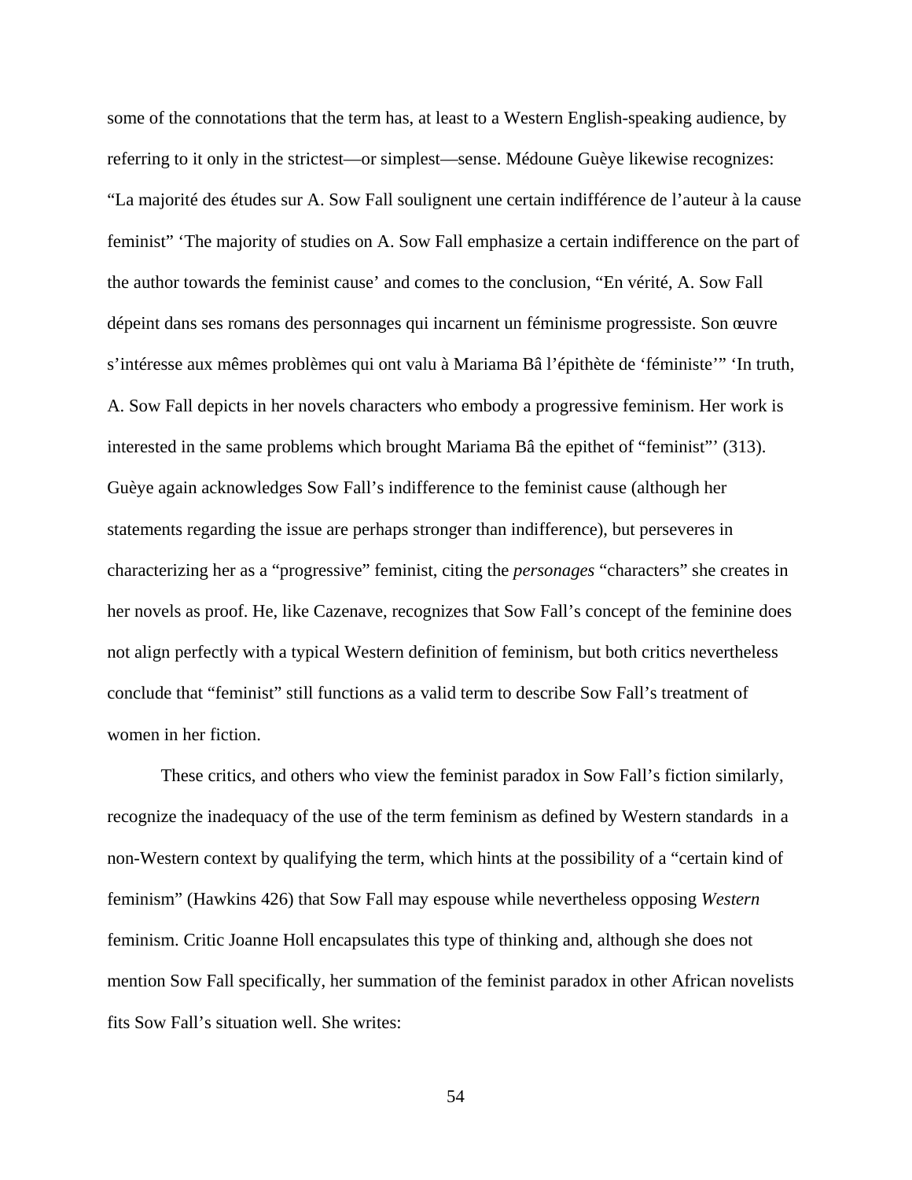some of the connotations that the term has, at least to a Western English-speaking audience, by referring to it only in the strictest—or simplest—sense. Médoune Guèye likewise recognizes: "La majorité des études sur A. Sow Fall soulignent une certain indifférence de l'auteur à la cause feminist" 'The majority of studies on A. Sow Fall emphasize a certain indifference on the part of the author towards the feminist cause' and comes to the conclusion, "En vérité, A. Sow Fall dépeint dans ses romans des personnages qui incarnent un féminisme progressiste. Son œuvre s'intéresse aux mêmes problèmes qui ont valu à Mariama Bâ l'épithète de 'féministe'" 'In truth, A. Sow Fall depicts in her novels characters who embody a progressive feminism. Her work is interested in the same problems which brought Mariama Bâ the epithet of "feminist"' (313). Guèye again acknowledges Sow Fall's indifference to the feminist cause (although her statements regarding the issue are perhaps stronger than indifference), but perseveres in characterizing her as a "progressive" feminist, citing the *personages* "characters" she creates in her novels as proof. He, like Cazenave, recognizes that Sow Fall's concept of the feminine does not align perfectly with a typical Western definition of feminism, but both critics nevertheless conclude that "feminist" still functions as a valid term to describe Sow Fall's treatment of women in her fiction.

These critics, and others who view the feminist paradox in Sow Fall's fiction similarly, recognize the inadequacy of the use of the term feminism as defined by Western standards in a non-Western context by qualifying the term, which hints at the possibility of a "certain kind of feminism" (Hawkins 426) that Sow Fall may espouse while nevertheless opposing *Western* feminism. Critic Joanne Holl encapsulates this type of thinking and, although she does not mention Sow Fall specifically, her summation of the feminist paradox in other African novelists fits Sow Fall's situation well. She writes: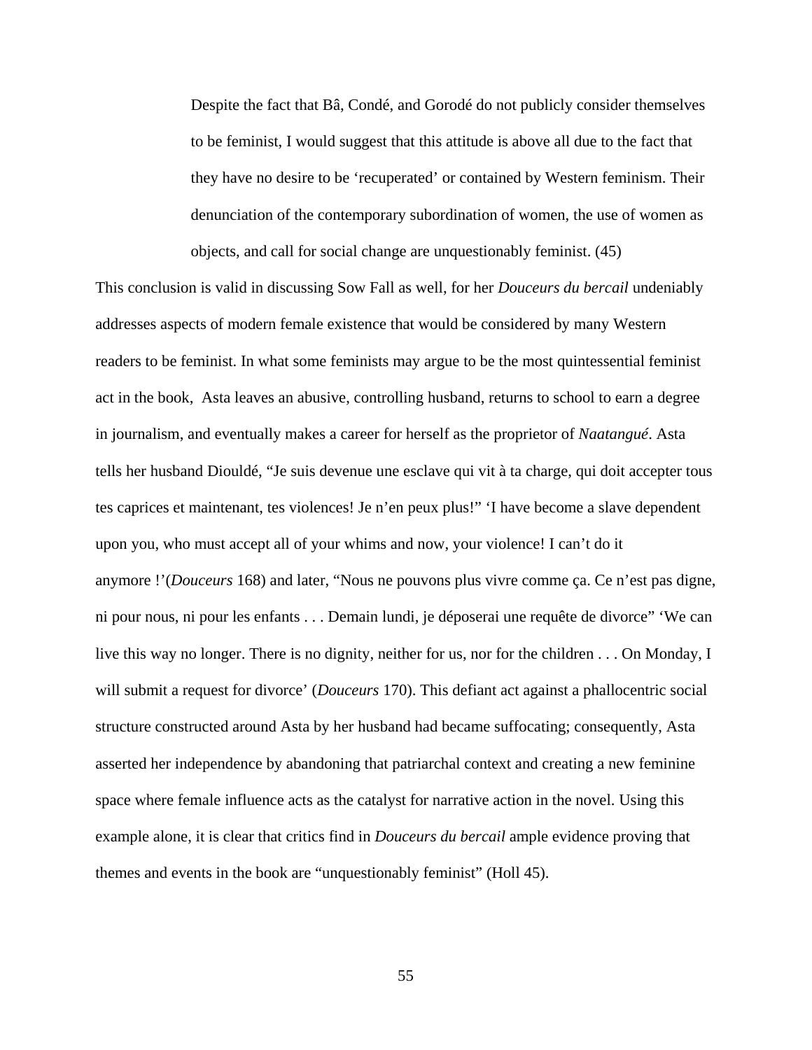> Despite the fact that Bâ, Condé, and Gorodé do not publicly consider themselves to be feminist, I would suggest that this attitude is above all due to the fact that they have no desire to be 'recuperated' or contained by Western feminism. Their denunciation of the contemporary subordination of women, the use of women as objects, and call for social change are unquestionably feminist. (45)

This conclusion is valid in discussing Sow Fall as well, for her *Douceurs du bercail* undeniably addresses aspects of modern female existence that would be considered by many Western readers to be feminist. In what some feminists may argue to be the most quintessential feminist act in the book, Asta leaves an abusive, controlling husband, returns to school to earn a degree in journalism, and eventually makes a career for herself as the proprietor of *Naatangué*. Asta tells her husband Diouldé, "Je suis devenue une esclave qui vit à ta charge, qui doit accepter tous tes caprices et maintenant, tes violences! Je n'en peux plus!" 'I have become a slave dependent upon you, who must accept all of your whims and now, your violence! I can't do it anymore !'(*Douceurs* 168) and later, "Nous ne pouvons plus vivre comme ça. Ce n'est pas digne, ni pour nous, ni pour les enfants . . . Demain lundi, je déposerai une requête de divorce" 'We can live this way no longer. There is no dignity, neither for us, nor for the children . . . On Monday, I will submit a request for divorce' (*Douceurs* 170). This defiant act against a phallocentric social structure constructed around Asta by her husband had became suffocating; consequently, Asta asserted her independence by abandoning that patriarchal context and creating a new feminine space where female influence acts as the catalyst for narrative action in the novel. Using this example alone, it is clear that critics find in *Douceurs du bercail* ample evidence proving that themes and events in the book are "unquestionably feminist" (Holl 45).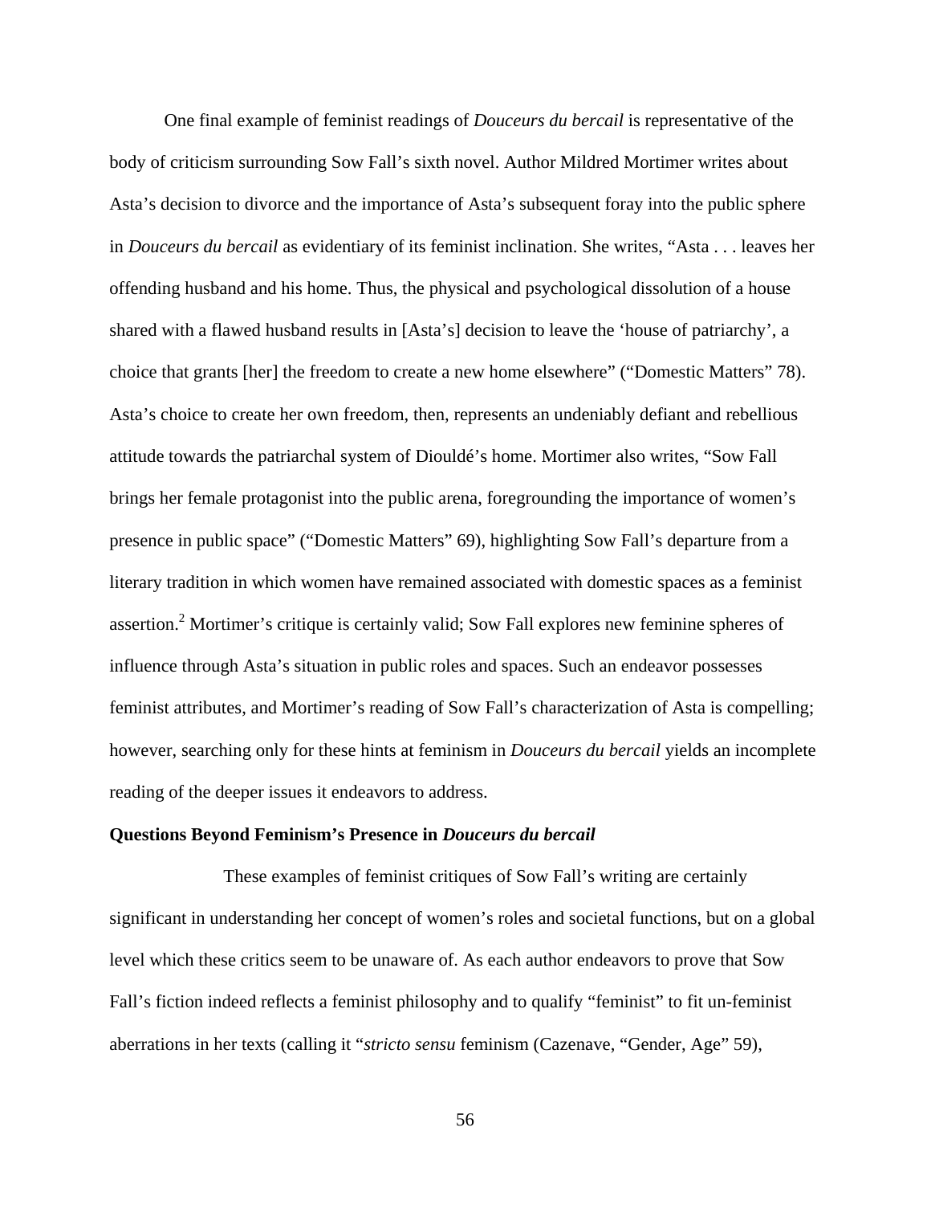One final example of feminist readings of *Douceurs du bercail* is representative of the body of criticism surrounding Sow Fall's sixth novel. Author Mildred Mortimer writes about Asta's decision to divorce and the importance of Asta's subsequent foray into the public sphere in *Douceurs du bercail* as evidentiary of its feminist inclination. She writes, "Asta . . . leaves her offending husband and his home. Thus, the physical and psychological dissolution of a house shared with a flawed husband results in [Asta's] decision to leave the 'house of patriarchy', a choice that grants [her] the freedom to create a new home elsewhere" ("Domestic Matters" 78). Asta's choice to create her own freedom, then, represents an undeniably defiant and rebellious attitude towards the patriarchal system of Diouldé's home. Mortimer also writes, "Sow Fall brings her female protagonist into the public arena, foregrounding the importance of women's presence in public space" ("Domestic Matters" 69), highlighting Sow Fall's departure from a literary tradition in which women have remained associated with domestic spaces as a feminist assertion.[2] Mortimer's critique is certainly valid; Sow Fall explores new feminine spheres of influence through Asta's situation in public roles and spaces. Such an endeavor possesses feminist attributes, and Mortimer's reading of Sow Fall's characterization of Asta is compelling; however, searching only for these hints at feminism in *Douceurs du bercail* yields an incomplete reading of the deeper issues it endeavors to address.

**Questions Beyond Feminism's Presence in *Douceurs du bercail***

These examples of feminist critiques of Sow Fall's writing are certainly significant in understanding her concept of women's roles and societal functions, but on a global level which these critics seem to be unaware of. As each author endeavors to prove that Sow Fall's fiction indeed reflects a feminist philosophy and to qualify "feminist" to fit un-feminist aberrations in her texts (calling it "*stricto sensu* feminism (Cazenave, "Gender, Age" 59),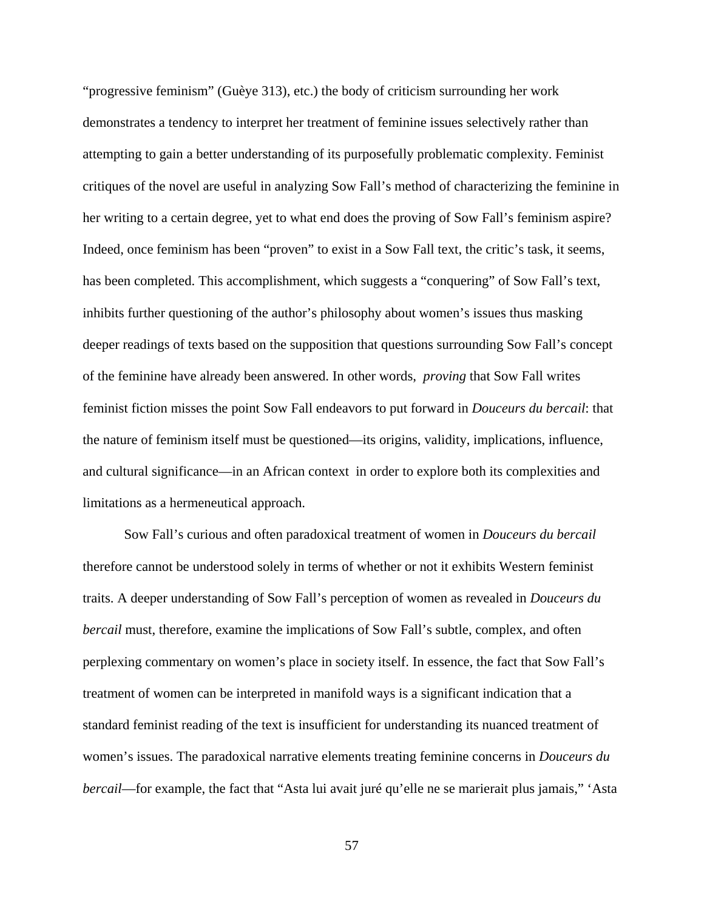"progressive feminism" (Guèye 313), etc.) the body of criticism surrounding her work demonstrates a tendency to interpret her treatment of feminine issues selectively rather than attempting to gain a better understanding of its purposefully problematic complexity. Feminist critiques of the novel are useful in analyzing Sow Fall's method of characterizing the feminine in her writing to a certain degree, yet to what end does the proving of Sow Fall's feminism aspire? Indeed, once feminism has been "proven" to exist in a Sow Fall text, the critic's task, it seems, has been completed. This accomplishment, which suggests a "conquering" of Sow Fall's text, inhibits further questioning of the author's philosophy about women's issues thus masking deeper readings of texts based on the supposition that questions surrounding Sow Fall's concept of the feminine have already been answered. In other words, *proving* that Sow Fall writes feminist fiction misses the point Sow Fall endeavors to put forward in *Douceurs du bercail*: that the nature of feminism itself must be questioned—its origins, validity, implications, influence, and cultural significance—in an African context in order to explore both its complexities and limitations as a hermeneutical approach.

Sow Fall's curious and often paradoxical treatment of women in *Douceurs du bercail* therefore cannot be understood solely in terms of whether or not it exhibits Western feminist traits. A deeper understanding of Sow Fall's perception of women as revealed in *Douceurs du bercail* must, therefore, examine the implications of Sow Fall's subtle, complex, and often perplexing commentary on women's place in society itself. In essence, the fact that Sow Fall's treatment of women can be interpreted in manifold ways is a significant indication that a standard feminist reading of the text is insufficient for understanding its nuanced treatment of women's issues. The paradoxical narrative elements treating feminine concerns in *Douceurs du bercail*—for example, the fact that "Asta lui avait juré qu'elle ne se marierait plus jamais," 'Asta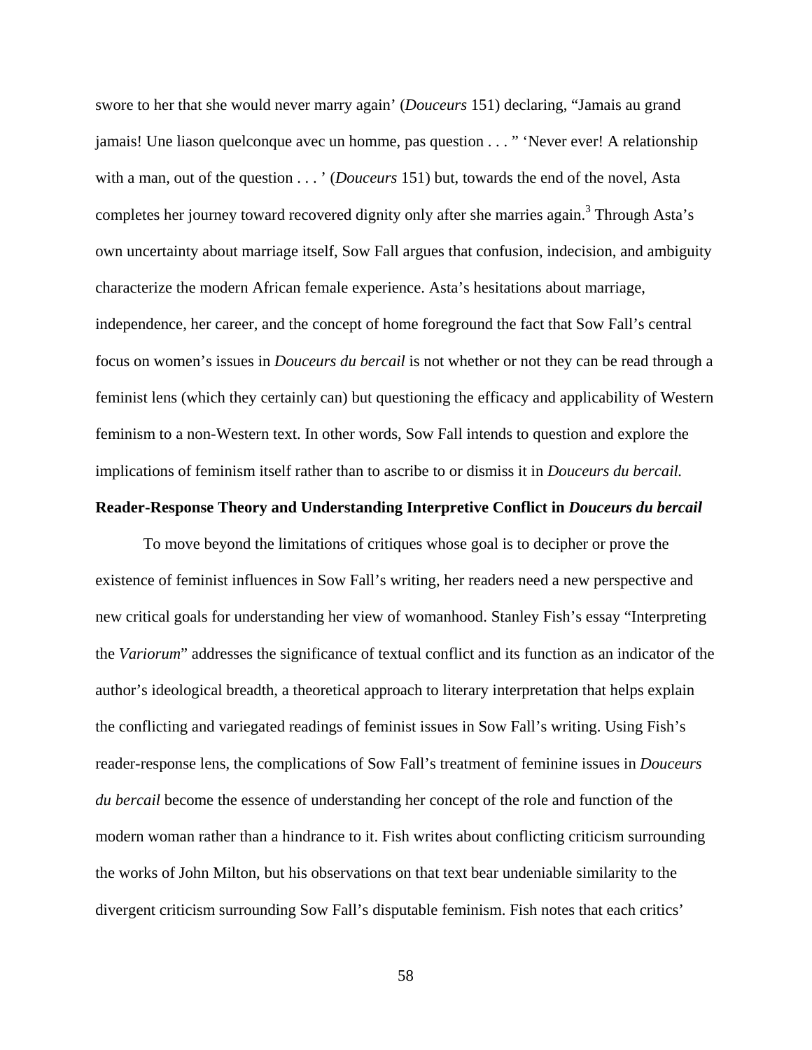swore to her that she would never marry again' (*Douceurs* 151) declaring, "Jamais au grand jamais! Une liason quelconque avec un homme, pas question . . . " 'Never ever! A relationship with a man, out of the question . . . ' (*Douceurs* 151) but, towards the end of the novel, Asta completes her journey toward recovered dignity only after she marries again.[3] Through Asta's own uncertainty about marriage itself, Sow Fall argues that confusion, indecision, and ambiguity characterize the modern African female experience. Asta's hesitations about marriage, independence, her career, and the concept of home foreground the fact that Sow Fall's central focus on women's issues in *Douceurs du bercail* is not whether or not they can be read through a feminist lens (which they certainly can) but questioning the efficacy and applicability of Western feminism to a non-Western text. In other words, Sow Fall intends to question and explore the implications of feminism itself rather than to ascribe to or dismiss it in *Douceurs du bercail.*

**Reader-Response Theory and Understanding Interpretive Conflict in *Douceurs du bercail***

To move beyond the limitations of critiques whose goal is to decipher or prove the existence of feminist influences in Sow Fall's writing, her readers need a new perspective and new critical goals for understanding her view of womanhood. Stanley Fish's essay "Interpreting the *Variorum*" addresses the significance of textual conflict and its function as an indicator of the author's ideological breadth, a theoretical approach to literary interpretation that helps explain the conflicting and variegated readings of feminist issues in Sow Fall's writing. Using Fish's reader-response lens, the complications of Sow Fall's treatment of feminine issues in *Douceurs du bercail* become the essence of understanding her concept of the role and function of the modern woman rather than a hindrance to it. Fish writes about conflicting criticism surrounding the works of John Milton, but his observations on that text bear undeniable similarity to the divergent criticism surrounding Sow Fall's disputable feminism. Fish notes that each critics'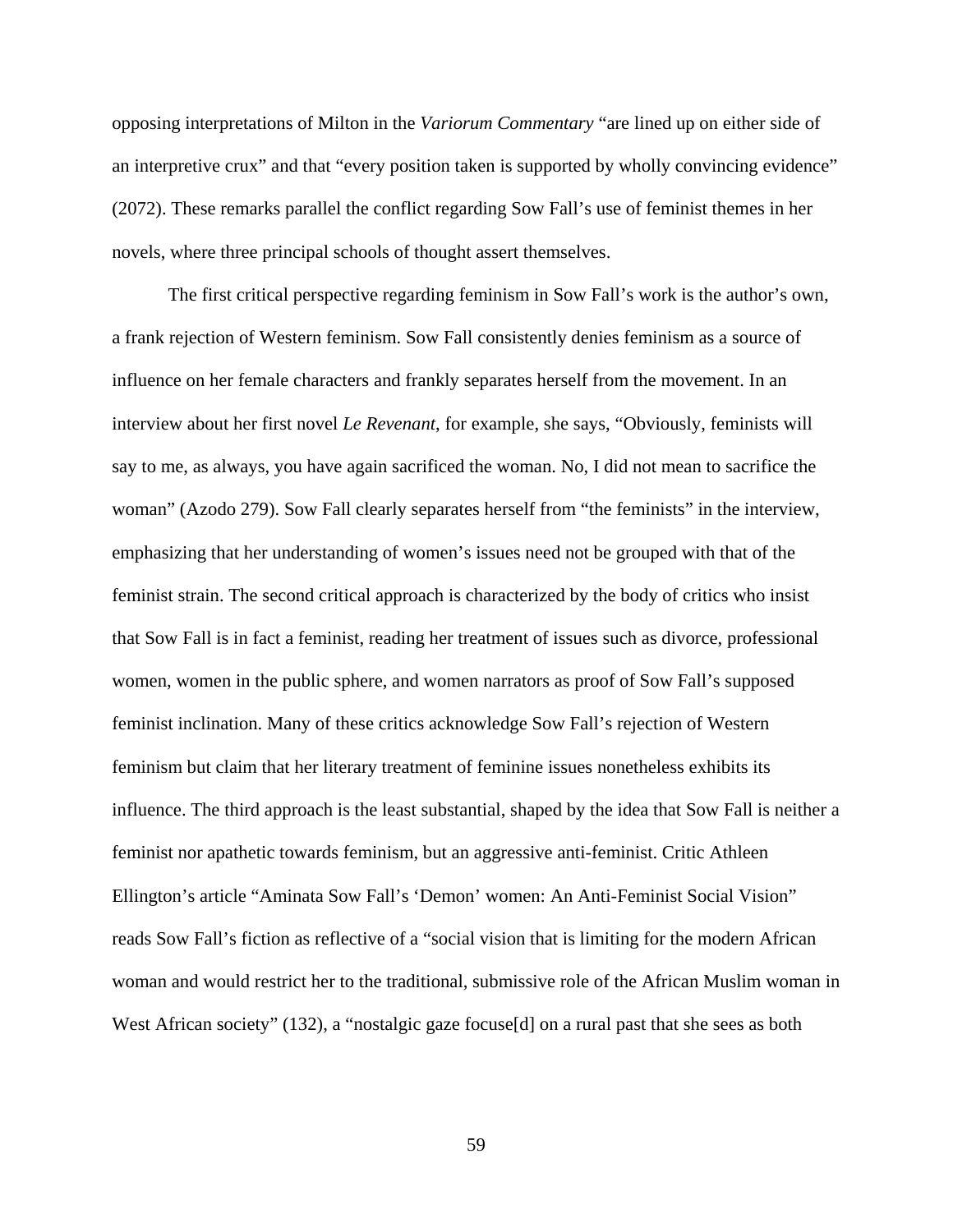opposing interpretations of Milton in the *Variorum Commentary* "are lined up on either side of an interpretive crux" and that "every position taken is supported by wholly convincing evidence" (2072). These remarks parallel the conflict regarding Sow Fall's use of feminist themes in her novels, where three principal schools of thought assert themselves.

The first critical perspective regarding feminism in Sow Fall's work is the author's own, a frank rejection of Western feminism. Sow Fall consistently denies feminism as a source of influence on her female characters and frankly separates herself from the movement. In an interview about her first novel *Le Revenant*, for example, she says, "Obviously, feminists will say to me, as always, you have again sacrificed the woman. No, I did not mean to sacrifice the woman" (Azodo 279). Sow Fall clearly separates herself from "the feminists" in the interview, emphasizing that her understanding of women's issues need not be grouped with that of the feminist strain. The second critical approach is characterized by the body of critics who insist that Sow Fall is in fact a feminist, reading her treatment of issues such as divorce, professional women, women in the public sphere, and women narrators as proof of Sow Fall's supposed feminist inclination. Many of these critics acknowledge Sow Fall's rejection of Western feminism but claim that her literary treatment of feminine issues nonetheless exhibits its influence. The third approach is the least substantial, shaped by the idea that Sow Fall is neither a feminist nor apathetic towards feminism, but an aggressive anti-feminist. Critic Athleen Ellington's article "Aminata Sow Fall's 'Demon' women: An Anti-Feminist Social Vision" reads Sow Fall's fiction as reflective of a "social vision that is limiting for the modern African woman and would restrict her to the traditional, submissive role of the African Muslim woman in West African society" (132), a "nostalgic gaze focuse[d] on a rural past that she sees as both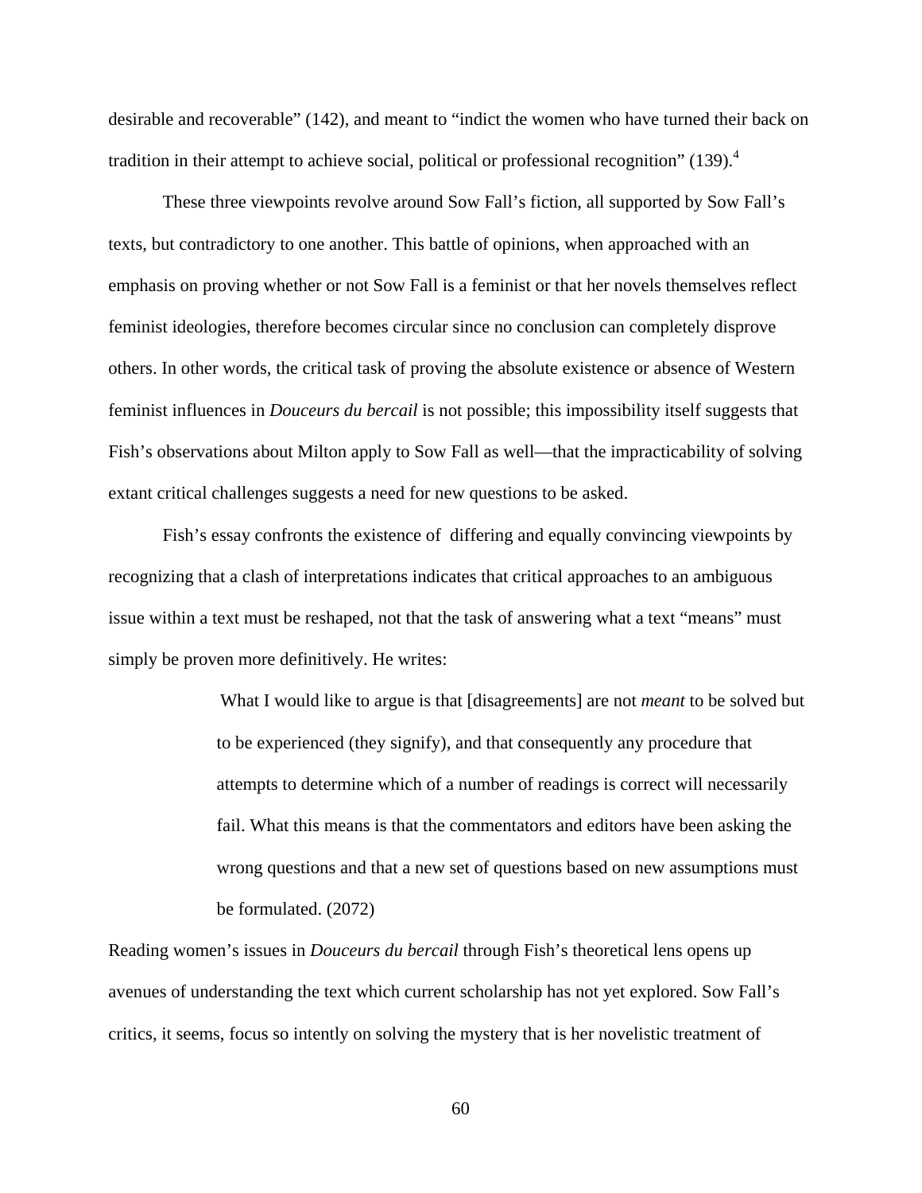desirable and recoverable" (142), and meant to "indict the women who have turned their back on tradition in their attempt to achieve social, political or professional recognition" (139).[4]

These three viewpoints revolve around Sow Fall's fiction, all supported by Sow Fall's texts, but contradictory to one another. This battle of opinions, when approached with an emphasis on proving whether or not Sow Fall is a feminist or that her novels themselves reflect feminist ideologies, therefore becomes circular since no conclusion can completely disprove others. In other words, the critical task of proving the absolute existence or absence of Western feminist influences in *Douceurs du bercail* is not possible; this impossibility itself suggests that Fish's observations about Milton apply to Sow Fall as well—that the impracticability of solving extant critical challenges suggests a need for new questions to be asked.

Fish's essay confronts the existence of differing and equally convincing viewpoints by recognizing that a clash of interpretations indicates that critical approaches to an ambiguous issue within a text must be reshaped, not that the task of answering what a text "means" must simply be proven more definitively. He writes:

> What I would like to argue is that [disagreements] are not *meant* to be solved but to be experienced (they signify), and that consequently any procedure that attempts to determine which of a number of readings is correct will necessarily fail. What this means is that the commentators and editors have been asking the wrong questions and that a new set of questions based on new assumptions must be formulated. (2072)

Reading women's issues in *Douceurs du bercail* through Fish's theoretical lens opens up avenues of understanding the text which current scholarship has not yet explored. Sow Fall's critics, it seems, focus so intently on solving the mystery that is her novelistic treatment of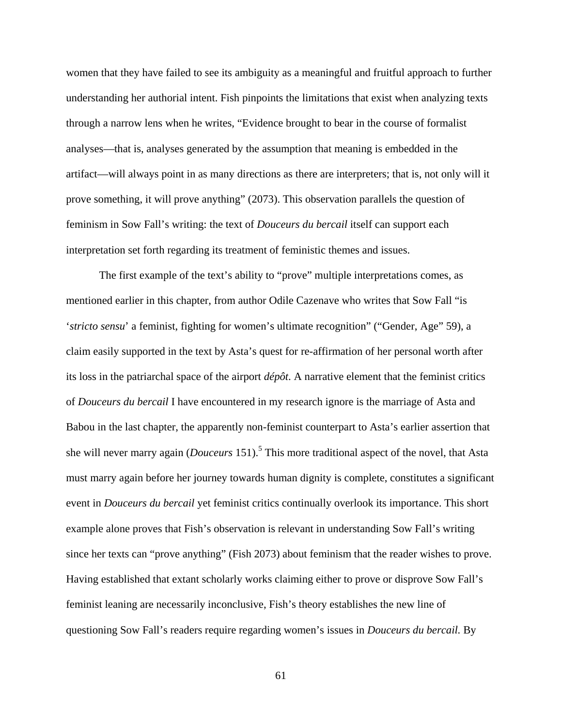women that they have failed to see its ambiguity as a meaningful and fruitful approach to further understanding her authorial intent. Fish pinpoints the limitations that exist when analyzing texts through a narrow lens when he writes, "Evidence brought to bear in the course of formalist analyses—that is, analyses generated by the assumption that meaning is embedded in the artifact—will always point in as many directions as there are interpreters; that is, not only will it prove something, it will prove anything" (2073). This observation parallels the question of feminism in Sow Fall's writing: the text of *Douceurs du bercail* itself can support each interpretation set forth regarding its treatment of feministic themes and issues.

The first example of the text's ability to "prove" multiple interpretations comes, as mentioned earlier in this chapter, from author Odile Cazenave who writes that Sow Fall "is '*stricto sensu*' a feminist, fighting for women's ultimate recognition" ("Gender, Age" 59), a claim easily supported in the text by Asta's quest for re-affirmation of her personal worth after its loss in the patriarchal space of the airport *dépôt*. A narrative element that the feminist critics of *Douceurs du bercail* I have encountered in my research ignore is the marriage of Asta and Babou in the last chapter, the apparently non-feminist counterpart to Asta's earlier assertion that she will never marry again (*Douceurs* 151).[5] This more traditional aspect of the novel, that Asta must marry again before her journey towards human dignity is complete, constitutes a significant event in *Douceurs du bercail* yet feminist critics continually overlook its importance. This short example alone proves that Fish's observation is relevant in understanding Sow Fall's writing since her texts can "prove anything" (Fish 2073) about feminism that the reader wishes to prove. Having established that extant scholarly works claiming either to prove or disprove Sow Fall's feminist leaning are necessarily inconclusive, Fish's theory establishes the new line of questioning Sow Fall's readers require regarding women's issues in *Douceurs du bercail*. By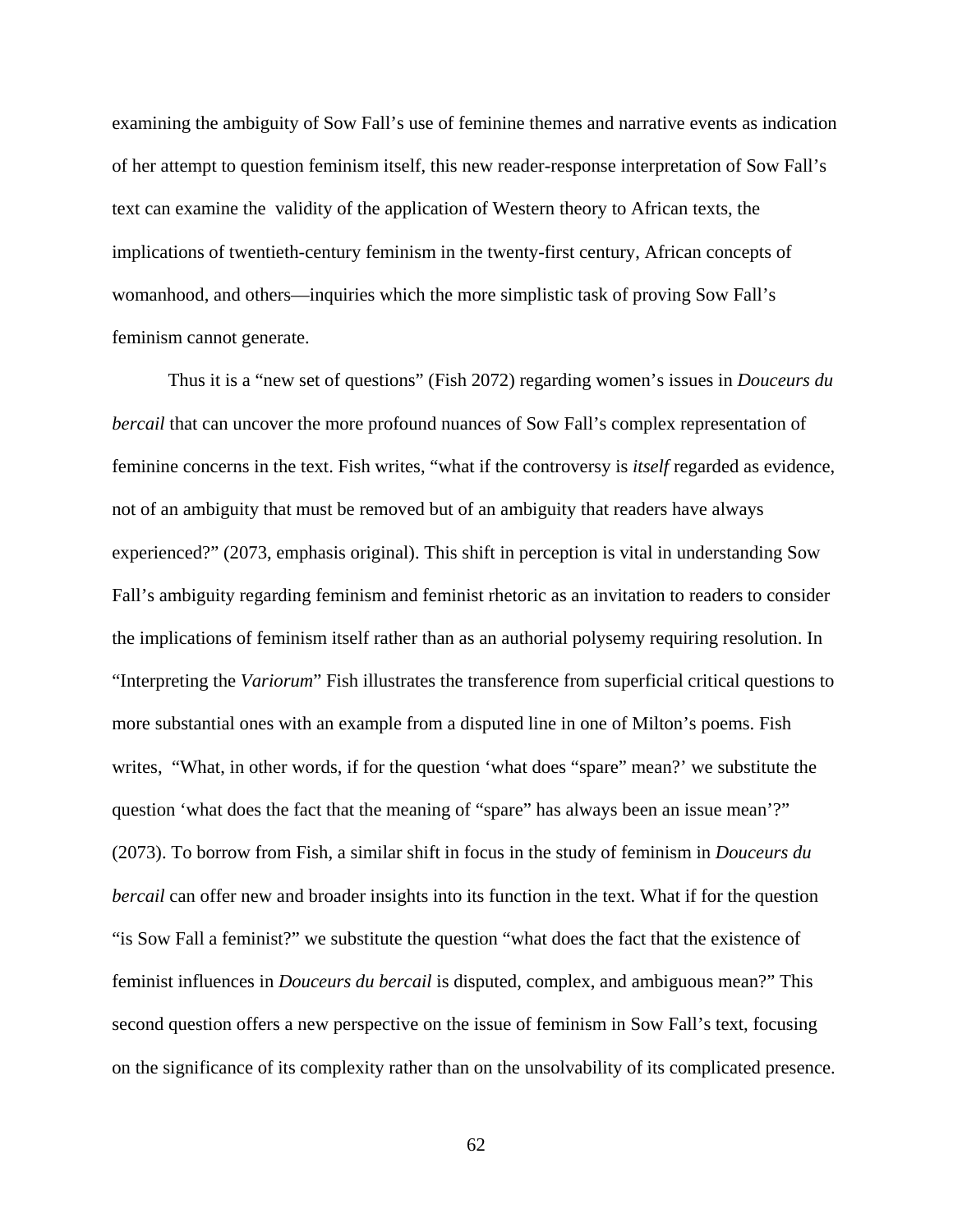examining the ambiguity of Sow Fall's use of feminine themes and narrative events as indication of her attempt to question feminism itself, this new reader-response interpretation of Sow Fall's text can examine the validity of the application of Western theory to African texts, the implications of twentieth-century feminism in the twenty-first century, African concepts of womanhood, and others—inquiries which the more simplistic task of proving Sow Fall's feminism cannot generate.

Thus it is a "new set of questions" (Fish 2072) regarding women's issues in *Douceurs du bercail* that can uncover the more profound nuances of Sow Fall's complex representation of feminine concerns in the text. Fish writes, "what if the controversy is *itself* regarded as evidence, not of an ambiguity that must be removed but of an ambiguity that readers have always experienced?" (2073, emphasis original). This shift in perception is vital in understanding Sow Fall's ambiguity regarding feminism and feminist rhetoric as an invitation to readers to consider the implications of feminism itself rather than as an authorial polysemy requiring resolution. In "Interpreting the *Variorum*" Fish illustrates the transference from superficial critical questions to more substantial ones with an example from a disputed line in one of Milton's poems. Fish writes, "What, in other words, if for the question 'what does "spare" mean?' we substitute the question 'what does the fact that the meaning of "spare" has always been an issue mean'?" (2073). To borrow from Fish, a similar shift in focus in the study of feminism in *Douceurs du bercail* can offer new and broader insights into its function in the text. What if for the question "is Sow Fall a feminist?" we substitute the question "what does the fact that the existence of feminist influences in *Douceurs du bercail* is disputed, complex, and ambiguous mean?" This second question offers a new perspective on the issue of feminism in Sow Fall's text, focusing on the significance of its complexity rather than on the unsolvability of its complicated presence.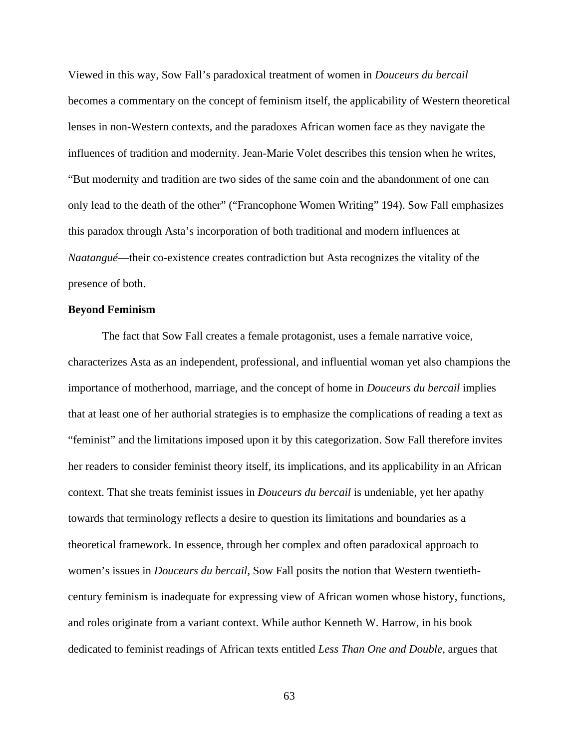Viewed in this way, Sow Fall's paradoxical treatment of women in *Douceurs du bercail* becomes a commentary on the concept of feminism itself, the applicability of Western theoretical lenses in non-Western contexts, and the paradoxes African women face as they navigate the influences of tradition and modernity. Jean-Marie Volet describes this tension when he writes, "But modernity and tradition are two sides of the same coin and the abandonment of one can only lead to the death of the other" ("Francophone Women Writing" 194). Sow Fall emphasizes this paradox through Asta's incorporation of both traditional and modern influences at *Naatangué*—their co-existence creates contradiction but Asta recognizes the vitality of the presence of both.

**Beyond Feminism**

The fact that Sow Fall creates a female protagonist, uses a female narrative voice, characterizes Asta as an independent, professional, and influential woman yet also champions the importance of motherhood, marriage, and the concept of home in *Douceurs du bercail* implies that at least one of her authorial strategies is to emphasize the complications of reading a text as "feminist" and the limitations imposed upon it by this categorization. Sow Fall therefore invites her readers to consider feminist theory itself, its implications, and its applicability in an African context. That she treats feminist issues in *Douceurs du bercail* is undeniable, yet her apathy towards that terminology reflects a desire to question its limitations and boundaries as a theoretical framework. In essence, through her complex and often paradoxical approach to women's issues in *Douceurs du bercail*, Sow Fall posits the notion that Western twentieth-century feminism is inadequate for expressing view of African women whose history, functions, and roles originate from a variant context. While author Kenneth W. Harrow, in his book dedicated to feminist readings of African texts entitled *Less Than One and Double*, argues that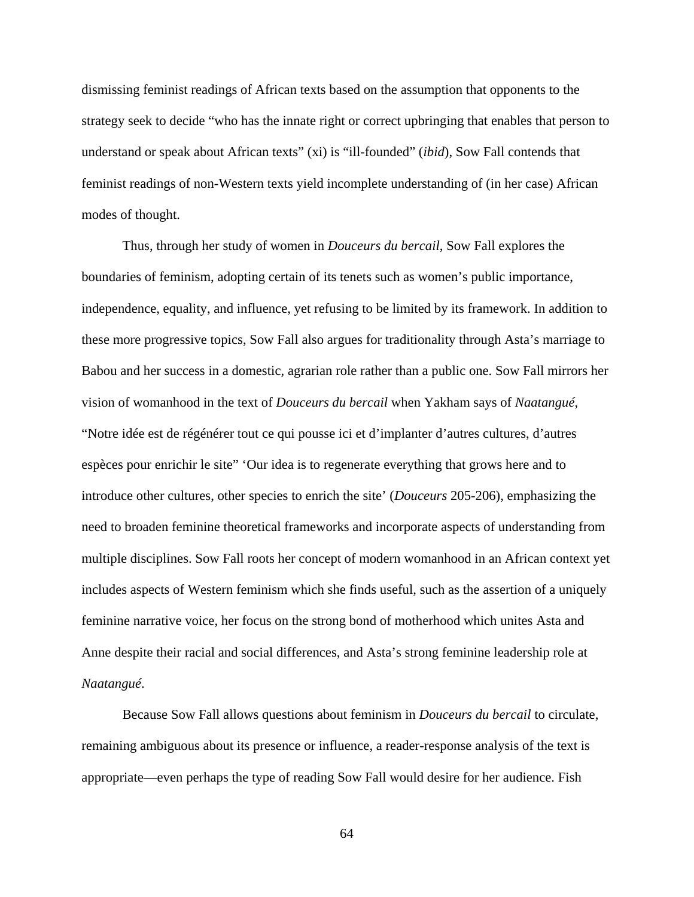dismissing feminist readings of African texts based on the assumption that opponents to the strategy seek to decide "who has the innate right or correct upbringing that enables that person to understand or speak about African texts" (xi) is "ill-founded" (*ibid*), Sow Fall contends that feminist readings of non-Western texts yield incomplete understanding of (in her case) African modes of thought.

Thus, through her study of women in *Douceurs du bercail*, Sow Fall explores the boundaries of feminism, adopting certain of its tenets such as women's public importance, independence, equality, and influence, yet refusing to be limited by its framework. In addition to these more progressive topics, Sow Fall also argues for traditionality through Asta's marriage to Babou and her success in a domestic, agrarian role rather than a public one. Sow Fall mirrors her vision of womanhood in the text of *Douceurs du bercail* when Yakham says of *Naatangué*, "Notre idée est de régénérer tout ce qui pousse ici et d'implanter d'autres cultures, d'autres espèces pour enrichir le site" 'Our idea is to regenerate everything that grows here and to introduce other cultures, other species to enrich the site' (*Douceurs* 205-206), emphasizing the need to broaden feminine theoretical frameworks and incorporate aspects of understanding from multiple disciplines. Sow Fall roots her concept of modern womanhood in an African context yet includes aspects of Western feminism which she finds useful, such as the assertion of a uniquely feminine narrative voice, her focus on the strong bond of motherhood which unites Asta and Anne despite their racial and social differences, and Asta's strong feminine leadership role at *Naatangué*.

Because Sow Fall allows questions about feminism in *Douceurs du bercail* to circulate, remaining ambiguous about its presence or influence, a reader-response analysis of the text is appropriate—even perhaps the type of reading Sow Fall would desire for her audience. Fish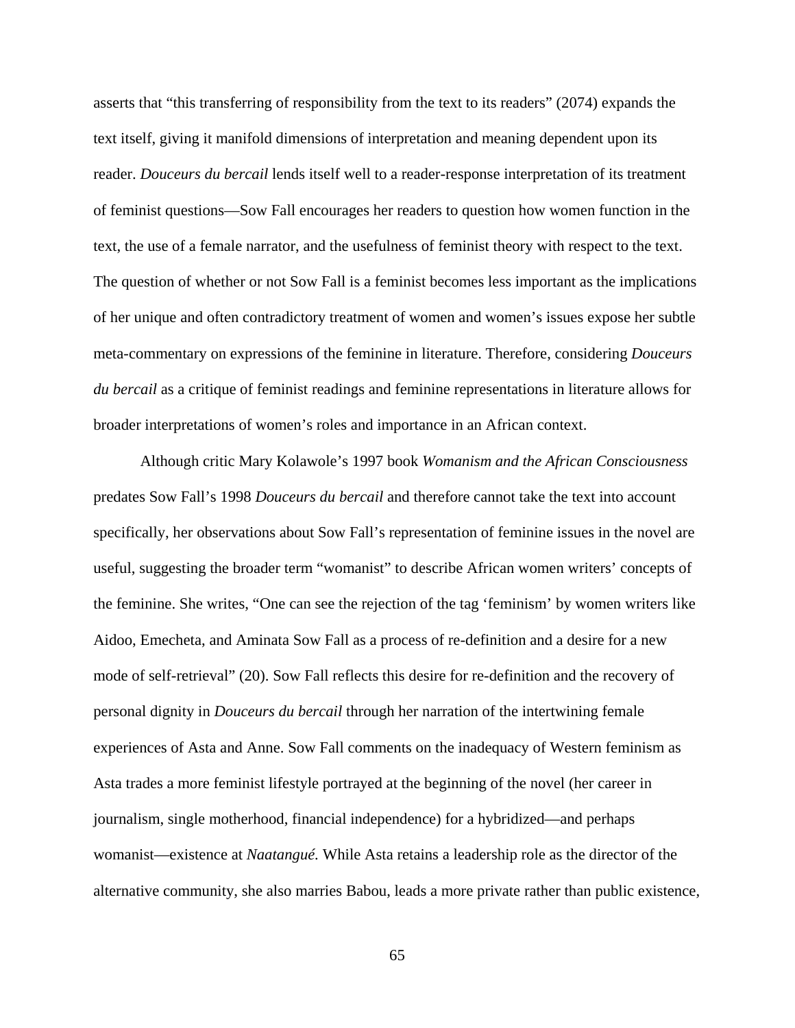asserts that "this transferring of responsibility from the text to its readers" (2074) expands the text itself, giving it manifold dimensions of interpretation and meaning dependent upon its reader. *Douceurs du bercail* lends itself well to a reader-response interpretation of its treatment of feminist questions—Sow Fall encourages her readers to question how women function in the text, the use of a female narrator, and the usefulness of feminist theory with respect to the text. The question of whether or not Sow Fall is a feminist becomes less important as the implications of her unique and often contradictory treatment of women and women's issues expose her subtle meta-commentary on expressions of the feminine in literature. Therefore, considering *Douceurs du bercail* as a critique of feminist readings and feminine representations in literature allows for broader interpretations of women's roles and importance in an African context.

Although critic Mary Kolawole's 1997 book *Womanism and the African Consciousness* predates Sow Fall's 1998 *Douceurs du bercail* and therefore cannot take the text into account specifically, her observations about Sow Fall's representation of feminine issues in the novel are useful, suggesting the broader term "womanist" to describe African women writers' concepts of the feminine. She writes, "One can see the rejection of the tag 'feminism' by women writers like Aidoo, Emecheta, and Aminata Sow Fall as a process of re-definition and a desire for a new mode of self-retrieval" (20). Sow Fall reflects this desire for re-definition and the recovery of personal dignity in *Douceurs du bercail* through her narration of the intertwining female experiences of Asta and Anne. Sow Fall comments on the inadequacy of Western feminism as Asta trades a more feminist lifestyle portrayed at the beginning of the novel (her career in journalism, single motherhood, financial independence) for a hybridized—and perhaps womanist—existence at *Naatangué.* While Asta retains a leadership role as the director of the alternative community, she also marries Babou, leads a more private rather than public existence,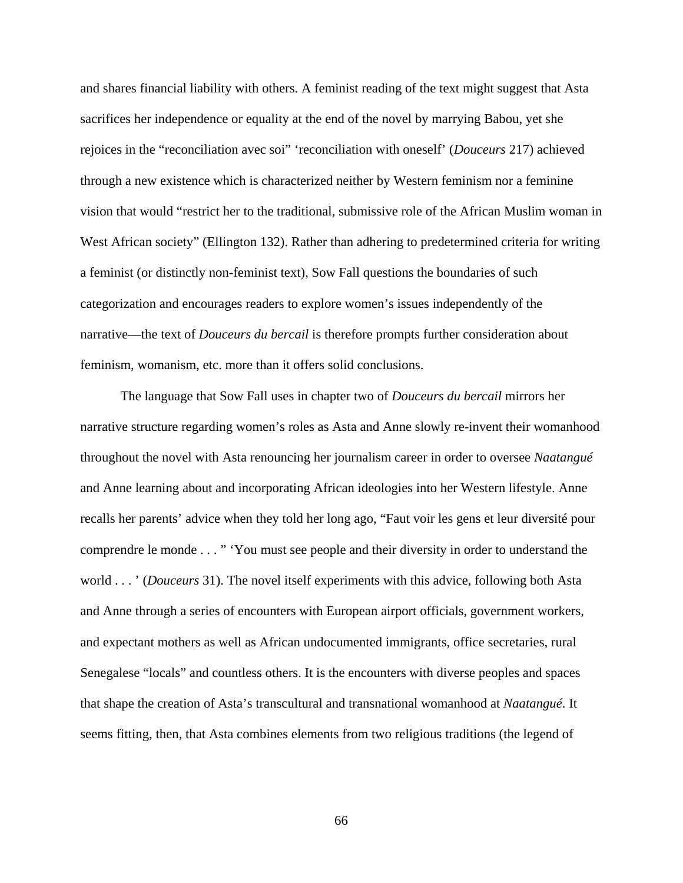and shares financial liability with others. A feminist reading of the text might suggest that Asta sacrifices her independence or equality at the end of the novel by marrying Babou, yet she rejoices in the "reconciliation avec soi" 'reconciliation with oneself' (*Douceurs* 217) achieved through a new existence which is characterized neither by Western feminism nor a feminine vision that would "restrict her to the traditional, submissive role of the African Muslim woman in West African society" (Ellington 132). Rather than adhering to predetermined criteria for writing a feminist (or distinctly non-feminist text), Sow Fall questions the boundaries of such categorization and encourages readers to explore women's issues independently of the narrative—the text of *Douceurs du bercail* is therefore prompts further consideration about feminism, womanism, etc. more than it offers solid conclusions.

The language that Sow Fall uses in chapter two of *Douceurs du bercail* mirrors her narrative structure regarding women's roles as Asta and Anne slowly re-invent their womanhood throughout the novel with Asta renouncing her journalism career in order to oversee *Naatangué* and Anne learning about and incorporating African ideologies into her Western lifestyle. Anne recalls her parents' advice when they told her long ago, "Faut voir les gens et leur diversité pour comprendre le monde . . . " 'You must see people and their diversity in order to understand the world . . . ' (*Douceurs* 31). The novel itself experiments with this advice, following both Asta and Anne through a series of encounters with European airport officials, government workers, and expectant mothers as well as African undocumented immigrants, office secretaries, rural Senegalese "locals" and countless others. It is the encounters with diverse peoples and spaces that shape the creation of Asta's transcultural and transnational womanhood at *Naatangué*. It seems fitting, then, that Asta combines elements from two religious traditions (the legend of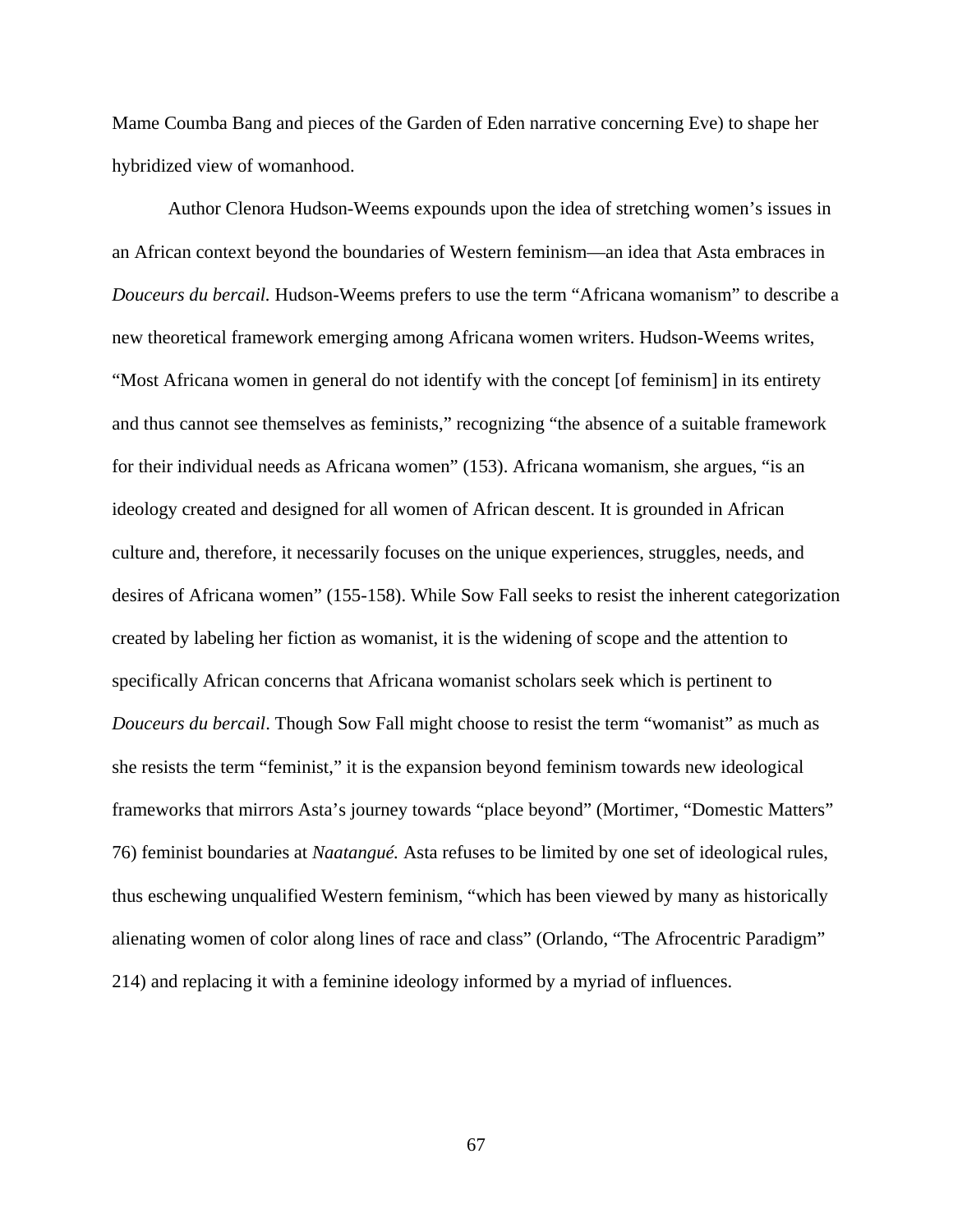Mame Coumba Bang and pieces of the Garden of Eden narrative concerning Eve) to shape her hybridized view of womanhood.

Author Clenora Hudson-Weems expounds upon the idea of stretching women's issues in an African context beyond the boundaries of Western feminism—an idea that Asta embraces in *Douceurs du bercail.* Hudson-Weems prefers to use the term "Africana womanism" to describe a new theoretical framework emerging among Africana women writers. Hudson-Weems writes, "Most Africana women in general do not identify with the concept [of feminism] in its entirety and thus cannot see themselves as feminists," recognizing "the absence of a suitable framework for their individual needs as Africana women" (153). Africana womanism, she argues, "is an ideology created and designed for all women of African descent. It is grounded in African culture and, therefore, it necessarily focuses on the unique experiences, struggles, needs, and desires of Africana women" (155-158). While Sow Fall seeks to resist the inherent categorization created by labeling her fiction as womanist, it is the widening of scope and the attention to specifically African concerns that Africana womanist scholars seek which is pertinent to *Douceurs du bercail*. Though Sow Fall might choose to resist the term "womanist" as much as she resists the term "feminist," it is the expansion beyond feminism towards new ideological frameworks that mirrors Asta's journey towards "place beyond" (Mortimer, "Domestic Matters" 76) feminist boundaries at *Naatangué.* Asta refuses to be limited by one set of ideological rules, thus eschewing unqualified Western feminism, "which has been viewed by many as historically alienating women of color along lines of race and class" (Orlando, "The Afrocentric Paradigm" 214) and replacing it with a feminine ideology informed by a myriad of influences.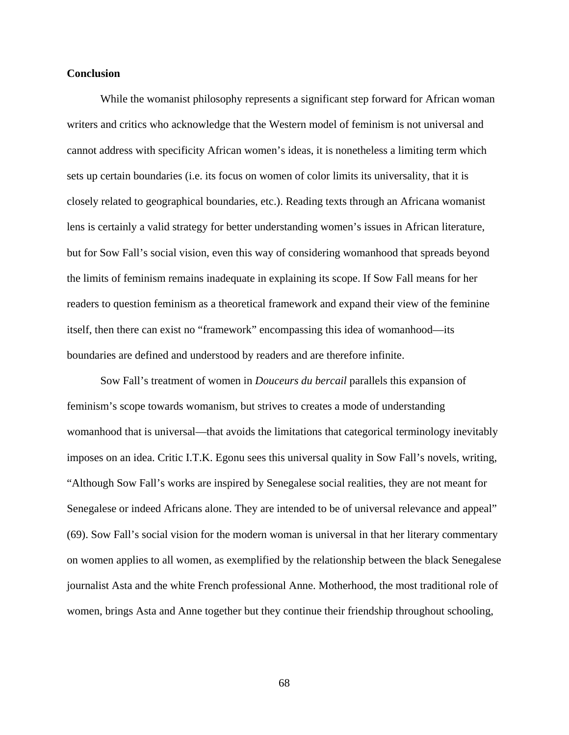**Conclusion**

While the womanist philosophy represents a significant step forward for African woman writers and critics who acknowledge that the Western model of feminism is not universal and cannot address with specificity African women's ideas, it is nonetheless a limiting term which sets up certain boundaries (i.e. its focus on women of color limits its universality, that it is closely related to geographical boundaries, etc.). Reading texts through an Africana womanist lens is certainly a valid strategy for better understanding women's issues in African literature, but for Sow Fall's social vision, even this way of considering womanhood that spreads beyond the limits of feminism remains inadequate in explaining its scope. If Sow Fall means for her readers to question feminism as a theoretical framework and expand their view of the feminine itself, then there can exist no "framework" encompassing this idea of womanhood—its boundaries are defined and understood by readers and are therefore infinite.

Sow Fall's treatment of women in *Douceurs du bercail* parallels this expansion of feminism's scope towards womanism, but strives to creates a mode of understanding womanhood that is universal—that avoids the limitations that categorical terminology inevitably imposes on an idea. Critic I.T.K. Egonu sees this universal quality in Sow Fall's novels, writing, "Although Sow Fall's works are inspired by Senegalese social realities, they are not meant for Senegalese or indeed Africans alone. They are intended to be of universal relevance and appeal" (69). Sow Fall's social vision for the modern woman is universal in that her literary commentary on women applies to all women, as exemplified by the relationship between the black Senegalese journalist Asta and the white French professional Anne. Motherhood, the most traditional role of women, brings Asta and Anne together but they continue their friendship throughout schooling,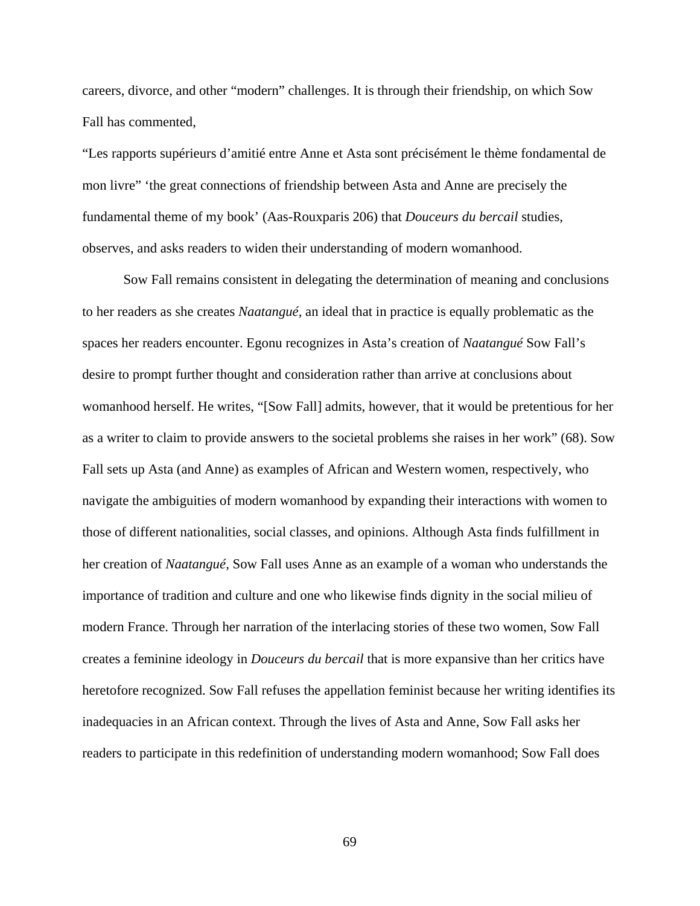careers, divorce, and other "modern" challenges. It is through their friendship, on which Sow Fall has commented,

"Les rapports supérieurs d'amitié entre Anne et Asta sont précisément le thème fondamental de mon livre" 'the great connections of friendship between Asta and Anne are precisely the fundamental theme of my book' (Aas-Rouxparis 206) that *Douceurs du bercail* studies, observes, and asks readers to widen their understanding of modern womanhood.

Sow Fall remains consistent in delegating the determination of meaning and conclusions to her readers as she creates *Naatangué,* an ideal that in practice is equally problematic as the spaces her readers encounter. Egonu recognizes in Asta's creation of *Naatangué* Sow Fall's desire to prompt further thought and consideration rather than arrive at conclusions about womanhood herself. He writes, "[Sow Fall] admits, however, that it would be pretentious for her as a writer to claim to provide answers to the societal problems she raises in her work" (68). Sow Fall sets up Asta (and Anne) as examples of African and Western women, respectively, who navigate the ambiguities of modern womanhood by expanding their interactions with women to those of different nationalities, social classes, and opinions. Although Asta finds fulfillment in her creation of *Naatangué,* Sow Fall uses Anne as an example of a woman who understands the importance of tradition and culture and one who likewise finds dignity in the social milieu of modern France. Through her narration of the interlacing stories of these two women, Sow Fall creates a feminine ideology in *Douceurs du bercail* that is more expansive than her critics have heretofore recognized. Sow Fall refuses the appellation feminist because her writing identifies its inadequacies in an African context. Through the lives of Asta and Anne, Sow Fall asks her readers to participate in this redefinition of understanding modern womanhood; Sow Fall does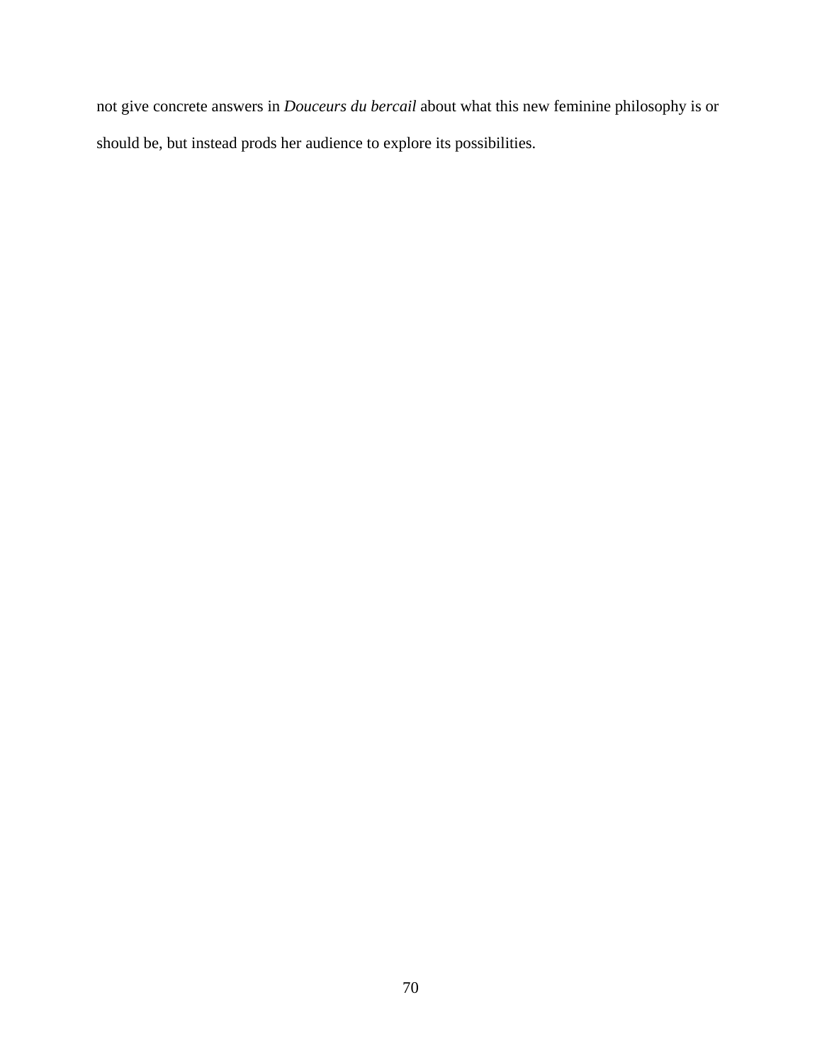not give concrete answers in *Douceurs du bercail* about what this new feminine philosophy is or should be, but instead prods her audience to explore its possibilities.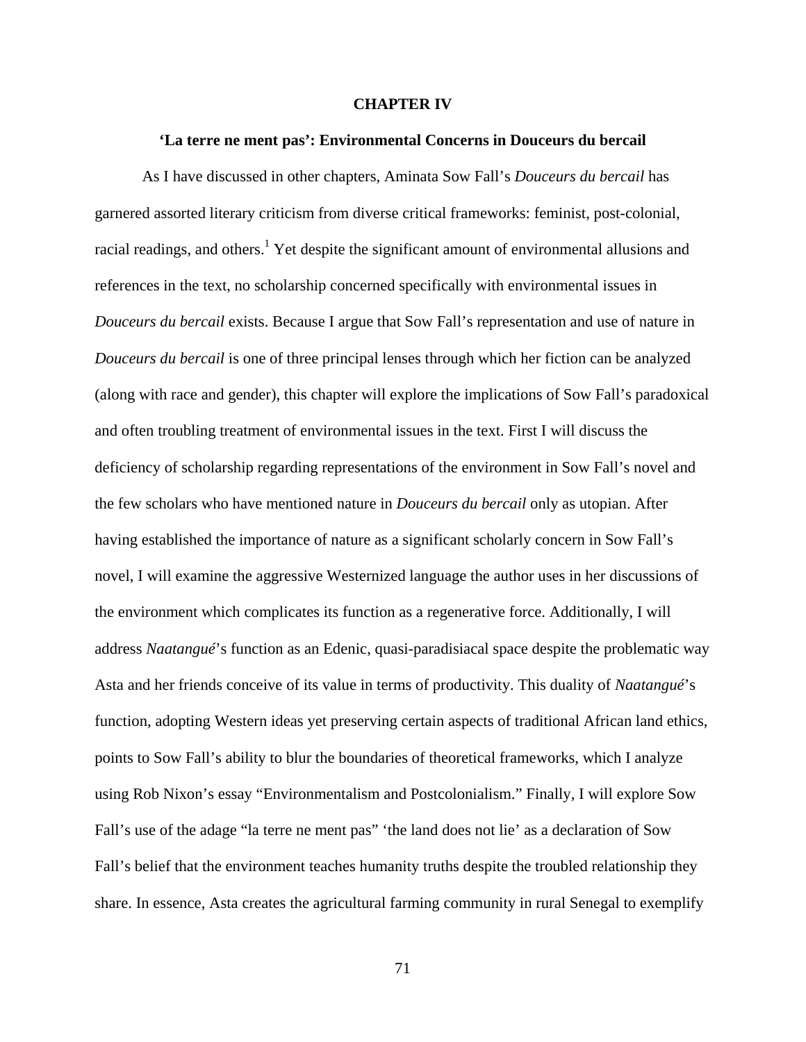# CHAPTER IV

## 'La terre ne ment pas': Environmental Concerns in Douceurs du bercail

As I have discussed in other chapters, Aminata Sow Fall's *Douceurs du bercail* has garnered assorted literary criticism from diverse critical frameworks: feminist, post-colonial, racial readings, and others.[1] Yet despite the significant amount of environmental allusions and references in the text, no scholarship concerned specifically with environmental issues in *Douceurs du bercail* exists. Because I argue that Sow Fall's representation and use of nature in *Douceurs du bercail* is one of three principal lenses through which her fiction can be analyzed (along with race and gender), this chapter will explore the implications of Sow Fall's paradoxical and often troubling treatment of environmental issues in the text. First I will discuss the deficiency of scholarship regarding representations of the environment in Sow Fall's novel and the few scholars who have mentioned nature in *Douceurs du bercail* only as utopian. After having established the importance of nature as a significant scholarly concern in Sow Fall's novel, I will examine the aggressive Westernized language the author uses in her discussions of the environment which complicates its function as a regenerative force. Additionally, I will address *Naatangué*'s function as an Edenic, quasi-paradisiacal space despite the problematic way Asta and her friends conceive of its value in terms of productivity. This duality of *Naatangué*'s function, adopting Western ideas yet preserving certain aspects of traditional African land ethics, points to Sow Fall's ability to blur the boundaries of theoretical frameworks, which I analyze using Rob Nixon's essay "Environmentalism and Postcolonialism." Finally, I will explore Sow Fall's use of the adage "la terre ne ment pas" 'the land does not lie' as a declaration of Sow Fall's belief that the environment teaches humanity truths despite the troubled relationship they share. In essence, Asta creates the agricultural farming community in rural Senegal to exemplify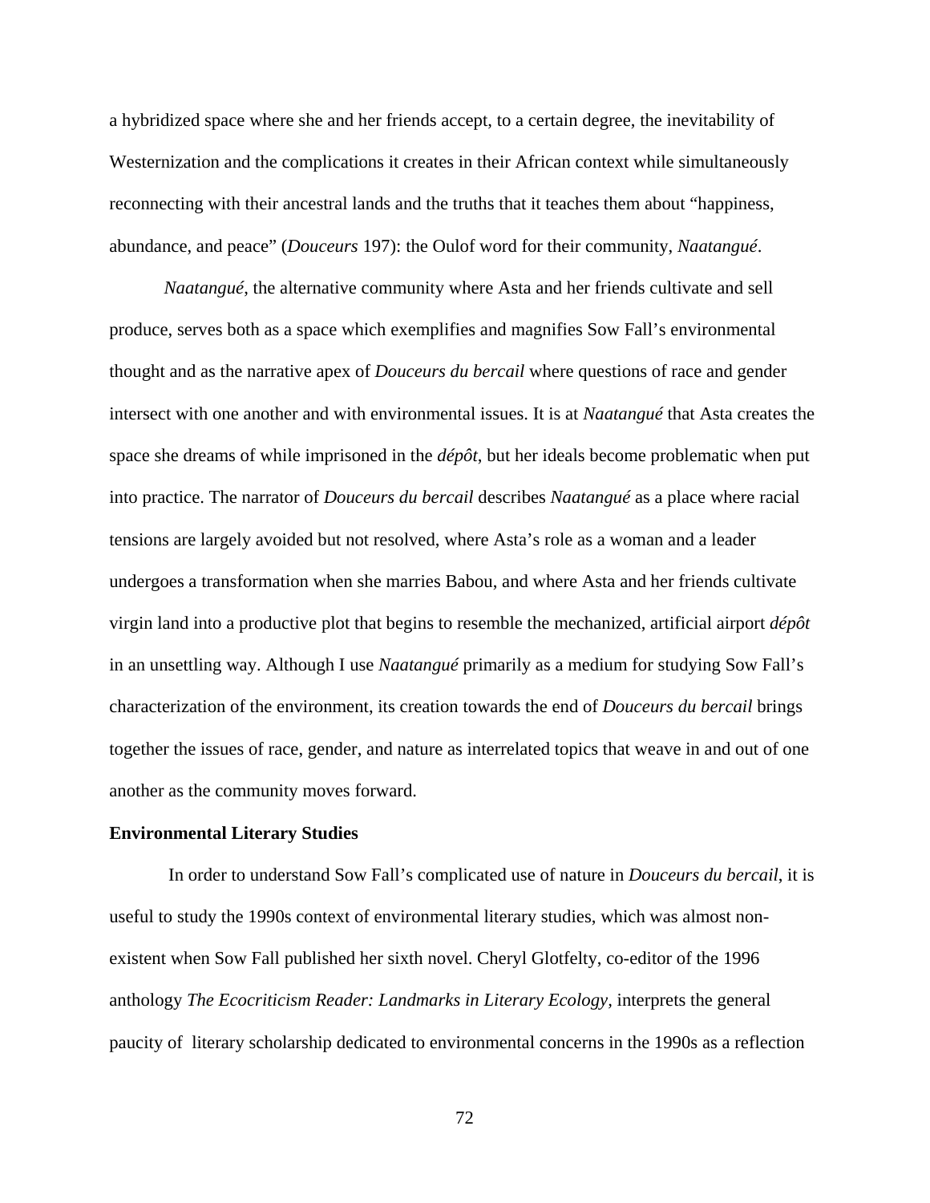a hybridized space where she and her friends accept, to a certain degree, the inevitability of Westernization and the complications it creates in their African context while simultaneously reconnecting with their ancestral lands and the truths that it teaches them about "happiness, abundance, and peace" (*Douceurs* 197): the Oulof word for their community, *Naatangué*.

*Naatangué*, the alternative community where Asta and her friends cultivate and sell produce, serves both as a space which exemplifies and magnifies Sow Fall's environmental thought and as the narrative apex of *Douceurs du bercail* where questions of race and gender intersect with one another and with environmental issues. It is at *Naatangué* that Asta creates the space she dreams of while imprisoned in the *dépôt*, but her ideals become problematic when put into practice. The narrator of *Douceurs du bercail* describes *Naatangué* as a place where racial tensions are largely avoided but not resolved, where Asta's role as a woman and a leader undergoes a transformation when she marries Babou, and where Asta and her friends cultivate virgin land into a productive plot that begins to resemble the mechanized, artificial airport *dépôt* in an unsettling way. Although I use *Naatangué* primarily as a medium for studying Sow Fall's characterization of the environment, its creation towards the end of *Douceurs du bercail* brings together the issues of race, gender, and nature as interrelated topics that weave in and out of one another as the community moves forward.

**Environmental Literary Studies**

In order to understand Sow Fall's complicated use of nature in *Douceurs du bercail*, it is useful to study the 1990s context of environmental literary studies, which was almost non-existent when Sow Fall published her sixth novel. Cheryl Glotfelty, co-editor of the 1996 anthology *The Ecocriticism Reader: Landmarks in Literary Ecology*, interprets the general paucity of literary scholarship dedicated to environmental concerns in the 1990s as a reflection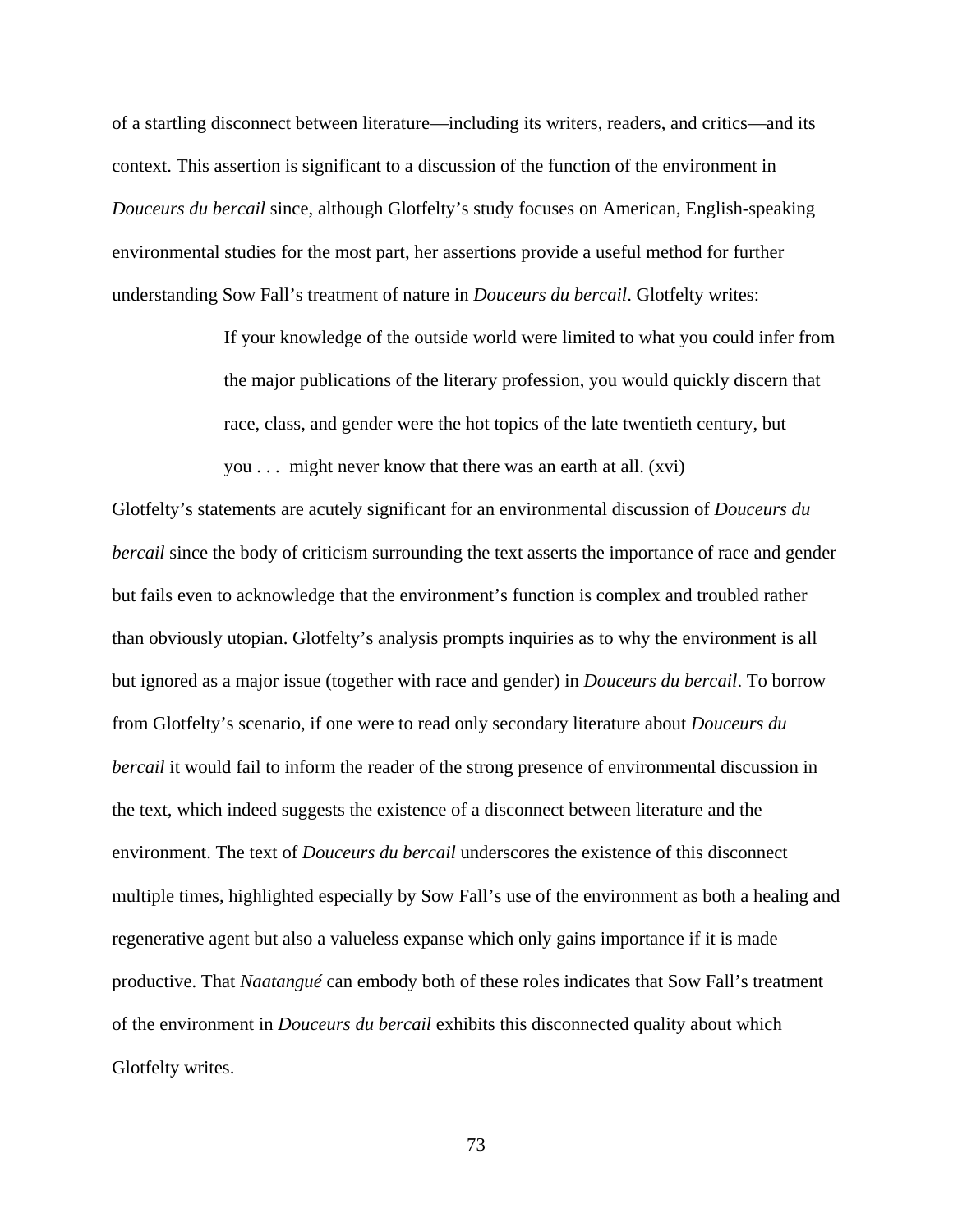of a startling disconnect between literature—including its writers, readers, and critics—and its context. This assertion is significant to a discussion of the function of the environment in *Douceurs du bercail* since, although Glotfelty's study focuses on American, English-speaking environmental studies for the most part, her assertions provide a useful method for further understanding Sow Fall's treatment of nature in *Douceurs du bercail*. Glotfelty writes:

> If your knowledge of the outside world were limited to what you could infer from the major publications of the literary profession, you would quickly discern that race, class, and gender were the hot topics of the late twentieth century, but you . . . might never know that there was an earth at all. (xvi)

Glotfelty's statements are acutely significant for an environmental discussion of *Douceurs du bercail* since the body of criticism surrounding the text asserts the importance of race and gender but fails even to acknowledge that the environment's function is complex and troubled rather than obviously utopian. Glotfelty's analysis prompts inquiries as to why the environment is all but ignored as a major issue (together with race and gender) in *Douceurs du bercail*. To borrow from Glotfelty's scenario, if one were to read only secondary literature about *Douceurs du bercail* it would fail to inform the reader of the strong presence of environmental discussion in the text, which indeed suggests the existence of a disconnect between literature and the environment. The text of *Douceurs du bercail* underscores the existence of this disconnect multiple times, highlighted especially by Sow Fall's use of the environment as both a healing and regenerative agent but also a valueless expanse which only gains importance if it is made productive. That *Naatangué* can embody both of these roles indicates that Sow Fall's treatment of the environment in *Douceurs du bercail* exhibits this disconnected quality about which Glotfelty writes.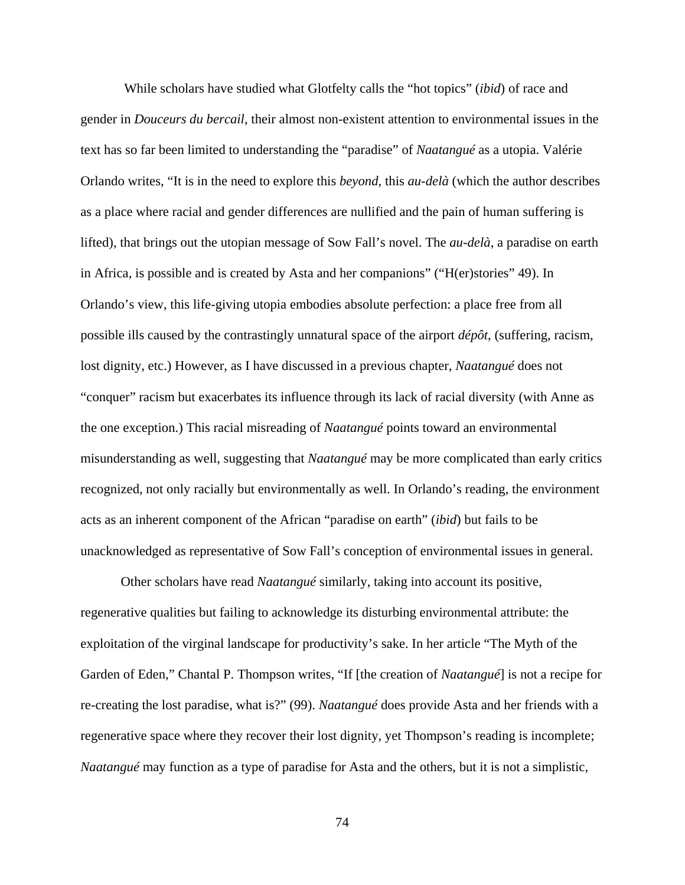While scholars have studied what Glotfelty calls the "hot topics" (*ibid*) of race and gender in *Douceurs du bercail*, their almost non-existent attention to environmental issues in the text has so far been limited to understanding the "paradise" of *Naatangué* as a utopia. Valérie Orlando writes, "It is in the need to explore this *beyond*, this *au-delà* (which the author describes as a place where racial and gender differences are nullified and the pain of human suffering is lifted), that brings out the utopian message of Sow Fall's novel. The *au-delà*, a paradise on earth in Africa, is possible and is created by Asta and her companions" ("H(er)stories" 49). In Orlando's view, this life-giving utopia embodies absolute perfection: a place free from all possible ills caused by the contrastingly unnatural space of the airport *dépôt*, (suffering, racism, lost dignity, etc.) However, as I have discussed in a previous chapter, *Naatangué* does not "conquer" racism but exacerbates its influence through its lack of racial diversity (with Anne as the one exception.) This racial misreading of *Naatangué* points toward an environmental misunderstanding as well, suggesting that *Naatangué* may be more complicated than early critics recognized, not only racially but environmentally as well. In Orlando's reading, the environment acts as an inherent component of the African "paradise on earth" (*ibid*) but fails to be unacknowledged as representative of Sow Fall's conception of environmental issues in general.

Other scholars have read *Naatangué* similarly, taking into account its positive, regenerative qualities but failing to acknowledge its disturbing environmental attribute: the exploitation of the virginal landscape for productivity's sake. In her article "The Myth of the Garden of Eden," Chantal P. Thompson writes, "If [the creation of *Naatangué*] is not a recipe for re-creating the lost paradise, what is?" (99). *Naatangué* does provide Asta and her friends with a regenerative space where they recover their lost dignity, yet Thompson's reading is incomplete; *Naatangué* may function as a type of paradise for Asta and the others, but it is not a simplistic,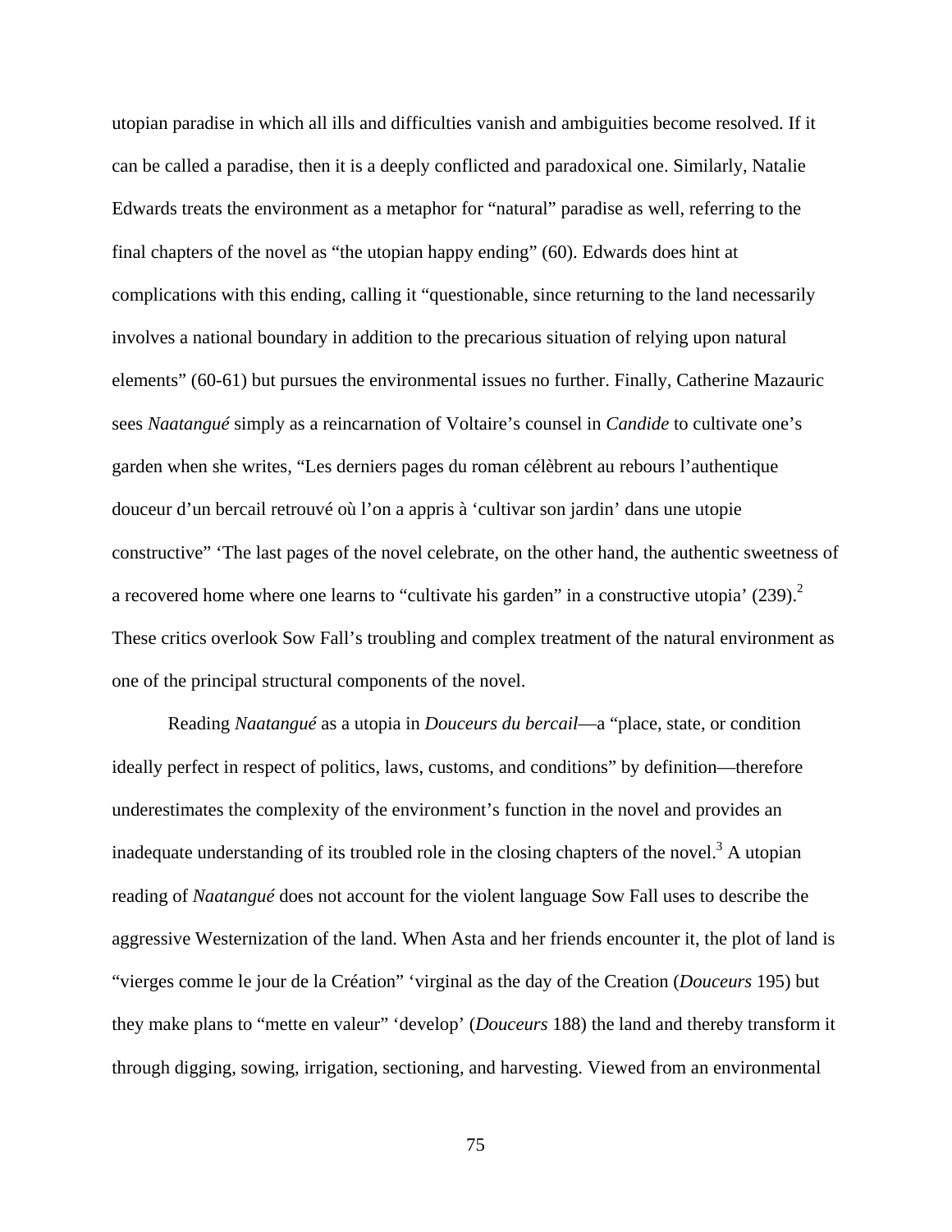utopian paradise in which all ills and difficulties vanish and ambiguities become resolved. If it can be called a paradise, then it is a deeply conflicted and paradoxical one. Similarly, Natalie Edwards treats the environment as a metaphor for "natural" paradise as well, referring to the final chapters of the novel as "the utopian happy ending" (60). Edwards does hint at complications with this ending, calling it "questionable, since returning to the land necessarily involves a national boundary in addition to the precarious situation of relying upon natural elements" (60-61) but pursues the environmental issues no further. Finally, Catherine Mazauric sees *Naatangué* simply as a reincarnation of Voltaire's counsel in *Candide* to cultivate one's garden when she writes, "Les derniers pages du roman célèbrent au rebours l'authentique douceur d'un bercail retrouvé où l'on a appris à 'cultivar son jardin' dans une utopie constructive" 'The last pages of the novel celebrate, on the other hand, the authentic sweetness of a recovered home where one learns to "cultivate his garden" in a constructive utopia' (239).[2] These critics overlook Sow Fall's troubling and complex treatment of the natural environment as one of the principal structural components of the novel.

Reading *Naatangué* as a utopia in *Douceurs du bercail*—a "place, state, or condition ideally perfect in respect of politics, laws, customs, and conditions" by definition—therefore underestimates the complexity of the environment's function in the novel and provides an inadequate understanding of its troubled role in the closing chapters of the novel.[3] A utopian reading of *Naatangué* does not account for the violent language Sow Fall uses to describe the aggressive Westernization of the land. When Asta and her friends encounter it, the plot of land is "vierges comme le jour de la Création" 'virginal as the day of the Creation (*Douceurs* 195) but they make plans to "mette en valeur" 'develop' (*Douceurs* 188) the land and thereby transform it through digging, sowing, irrigation, sectioning, and harvesting. Viewed from an environmental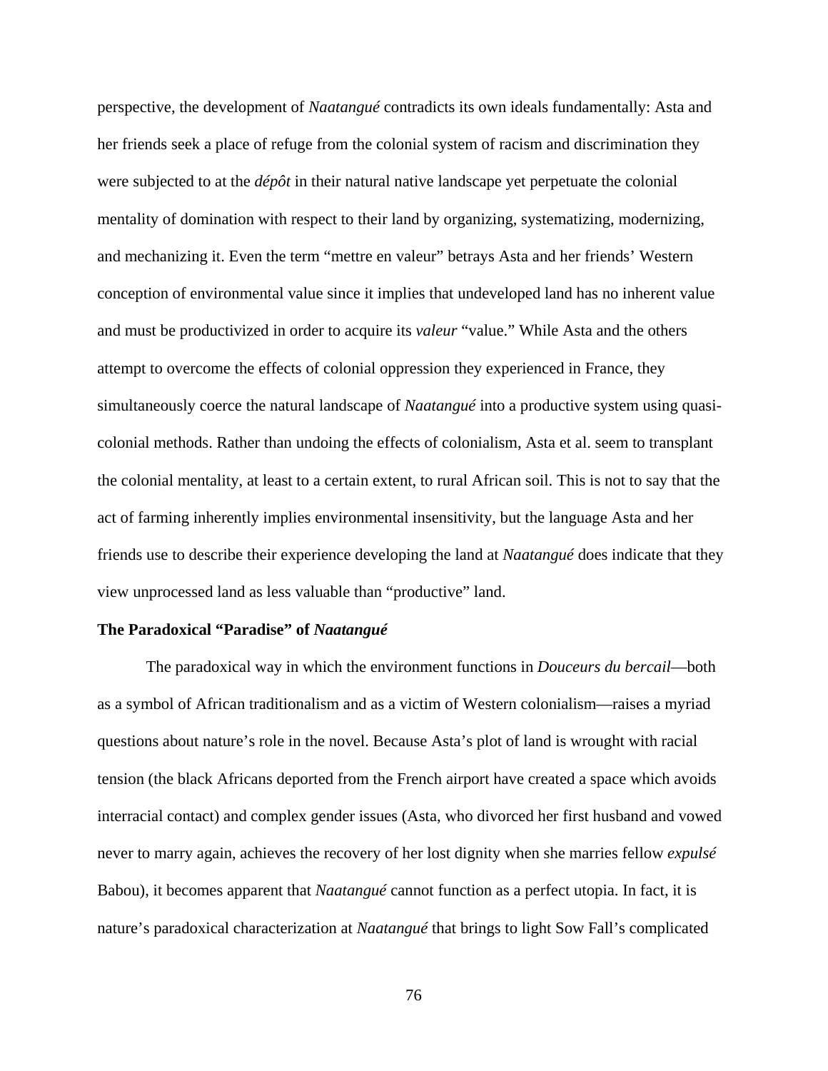perspective, the development of *Naatangué* contradicts its own ideals fundamentally: Asta and her friends seek a place of refuge from the colonial system of racism and discrimination they were subjected to at the *dépôt* in their natural native landscape yet perpetuate the colonial mentality of domination with respect to their land by organizing, systematizing, modernizing, and mechanizing it. Even the term "mettre en valeur" betrays Asta and her friends' Western conception of environmental value since it implies that undeveloped land has no inherent value and must be productivized in order to acquire its *valeur* "value." While Asta and the others attempt to overcome the effects of colonial oppression they experienced in France, they simultaneously coerce the natural landscape of *Naatangué* into a productive system using quasi-colonial methods. Rather than undoing the effects of colonialism, Asta et al. seem to transplant the colonial mentality, at least to a certain extent, to rural African soil. This is not to say that the act of farming inherently implies environmental insensitivity, but the language Asta and her friends use to describe their experience developing the land at *Naatangué* does indicate that they view unprocessed land as less valuable than "productive" land.

### The Paradoxical "Paradise" of *Naatangué*

The paradoxical way in which the environment functions in *Douceurs du bercail*—both as a symbol of African traditionalism and as a victim of Western colonialism—raises a myriad questions about nature's role in the novel. Because Asta's plot of land is wrought with racial tension (the black Africans deported from the French airport have created a space which avoids interracial contact) and complex gender issues (Asta, who divorced her first husband and vowed never to marry again, achieves the recovery of her lost dignity when she marries fellow *expulsé* Babou), it becomes apparent that *Naatangué* cannot function as a perfect utopia. In fact, it is nature's paradoxical characterization at *Naatangué* that brings to light Sow Fall's complicated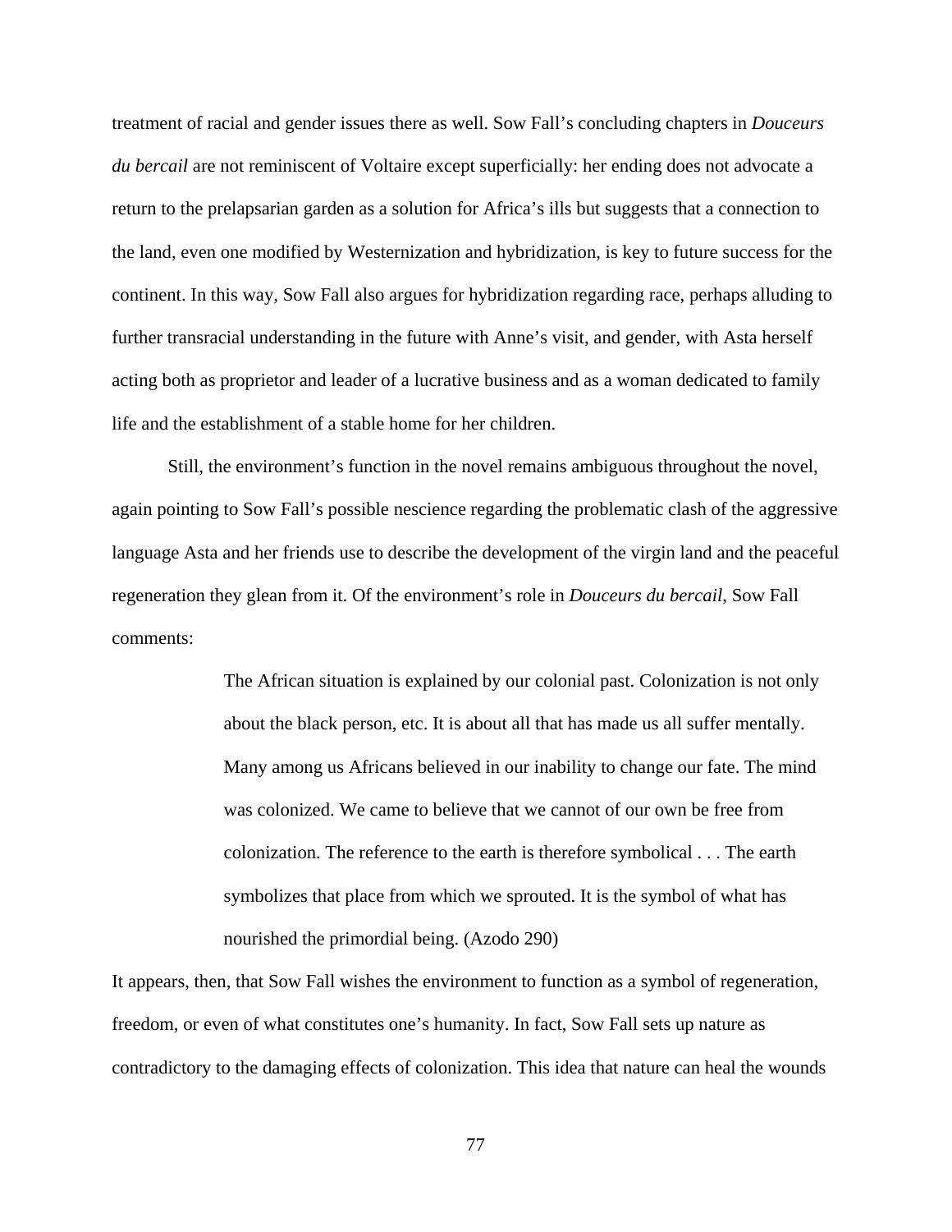treatment of racial and gender issues there as well. Sow Fall's concluding chapters in *Douceurs du bercail* are not reminiscent of Voltaire except superficially: her ending does not advocate a return to the prelapsarian garden as a solution for Africa's ills but suggests that a connection to the land, even one modified by Westernization and hybridization, is key to future success for the continent. In this way, Sow Fall also argues for hybridization regarding race, perhaps alluding to further transracial understanding in the future with Anne's visit, and gender, with Asta herself acting both as proprietor and leader of a lucrative business and as a woman dedicated to family life and the establishment of a stable home for her children.

Still, the environment's function in the novel remains ambiguous throughout the novel, again pointing to Sow Fall's possible nescience regarding the problematic clash of the aggressive language Asta and her friends use to describe the development of the virgin land and the peaceful regeneration they glean from it. Of the environment's role in *Douceurs du bercail*, Sow Fall comments:

> The African situation is explained by our colonial past. Colonization is not only about the black person, etc. It is about all that has made us all suffer mentally. Many among us Africans believed in our inability to change our fate. The mind was colonized. We came to believe that we cannot of our own be free from colonization. The reference to the earth is therefore symbolical . . . The earth symbolizes that place from which we sprouted. It is the symbol of what has nourished the primordial being. (Azodo 290)

It appears, then, that Sow Fall wishes the environment to function as a symbol of regeneration, freedom, or even of what constitutes one's humanity. In fact, Sow Fall sets up nature as contradictory to the damaging effects of colonization. This idea that nature can heal the wounds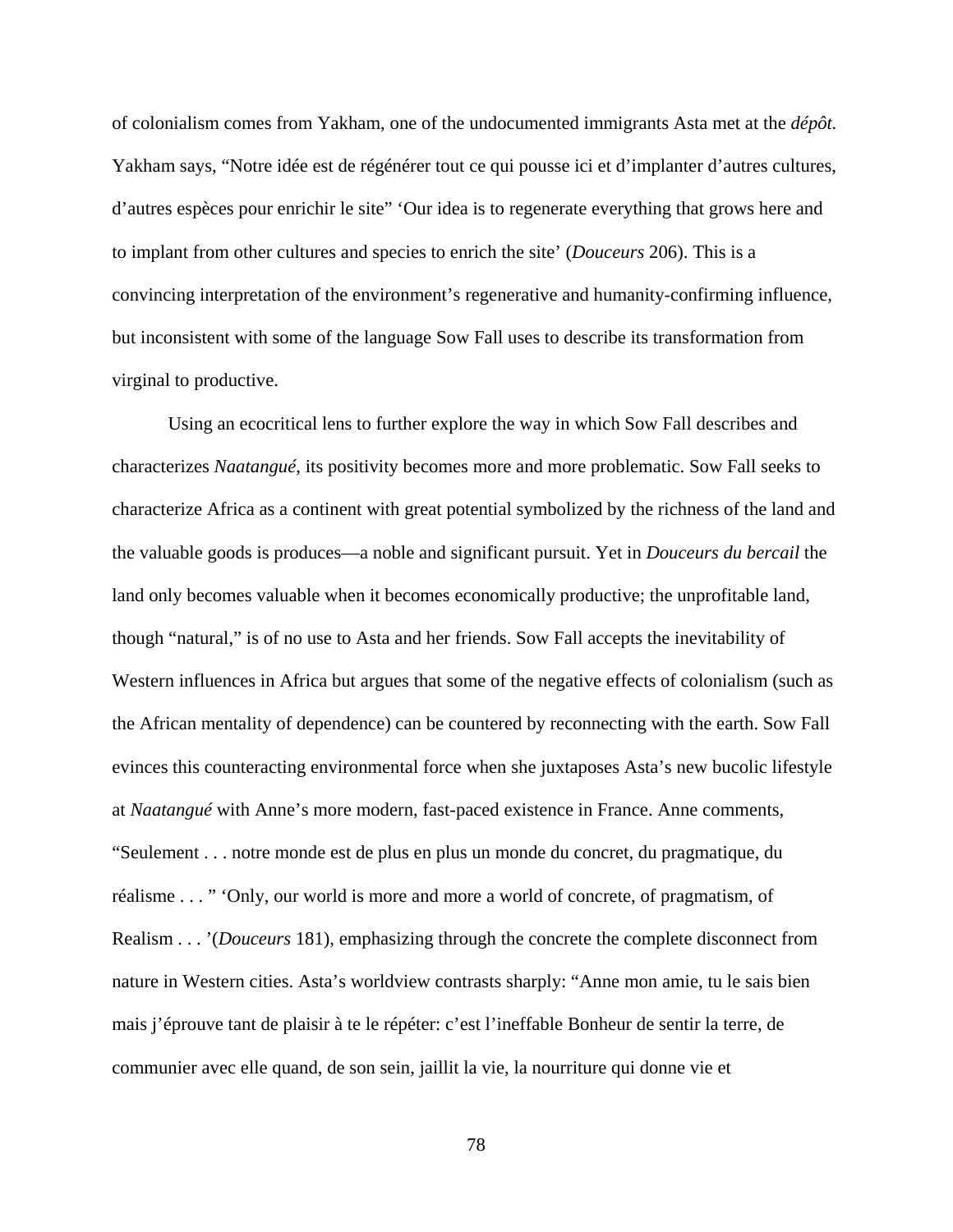of colonialism comes from Yakham, one of the undocumented immigrants Asta met at the *dépôt.* Yakham says, "Notre idée est de régénérer tout ce qui pousse ici et d'implanter d'autres cultures, d'autres espèces pour enrichir le site" 'Our idea is to regenerate everything that grows here and to implant from other cultures and species to enrich the site' (*Douceurs* 206). This is a convincing interpretation of the environment's regenerative and humanity-confirming influence, but inconsistent with some of the language Sow Fall uses to describe its transformation from virginal to productive.

Using an ecocritical lens to further explore the way in which Sow Fall describes and characterizes *Naatangué*, its positivity becomes more and more problematic. Sow Fall seeks to characterize Africa as a continent with great potential symbolized by the richness of the land and the valuable goods is produces—a noble and significant pursuit. Yet in *Douceurs du bercail* the land only becomes valuable when it becomes economically productive; the unprofitable land, though "natural," is of no use to Asta and her friends. Sow Fall accepts the inevitability of Western influences in Africa but argues that some of the negative effects of colonialism (such as the African mentality of dependence) can be countered by reconnecting with the earth. Sow Fall evinces this counteracting environmental force when she juxtaposes Asta's new bucolic lifestyle at *Naatangué* with Anne's more modern, fast-paced existence in France. Anne comments, "Seulement . . . notre monde est de plus en plus un monde du concret, du pragmatique, du réalisme . . . " 'Only, our world is more and more a world of concrete, of pragmatism, of Realism . . . '(*Douceurs* 181), emphasizing through the concrete the complete disconnect from nature in Western cities. Asta's worldview contrasts sharply: "Anne mon amie, tu le sais bien mais j'éprouve tant de plaisir à te le répéter: c'est l'ineffable Bonheur de sentir la terre, de communier avec elle quand, de son sein, jaillit la vie, la nourriture qui donne vie et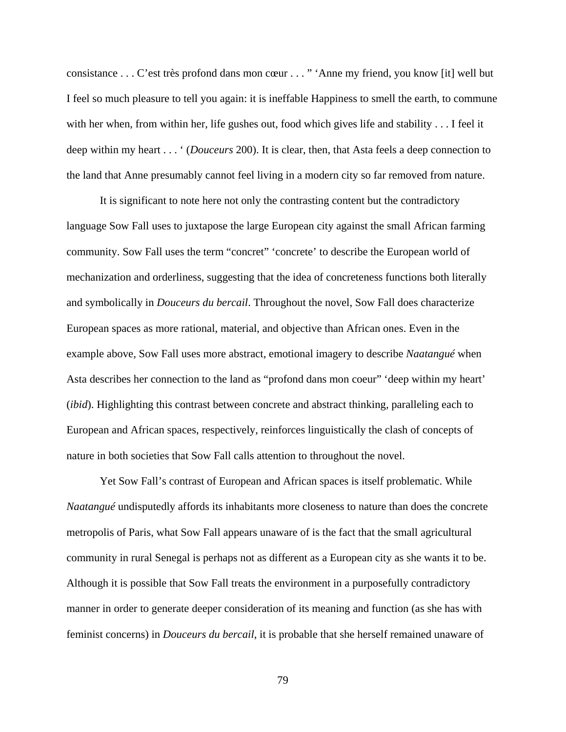consistance . . . C'est très profond dans mon cœur . . . " 'Anne my friend, you know [it] well but I feel so much pleasure to tell you again: it is ineffable Happiness to smell the earth, to commune with her when, from within her, life gushes out, food which gives life and stability . . . I feel it deep within my heart . . . ' (*Douceurs* 200). It is clear, then, that Asta feels a deep connection to the land that Anne presumably cannot feel living in a modern city so far removed from nature.

It is significant to note here not only the contrasting content but the contradictory language Sow Fall uses to juxtapose the large European city against the small African farming community. Sow Fall uses the term "concret" 'concrete' to describe the European world of mechanization and orderliness, suggesting that the idea of concreteness functions both literally and symbolically in *Douceurs du bercail*. Throughout the novel, Sow Fall does characterize European spaces as more rational, material, and objective than African ones. Even in the example above, Sow Fall uses more abstract, emotional imagery to describe *Naatangué* when Asta describes her connection to the land as "profond dans mon coeur" 'deep within my heart' (*ibid*). Highlighting this contrast between concrete and abstract thinking, paralleling each to European and African spaces, respectively, reinforces linguistically the clash of concepts of nature in both societies that Sow Fall calls attention to throughout the novel.

Yet Sow Fall's contrast of European and African spaces is itself problematic. While *Naatangué* undisputedly affords its inhabitants more closeness to nature than does the concrete metropolis of Paris, what Sow Fall appears unaware of is the fact that the small agricultural community in rural Senegal is perhaps not as different as a European city as she wants it to be. Although it is possible that Sow Fall treats the environment in a purposefully contradictory manner in order to generate deeper consideration of its meaning and function (as she has with feminist concerns) in *Douceurs du bercail*, it is probable that she herself remained unaware of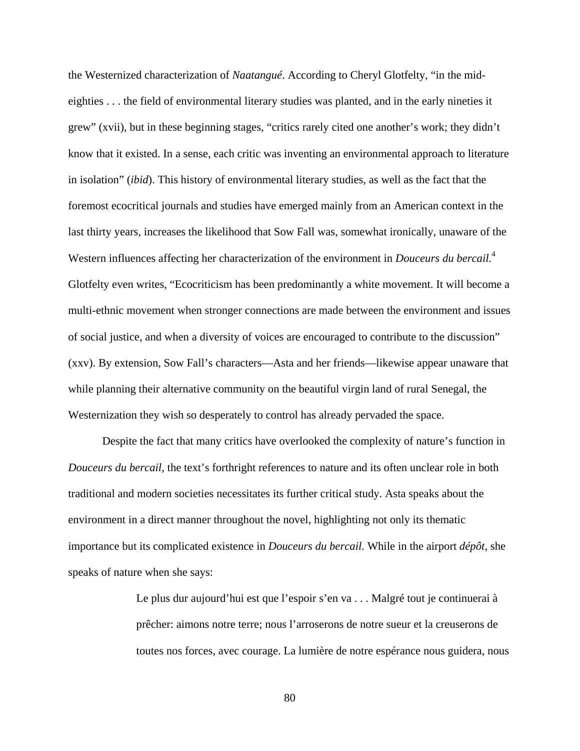the Westernized characterization of *Naatangué*. According to Cheryl Glotfelty, "in the mid-eighties . . . the field of environmental literary studies was planted, and in the early nineties it grew" (xvii), but in these beginning stages, "critics rarely cited one another's work; they didn't know that it existed. In a sense, each critic was inventing an environmental approach to literature in isolation" (*ibid*). This history of environmental literary studies, as well as the fact that the foremost ecocritical journals and studies have emerged mainly from an American context in the last thirty years, increases the likelihood that Sow Fall was, somewhat ironically, unaware of the Western influences affecting her characterization of the environment in *Douceurs du bercail*.[4] Glotfelty even writes, "Ecocriticism has been predominantly a white movement. It will become a multi-ethnic movement when stronger connections are made between the environment and issues of social justice, and when a diversity of voices are encouraged to contribute to the discussion" (xxv). By extension, Sow Fall's characters—Asta and her friends—likewise appear unaware that while planning their alternative community on the beautiful virgin land of rural Senegal, the Westernization they wish so desperately to control has already pervaded the space.

Despite the fact that many critics have overlooked the complexity of nature's function in *Douceurs du bercail*, the text's forthright references to nature and its often unclear role in both traditional and modern societies necessitates its further critical study. Asta speaks about the environment in a direct manner throughout the novel, highlighting not only its thematic importance but its complicated existence in *Douceurs du bercail*. While in the airport *dépôt*, she speaks of nature when she says:

> Le plus dur aujourd'hui est que l'espoir s'en va . . . Malgré tout je continuerai à prêcher: aimons notre terre; nous l'arroserons de notre sueur et la creuserons de toutes nos forces, avec courage. La lumière de notre espérance nous guidera, nous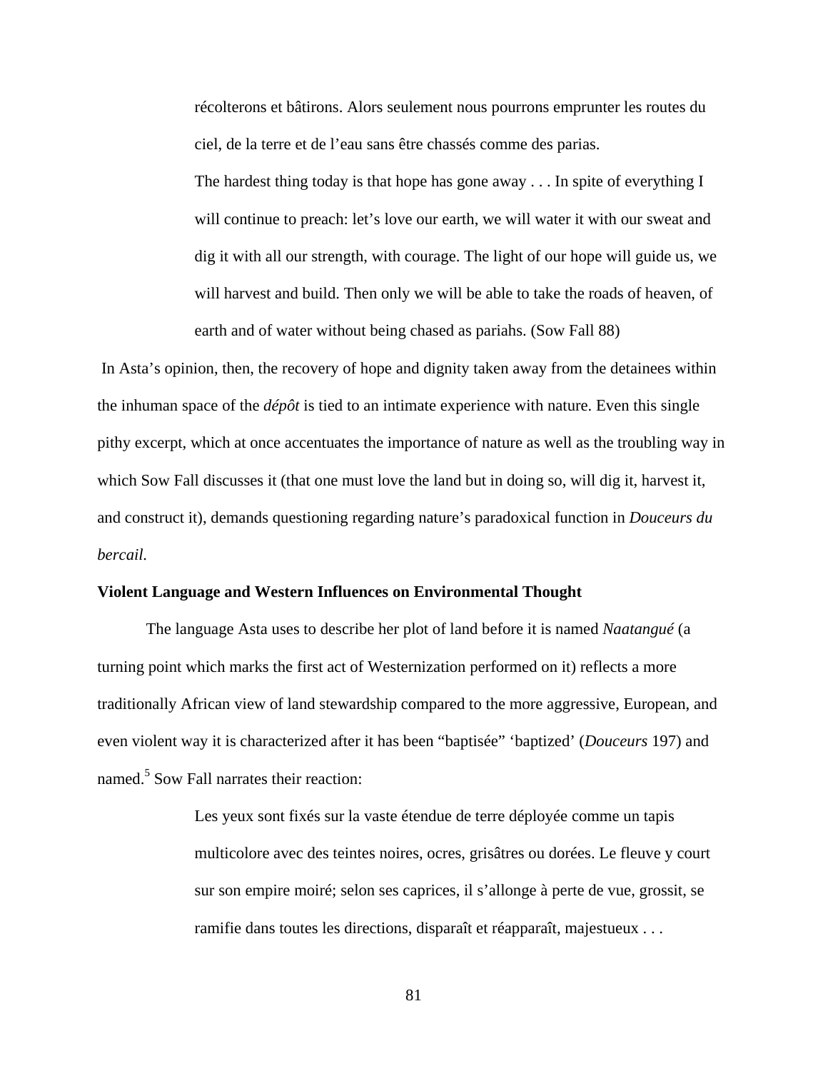> récolterons et bâtirons. Alors seulement nous pourrons emprunter les routes du ciel, de la terre et de l'eau sans être chassés comme des parias.
>
> The hardest thing today is that hope has gone away . . . In spite of everything I will continue to preach: let's love our earth, we will water it with our sweat and dig it with all our strength, with courage. The light of our hope will guide us, we will harvest and build. Then only we will be able to take the roads of heaven, of earth and of water without being chased as pariahs. (Sow Fall 88)

In Asta's opinion, then, the recovery of hope and dignity taken away from the detainees within the inhuman space of the *dépôt* is tied to an intimate experience with nature. Even this single pithy excerpt, which at once accentuates the importance of nature as well as the troubling way in which Sow Fall discusses it (that one must love the land but in doing so, will dig it, harvest it, and construct it), demands questioning regarding nature's paradoxical function in *Douceurs du bercail.*

**Violent Language and Western Influences on Environmental Thought**

The language Asta uses to describe her plot of land before it is named *Naatangué* (a turning point which marks the first act of Westernization performed on it) reflects a more traditionally African view of land stewardship compared to the more aggressive, European, and even violent way it is characterized after it has been "baptisée" 'baptized' (*Douceurs* 197) and named.[5] Sow Fall narrates their reaction:

> Les yeux sont fixés sur la vaste étendue de terre déployée comme un tapis multicolore avec des teintes noires, ocres, grisâtres ou dorées. Le fleuve y court sur son empire moiré; selon ses caprices, il s'allonge à perte de vue, grossit, se ramifie dans toutes les directions, disparaît et réapparaît, majestueux . . .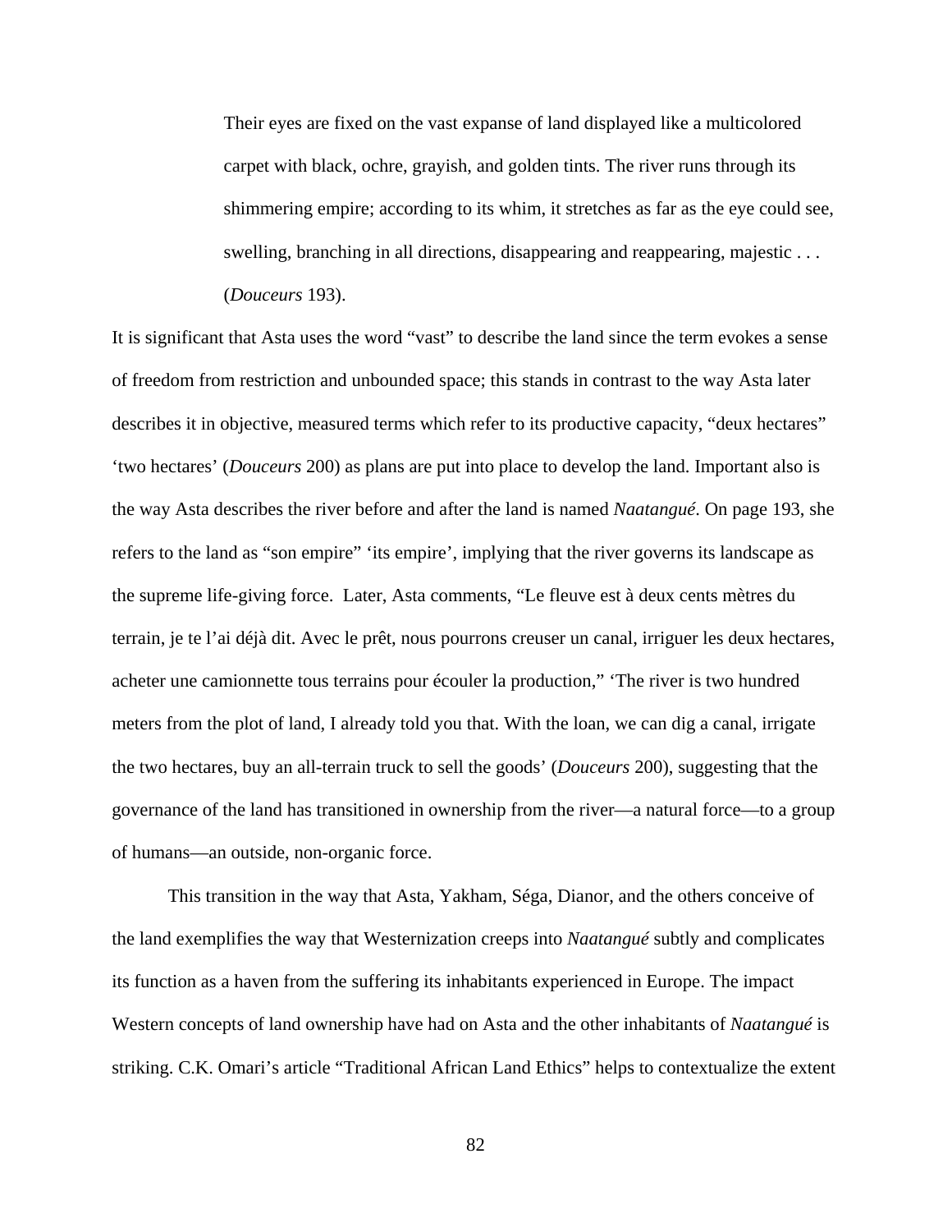> Their eyes are fixed on the vast expanse of land displayed like a multicolored carpet with black, ochre, grayish, and golden tints. The river runs through its shimmering empire; according to its whim, it stretches as far as the eye could see, swelling, branching in all directions, disappearing and reappearing, majestic . . . (*Douceurs* 193).

It is significant that Asta uses the word "vast" to describe the land since the term evokes a sense of freedom from restriction and unbounded space; this stands in contrast to the way Asta later describes it in objective, measured terms which refer to its productive capacity, "deux hectares" 'two hectares' (*Douceurs* 200) as plans are put into place to develop the land. Important also is the way Asta describes the river before and after the land is named *Naatangué*. On page 193, she refers to the land as "son empire" 'its empire', implying that the river governs its landscape as the supreme life-giving force. Later, Asta comments, "Le fleuve est à deux cents mètres du terrain, je te l'ai déjà dit. Avec le prêt, nous pourrons creuser un canal, irriguer les deux hectares, acheter une camionnette tous terrains pour écouler la production," 'The river is two hundred meters from the plot of land, I already told you that. With the loan, we can dig a canal, irrigate the two hectares, buy an all-terrain truck to sell the goods' (*Douceurs* 200), suggesting that the governance of the land has transitioned in ownership from the river—a natural force—to a group of humans—an outside, non-organic force.

This transition in the way that Asta, Yakham, Séga, Dianor, and the others conceive of the land exemplifies the way that Westernization creeps into *Naatangué* subtly and complicates its function as a haven from the suffering its inhabitants experienced in Europe. The impact Western concepts of land ownership have had on Asta and the other inhabitants of *Naatangué* is striking. C.K. Omari's article "Traditional African Land Ethics" helps to contextualize the extent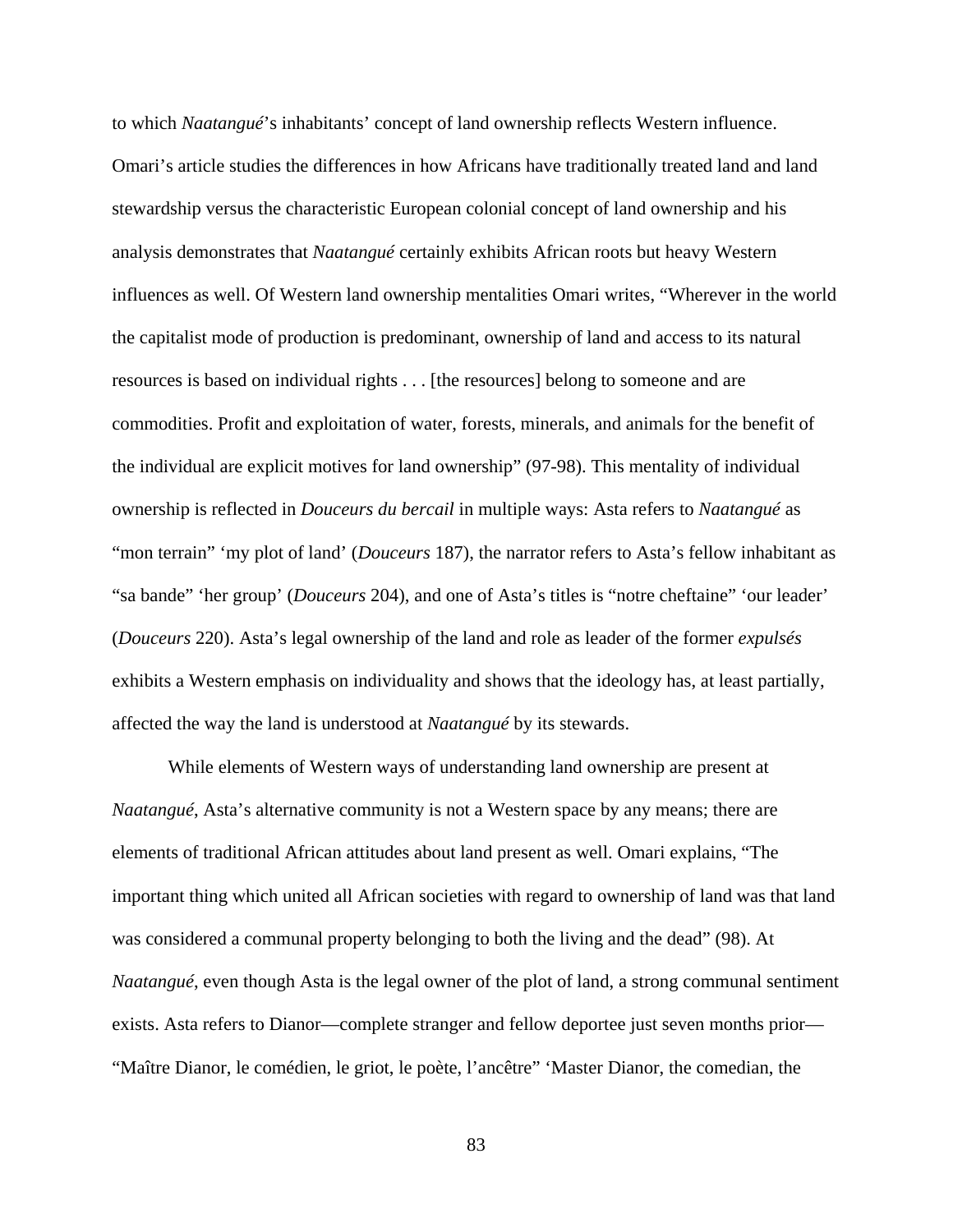to which *Naatangué*'s inhabitants' concept of land ownership reflects Western influence. Omari's article studies the differences in how Africans have traditionally treated land and land stewardship versus the characteristic European colonial concept of land ownership and his analysis demonstrates that *Naatangué* certainly exhibits African roots but heavy Western influences as well. Of Western land ownership mentalities Omari writes, "Wherever in the world the capitalist mode of production is predominant, ownership of land and access to its natural resources is based on individual rights . . . [the resources] belong to someone and are commodities. Profit and exploitation of water, forests, minerals, and animals for the benefit of the individual are explicit motives for land ownership" (97-98). This mentality of individual ownership is reflected in *Douceurs du bercail* in multiple ways: Asta refers to *Naatangué* as "mon terrain" 'my plot of land' (*Douceurs* 187), the narrator refers to Asta's fellow inhabitant as "sa bande" 'her group' (*Douceurs* 204), and one of Asta's titles is "notre cheftaine" 'our leader' (*Douceurs* 220). Asta's legal ownership of the land and role as leader of the former *expulsés* exhibits a Western emphasis on individuality and shows that the ideology has, at least partially, affected the way the land is understood at *Naatangué* by its stewards.

While elements of Western ways of understanding land ownership are present at *Naatangué*, Asta's alternative community is not a Western space by any means; there are elements of traditional African attitudes about land present as well. Omari explains, "The important thing which united all African societies with regard to ownership of land was that land was considered a communal property belonging to both the living and the dead" (98). At *Naatangué*, even though Asta is the legal owner of the plot of land, a strong communal sentiment exists. Asta refers to Dianor—complete stranger and fellow deportee just seven months prior—"Maître Dianor, le comédien, le griot, le poète, l'ancêtre" 'Master Dianor, the comedian, the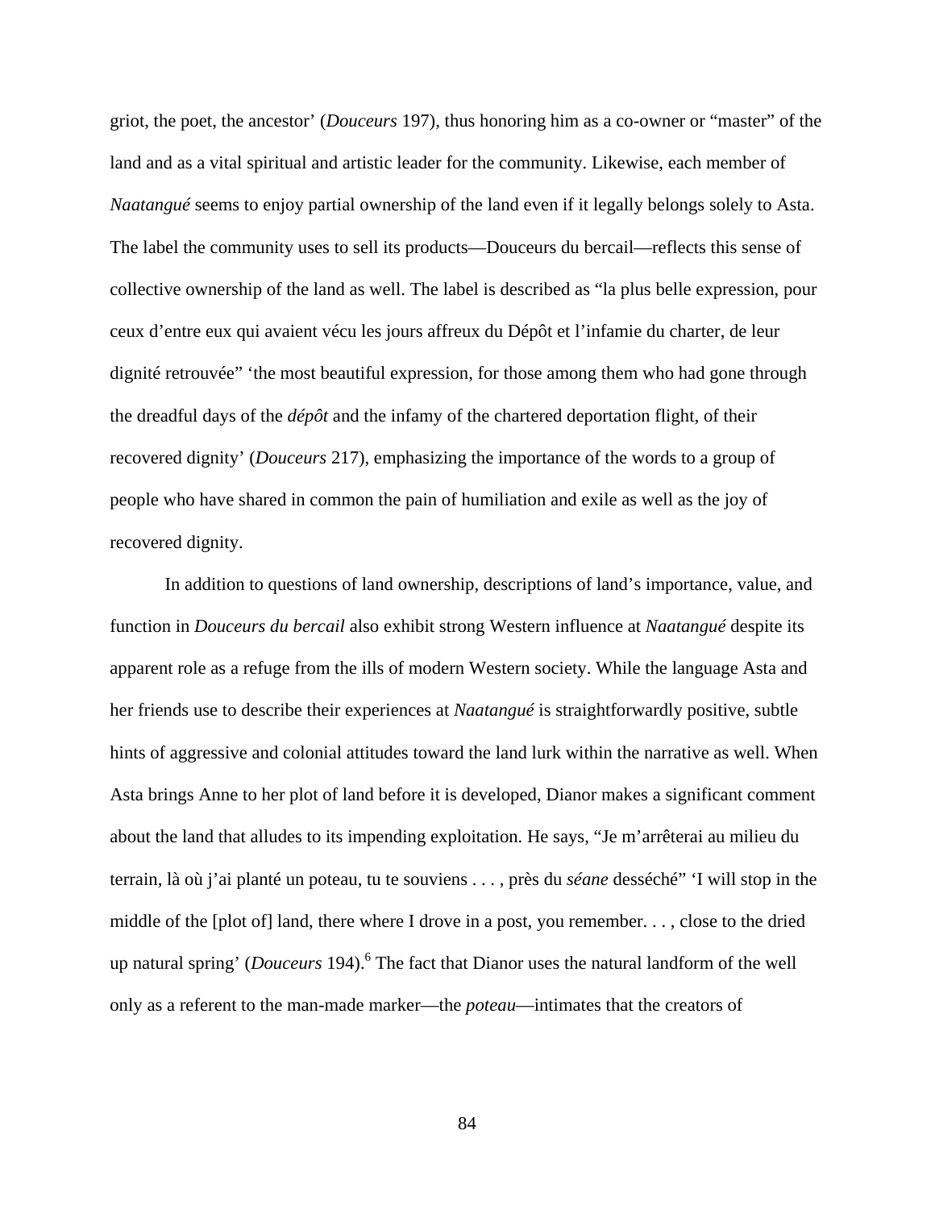griot, the poet, the ancestor' (*Douceurs* 197), thus honoring him as a co-owner or "master" of the land and as a vital spiritual and artistic leader for the community. Likewise, each member of *Naatangué* seems to enjoy partial ownership of the land even if it legally belongs solely to Asta. The label the community uses to sell its products—Douceurs du bercail—reflects this sense of collective ownership of the land as well. The label is described as "la plus belle expression, pour ceux d'entre eux qui avaient vécu les jours affreux du Dépôt et l'infamie du charter, de leur dignité retrouvée" 'the most beautiful expression, for those among them who had gone through the dreadful days of the *dépôt* and the infamy of the chartered deportation flight, of their recovered dignity' (*Douceurs* 217), emphasizing the importance of the words to a group of people who have shared in common the pain of humiliation and exile as well as the joy of recovered dignity.

In addition to questions of land ownership, descriptions of land's importance, value, and function in *Douceurs du bercail* also exhibit strong Western influence at *Naatangué* despite its apparent role as a refuge from the ills of modern Western society. While the language Asta and her friends use to describe their experiences at *Naatangué* is straightforwardly positive, subtle hints of aggressive and colonial attitudes toward the land lurk within the narrative as well. When Asta brings Anne to her plot of land before it is developed, Dianor makes a significant comment about the land that alludes to its impending exploitation. He says, "Je m'arrêterai au milieu du terrain, là où j'ai planté un poteau, tu te souviens . . . , près du *séane* desséché" 'I will stop in the middle of the [plot of] land, there where I drove in a post, you remember. . . , close to the dried up natural spring' (*Douceurs* 194).[6] The fact that Dianor uses the natural landform of the well only as a referent to the man-made marker—the *poteau*—intimates that the creators of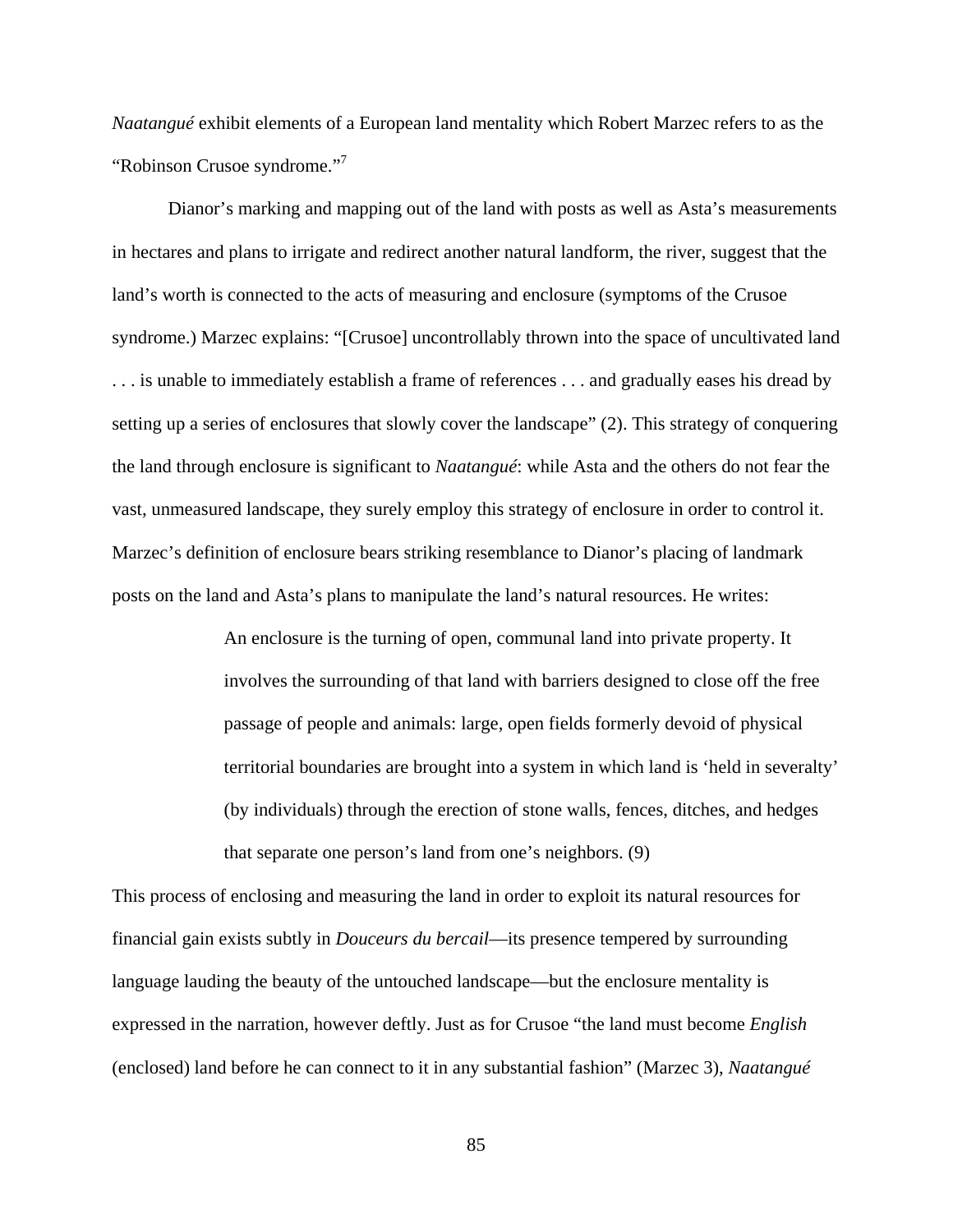*Naatangué* exhibit elements of a European land mentality which Robert Marzec refers to as the "Robinson Crusoe syndrome."[7]

Dianor's marking and mapping out of the land with posts as well as Asta's measurements in hectares and plans to irrigate and redirect another natural landform, the river, suggest that the land's worth is connected to the acts of measuring and enclosure (symptoms of the Crusoe syndrome.) Marzec explains: "[Crusoe] uncontrollably thrown into the space of uncultivated land . . . is unable to immediately establish a frame of references . . . and gradually eases his dread by setting up a series of enclosures that slowly cover the landscape" (2). This strategy of conquering the land through enclosure is significant to *Naatangué*: while Asta and the others do not fear the vast, unmeasured landscape, they surely employ this strategy of enclosure in order to control it. Marzec's definition of enclosure bears striking resemblance to Dianor's placing of landmark posts on the land and Asta's plans to manipulate the land's natural resources. He writes:

> An enclosure is the turning of open, communal land into private property. It involves the surrounding of that land with barriers designed to close off the free passage of people and animals: large, open fields formerly devoid of physical territorial boundaries are brought into a system in which land is 'held in severalty' (by individuals) through the erection of stone walls, fences, ditches, and hedges that separate one person's land from one's neighbors. (9)

This process of enclosing and measuring the land in order to exploit its natural resources for financial gain exists subtly in *Douceurs du bercail*—its presence tempered by surrounding language lauding the beauty of the untouched landscape—but the enclosure mentality is expressed in the narration, however deftly. Just as for Crusoe "the land must become *English* (enclosed) land before he can connect to it in any substantial fashion" (Marzec 3), *Naatangué*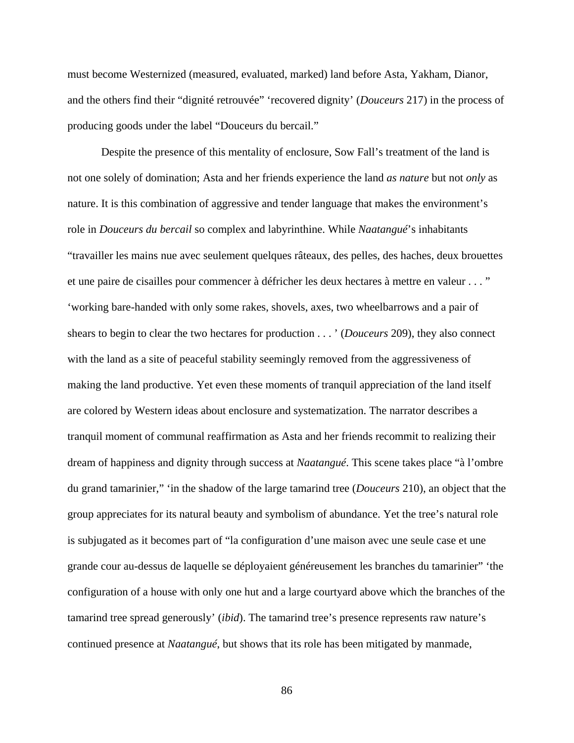must become Westernized (measured, evaluated, marked) land before Asta, Yakham, Dianor, and the others find their "dignité retrouvée" 'recovered dignity' (*Douceurs* 217) in the process of producing goods under the label "Douceurs du bercail."

Despite the presence of this mentality of enclosure, Sow Fall's treatment of the land is not one solely of domination; Asta and her friends experience the land *as nature* but not *only* as nature. It is this combination of aggressive and tender language that makes the environment's role in *Douceurs du bercail* so complex and labyrinthine. While *Naatangué*'s inhabitants "travailler les mains nue avec seulement quelques râteaux, des pelles, des haches, deux brouettes et une paire de cisailles pour commencer à défricher les deux hectares à mettre en valeur . . . " 'working bare-handed with only some rakes, shovels, axes, two wheelbarrows and a pair of shears to begin to clear the two hectares for production . . . ' (*Douceurs* 209), they also connect with the land as a site of peaceful stability seemingly removed from the aggressiveness of making the land productive. Yet even these moments of tranquil appreciation of the land itself are colored by Western ideas about enclosure and systematization. The narrator describes a tranquil moment of communal reaffirmation as Asta and her friends recommit to realizing their dream of happiness and dignity through success at *Naatangué*. This scene takes place "à l'ombre du grand tamarinier," 'in the shadow of the large tamarind tree (*Douceurs* 210), an object that the group appreciates for its natural beauty and symbolism of abundance. Yet the tree's natural role is subjugated as it becomes part of "la configuration d'une maison avec une seule case et une grande cour au-dessus de laquelle se déployaient généreusement les branches du tamarinier" 'the configuration of a house with only one hut and a large courtyard above which the branches of the tamarind tree spread generously' (*ibid*). The tamarind tree's presence represents raw nature's continued presence at *Naatangué*, but shows that its role has been mitigated by manmade,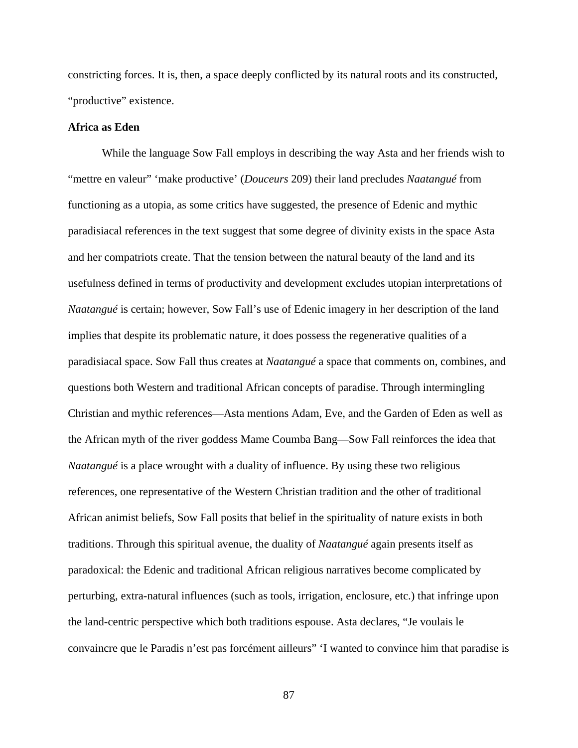constricting forces. It is, then, a space deeply conflicted by its natural roots and its constructed, "productive" existence.

**Africa as Eden**

While the language Sow Fall employs in describing the way Asta and her friends wish to "mettre en valeur" 'make productive' (*Douceurs* 209) their land precludes *Naatangué* from functioning as a utopia, as some critics have suggested, the presence of Edenic and mythic paradisiacal references in the text suggest that some degree of divinity exists in the space Asta and her compatriots create. That the tension between the natural beauty of the land and its usefulness defined in terms of productivity and development excludes utopian interpretations of *Naatangué* is certain; however, Sow Fall's use of Edenic imagery in her description of the land implies that despite its problematic nature, it does possess the regenerative qualities of a paradisiacal space. Sow Fall thus creates at *Naatangué* a space that comments on, combines, and questions both Western and traditional African concepts of paradise. Through intermingling Christian and mythic references—Asta mentions Adam, Eve, and the Garden of Eden as well as the African myth of the river goddess Mame Coumba Bang—Sow Fall reinforces the idea that *Naatangué* is a place wrought with a duality of influence. By using these two religious references, one representative of the Western Christian tradition and the other of traditional African animist beliefs, Sow Fall posits that belief in the spirituality of nature exists in both traditions. Through this spiritual avenue, the duality of *Naatangué* again presents itself as paradoxical: the Edenic and traditional African religious narratives become complicated by perturbing, extra-natural influences (such as tools, irrigation, enclosure, etc.) that infringe upon the land-centric perspective which both traditions espouse. Asta declares, "Je voulais le convaincre que le Paradis n'est pas forcément ailleurs" 'I wanted to convince him that paradise is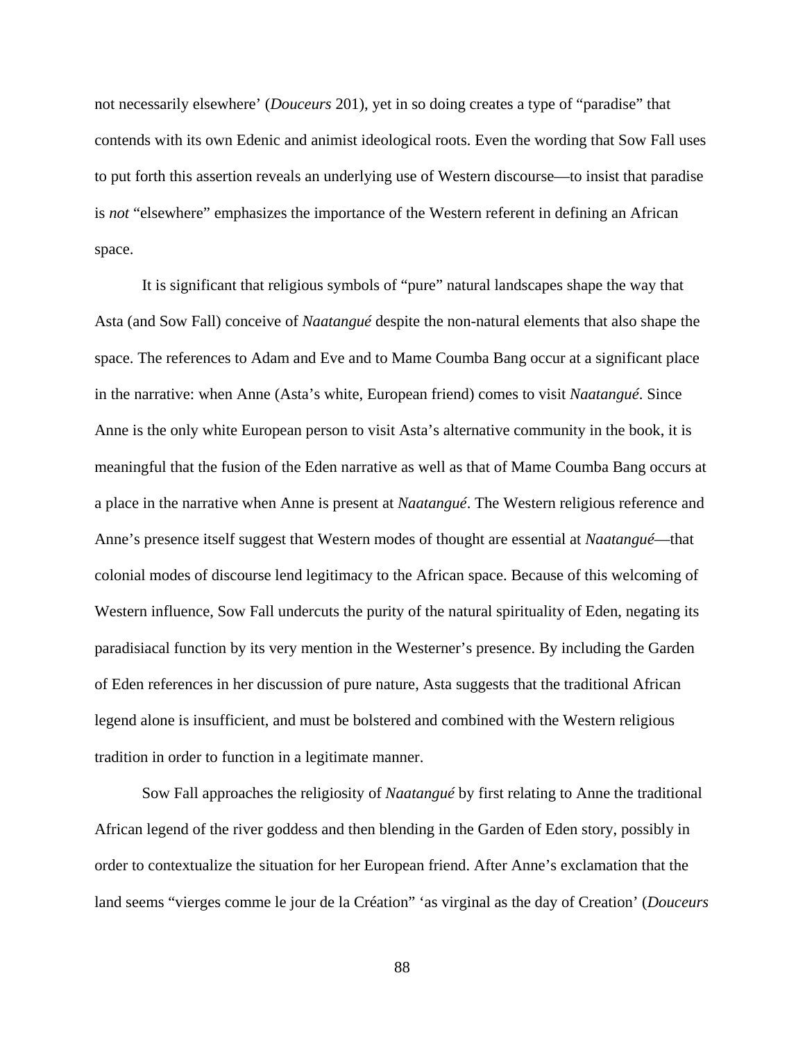not necessarily elsewhere' (*Douceurs* 201), yet in so doing creates a type of "paradise" that contends with its own Edenic and animist ideological roots. Even the wording that Sow Fall uses to put forth this assertion reveals an underlying use of Western discourse—to insist that paradise is *not* "elsewhere" emphasizes the importance of the Western referent in defining an African space.

It is significant that religious symbols of "pure" natural landscapes shape the way that Asta (and Sow Fall) conceive of *Naatangué* despite the non-natural elements that also shape the space. The references to Adam and Eve and to Mame Coumba Bang occur at a significant place in the narrative: when Anne (Asta's white, European friend) comes to visit *Naatangué*. Since Anne is the only white European person to visit Asta's alternative community in the book, it is meaningful that the fusion of the Eden narrative as well as that of Mame Coumba Bang occurs at a place in the narrative when Anne is present at *Naatangué*. The Western religious reference and Anne's presence itself suggest that Western modes of thought are essential at *Naatangué*—that colonial modes of discourse lend legitimacy to the African space. Because of this welcoming of Western influence, Sow Fall undercuts the purity of the natural spirituality of Eden, negating its paradisiacal function by its very mention in the Westerner's presence. By including the Garden of Eden references in her discussion of pure nature, Asta suggests that the traditional African legend alone is insufficient, and must be bolstered and combined with the Western religious tradition in order to function in a legitimate manner.

Sow Fall approaches the religiosity of *Naatangué* by first relating to Anne the traditional African legend of the river goddess and then blending in the Garden of Eden story, possibly in order to contextualize the situation for her European friend. After Anne's exclamation that the land seems "vierges comme le jour de la Création" 'as virginal as the day of Creation' (*Douceurs*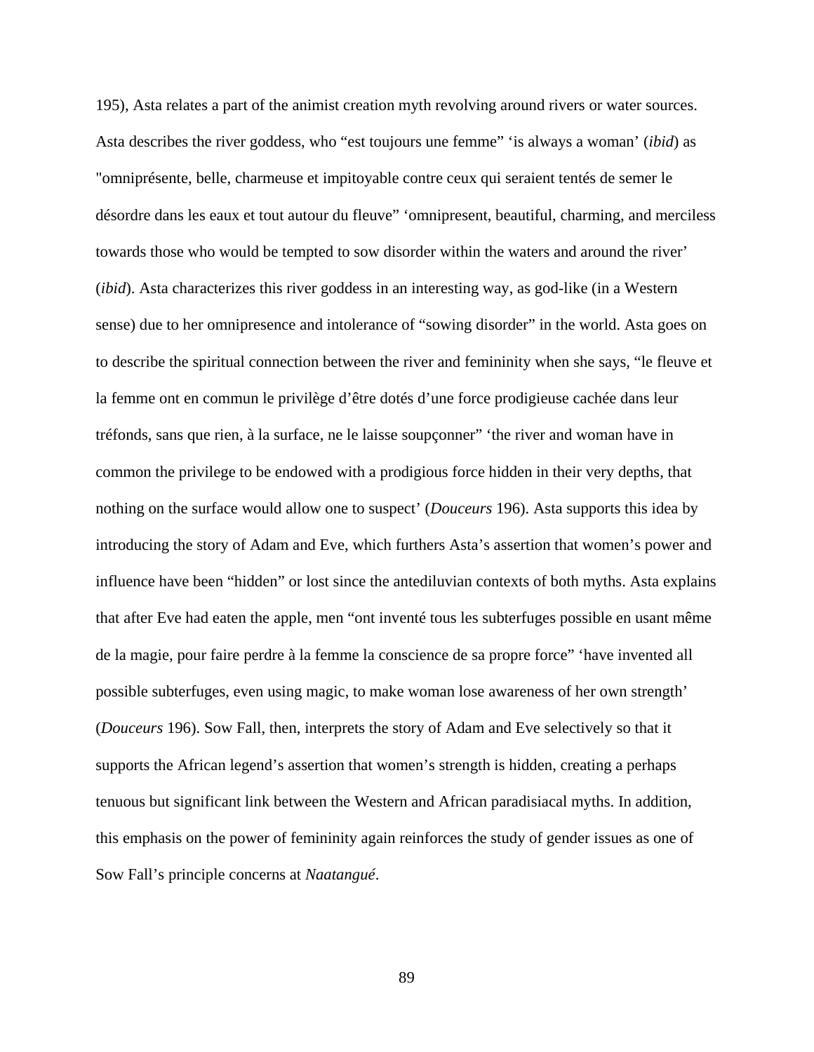195), Asta relates a part of the animist creation myth revolving around rivers or water sources. Asta describes the river goddess, who “est toujours une femme” ‘is always a woman’ (*ibid*) as "omniprésente, belle, charmeuse et impitoyable contre ceux qui seraient tentés de semer le désordre dans les eaux et tout autour du fleuve” ‘omnipresent, beautiful, charming, and merciless towards those who would be tempted to sow disorder within the waters and around the river’ (*ibid*). Asta characterizes this river goddess in an interesting way, as god-like (in a Western sense) due to her omnipresence and intolerance of “sowing disorder” in the world. Asta goes on to describe the spiritual connection between the river and femininity when she says, “le fleuve et la femme ont en commun le privilège d’être dotés d’une force prodigieuse cachée dans leur tréfonds, sans que rien, à la surface, ne le laisse soupçonner” ‘the river and woman have in common the privilege to be endowed with a prodigious force hidden in their very depths, that nothing on the surface would allow one to suspect’ (*Douceurs* 196). Asta supports this idea by introducing the story of Adam and Eve, which furthers Asta’s assertion that women’s power and influence have been “hidden” or lost since the antediluvian contexts of both myths. Asta explains that after Eve had eaten the apple, men “ont inventé tous les subterfuges possible en usant même de la magie, pour faire perdre à la femme la conscience de sa propre force” ‘have invented all possible subterfuges, even using magic, to make woman lose awareness of her own strength’ (*Douceurs* 196). Sow Fall, then, interprets the story of Adam and Eve selectively so that it supports the African legend’s assertion that women’s strength is hidden, creating a perhaps tenuous but significant link between the Western and African paradisiacal myths. In addition, this emphasis on the power of femininity again reinforces the study of gender issues as one of Sow Fall’s principle concerns at *Naatangué*.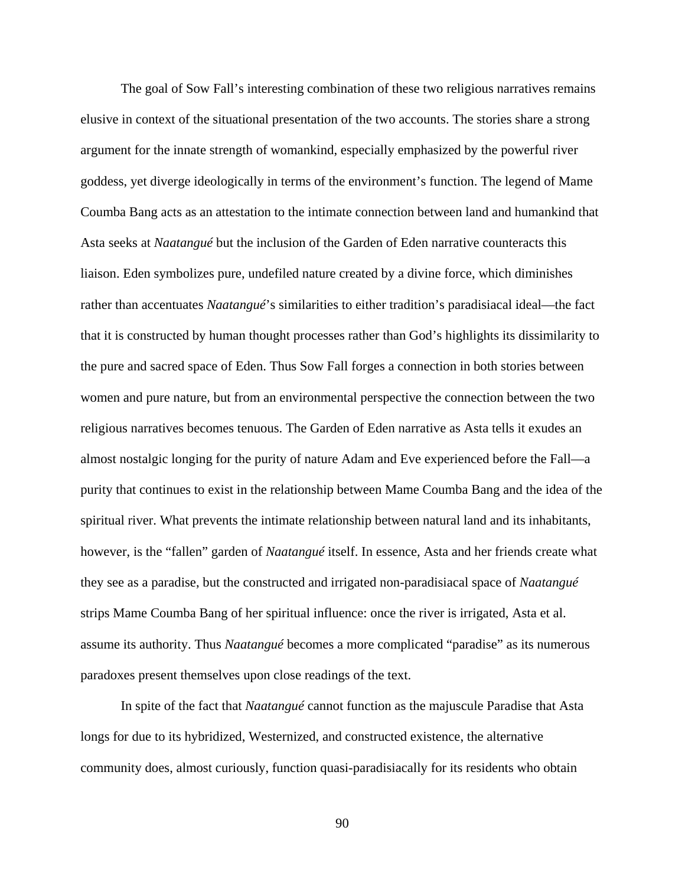The goal of Sow Fall's interesting combination of these two religious narratives remains elusive in context of the situational presentation of the two accounts. The stories share a strong argument for the innate strength of womankind, especially emphasized by the powerful river goddess, yet diverge ideologically in terms of the environment's function. The legend of Mame Coumba Bang acts as an attestation to the intimate connection between land and humankind that Asta seeks at *Naatangué* but the inclusion of the Garden of Eden narrative counteracts this liaison. Eden symbolizes pure, undefiled nature created by a divine force, which diminishes rather than accentuates *Naatangué*'s similarities to either tradition's paradisiacal ideal—the fact that it is constructed by human thought processes rather than God's highlights its dissimilarity to the pure and sacred space of Eden. Thus Sow Fall forges a connection in both stories between women and pure nature, but from an environmental perspective the connection between the two religious narratives becomes tenuous. The Garden of Eden narrative as Asta tells it exudes an almost nostalgic longing for the purity of nature Adam and Eve experienced before the Fall—a purity that continues to exist in the relationship between Mame Coumba Bang and the idea of the spiritual river. What prevents the intimate relationship between natural land and its inhabitants, however, is the "fallen" garden of *Naatangué* itself. In essence, Asta and her friends create what they see as a paradise, but the constructed and irrigated non-paradisiacal space of *Naatangué* strips Mame Coumba Bang of her spiritual influence: once the river is irrigated, Asta et al. assume its authority. Thus *Naatangué* becomes a more complicated "paradise" as its numerous paradoxes present themselves upon close readings of the text.

In spite of the fact that *Naatangué* cannot function as the majuscule Paradise that Asta longs for due to its hybridized, Westernized, and constructed existence, the alternative community does, almost curiously, function quasi-paradisiacally for its residents who obtain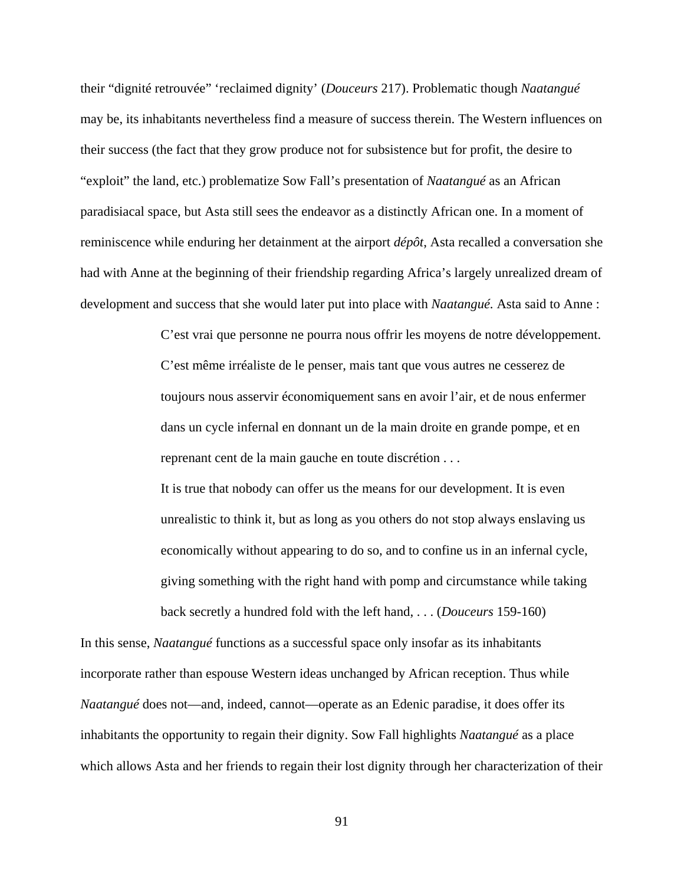their “dignité retrouvée” ‘reclaimed dignity’ (*Douceurs* 217). Problematic though *Naatangué* may be, its inhabitants nevertheless find a measure of success therein. The Western influences on their success (the fact that they grow produce not for subsistence but for profit, the desire to “exploit” the land, etc.) problematize Sow Fall’s presentation of *Naatangué* as an African paradisiacal space, but Asta still sees the endeavor as a distinctly African one. In a moment of reminiscence while enduring her detainment at the airport *dépôt*, Asta recalled a conversation she had with Anne at the beginning of their friendship regarding Africa’s largely unrealized dream of development and success that she would later put into place with *Naatangué.* Asta said to Anne :

> C’est vrai que personne ne pourra nous offrir les moyens de notre développement. C’est même irréaliste de le penser, mais tant que vous autres ne cesserez de toujours nous asservir économiquement sans en avoir l’air, et de nous enfermer dans un cycle infernal en donnant un de la main droite en grande pompe, et en reprenant cent de la main gauche en toute discrétion . . .
>
> It is true that nobody can offer us the means for our development. It is even unrealistic to think it, but as long as you others do not stop always enslaving us economically without appearing to do so, and to confine us in an infernal cycle, giving something with the right hand with pomp and circumstance while taking back secretly a hundred fold with the left hand, . . . (*Douceurs* 159-160)

In this sense, *Naatangué* functions as a successful space only insofar as its inhabitants incorporate rather than espouse Western ideas unchanged by African reception. Thus while *Naatangué* does not—and, indeed, cannot—operate as an Edenic paradise, it does offer its inhabitants the opportunity to regain their dignity. Sow Fall highlights *Naatangué* as a place which allows Asta and her friends to regain their lost dignity through her characterization of their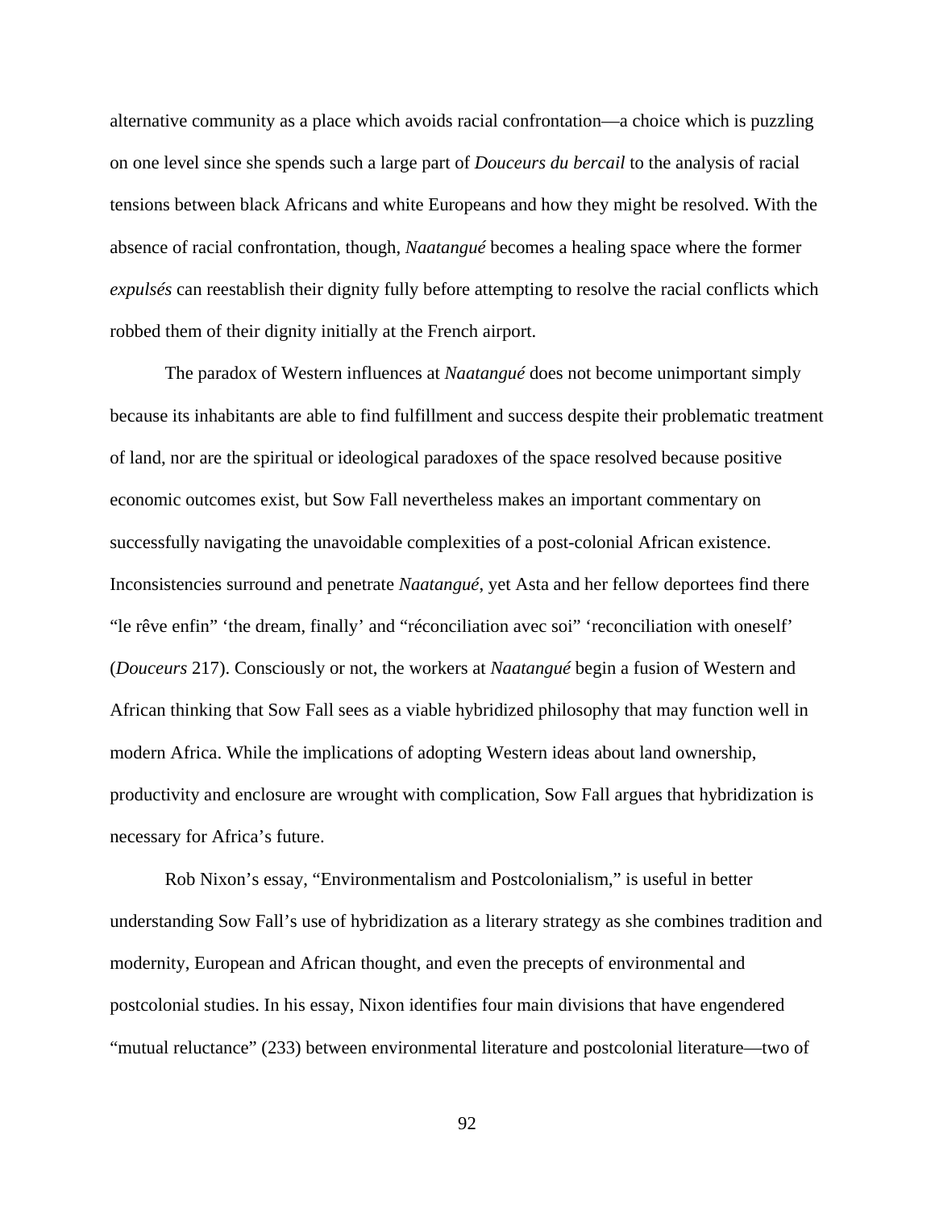alternative community as a place which avoids racial confrontation—a choice which is puzzling on one level since she spends such a large part of *Douceurs du bercail* to the analysis of racial tensions between black Africans and white Europeans and how they might be resolved. With the absence of racial confrontation, though, *Naatangué* becomes a healing space where the former *expulsés* can reestablish their dignity fully before attempting to resolve the racial conflicts which robbed them of their dignity initially at the French airport.

The paradox of Western influences at *Naatangué* does not become unimportant simply because its inhabitants are able to find fulfillment and success despite their problematic treatment of land, nor are the spiritual or ideological paradoxes of the space resolved because positive economic outcomes exist, but Sow Fall nevertheless makes an important commentary on successfully navigating the unavoidable complexities of a post-colonial African existence. Inconsistencies surround and penetrate *Naatangué*, yet Asta and her fellow deportees find there "le rêve enfin" 'the dream, finally' and "réconciliation avec soi" 'reconciliation with oneself' (*Douceurs* 217). Consciously or not, the workers at *Naatangué* begin a fusion of Western and African thinking that Sow Fall sees as a viable hybridized philosophy that may function well in modern Africa. While the implications of adopting Western ideas about land ownership, productivity and enclosure are wrought with complication, Sow Fall argues that hybridization is necessary for Africa's future.

Rob Nixon's essay, "Environmentalism and Postcolonialism," is useful in better understanding Sow Fall's use of hybridization as a literary strategy as she combines tradition and modernity, European and African thought, and even the precepts of environmental and postcolonial studies. In his essay, Nixon identifies four main divisions that have engendered "mutual reluctance" (233) between environmental literature and postcolonial literature—two of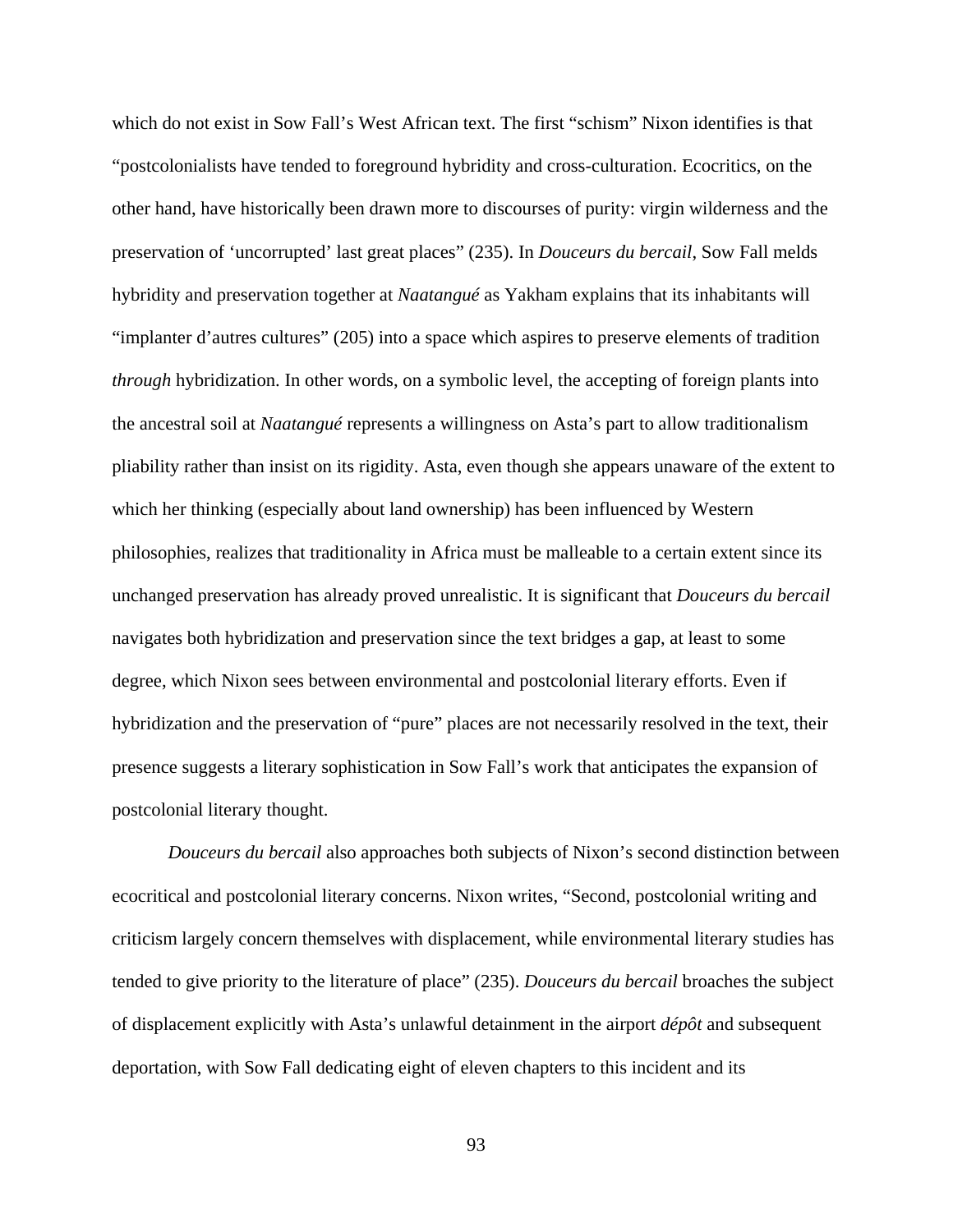which do not exist in Sow Fall's West African text. The first "schism" Nixon identifies is that "postcolonialists have tended to foreground hybridity and cross-culturation. Ecocritics, on the other hand, have historically been drawn more to discourses of purity: virgin wilderness and the preservation of 'uncorrupted' last great places" (235). In *Douceurs du bercail*, Sow Fall melds hybridity and preservation together at *Naatangué* as Yakham explains that its inhabitants will "implanter d'autres cultures" (205) into a space which aspires to preserve elements of tradition *through* hybridization. In other words, on a symbolic level, the accepting of foreign plants into the ancestral soil at *Naatangué* represents a willingness on Asta's part to allow traditionalism pliability rather than insist on its rigidity. Asta, even though she appears unaware of the extent to which her thinking (especially about land ownership) has been influenced by Western philosophies, realizes that traditionality in Africa must be malleable to a certain extent since its unchanged preservation has already proved unrealistic. It is significant that *Douceurs du bercail* navigates both hybridization and preservation since the text bridges a gap, at least to some degree, which Nixon sees between environmental and postcolonial literary efforts. Even if hybridization and the preservation of "pure" places are not necessarily resolved in the text, their presence suggests a literary sophistication in Sow Fall's work that anticipates the expansion of postcolonial literary thought.

*Douceurs du bercail* also approaches both subjects of Nixon's second distinction between ecocritical and postcolonial literary concerns. Nixon writes, "Second, postcolonial writing and criticism largely concern themselves with displacement, while environmental literary studies has tended to give priority to the literature of place" (235). *Douceurs du bercail* broaches the subject of displacement explicitly with Asta's unlawful detainment in the airport *dépôt* and subsequent deportation, with Sow Fall dedicating eight of eleven chapters to this incident and its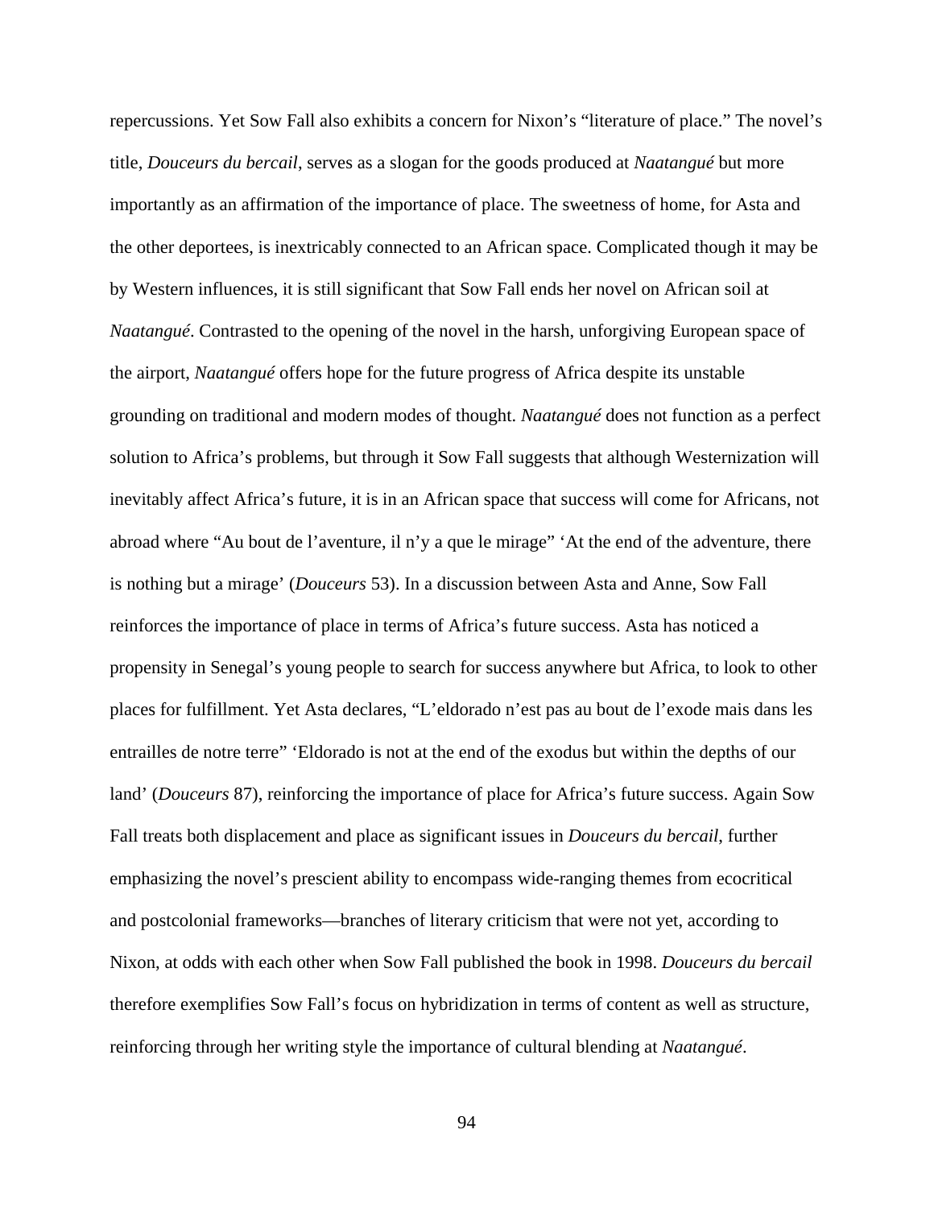repercussions. Yet Sow Fall also exhibits a concern for Nixon's "literature of place." The novel's title, *Douceurs du bercail*, serves as a slogan for the goods produced at *Naatangué* but more importantly as an affirmation of the importance of place. The sweetness of home, for Asta and the other deportees, is inextricably connected to an African space. Complicated though it may be by Western influences, it is still significant that Sow Fall ends her novel on African soil at *Naatangué*. Contrasted to the opening of the novel in the harsh, unforgiving European space of the airport, *Naatangué* offers hope for the future progress of Africa despite its unstable grounding on traditional and modern modes of thought. *Naatangué* does not function as a perfect solution to Africa's problems, but through it Sow Fall suggests that although Westernization will inevitably affect Africa's future, it is in an African space that success will come for Africans, not abroad where "Au bout de l'aventure, il n'y a que le mirage" 'At the end of the adventure, there is nothing but a mirage' (*Douceurs* 53). In a discussion between Asta and Anne, Sow Fall reinforces the importance of place in terms of Africa's future success. Asta has noticed a propensity in Senegal's young people to search for success anywhere but Africa, to look to other places for fulfillment. Yet Asta declares, "L'eldorado n'est pas au bout de l'exode mais dans les entrailles de notre terre" 'Eldorado is not at the end of the exodus but within the depths of our land' (*Douceurs* 87), reinforcing the importance of place for Africa's future success. Again Sow Fall treats both displacement and place as significant issues in *Douceurs du bercail*, further emphasizing the novel's prescient ability to encompass wide-ranging themes from ecocritical and postcolonial frameworks—branches of literary criticism that were not yet, according to Nixon, at odds with each other when Sow Fall published the book in 1998. *Douceurs du bercail* therefore exemplifies Sow Fall's focus on hybridization in terms of content as well as structure, reinforcing through her writing style the importance of cultural blending at *Naatangué*.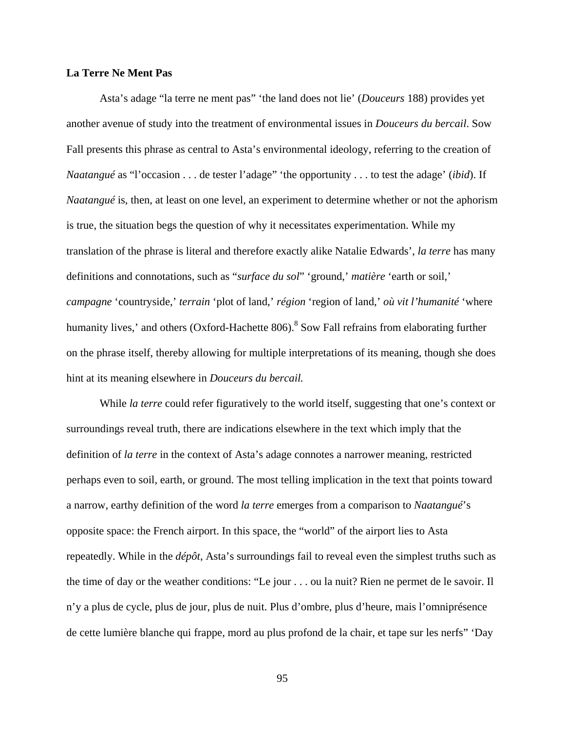**La Terre Ne Ment Pas**

Asta's adage "la terre ne ment pas" 'the land does not lie' (*Douceurs* 188) provides yet another avenue of study into the treatment of environmental issues in *Douceurs du bercail*. Sow Fall presents this phrase as central to Asta's environmental ideology, referring to the creation of *Naatangué* as "l'occasion . . . de tester l'adage" 'the opportunity . . . to test the adage' (*ibid*). If *Naatangué* is, then, at least on one level, an experiment to determine whether or not the aphorism is true, the situation begs the question of why it necessitates experimentation. While my translation of the phrase is literal and therefore exactly alike Natalie Edwards', *la terre* has many definitions and connotations, such as "*surface du sol*" 'ground,' *matière* 'earth or soil,' *campagne* 'countryside,' *terrain* 'plot of land,' *région* 'region of land,' *où vit l'humanité* 'where humanity lives,' and others (Oxford-Hachette 806).[8] Sow Fall refrains from elaborating further on the phrase itself, thereby allowing for multiple interpretations of its meaning, though she does hint at its meaning elsewhere in *Douceurs du bercail.*

While *la terre* could refer figuratively to the world itself, suggesting that one's context or surroundings reveal truth, there are indications elsewhere in the text which imply that the definition of *la terre* in the context of Asta's adage connotes a narrower meaning, restricted perhaps even to soil, earth, or ground. The most telling implication in the text that points toward a narrow, earthy definition of the word *la terre* emerges from a comparison to *Naatangué*'s opposite space: the French airport. In this space, the "world" of the airport lies to Asta repeatedly. While in the *dépôt*, Asta's surroundings fail to reveal even the simplest truths such as the time of day or the weather conditions: "Le jour . . . ou la nuit? Rien ne permet de le savoir. Il n'y a plus de cycle, plus de jour, plus de nuit. Plus d'ombre, plus d'heure, mais l'omniprésence de cette lumière blanche qui frappe, mord au plus profond de la chair, et tape sur les nerfs" 'Day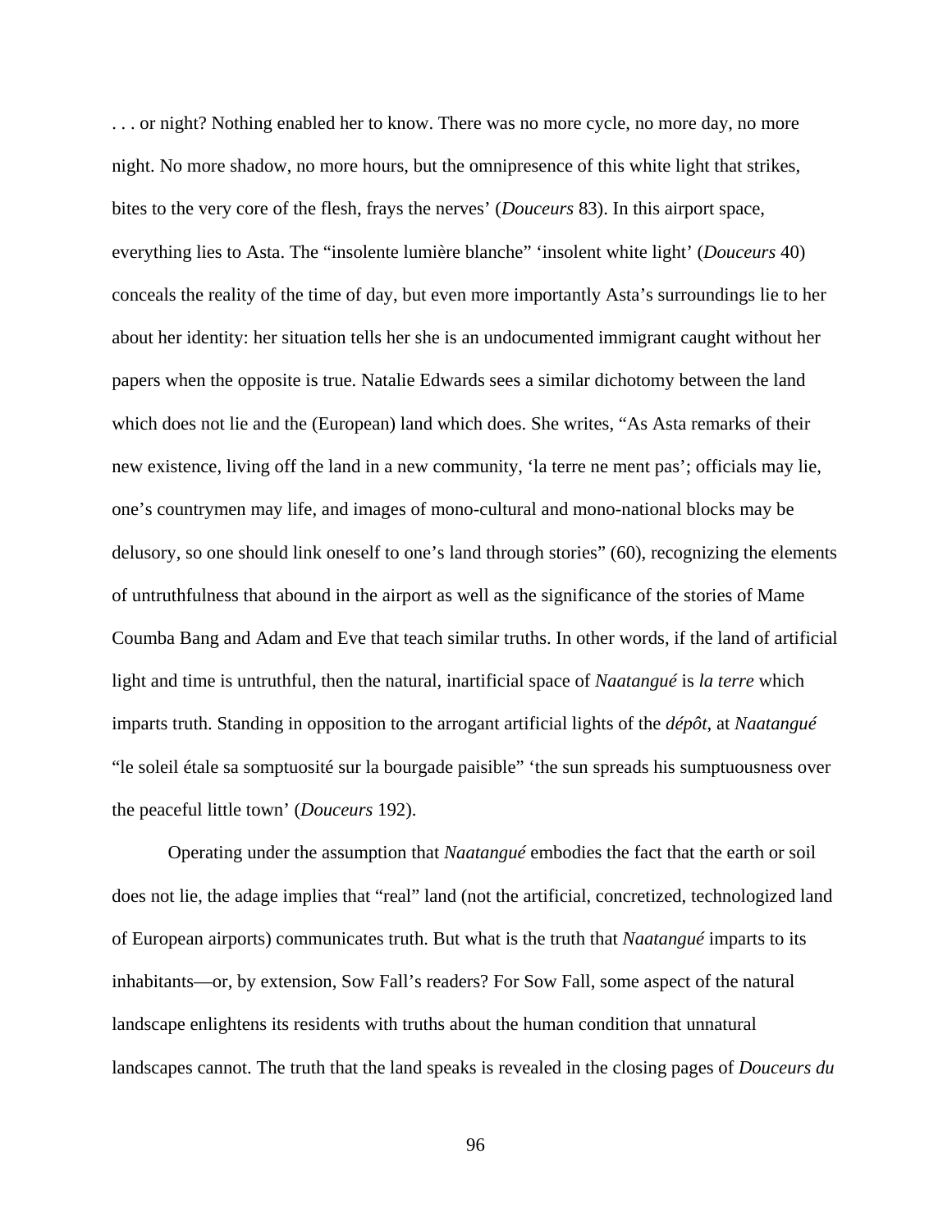. . . or night? Nothing enabled her to know. There was no more cycle, no more day, no more night. No more shadow, no more hours, but the omnipresence of this white light that strikes, bites to the very core of the flesh, frays the nerves' (*Douceurs* 83). In this airport space, everything lies to Asta. The "insolente lumière blanche" 'insolent white light' (*Douceurs* 40) conceals the reality of the time of day, but even more importantly Asta's surroundings lie to her about her identity: her situation tells her she is an undocumented immigrant caught without her papers when the opposite is true. Natalie Edwards sees a similar dichotomy between the land which does not lie and the (European) land which does. She writes, "As Asta remarks of their new existence, living off the land in a new community, 'la terre ne ment pas'; officials may lie, one's countrymen may life, and images of mono-cultural and mono-national blocks may be delusory, so one should link oneself to one's land through stories" (60), recognizing the elements of untruthfulness that abound in the airport as well as the significance of the stories of Mame Coumba Bang and Adam and Eve that teach similar truths. In other words, if the land of artificial light and time is untruthful, then the natural, inartificial space of *Naatangué* is *la terre* which imparts truth. Standing in opposition to the arrogant artificial lights of the *dépôt*, at *Naatangué* "le soleil étale sa somptuosité sur la bourgade paisible" 'the sun spreads his sumptuousness over the peaceful little town' (*Douceurs* 192).

Operating under the assumption that *Naatangué* embodies the fact that the earth or soil does not lie, the adage implies that "real" land (not the artificial, concretized, technologized land of European airports) communicates truth. But what is the truth that *Naatangué* imparts to its inhabitants—or, by extension, Sow Fall's readers? For Sow Fall, some aspect of the natural landscape enlightens its residents with truths about the human condition that unnatural landscapes cannot. The truth that the land speaks is revealed in the closing pages of *Douceurs du*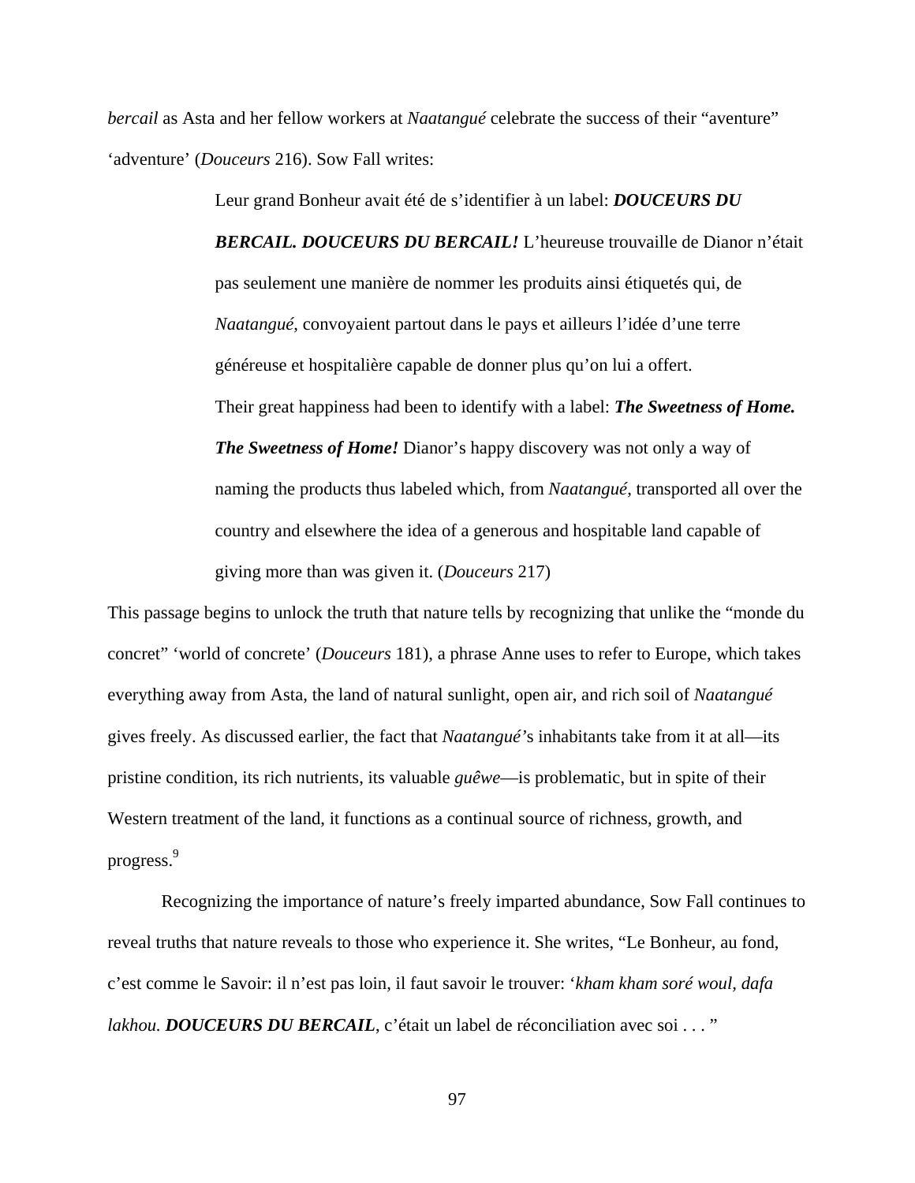*bercail* as Asta and her fellow workers at *Naatangué* celebrate the success of their “aventure” ‘adventure’ (*Douceurs* 216). Sow Fall writes:

> Leur grand Bonheur avait été de s’identifier à un label: ***DOUCEURS DU BERCAIL. DOUCEURS DU BERCAIL!*** L’heureuse trouvaille de Dianor n’était pas seulement une manière de nommer les produits ainsi étiquetés qui, de *Naatangué*, convoyaient partout dans le pays et ailleurs l’idée d’une terre généreuse et hospitalière capable de donner plus qu’on lui a offert.
>
> Their great happiness had been to identify with a label: ***The Sweetness of Home. The Sweetness of Home!*** Dianor’s happy discovery was not only a way of naming the products thus labeled which, from *Naatangué*, transported all over the country and elsewhere the idea of a generous and hospitable land capable of giving more than was given it. (*Douceurs* 217)

This passage begins to unlock the truth that nature tells by recognizing that unlike the “monde du concret” ‘world of concrete’ (*Douceurs* 181), a phrase Anne uses to refer to Europe, which takes everything away from Asta, the land of natural sunlight, open air, and rich soil of *Naatangué* gives freely. As discussed earlier, the fact that *Naatangué*’s inhabitants take from it at all—its pristine condition, its rich nutrients, its valuable *guêwe*—is problematic, but in spite of their Western treatment of the land, it functions as a continual source of richness, growth, and progress.[9]

Recognizing the importance of nature’s freely imparted abundance, Sow Fall continues to reveal truths that nature reveals to those who experience it. She writes, “Le Bonheur, au fond, c’est comme le Savoir: il n’est pas loin, il faut savoir le trouver: ‘*kham kham soré woul, dafa lakhou.* ***DOUCEURS DU BERCAIL***, c’était un label de réconciliation avec soi . . . ”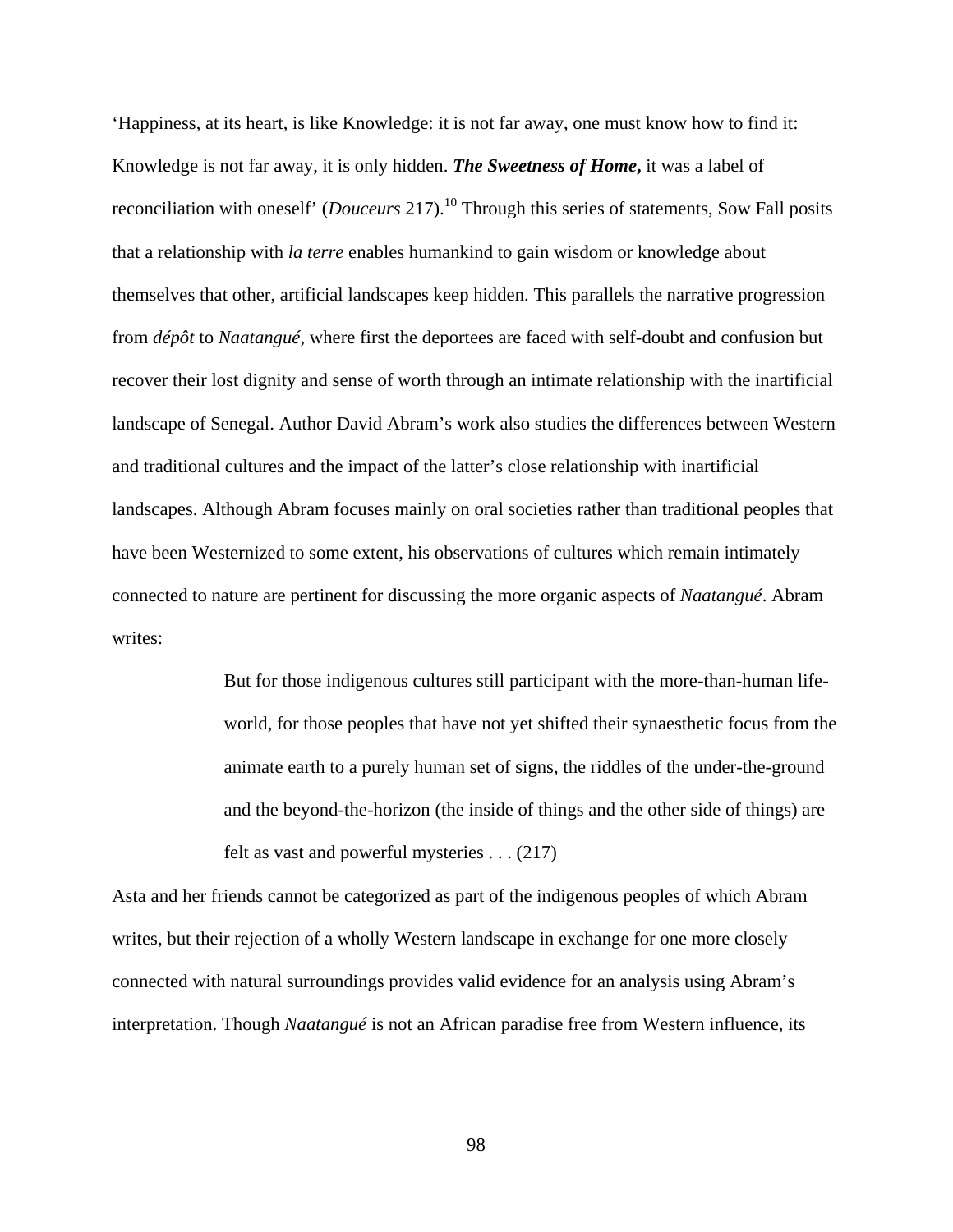'Happiness, at its heart, is like Knowledge: it is not far away, one must know how to find it: Knowledge is not far away, it is only hidden. ***The Sweetness of Home*,** it was a label of reconciliation with oneself' (*Douceurs* 217).[10] Through this series of statements, Sow Fall posits that a relationship with *la terre* enables humankind to gain wisdom or knowledge about themselves that other, artificial landscapes keep hidden. This parallels the narrative progression from *dépôt* to *Naatangué*, where first the deportees are faced with self-doubt and confusion but recover their lost dignity and sense of worth through an intimate relationship with the inartificial landscape of Senegal. Author David Abram's work also studies the differences between Western and traditional cultures and the impact of the latter's close relationship with inartificial landscapes. Although Abram focuses mainly on oral societies rather than traditional peoples that have been Westernized to some extent, his observations of cultures which remain intimately connected to nature are pertinent for discussing the more organic aspects of *Naatangué*. Abram writes:

> But for those indigenous cultures still participant with the more-than-human life-world, for those peoples that have not yet shifted their synaesthetic focus from the animate earth to a purely human set of signs, the riddles of the under-the-ground and the beyond-the-horizon (the inside of things and the other side of things) are felt as vast and powerful mysteries . . . (217)

Asta and her friends cannot be categorized as part of the indigenous peoples of which Abram writes, but their rejection of a wholly Western landscape in exchange for one more closely connected with natural surroundings provides valid evidence for an analysis using Abram's interpretation. Though *Naatangué* is not an African paradise free from Western influence, its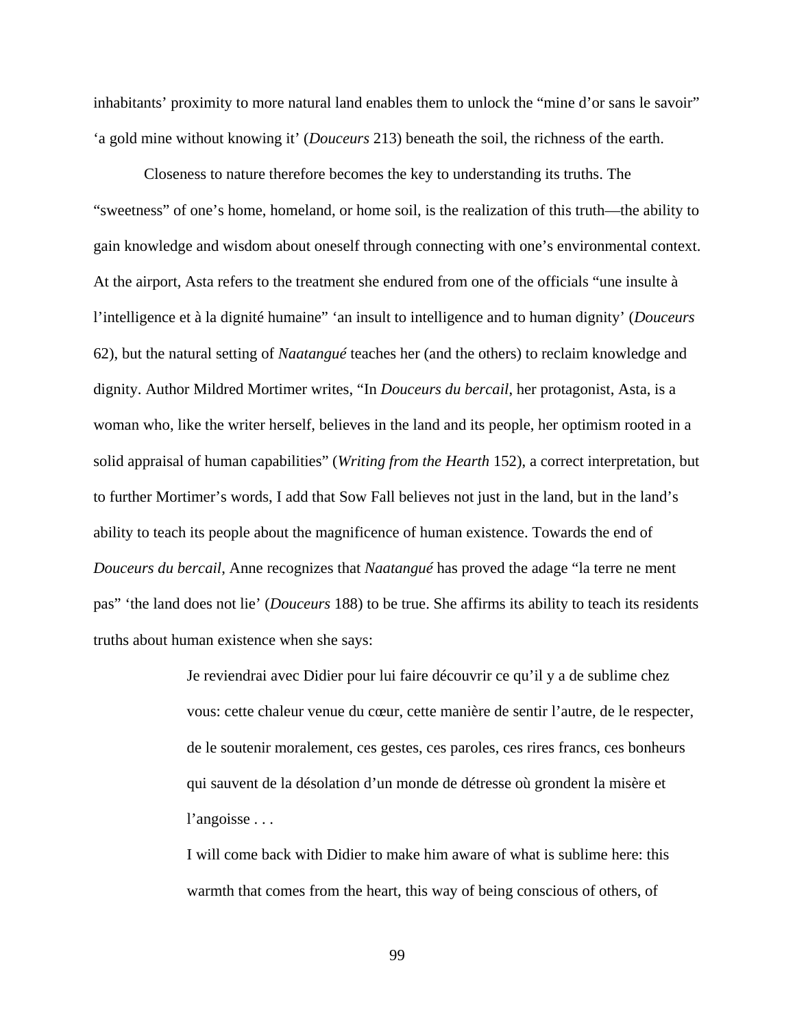inhabitants' proximity to more natural land enables them to unlock the "mine d'or sans le savoir" 'a gold mine without knowing it' (*Douceurs* 213) beneath the soil, the richness of the earth.

Closeness to nature therefore becomes the key to understanding its truths. The "sweetness" of one's home, homeland, or home soil, is the realization of this truth—the ability to gain knowledge and wisdom about oneself through connecting with one's environmental context. At the airport, Asta refers to the treatment she endured from one of the officials "une insulte à l'intelligence et à la dignité humaine" 'an insult to intelligence and to human dignity' (*Douceurs* 62), but the natural setting of *Naatangué* teaches her (and the others) to reclaim knowledge and dignity. Author Mildred Mortimer writes, "In *Douceurs du bercail*, her protagonist, Asta, is a woman who, like the writer herself, believes in the land and its people, her optimism rooted in a solid appraisal of human capabilities" (*Writing from the Hearth* 152), a correct interpretation, but to further Mortimer's words, I add that Sow Fall believes not just in the land, but in the land's ability to teach its people about the magnificence of human existence. Towards the end of *Douceurs du bercail*, Anne recognizes that *Naatangué* has proved the adage "la terre ne ment pas" 'the land does not lie' (*Douceurs* 188) to be true. She affirms its ability to teach its residents truths about human existence when she says:

> Je reviendrai avec Didier pour lui faire découvrir ce qu'il y a de sublime chez vous: cette chaleur venue du cœur, cette manière de sentir l'autre, de le respecter, de le soutenir moralement, ces gestes, ces paroles, ces rires francs, ces bonheurs qui sauvent de la désolation d'un monde de détresse où grondent la misère et l'angoisse . . .
>
> I will come back with Didier to make him aware of what is sublime here: this warmth that comes from the heart, this way of being conscious of others, of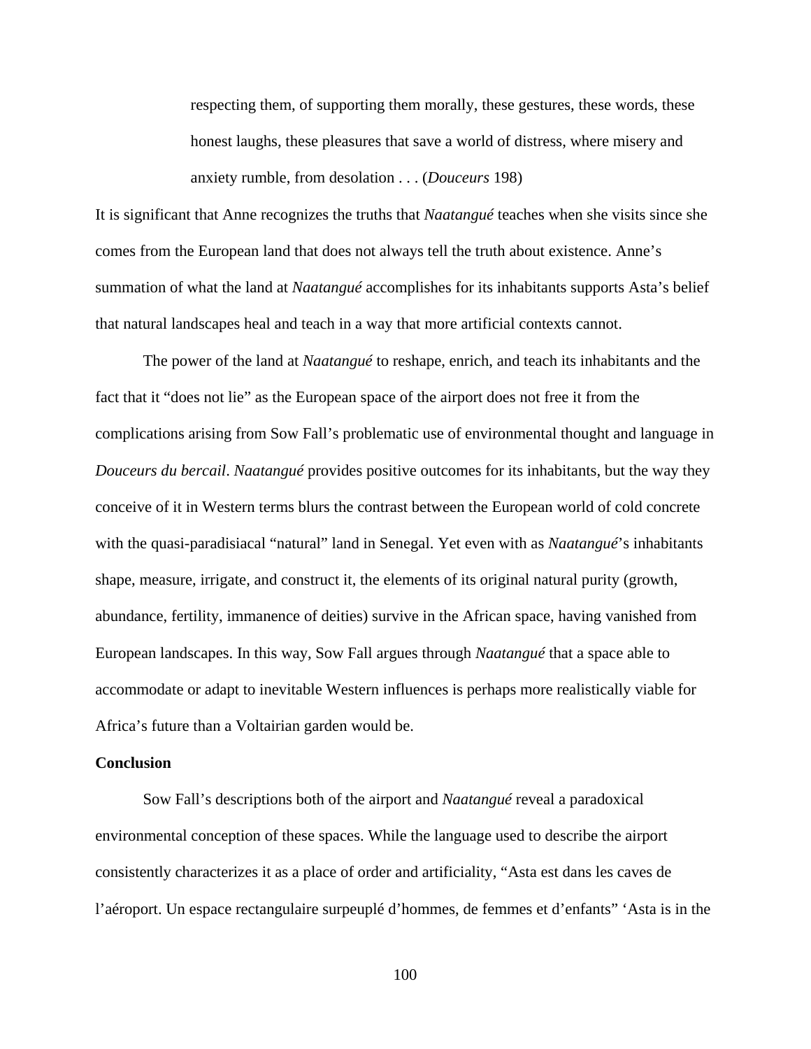> respecting them, of supporting them morally, these gestures, these words, these honest laughs, these pleasures that save a world of distress, where misery and anxiety rumble, from desolation . . . (*Douceurs* 198)

It is significant that Anne recognizes the truths that *Naatangué* teaches when she visits since she comes from the European land that does not always tell the truth about existence. Anne's summation of what the land at *Naatangué* accomplishes for its inhabitants supports Asta's belief that natural landscapes heal and teach in a way that more artificial contexts cannot.

The power of the land at *Naatangué* to reshape, enrich, and teach its inhabitants and the fact that it "does not lie" as the European space of the airport does not free it from the complications arising from Sow Fall's problematic use of environmental thought and language in *Douceurs du bercail*. *Naatangué* provides positive outcomes for its inhabitants, but the way they conceive of it in Western terms blurs the contrast between the European world of cold concrete with the quasi-paradisiacal "natural" land in Senegal. Yet even with as *Naatangué*'s inhabitants shape, measure, irrigate, and construct it, the elements of its original natural purity (growth, abundance, fertility, immanence of deities) survive in the African space, having vanished from European landscapes. In this way, Sow Fall argues through *Naatangué* that a space able to accommodate or adapt to inevitable Western influences is perhaps more realistically viable for Africa's future than a Voltairian garden would be.

**Conclusion**

Sow Fall's descriptions both of the airport and *Naatangué* reveal a paradoxical environmental conception of these spaces. While the language used to describe the airport consistently characterizes it as a place of order and artificiality, "Asta est dans les caves de l'aéroport. Un espace rectangulaire surpeuplé d'hommes, de femmes et d'enfants" 'Asta is in the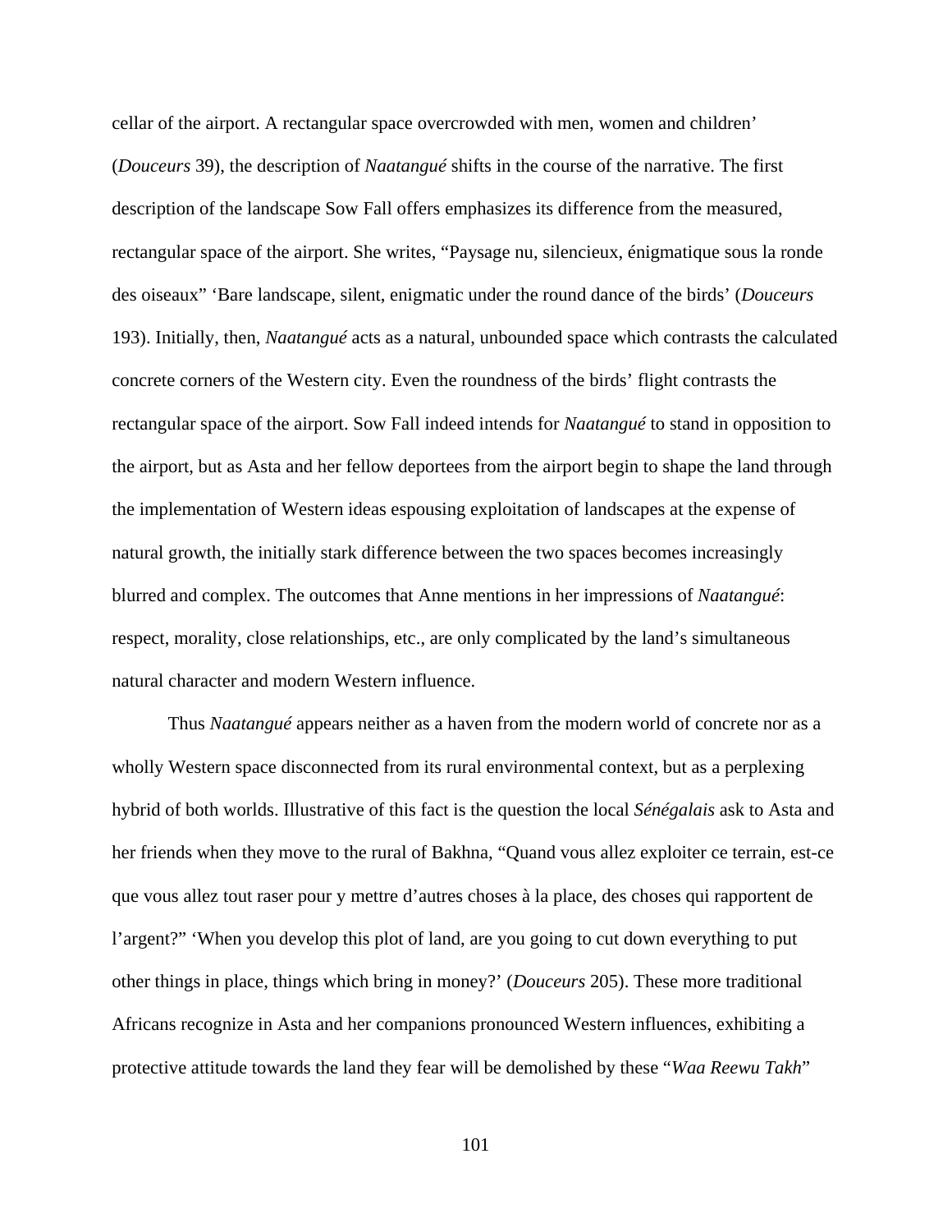cellar of the airport. A rectangular space overcrowded with men, women and children' (*Douceurs* 39), the description of *Naatangué* shifts in the course of the narrative. The first description of the landscape Sow Fall offers emphasizes its difference from the measured, rectangular space of the airport. She writes, "Paysage nu, silencieux, énigmatique sous la ronde des oiseaux" 'Bare landscape, silent, enigmatic under the round dance of the birds' (*Douceurs* 193). Initially, then, *Naatangué* acts as a natural, unbounded space which contrasts the calculated concrete corners of the Western city. Even the roundness of the birds' flight contrasts the rectangular space of the airport. Sow Fall indeed intends for *Naatangué* to stand in opposition to the airport, but as Asta and her fellow deportees from the airport begin to shape the land through the implementation of Western ideas espousing exploitation of landscapes at the expense of natural growth, the initially stark difference between the two spaces becomes increasingly blurred and complex. The outcomes that Anne mentions in her impressions of *Naatangué*: respect, morality, close relationships, etc., are only complicated by the land's simultaneous natural character and modern Western influence.

Thus *Naatangué* appears neither as a haven from the modern world of concrete nor as a wholly Western space disconnected from its rural environmental context, but as a perplexing hybrid of both worlds. Illustrative of this fact is the question the local *Sénégalais* ask to Asta and her friends when they move to the rural of Bakhna, "Quand vous allez exploiter ce terrain, est-ce que vous allez tout raser pour y mettre d'autres choses à la place, des choses qui rapportent de l'argent?" 'When you develop this plot of land, are you going to cut down everything to put other things in place, things which bring in money?' (*Douceurs* 205). These more traditional Africans recognize in Asta and her companions pronounced Western influences, exhibiting a protective attitude towards the land they fear will be demolished by these "*Waa Reewu Takh*"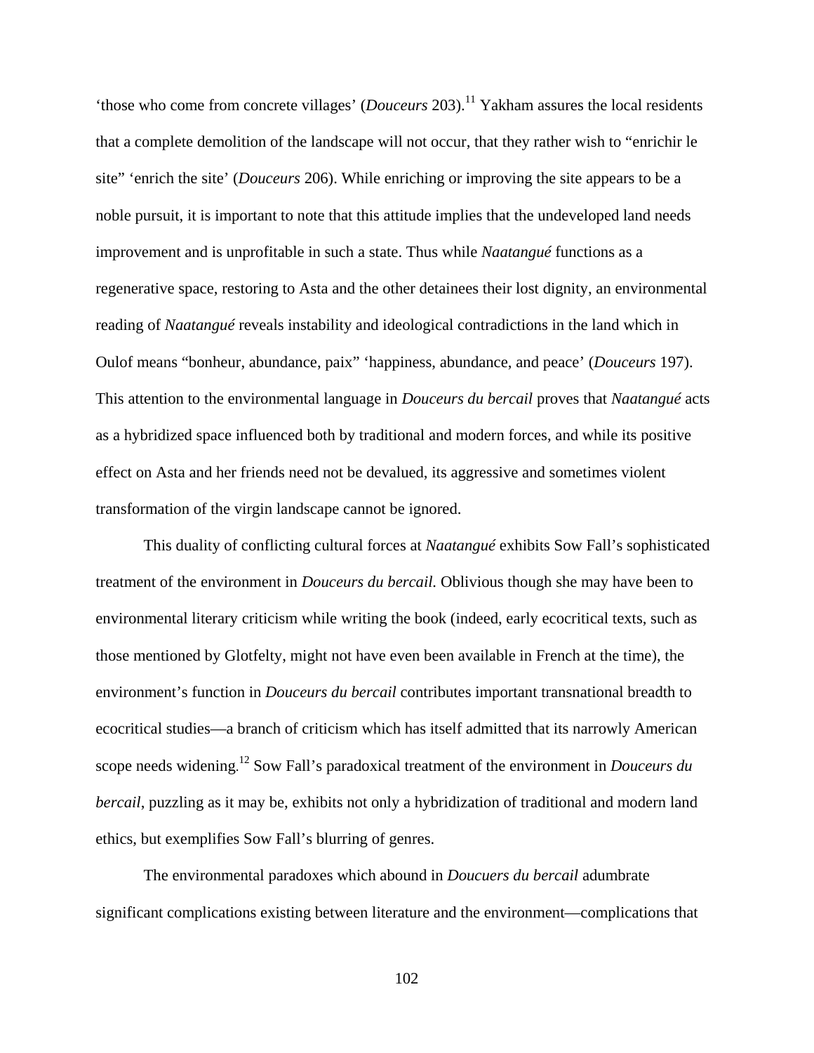'those who come from concrete villages' (*Douceurs* 203).[11] Yakham assures the local residents that a complete demolition of the landscape will not occur, that they rather wish to "enrichir le site" 'enrich the site' (*Douceurs* 206). While enriching or improving the site appears to be a noble pursuit, it is important to note that this attitude implies that the undeveloped land needs improvement and is unprofitable in such a state. Thus while *Naatangué* functions as a regenerative space, restoring to Asta and the other detainees their lost dignity, an environmental reading of *Naatangué* reveals instability and ideological contradictions in the land which in Oulof means "bonheur, abundance, paix" 'happiness, abundance, and peace' (*Douceurs* 197). This attention to the environmental language in *Douceurs du bercail* proves that *Naatangué* acts as a hybridized space influenced both by traditional and modern forces, and while its positive effect on Asta and her friends need not be devalued, its aggressive and sometimes violent transformation of the virgin landscape cannot be ignored.

This duality of conflicting cultural forces at *Naatangué* exhibits Sow Fall's sophisticated treatment of the environment in *Douceurs du bercail.* Oblivious though she may have been to environmental literary criticism while writing the book (indeed, early ecocritical texts, such as those mentioned by Glotfelty, might not have even been available in French at the time), the environment's function in *Douceurs du bercail* contributes important transnational breadth to ecocritical studies—a branch of criticism which has itself admitted that its narrowly American scope needs widening.[12] Sow Fall's paradoxical treatment of the environment in *Douceurs du bercail*, puzzling as it may be, exhibits not only a hybridization of traditional and modern land ethics, but exemplifies Sow Fall's blurring of genres.

The environmental paradoxes which abound in *Doucuers du bercail* adumbrate significant complications existing between literature and the environment—complications that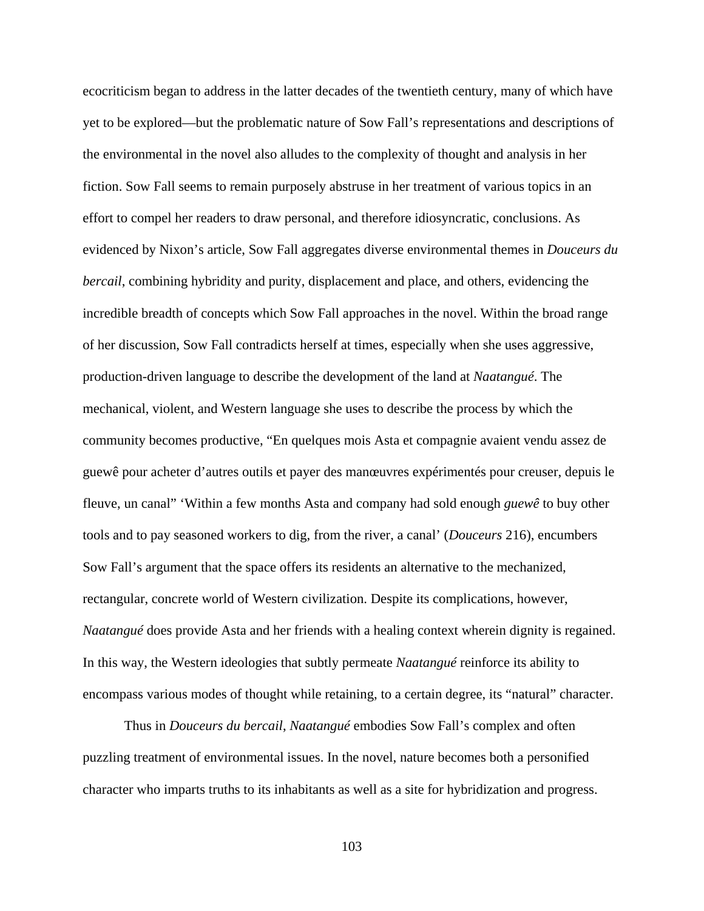ecocriticism began to address in the latter decades of the twentieth century, many of which have yet to be explored—but the problematic nature of Sow Fall's representations and descriptions of the environmental in the novel also alludes to the complexity of thought and analysis in her fiction. Sow Fall seems to remain purposely abstruse in her treatment of various topics in an effort to compel her readers to draw personal, and therefore idiosyncratic, conclusions. As evidenced by Nixon's article, Sow Fall aggregates diverse environmental themes in *Douceurs du bercail*, combining hybridity and purity, displacement and place, and others, evidencing the incredible breadth of concepts which Sow Fall approaches in the novel. Within the broad range of her discussion, Sow Fall contradicts herself at times, especially when she uses aggressive, production-driven language to describe the development of the land at *Naatangué*. The mechanical, violent, and Western language she uses to describe the process by which the community becomes productive, "En quelques mois Asta et compagnie avaient vendu assez de guewê pour acheter d'autres outils et payer des manœuvres expérimentés pour creuser, depuis le fleuve, un canal" 'Within a few months Asta and company had sold enough *guewê* to buy other tools and to pay seasoned workers to dig, from the river, a canal' (*Douceurs* 216), encumbers Sow Fall's argument that the space offers its residents an alternative to the mechanized, rectangular, concrete world of Western civilization. Despite its complications, however, *Naatangué* does provide Asta and her friends with a healing context wherein dignity is regained. In this way, the Western ideologies that subtly permeate *Naatangué* reinforce its ability to encompass various modes of thought while retaining, to a certain degree, its "natural" character.

Thus in *Douceurs du bercail*, *Naatangué* embodies Sow Fall's complex and often puzzling treatment of environmental issues. In the novel, nature becomes both a personified character who imparts truths to its inhabitants as well as a site for hybridization and progress.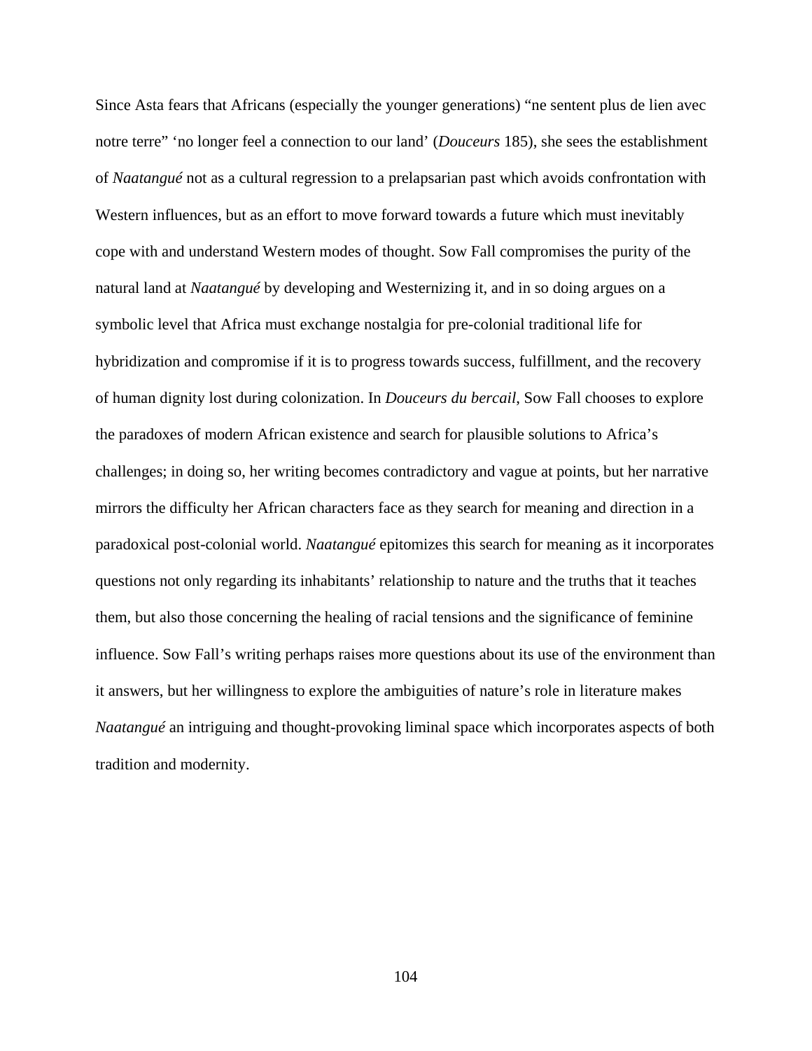Since Asta fears that Africans (especially the younger generations) "ne sentent plus de lien avec notre terre" 'no longer feel a connection to our land' (*Douceurs* 185), she sees the establishment of *Naatangué* not as a cultural regression to a prelapsarian past which avoids confrontation with Western influences, but as an effort to move forward towards a future which must inevitably cope with and understand Western modes of thought. Sow Fall compromises the purity of the natural land at *Naatangué* by developing and Westernizing it, and in so doing argues on a symbolic level that Africa must exchange nostalgia for pre-colonial traditional life for hybridization and compromise if it is to progress towards success, fulfillment, and the recovery of human dignity lost during colonization. In *Douceurs du bercail*, Sow Fall chooses to explore the paradoxes of modern African existence and search for plausible solutions to Africa's challenges; in doing so, her writing becomes contradictory and vague at points, but her narrative mirrors the difficulty her African characters face as they search for meaning and direction in a paradoxical post-colonial world. *Naatangué* epitomizes this search for meaning as it incorporates questions not only regarding its inhabitants' relationship to nature and the truths that it teaches them, but also those concerning the healing of racial tensions and the significance of feminine influence. Sow Fall's writing perhaps raises more questions about its use of the environment than it answers, but her willingness to explore the ambiguities of nature's role in literature makes *Naatangué* an intriguing and thought-provoking liminal space which incorporates aspects of both tradition and modernity.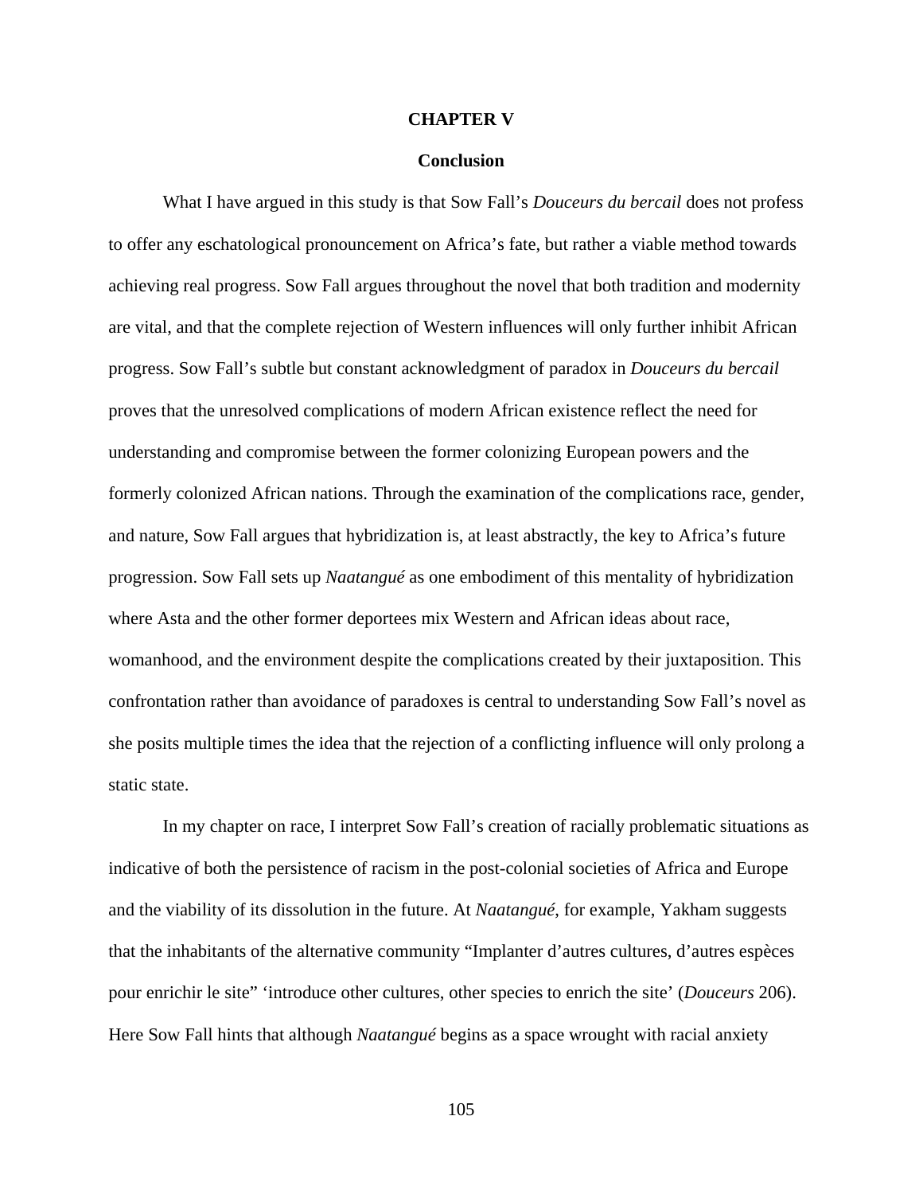# CHAPTER V

## Conclusion

What I have argued in this study is that Sow Fall's *Douceurs du bercail* does not profess to offer any eschatological pronouncement on Africa's fate, but rather a viable method towards achieving real progress. Sow Fall argues throughout the novel that both tradition and modernity are vital, and that the complete rejection of Western influences will only further inhibit African progress. Sow Fall's subtle but constant acknowledgment of paradox in *Douceurs du bercail* proves that the unresolved complications of modern African existence reflect the need for understanding and compromise between the former colonizing European powers and the formerly colonized African nations. Through the examination of the complications race, gender, and nature, Sow Fall argues that hybridization is, at least abstractly, the key to Africa's future progression. Sow Fall sets up *Naatangué* as one embodiment of this mentality of hybridization where Asta and the other former deportees mix Western and African ideas about race, womanhood, and the environment despite the complications created by their juxtaposition. This confrontation rather than avoidance of paradoxes is central to understanding Sow Fall's novel as she posits multiple times the idea that the rejection of a conflicting influence will only prolong a static state.

In my chapter on race, I interpret Sow Fall's creation of racially problematic situations as indicative of both the persistence of racism in the post-colonial societies of Africa and Europe and the viability of its dissolution in the future. At *Naatangué*, for example, Yakham suggests that the inhabitants of the alternative community "Implanter d'autres cultures, d'autres espèces pour enrichir le site" 'introduce other cultures, other species to enrich the site' (*Douceurs* 206). Here Sow Fall hints that although *Naatangué* begins as a space wrought with racial anxiety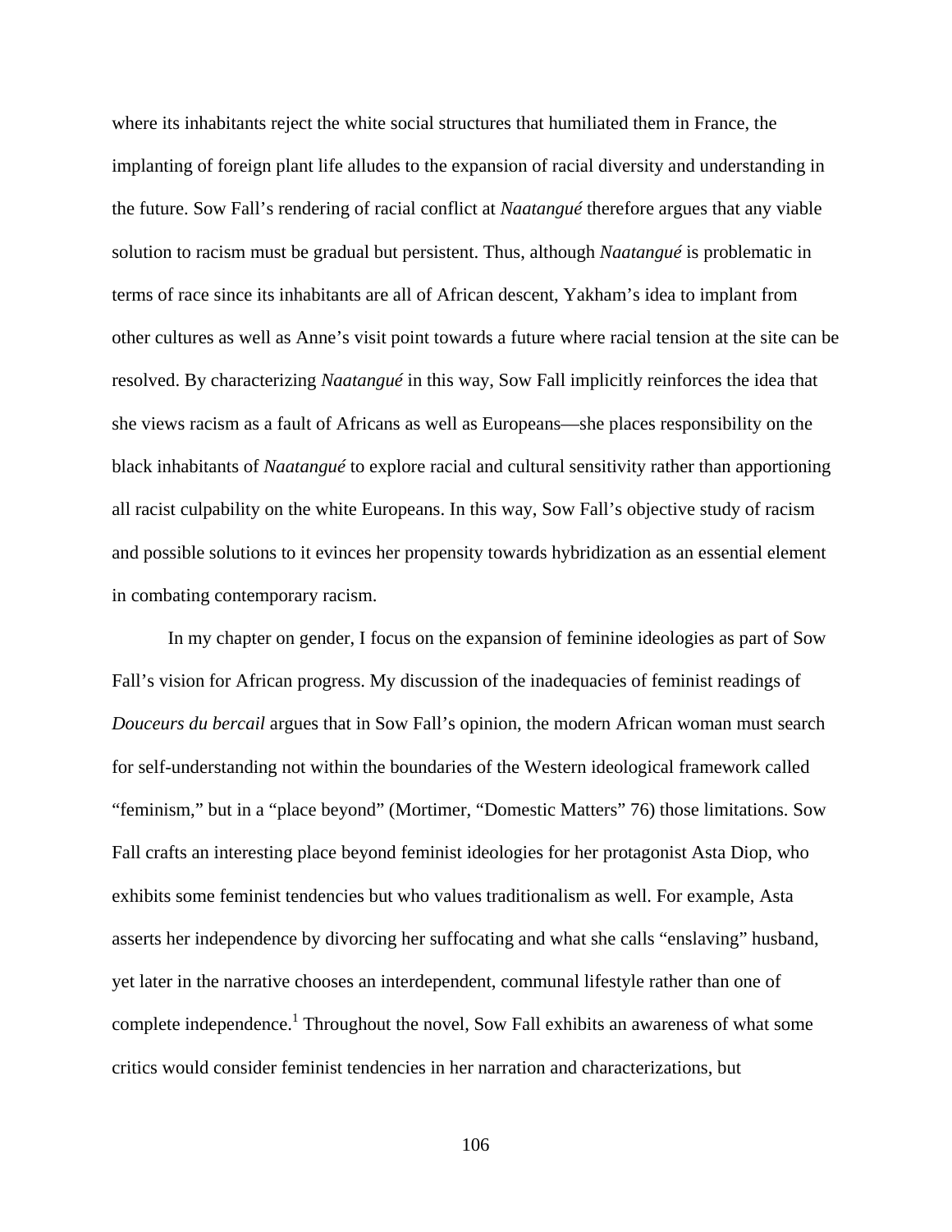where its inhabitants reject the white social structures that humiliated them in France, the implanting of foreign plant life alludes to the expansion of racial diversity and understanding in the future. Sow Fall's rendering of racial conflict at *Naatangué* therefore argues that any viable solution to racism must be gradual but persistent. Thus, although *Naatangué* is problematic in terms of race since its inhabitants are all of African descent, Yakham's idea to implant from other cultures as well as Anne's visit point towards a future where racial tension at the site can be resolved. By characterizing *Naatangué* in this way, Sow Fall implicitly reinforces the idea that she views racism as a fault of Africans as well as Europeans—she places responsibility on the black inhabitants of *Naatangué* to explore racial and cultural sensitivity rather than apportioning all racist culpability on the white Europeans. In this way, Sow Fall's objective study of racism and possible solutions to it evinces her propensity towards hybridization as an essential element in combating contemporary racism.

In my chapter on gender, I focus on the expansion of feminine ideologies as part of Sow Fall's vision for African progress. My discussion of the inadequacies of feminist readings of *Douceurs du bercail* argues that in Sow Fall's opinion, the modern African woman must search for self-understanding not within the boundaries of the Western ideological framework called "feminism," but in a "place beyond" (Mortimer, "Domestic Matters" 76) those limitations. Sow Fall crafts an interesting place beyond feminist ideologies for her protagonist Asta Diop, who exhibits some feminist tendencies but who values traditionalism as well. For example, Asta asserts her independence by divorcing her suffocating and what she calls "enslaving" husband, yet later in the narrative chooses an interdependent, communal lifestyle rather than one of complete independence.[1] Throughout the novel, Sow Fall exhibits an awareness of what some critics would consider feminist tendencies in her narration and characterizations, but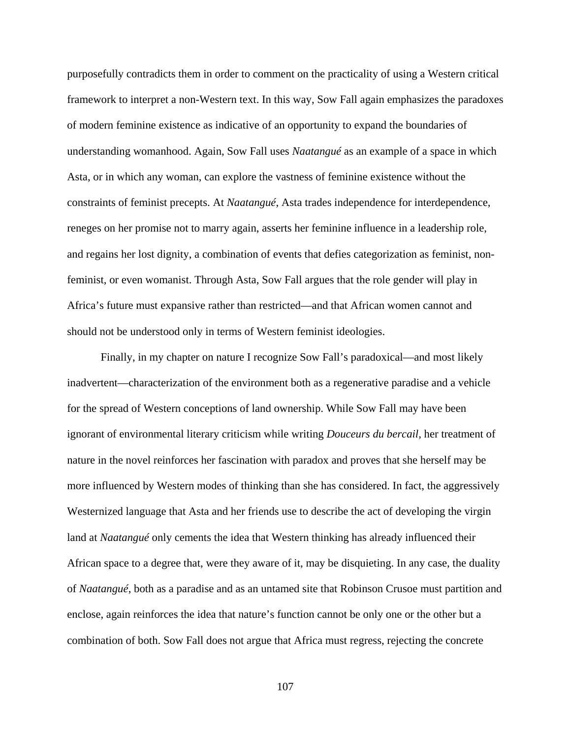purposefully contradicts them in order to comment on the practicality of using a Western critical framework to interpret a non-Western text. In this way, Sow Fall again emphasizes the paradoxes of modern feminine existence as indicative of an opportunity to expand the boundaries of understanding womanhood. Again, Sow Fall uses *Naatangué* as an example of a space in which Asta, or in which any woman, can explore the vastness of feminine existence without the constraints of feminist precepts. At *Naatangué*, Asta trades independence for interdependence, reneges on her promise not to marry again, asserts her feminine influence in a leadership role, and regains her lost dignity, a combination of events that defies categorization as feminist, non-feminist, or even womanist. Through Asta, Sow Fall argues that the role gender will play in Africa's future must expansive rather than restricted—and that African women cannot and should not be understood only in terms of Western feminist ideologies.

Finally, in my chapter on nature I recognize Sow Fall's paradoxical—and most likely inadvertent—characterization of the environment both as a regenerative paradise and a vehicle for the spread of Western conceptions of land ownership. While Sow Fall may have been ignorant of environmental literary criticism while writing *Douceurs du bercail*, her treatment of nature in the novel reinforces her fascination with paradox and proves that she herself may be more influenced by Western modes of thinking than she has considered. In fact, the aggressively Westernized language that Asta and her friends use to describe the act of developing the virgin land at *Naatangué* only cements the idea that Western thinking has already influenced their African space to a degree that, were they aware of it, may be disquieting. In any case, the duality of *Naatangué*, both as a paradise and as an untamed site that Robinson Crusoe must partition and enclose, again reinforces the idea that nature's function cannot be only one or the other but a combination of both. Sow Fall does not argue that Africa must regress, rejecting the concrete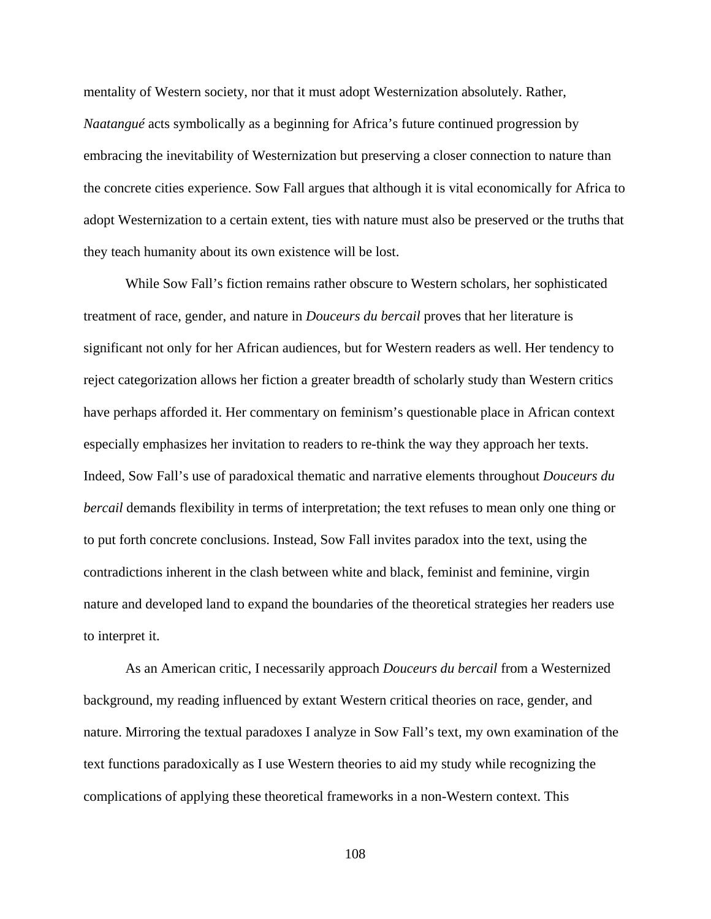mentality of Western society, nor that it must adopt Westernization absolutely. Rather, *Naatangué* acts symbolically as a beginning for Africa's future continued progression by embracing the inevitability of Westernization but preserving a closer connection to nature than the concrete cities experience. Sow Fall argues that although it is vital economically for Africa to adopt Westernization to a certain extent, ties with nature must also be preserved or the truths that they teach humanity about its own existence will be lost.

While Sow Fall's fiction remains rather obscure to Western scholars, her sophisticated treatment of race, gender, and nature in *Douceurs du bercail* proves that her literature is significant not only for her African audiences, but for Western readers as well. Her tendency to reject categorization allows her fiction a greater breadth of scholarly study than Western critics have perhaps afforded it. Her commentary on feminism's questionable place in African context especially emphasizes her invitation to readers to re-think the way they approach her texts. Indeed, Sow Fall's use of paradoxical thematic and narrative elements throughout *Douceurs du bercail* demands flexibility in terms of interpretation; the text refuses to mean only one thing or to put forth concrete conclusions. Instead, Sow Fall invites paradox into the text, using the contradictions inherent in the clash between white and black, feminist and feminine, virgin nature and developed land to expand the boundaries of the theoretical strategies her readers use to interpret it.

As an American critic, I necessarily approach *Douceurs du bercail* from a Westernized background, my reading influenced by extant Western critical theories on race, gender, and nature. Mirroring the textual paradoxes I analyze in Sow Fall's text, my own examination of the text functions paradoxically as I use Western theories to aid my study while recognizing the complications of applying these theoretical frameworks in a non-Western context. This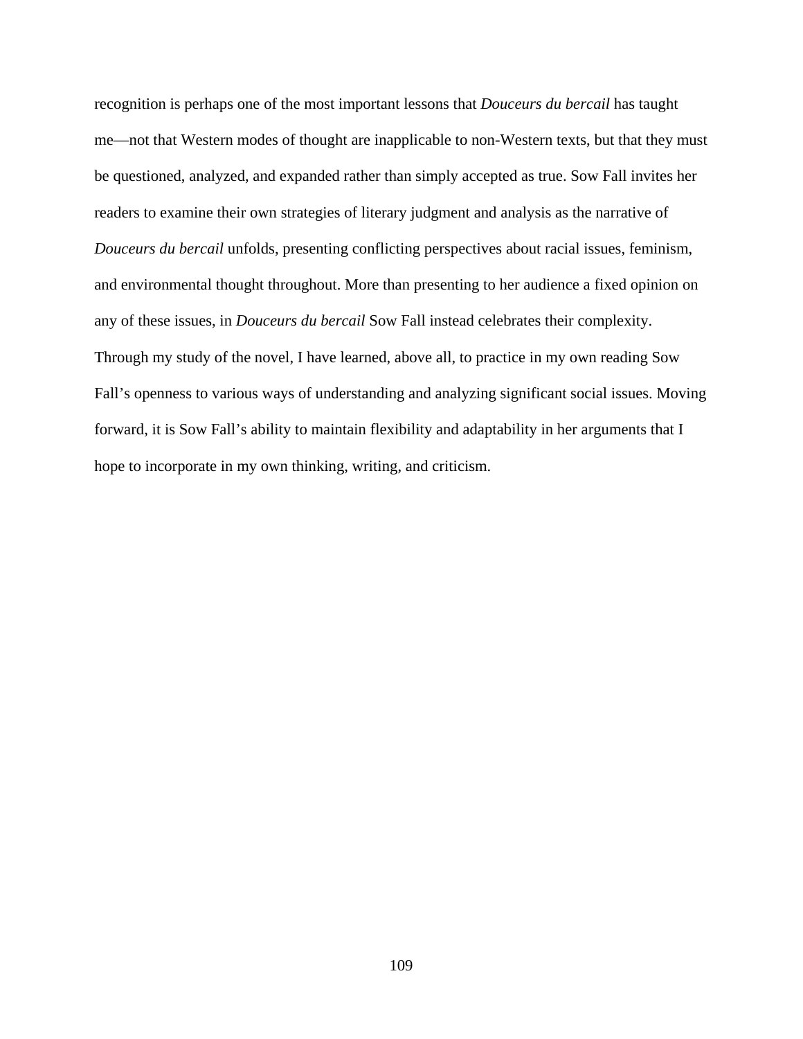recognition is perhaps one of the most important lessons that *Douceurs du bercail* has taught me—not that Western modes of thought are inapplicable to non-Western texts, but that they must be questioned, analyzed, and expanded rather than simply accepted as true. Sow Fall invites her readers to examine their own strategies of literary judgment and analysis as the narrative of *Douceurs du bercail* unfolds, presenting conflicting perspectives about racial issues, feminism, and environmental thought throughout. More than presenting to her audience a fixed opinion on any of these issues, in *Douceurs du bercail* Sow Fall instead celebrates their complexity. Through my study of the novel, I have learned, above all, to practice in my own reading Sow Fall's openness to various ways of understanding and analyzing significant social issues. Moving forward, it is Sow Fall's ability to maintain flexibility and adaptability in her arguments that I hope to incorporate in my own thinking, writing, and criticism.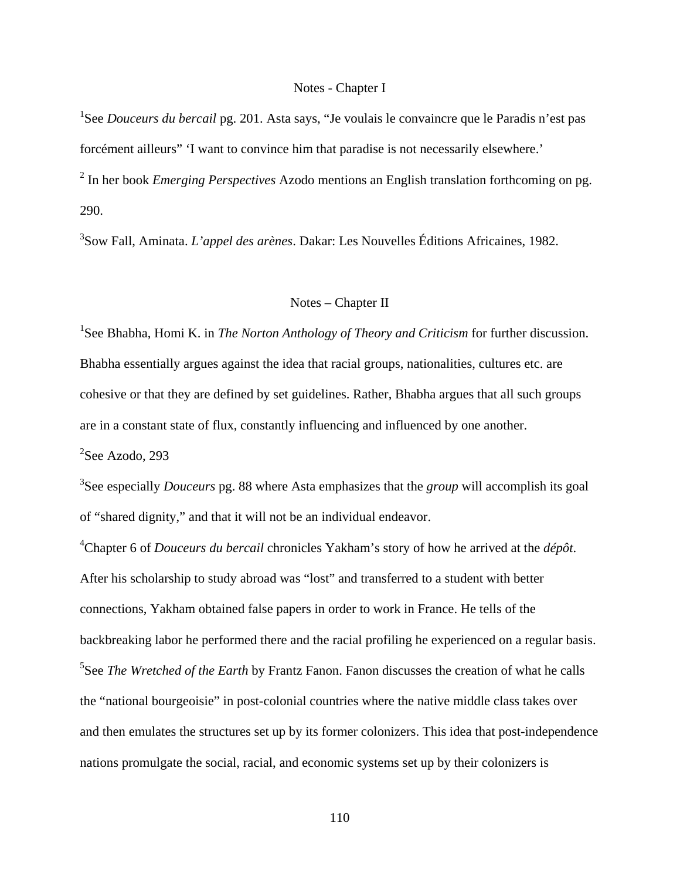## Notes - Chapter I

[1]See *Douceurs du bercail* pg. 201. Asta says, "Je voulais le convaincre que le Paradis n'est pas forcément ailleurs" 'I want to convince him that paradise is not necessarily elsewhere.'

[2] In her book *Emerging Perspectives* Azodo mentions an English translation forthcoming on pg. 290.

[3]Sow Fall, Aminata. *L'appel des arènes*. Dakar: Les Nouvelles Éditions Africaines, 1982.

## Notes – Chapter II

[1]See Bhabha, Homi K. in *The Norton Anthology of Theory and Criticism* for further discussion. Bhabha essentially argues against the idea that racial groups, nationalities, cultures etc. are cohesive or that they are defined by set guidelines. Rather, Bhabha argues that all such groups are in a constant state of flux, constantly influencing and influenced by one another.

[2]See Azodo, 293

[3]See especially *Douceurs* pg. 88 where Asta emphasizes that the *group* will accomplish its goal of "shared dignity," and that it will not be an individual endeavor.

[4]Chapter 6 of *Douceurs du bercail* chronicles Yakham's story of how he arrived at the *dépôt*. After his scholarship to study abroad was "lost" and transferred to a student with better connections, Yakham obtained false papers in order to work in France. He tells of the backbreaking labor he performed there and the racial profiling he experienced on a regular basis.

[5]See *The Wretched of the Earth* by Frantz Fanon. Fanon discusses the creation of what he calls the "national bourgeoisie" in post-colonial countries where the native middle class takes over and then emulates the structures set up by its former colonizers. This idea that post-independence nations promulgate the social, racial, and economic systems set up by their colonizers is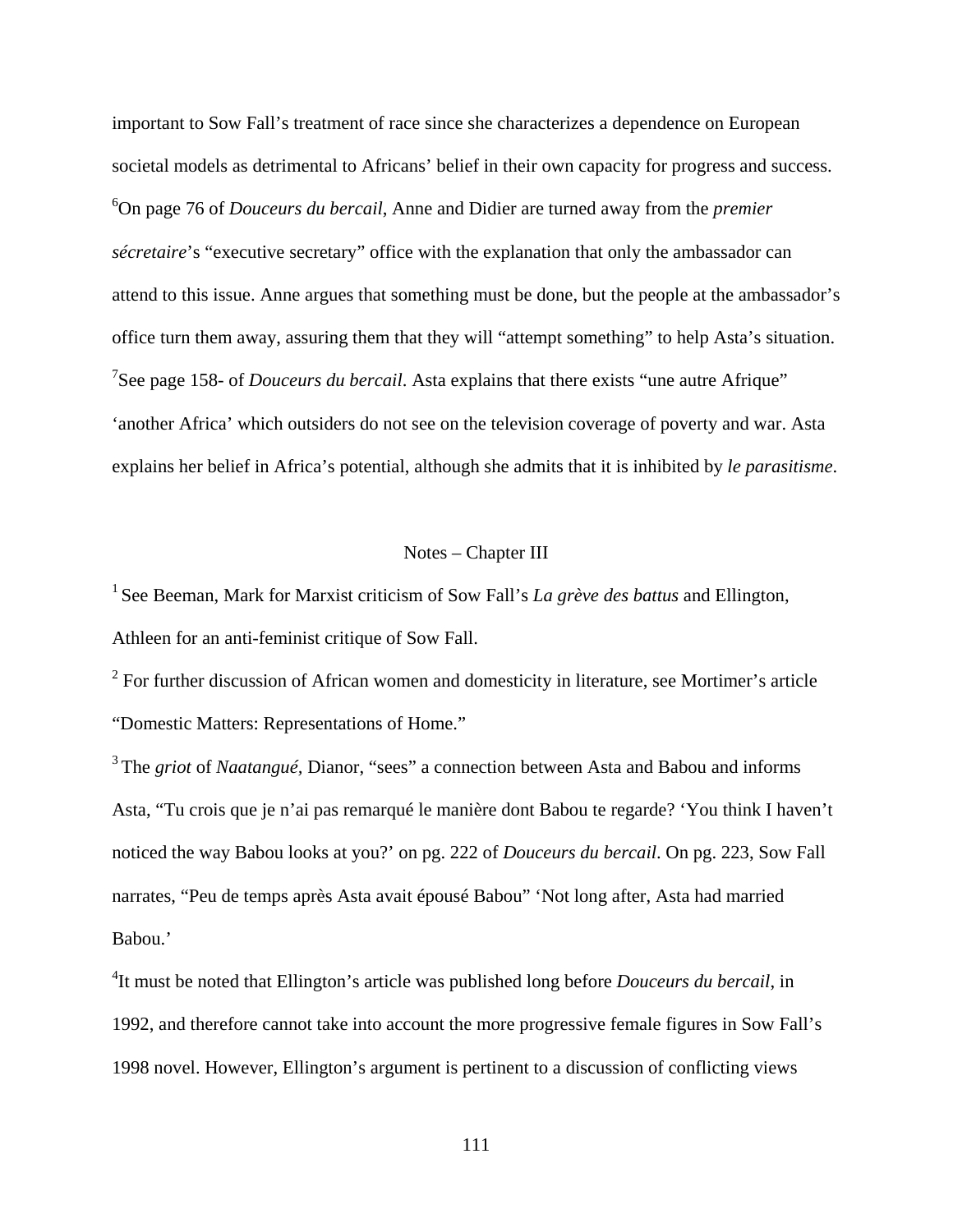important to Sow Fall's treatment of race since she characterizes a dependence on European societal models as detrimental to Africans' belief in their own capacity for progress and success.

[6]On page 76 of *Douceurs du bercail*, Anne and Didier are turned away from the *premier sécretaire*'s "executive secretary" office with the explanation that only the ambassador can attend to this issue. Anne argues that something must be done, but the people at the ambassador's office turn them away, assuring them that they will "attempt something" to help Asta's situation.

[7]See page 158- of *Douceurs du bercail*. Asta explains that there exists "une autre Afrique" 'another Africa' which outsiders do not see on the television coverage of poverty and war. Asta explains her belief in Africa's potential, although she admits that it is inhibited by *le parasitisme*.

## Notes – Chapter III

[1] See Beeman, Mark for Marxist criticism of Sow Fall's *La grève des battus* and Ellington, Athleen for an anti-feminist critique of Sow Fall.

[2] For further discussion of African women and domesticity in literature, see Mortimer's article "Domestic Matters: Representations of Home."

[3] The *griot* of *Naatangué,* Dianor, "sees" a connection between Asta and Babou and informs Asta, "Tu crois que je n'ai pas remarqué le manière dont Babou te regarde? 'You think I haven't noticed the way Babou looks at you?' on pg. 222 of *Douceurs du bercail*. On pg. 223, Sow Fall narrates, "Peu de temps après Asta avait épousé Babou" 'Not long after, Asta had married Babou.'

[4]It must be noted that Ellington's article was published long before *Douceurs du bercail*, in 1992, and therefore cannot take into account the more progressive female figures in Sow Fall's 1998 novel. However, Ellington's argument is pertinent to a discussion of conflicting views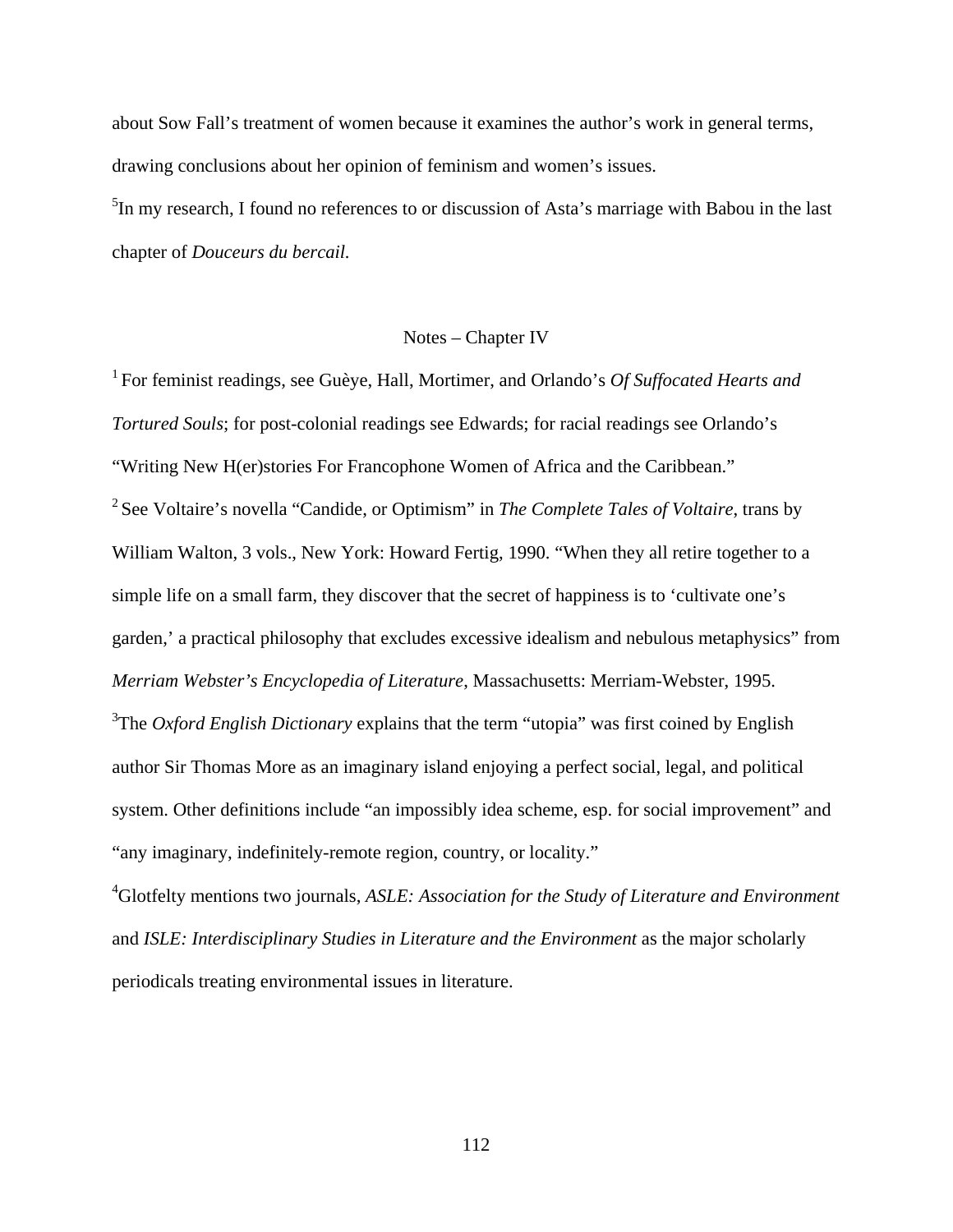about Sow Fall's treatment of women because it examines the author's work in general terms, drawing conclusions about her opinion of feminism and women's issues.

[5]In my research, I found no references to or discussion of Asta's marriage with Babou in the last chapter of *Douceurs du bercail.*

## Notes – Chapter IV

[1] For feminist readings, see Guèye, Hall, Mortimer, and Orlando's *Of Suffocated Hearts and Tortured Souls*; for post-colonial readings see Edwards; for racial readings see Orlando's "Writing New H(er)stories For Francophone Women of Africa and the Caribbean."

[2] See Voltaire's novella "Candide, or Optimism" in *The Complete Tales of Voltaire*, trans by William Walton, 3 vols., New York: Howard Fertig, 1990. "When they all retire together to a simple life on a small farm, they discover that the secret of happiness is to 'cultivate one's garden,' a practical philosophy that excludes excessive idealism and nebulous metaphysics" from *Merriam Webster's Encyclopedia of Literature*, Massachusetts: Merriam-Webster, 1995.

[3]The *Oxford English Dictionary* explains that the term "utopia" was first coined by English author Sir Thomas More as an imaginary island enjoying a perfect social, legal, and political system. Other definitions include "an impossibly idea scheme, esp. for social improvement" and "any imaginary, indefinitely-remote region, country, or locality."

[4]Glotfelty mentions two journals, *ASLE: Association for the Study of Literature and Environment* and *ISLE: Interdisciplinary Studies in Literature and the Environment* as the major scholarly periodicals treating environmental issues in literature.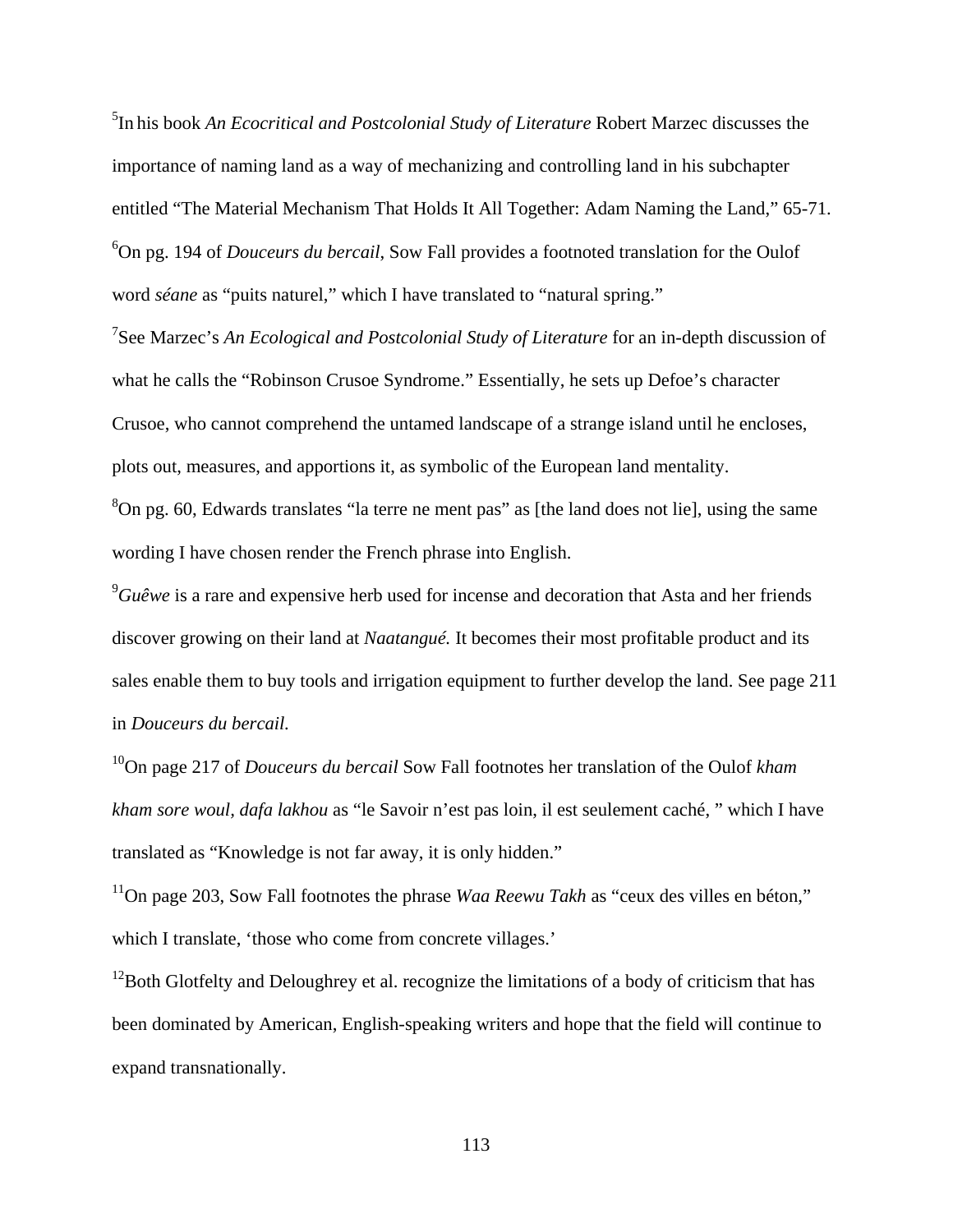[5]In his book *An Ecocritical and Postcolonial Study of Literature* Robert Marzec discusses the importance of naming land as a way of mechanizing and controlling land in his subchapter entitled "The Material Mechanism That Holds It All Together: Adam Naming the Land," 65-71.

[6]On pg. 194 of *Douceurs du bercail*, Sow Fall provides a footnoted translation for the Oulof word *séane* as "puits naturel," which I have translated to "natural spring."

[7]See Marzec's *An Ecological and Postcolonial Study of Literature* for an in-depth discussion of what he calls the "Robinson Crusoe Syndrome." Essentially, he sets up Defoe's character Crusoe, who cannot comprehend the untamed landscape of a strange island until he encloses, plots out, measures, and apportions it, as symbolic of the European land mentality.

[8]On pg. 60, Edwards translates "la terre ne ment pas" as [the land does not lie], using the same wording I have chosen render the French phrase into English.

[9]*Guêwe* is a rare and expensive herb used for incense and decoration that Asta and her friends discover growing on their land at *Naatangué.* It becomes their most profitable product and its sales enable them to buy tools and irrigation equipment to further develop the land. See page 211 in *Douceurs du bercail.*

[10]On page 217 of *Douceurs du bercail* Sow Fall footnotes her translation of the Oulof *kham kham sore woul, dafa lakhou* as "le Savoir n'est pas loin, il est seulement caché, " which I have translated as "Knowledge is not far away, it is only hidden."

[11]On page 203, Sow Fall footnotes the phrase *Waa Reewu Takh* as "ceux des villes en béton," which I translate, 'those who come from concrete villages.'

[12]Both Glotfelty and Deloughrey et al. recognize the limitations of a body of criticism that has been dominated by American, English-speaking writers and hope that the field will continue to expand transnationally.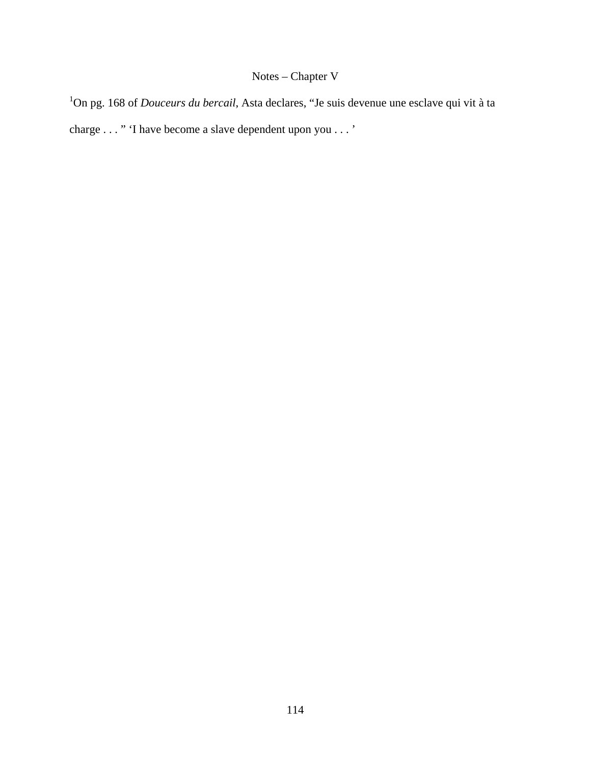## Notes – Chapter V

[1]On pg. 168 of *Douceurs du bercail*, Asta declares, "Je suis devenue une esclave qui vit à ta charge . . . " 'I have become a slave dependent upon you . . . '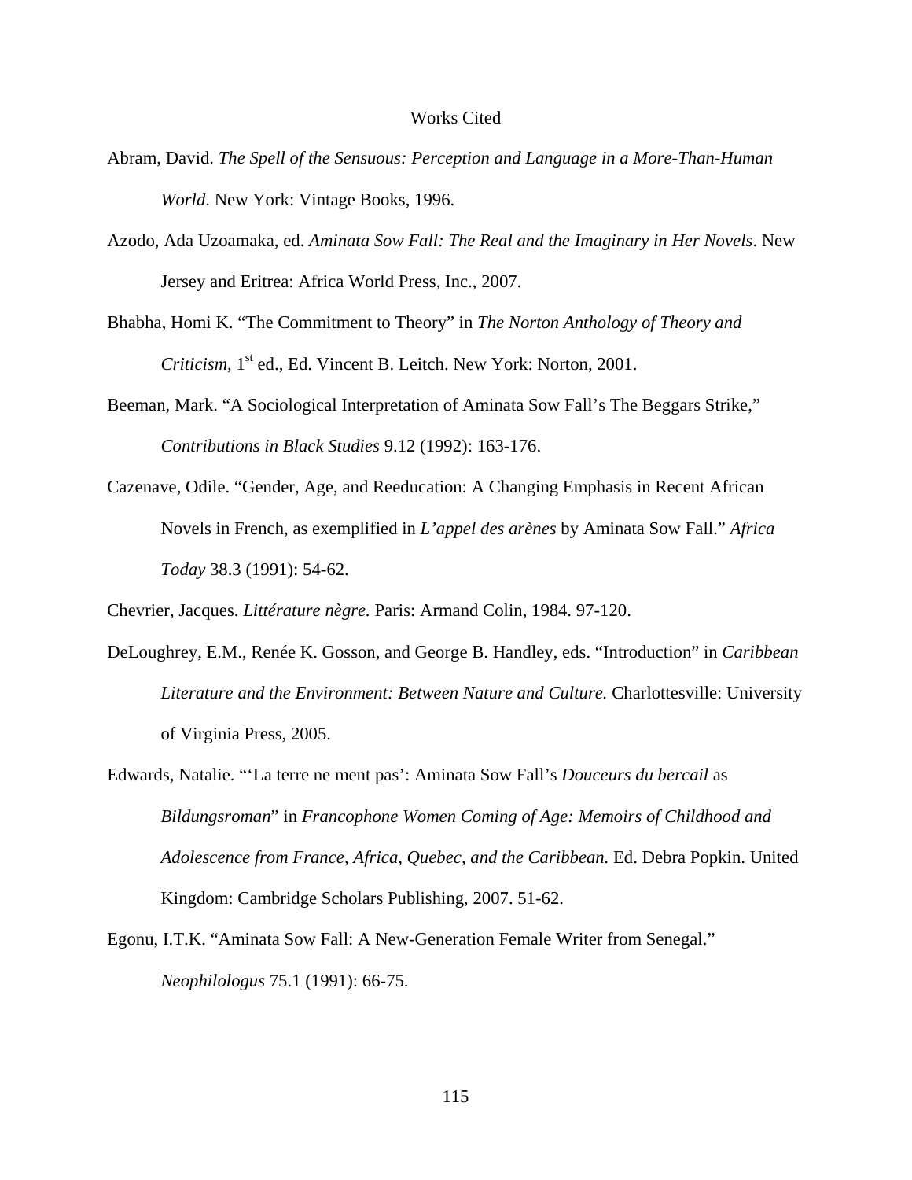# Works Cited

Abram, David. *The Spell of the Sensuous: Perception and Language in a More-Than-Human World*. New York: Vintage Books, 1996.

Azodo, Ada Uzoamaka, ed. *Aminata Sow Fall: The Real and the Imaginary in Her Novels*. New Jersey and Eritrea: Africa World Press, Inc., 2007.

Bhabha, Homi K. "The Commitment to Theory" in *The Norton Anthology of Theory and Criticism*, 1st ed., Ed. Vincent B. Leitch. New York: Norton, 2001.

Beeman, Mark. "A Sociological Interpretation of Aminata Sow Fall's The Beggars Strike," *Contributions in Black Studies* 9.12 (1992): 163-176.

Cazenave, Odile. "Gender, Age, and Reeducation: A Changing Emphasis in Recent African Novels in French, as exemplified in *L'appel des arènes* by Aminata Sow Fall." *Africa Today* 38.3 (1991): 54-62.

Chevrier, Jacques. *Littérature nègre.* Paris: Armand Colin, 1984. 97-120.

DeLoughrey, E.M., Renée K. Gosson, and George B. Handley, eds. "Introduction" in *Caribbean Literature and the Environment: Between Nature and Culture.* Charlottesville: University of Virginia Press, 2005.

Edwards, Natalie. "'La terre ne ment pas': Aminata Sow Fall's *Douceurs du bercail* as *Bildungsroman*" in *Francophone Women Coming of Age: Memoirs of Childhood and Adolescence from France, Africa, Quebec, and the Caribbean.* Ed. Debra Popkin. United Kingdom: Cambridge Scholars Publishing, 2007. 51-62.

Egonu, I.T.K. "Aminata Sow Fall: A New-Generation Female Writer from Senegal." *Neophilologus* 75.1 (1991): 66-75.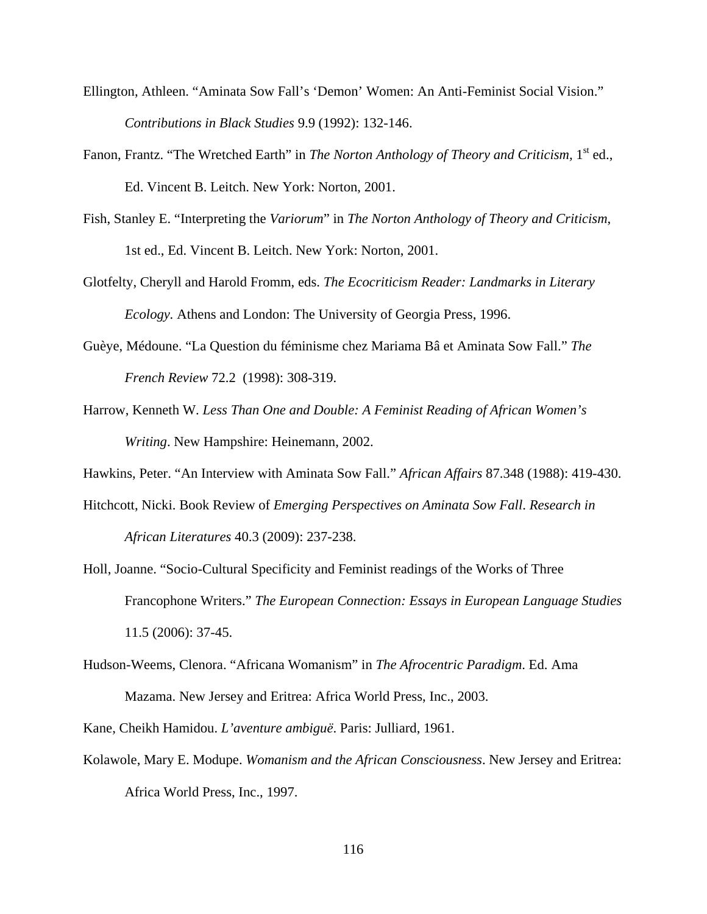Ellington, Athleen. "Aminata Sow Fall's 'Demon' Women: An Anti-Feminist Social Vision." *Contributions in Black Studies* 9.9 (1992): 132-146.

Fanon, Frantz. "The Wretched Earth" in *The Norton Anthology of Theory and Criticism*, 1st ed., Ed. Vincent B. Leitch. New York: Norton, 2001.

Fish, Stanley E. "Interpreting the *Variorum*" in *The Norton Anthology of Theory and Criticism*, 1st ed., Ed. Vincent B. Leitch. New York: Norton, 2001.

Glotfelty, Cheryll and Harold Fromm, eds. *The Ecocriticism Reader: Landmarks in Literary Ecology*. Athens and London: The University of Georgia Press, 1996.

Guèye, Médoune. "La Question du féminisme chez Mariama Bâ et Aminata Sow Fall." *The French Review* 72.2 (1998): 308-319.

Harrow, Kenneth W. *Less Than One and Double: A Feminist Reading of African Women's Writing*. New Hampshire: Heinemann, 2002.

Hawkins, Peter. "An Interview with Aminata Sow Fall." *African Affairs* 87.348 (1988): 419-430.

Hitchcott, Nicki. Book Review of *Emerging Perspectives on Aminata Sow Fall*. *Research in African Literatures* 40.3 (2009): 237-238.

Holl, Joanne. "Socio-Cultural Specificity and Feminist readings of the Works of Three Francophone Writers." *The European Connection: Essays in European Language Studies* 11.5 (2006): 37-45.

Hudson-Weems, Clenora. "Africana Womanism" in *The Afrocentric Paradigm*. Ed. Ama Mazama. New Jersey and Eritrea: Africa World Press, Inc., 2003.

Kane, Cheikh Hamidou. *L'aventure ambiguë*. Paris: Julliard, 1961.

Kolawole, Mary E. Modupe. *Womanism and the African Consciousness*. New Jersey and Eritrea: Africa World Press, Inc., 1997.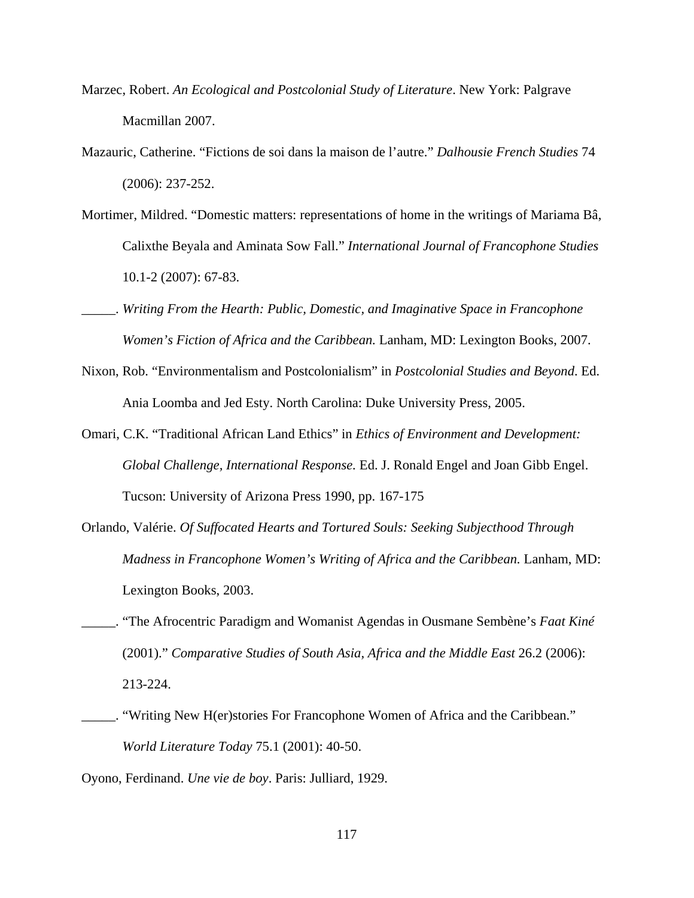Marzec, Robert. *An Ecological and Postcolonial Study of Literature*. New York: Palgrave Macmillan 2007.

Mazauric, Catherine. "Fictions de soi dans la maison de l'autre." *Dalhousie French Studies* 74 (2006): 237-252.

Mortimer, Mildred. "Domestic matters: representations of home in the writings of Mariama Bâ, Calixthe Beyala and Aminata Sow Fall." *International Journal of Francophone Studies* 10.1-2 (2007): 67-83.

_____. *Writing From the Hearth: Public, Domestic, and Imaginative Space in Francophone Women's Fiction of Africa and the Caribbean.* Lanham, MD: Lexington Books, 2007.

Nixon, Rob. "Environmentalism and Postcolonialism" in *Postcolonial Studies and Beyond*. Ed. Ania Loomba and Jed Esty. North Carolina: Duke University Press, 2005.

Omari, C.K. "Traditional African Land Ethics" in *Ethics of Environment and Development: Global Challenge, International Response.* Ed. J. Ronald Engel and Joan Gibb Engel. Tucson: University of Arizona Press 1990, pp. 167-175

Orlando, Valérie. *Of Suffocated Hearts and Tortured Souls: Seeking Subjecthood Through Madness in Francophone Women's Writing of Africa and the Caribbean.* Lanham, MD: Lexington Books, 2003.

_____. "The Afrocentric Paradigm and Womanist Agendas in Ousmane Sembène's *Faat Kiné* (2001)." *Comparative Studies of South Asia, Africa and the Middle East* 26.2 (2006): 213-224.

_____. "Writing New H(er)stories For Francophone Women of Africa and the Caribbean." *World Literature Today* 75.1 (2001): 40-50.

Oyono, Ferdinand. *Une vie de boy*. Paris: Julliard, 1929.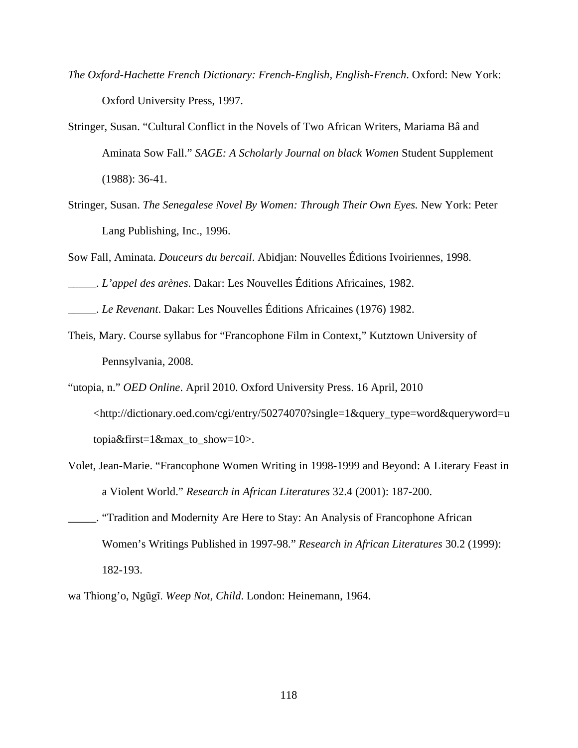*The Oxford-Hachette French Dictionary: French-English, English-French*. Oxford: New York: Oxford University Press, 1997.

Stringer, Susan. "Cultural Conflict in the Novels of Two African Writers, Mariama Bâ and Aminata Sow Fall." *SAGE: A Scholarly Journal on black Women* Student Supplement (1988): 36-41.

Stringer, Susan. *The Senegalese Novel By Women: Through Their Own Eyes.* New York: Peter Lang Publishing, Inc., 1996.

Sow Fall, Aminata. *Douceurs du bercail*. Abidjan: Nouvelles Éditions Ivoiriennes, 1998.

_____. *L'appel des arènes*. Dakar: Les Nouvelles Éditions Africaines, 1982.

_____. *Le Revenant*. Dakar: Les Nouvelles Éditions Africaines (1976) 1982.

Theis, Mary. Course syllabus for "Francophone Film in Context," Kutztown University of Pennsylvania, 2008.

"utopia, n." *OED Online*. April 2010. Oxford University Press. 16 April, 2010 <http://dictionary.oed.com/cgi/entry/50274070?single=1&query_type=word&queryword=utopia&first=1&max_to_show=10>.

Volet, Jean-Marie. "Francophone Women Writing in 1998-1999 and Beyond: A Literary Feast in a Violent World." *Research in African Literatures* 32.4 (2001): 187-200.

_____. "Tradition and Modernity Are Here to Stay: An Analysis of Francophone African Women's Writings Published in 1997-98." *Research in African Literatures* 30.2 (1999): 182-193.

wa Thiong'o, Ngũgĩ. *Weep Not, Child*. London: Heinemann, 1964.